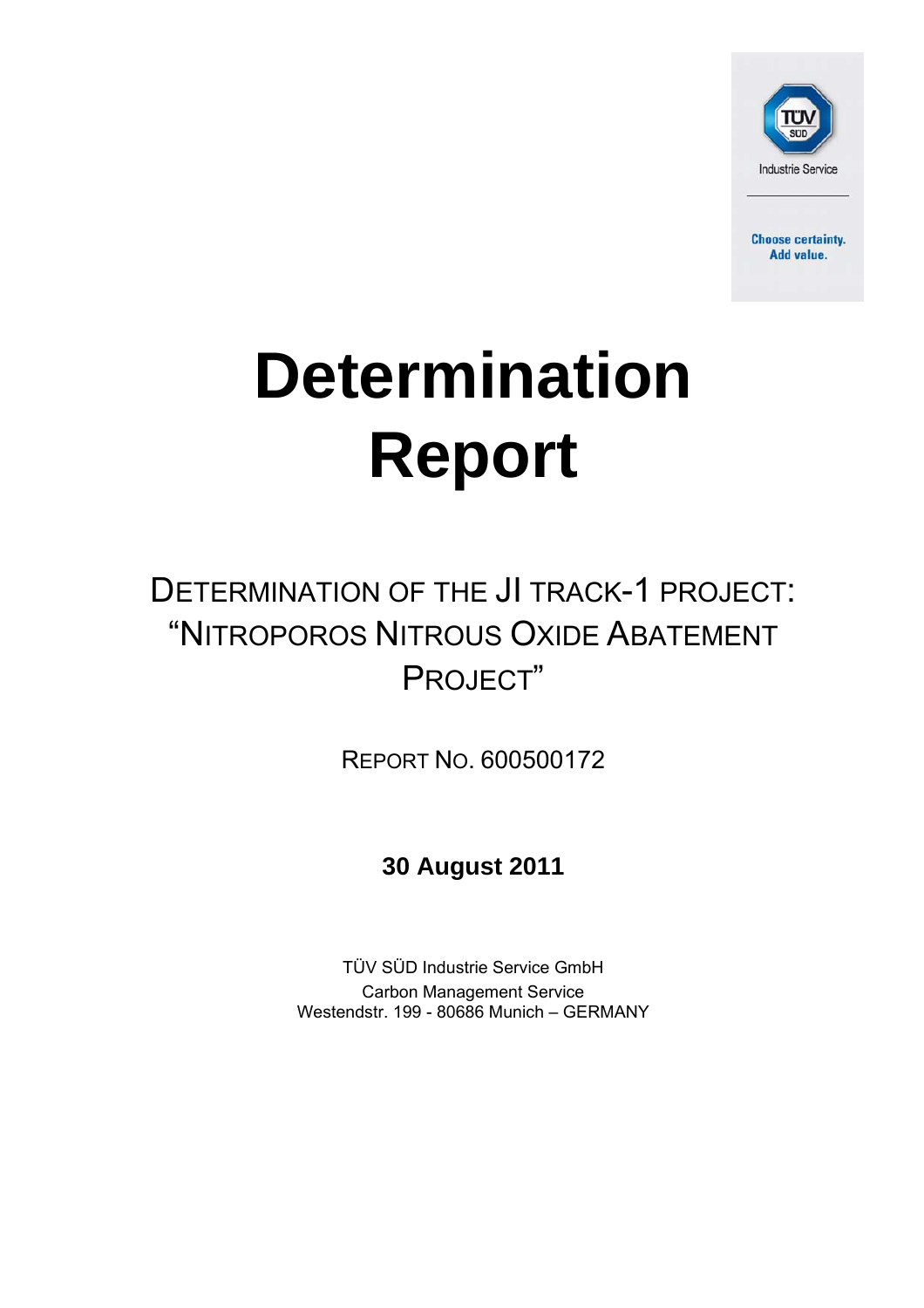TÜV SÜD

Industrie Service

Choose certainty.
Add value.

# Determination Report

## DETERMINATION OF THE JI TRACK-1 PROJECT: "NITROPOROS NITROUS OXIDE ABATEMENT PROJECT"

REPORT NO. 600500172

**30 August 2011**

TÜV SÜD Industrie Service GmbH
Carbon Management Service
Westendstr. 199 - 80686 Munich – GERMANY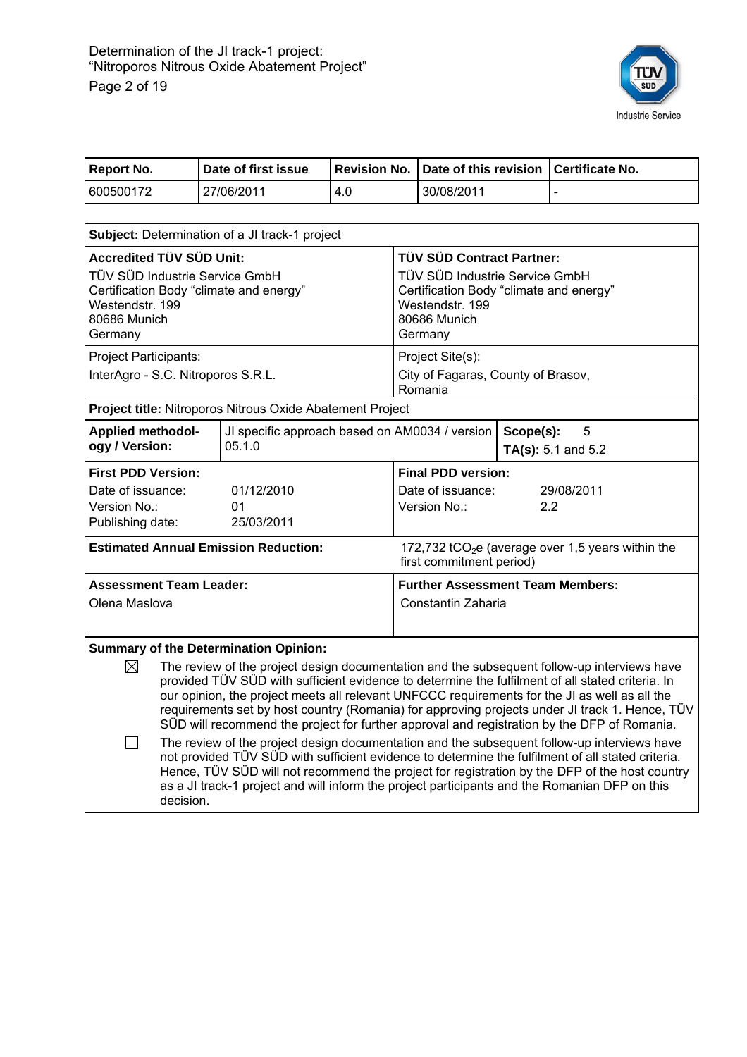| Report No. | Date of first issue | Revision No. | Date of this revision | Certificate No. |
|---|---|---|---|---|
| 600500172 | 27/06/2011 | 4.0 | 30/08/2011 | - |

**Subject:** Determination of a JI track-1 project

| **Accredited TÜV SÜD Unit:** | **TÜV SÜD Contract Partner:** |
|---|---|
| TÜV SÜD Industrie Service GmbH<br>Certification Body "climate and energy"<br>Westendstr. 199<br>80686 Munich<br>Germany | TÜV SÜD Industrie Service GmbH<br>Certification Body "climate and energy"<br>Westendstr. 199<br>80686 Munich<br>Germany |
| Project Participants:<br>InterAgro - S.C. Nitroporos S.R.L. | Project Site(s):<br>City of Fagaras, County of Brasov, Romania |

**Project title:** Nitroporos Nitrous Oxide Abatement Project

| **Applied methodology / Version:** | JI specific approach based on AM0034 / version 05.1.0 | **Scope(s):** 5<br>**TA(s):** 5.1 and 5.2 |
|---|---|---|

| **First PDD Version:** | | **Final PDD version:** | |
|---|---|---|---|
| Date of issuance: | 01/12/2010 | Date of issuance: | 29/08/2011 |
| Version No.: | 01 | Version No.: | 2.2 |
| Publishing date: | 25/03/2011 | | |

| **Estimated Annual Emission Reduction:** | 172,732 $tCO_2e$ (average over 1,5 years within the first commitment period) |
|---|---|

| **Assessment Team Leader:** | **Further Assessment Team Members:** |
|---|---|
| Olena Maslova | Constantin Zaharia |

**Summary of the Determination Opinion:**

- ☒ The review of the project design documentation and the subsequent follow-up interviews have provided TÜV SÜD with sufficient evidence to determine the fulfilment of all stated criteria. In our opinion, the project meets all relevant UNFCCC requirements for the JI as well as all the requirements set by host country (Romania) for approving projects under JI track 1. Hence, TÜV SÜD will recommend the project for further approval and registration by the DFP of Romania.
- ☐ The review of the project design documentation and the subsequent follow-up interviews have not provided TÜV SÜD with sufficient evidence to determine the fulfilment of all stated criteria. Hence, TÜV SÜD will not recommend the project for registration by the DFP of the host country as a JI track-1 project and will inform the project participants and the Romanian DFP on this decision.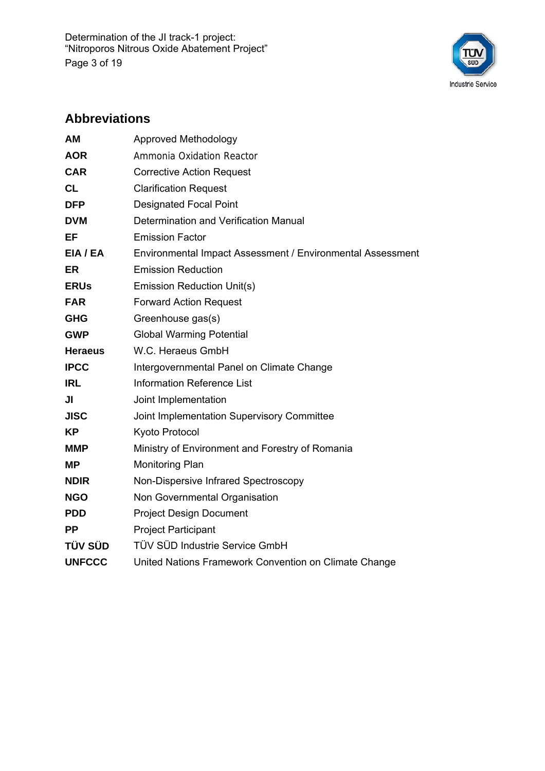## Abbreviations

| | |
|---|---|
| **AM** | Approved Methodology |
| **AOR** | Ammonia Oxidation Reactor |
| **CAR** | Corrective Action Request |
| **CL** | Clarification Request |
| **DFP** | Designated Focal Point |
| **DVM** | Determination and Verification Manual |
| **EF** | Emission Factor |
| **EIA / EA** | Environmental Impact Assessment / Environmental Assessment |
| **ER** | Emission Reduction |
| **ERUs** | Emission Reduction Unit(s) |
| **FAR** | Forward Action Request |
| **GHG** | Greenhouse gas(s) |
| **GWP** | Global Warming Potential |
| **Heraeus** | W.C. Heraeus GmbH |
| **IPCC** | Intergovernmental Panel on Climate Change |
| **IRL** | Information Reference List |
| **JI** | Joint Implementation |
| **JISC** | Joint Implementation Supervisory Committee |
| **KP** | Kyoto Protocol |
| **MMP** | Ministry of Environment and Forestry of Romania |
| **MP** | Monitoring Plan |
| **NDIR** | Non-Dispersive Infrared Spectroscopy |
| **NGO** | Non Governmental Organisation |
| **PDD** | Project Design Document |
| **PP** | Project Participant |
| **TÜV SÜD** | TÜV SÜD Industrie Service GmbH |
| **UNFCCC** | United Nations Framework Convention on Climate Change |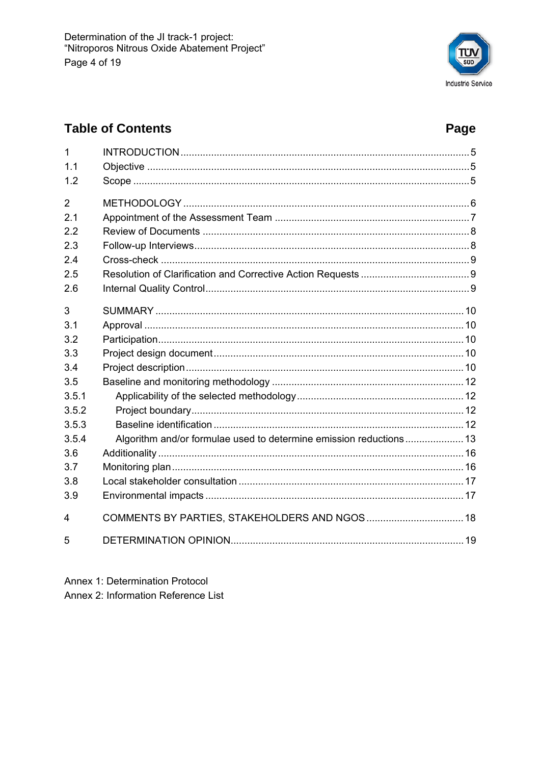## Table of Contents

| | | Page |
|---|---|---|
| 1 | INTRODUCTION | 5 |
| 1.1 | Objective | 5 |
| 1.2 | Scope | 5 |
| 2 | METHODOLOGY | 6 |
| 2.1 | Appointment of the Assessment Team | 7 |
| 2.2 | Review of Documents | 8 |
| 2.3 | Follow-up Interviews | 8 |
| 2.4 | Cross-check | 9 |
| 2.5 | Resolution of Clarification and Corrective Action Requests | 9 |
| 2.6 | Internal Quality Control | 9 |
| 3 | SUMMARY | 10 |
| 3.1 | Approval | 10 |
| 3.2 | Participation | 10 |
| 3.3 | Project design document | 10 |
| 3.4 | Project description | 10 |
| 3.5 | Baseline and monitoring methodology | 12 |
| 3.5.1 | Applicability of the selected methodology | 12 |
| 3.5.2 | Project boundary | 12 |
| 3.5.3 | Baseline identification | 12 |
| 3.5.4 | Algorithm and/or formulae used to determine emission reductions | 13 |
| 3.6 | Additionality | 16 |
| 3.7 | Monitoring plan | 16 |
| 3.8 | Local stakeholder consultation | 17 |
| 3.9 | Environmental impacts | 17 |
| 4 | COMMENTS BY PARTIES, STAKEHOLDERS AND NGOS | 18 |
| 5 | DETERMINATION OPINION | 19 |

Annex 1: Determination Protocol

Annex 2: Information Reference List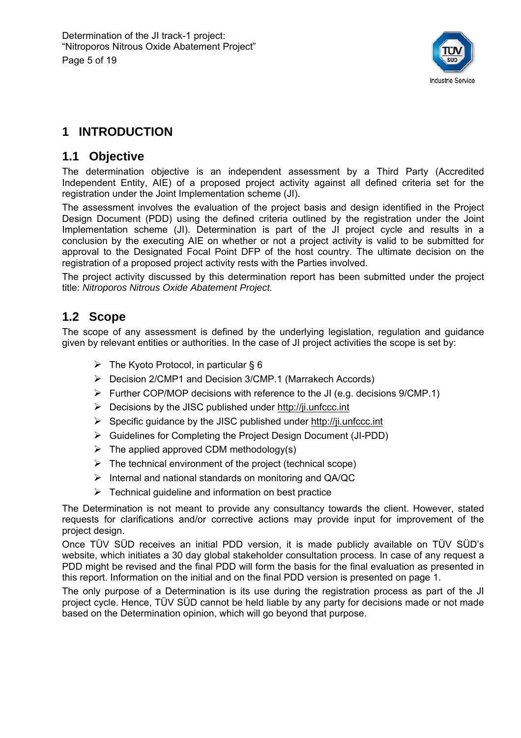# 1 INTRODUCTION

## 1.1 Objective

The determination objective is an independent assessment by a Third Party (Accredited Independent Entity, AIE) of a proposed project activity against all defined criteria set for the registration under the Joint Implementation scheme (JI).

The assessment involves the evaluation of the project basis and design identified in the Project Design Document (PDD) using the defined criteria outlined by the registration under the Joint Implementation scheme (JI). Determination is part of the JI project cycle and results in a conclusion by the executing AIE on whether or not a project activity is valid to be submitted for approval to the Designated Focal Point DFP of the host country. The ultimate decision on the registration of a proposed project activity rests with the Parties involved.

The project activity discussed by this determination report has been submitted under the project title: *Nitroporos Nitrous Oxide Abatement Project.*

## 1.2 Scope

The scope of any assessment is defined by the underlying legislation, regulation and guidance given by relevant entities or authorities. In the case of JI project activities the scope is set by:

- The Kyoto Protocol, in particular § 6
- Decision 2/CMP1 and Decision 3/CMP.1 (Marrakech Accords)
- Further COP/MOP decisions with reference to the JI (e.g. decisions 9/CMP.1)
- Decisions by the JISC published under http://ji.unfccc.int
- Specific guidance by the JISC published under http://ji.unfccc.int
- Guidelines for Completing the Project Design Document (JI-PDD)
- The applied approved CDM methodology(s)
- The technical environment of the project (technical scope)
- Internal and national standards on monitoring and QA/QC
- Technical guideline and information on best practice

The Determination is not meant to provide any consultancy towards the client. However, stated requests for clarifications and/or corrective actions may provide input for improvement of the project design.

Once TÜV SÜD receives an initial PDD version, it is made publicly available on TÜV SÜD's website, which initiates a 30 day global stakeholder consultation process. In case of any request a PDD might be revised and the final PDD will form the basis for the final evaluation as presented in this report. Information on the initial and on the final PDD version is presented on page 1.

The only purpose of a Determination is its use during the registration process as part of the JI project cycle. Hence, TÜV SÜD cannot be held liable by any party for decisions made or not made based on the Determination opinion, which will go beyond that purpose.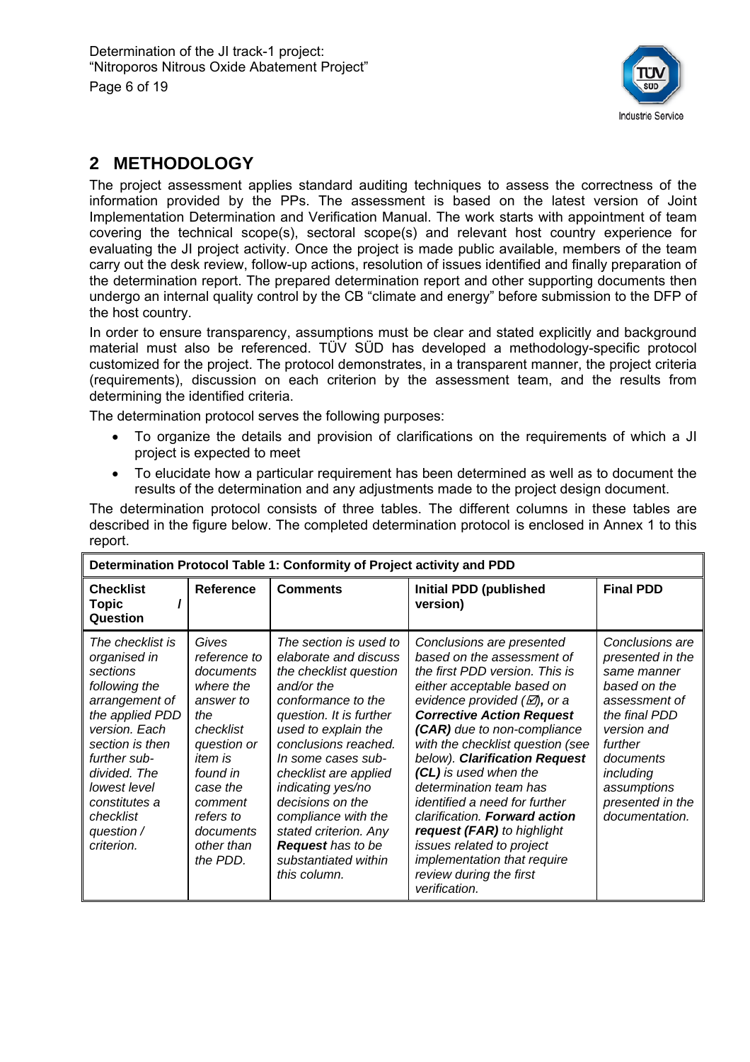## 2 METHODOLOGY

The project assessment applies standard auditing techniques to assess the correctness of the information provided by the PPs. The assessment is based on the latest version of Joint Implementation Determination and Verification Manual. The work starts with appointment of team covering the technical scope(s), sectoral scope(s) and relevant host country experience for evaluating the JI project activity. Once the project is made public available, members of the team carry out the desk review, follow-up actions, resolution of issues identified and finally preparation of the determination report. The prepared determination report and other supporting documents then undergo an internal quality control by the CB "climate and energy" before submission to the DFP of the host country.

In order to ensure transparency, assumptions must be clear and stated explicitly and background material must also be referenced. TÜV SÜD has developed a methodology-specific protocol customized for the project. The protocol demonstrates, in a transparent manner, the project criteria (requirements), discussion on each criterion by the assessment team, and the results from determining the identified criteria.

The determination protocol serves the following purposes:

- To organize the details and provision of clarifications on the requirements of which a JI project is expected to meet
- To elucidate how a particular requirement has been determined as well as to document the results of the determination and any adjustments made to the project design document.

The determination protocol consists of three tables. The different columns in these tables are described in the figure below. The completed determination protocol is enclosed in Annex 1 to this report.

| **Determination Protocol Table 1: Conformity of Project activity and PDD** | | | | |
|---|---|---|---|---|
| **Checklist Topic / Question** | **Reference** | **Comments** | **Initial PDD (published version)** | **Final PDD** |
| *The checklist is organised in sections following the arrangement of the applied PDD version. Each section is then further sub-divided. The lowest level constitutes a checklist question / criterion.* | *Gives reference to documents where the answer to the checklist question or item is found in case the comment refers to documents other than the PDD.* | *The section is used to elaborate and discuss the checklist question and/or the conformance to the question. It is further used to explain the conclusions reached. In some cases sub-checklist are applied indicating yes/no decisions on the compliance with the stated criterion. Any **Request** has to be substantiated within this column.* | *Conclusions are presented based on the assessment of the first PDD version. This is either acceptable based on evidence provided (☑), or a **Corrective Action Request (CAR)** due to non-compliance with the checklist question (see below). **Clarification Request (CL)** is used when the determination team has identified a need for further clarification. **Forward action request (FAR)** to highlight issues related to project implementation that require review during the first verification.* | *Conclusions are presented in the same manner based on the assessment of the final PDD version and further documents including assumptions presented in the documentation.* |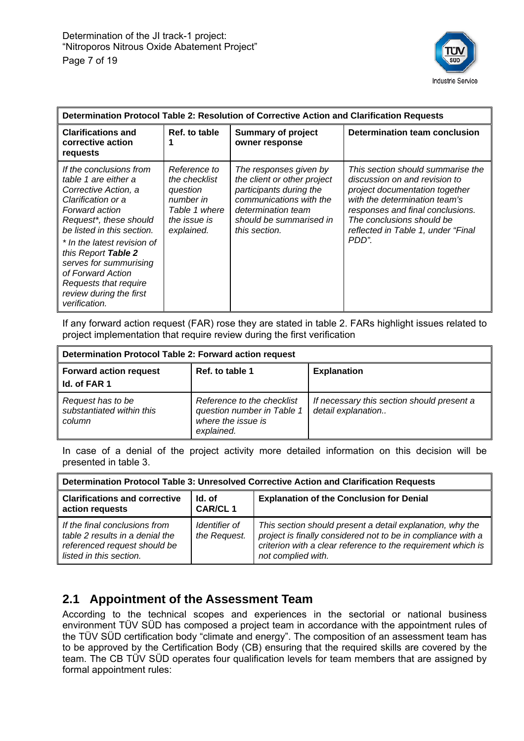| Determination Protocol Table 2: Resolution of Corrective Action and Clarification Requests | | | |
|---|---|---|---|
| **Clarifications and corrective action requests** | **Ref. to table 1** | **Summary of project owner response** | **Determination team conclusion** |
| *If the conclusions from table 1 are either a Corrective Action, a Clarification or a Forward action Request*, these should be listed in this section.* <br> ** In the latest revision of this Report **Table 2** serves for summurising of Forward Action Requests that require review during the first verification.* | *Reference to the checklist question number in Table 1 where the issue is explained.* | *The responses given by the client or other project participants during the communications with the determination team should be summarised in this section.* | *This section should summarise the discussion on and revision to project documentation together with the determination team's responses and final conclusions. The conclusions should be reflected in Table 1, under "Final PDD".* |

If any forward action request (FAR) rose they are stated in table 2. FARs highlight issues related to project implementation that require review during the first verification

| Determination Protocol Table 2: Forward action request | | |
|---|---|---|
| **Forward action request Id. of FAR 1** | **Ref. to table 1** | **Explanation** |
| *Request has to be substantiated within this column* | *Reference to the checklist question number in Table 1 where the issue is explained.* | *If necessary this section should present a detail explanation..* |

In case of a denial of the project activity more detailed information on this decision will be presented in table 3.

| Determination Protocol Table 3: Unresolved Corrective Action and Clarification Requests | | |
|---|---|---|
| **Clarifications and corrective action requests** | **Id. of CAR/CL 1** | **Explanation of the Conclusion for Denial** |
| *If the final conclusions from table 2 results in a denial the referenced request should be listed in this section.* | *Identifier of the Request.* | *This section should present a detail explanation, why the project is finally considered not to be in compliance with a criterion with a clear reference to the requirement which is not complied with.* |

## 2.1 Appointment of the Assessment Team

According to the technical scopes and experiences in the sectorial or national business environment TÜV SÜD has composed a project team in accordance with the appointment rules of the TÜV SÜD certification body "climate and energy". The composition of an assessment team has to be approved by the Certification Body (CB) ensuring that the required skills are covered by the team. The CB TÜV SÜD operates four qualification levels for team members that are assigned by formal appointment rules: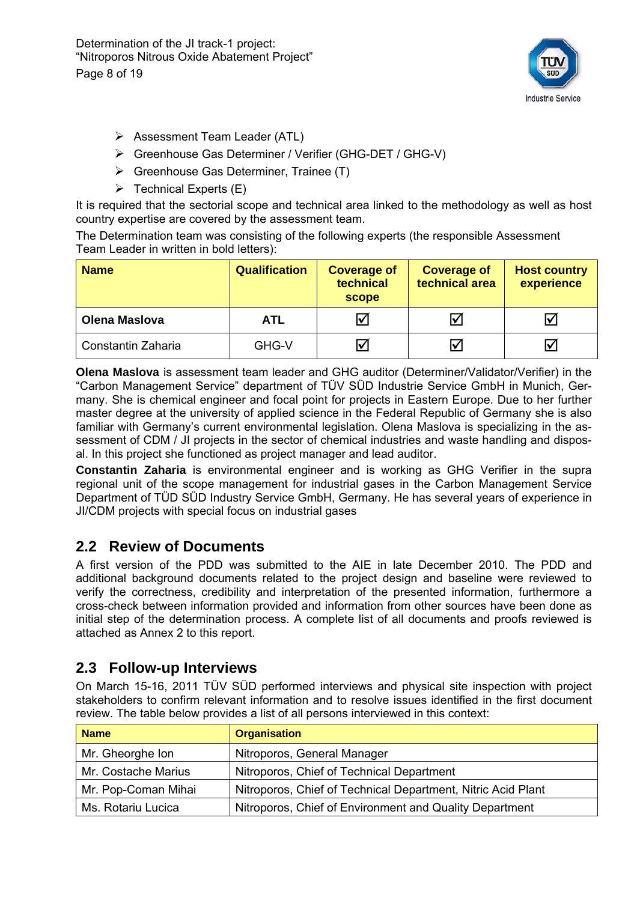- Assessment Team Leader (ATL)
- Greenhouse Gas Determiner / Verifier (GHG-DET / GHG-V)
- Greenhouse Gas Determiner, Trainee (T)
- Technical Experts (E)

It is required that the sectorial scope and technical area linked to the methodology as well as host country expertise are covered by the assessment team.

The Determination team was consisting of the following experts (the responsible Assessment Team Leader in written in bold letters):

| Name | Qualification | Coverage of technical scope | Coverage of technical area | Host country experience |
|---|---|---|---|---|
| **Olena Maslova** | **ATL** | ☑ | ☑ | ☑ |
| Constantin Zaharia | GHG-V | ☑ | ☑ | ☑ |

**Olena Maslova** is assessment team leader and GHG auditor (Determiner/Validator/Verifier) in the "Carbon Management Service" department of TÜV SÜD Industrie Service GmbH in Munich, Germany. She is chemical engineer and focal point for projects in Eastern Europe. Due to her further master degree at the university of applied science in the Federal Republic of Germany she is also familiar with Germany's current environmental legislation. Olena Maslova is specializing in the assessment of CDM / JI projects in the sector of chemical industries and waste handling and disposal. In this project she functioned as project manager and lead auditor.

**Constantin Zaharia** is environmental engineer and is working as GHG Verifier in the supra regional unit of the scope management for industrial gases in the Carbon Management Service Department of TÜD SÜD Industry Service GmbH, Germany. He has several years of experience in JI/CDM projects with special focus on industrial gases

## 2.2 Review of Documents

A first version of the PDD was submitted to the AIE in late December 2010. The PDD and additional background documents related to the project design and baseline were reviewed to verify the correctness, credibility and interpretation of the presented information, furthermore a cross-check between information provided and information from other sources have been done as initial step of the determination process. A complete list of all documents and proofs reviewed is attached as Annex 2 to this report.

## 2.3 Follow-up Interviews

On March 15-16, 2011 TÜV SÜD performed interviews and physical site inspection with project stakeholders to confirm relevant information and to resolve issues identified in the first document review. The table below provides a list of all persons interviewed in this context:

| Name | Organisation |
|---|---|
| Mr. Gheorghe Ion | Nitroporos, General Manager |
| Mr. Costache Marius | Nitroporos, Chief of Technical Department |
| Mr. Pop-Coman Mihai | Nitroporos, Chief of Technical Department, Nitric Acid Plant |
| Ms. Rotariu Lucica | Nitroporos, Chief of Environment and Quality Department |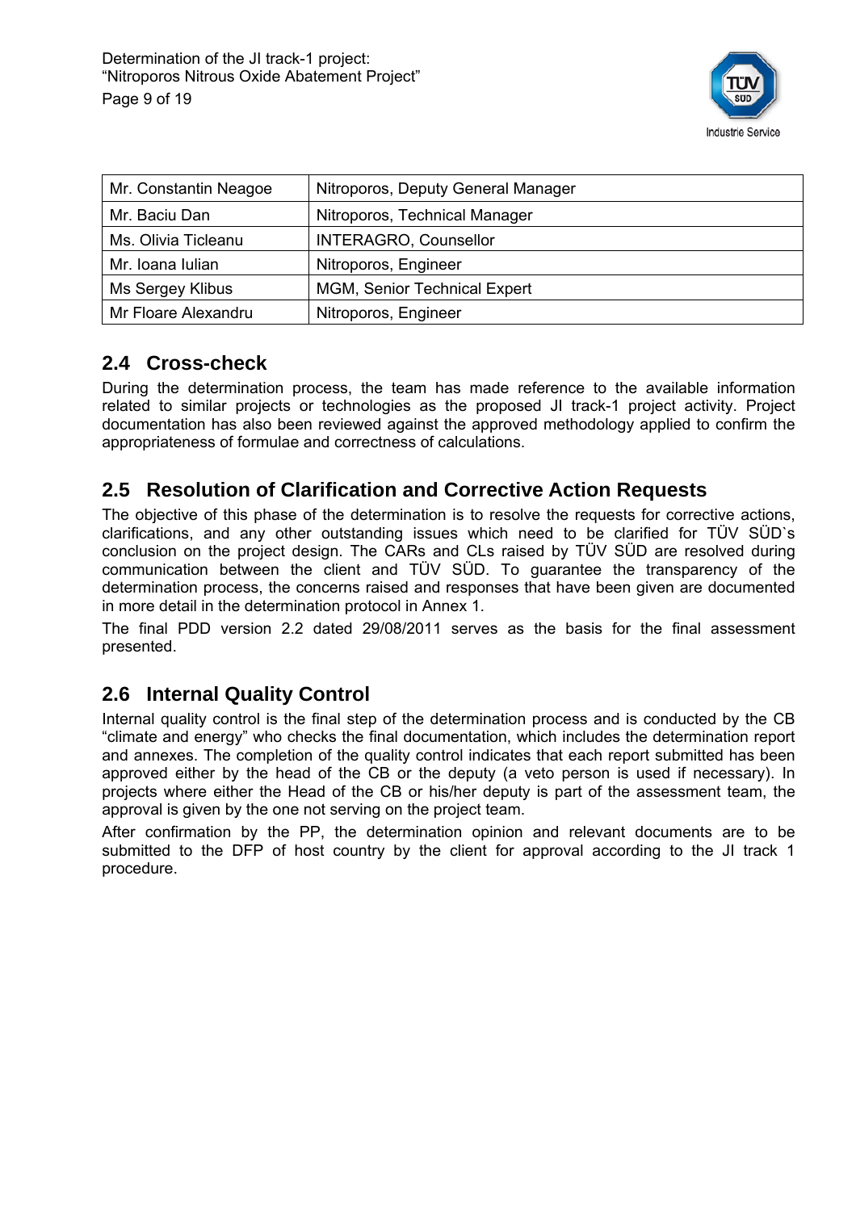| Mr. Constantin Neagoe | Nitroporos, Deputy General Manager |
|---|---|
| Mr. Baciu Dan | Nitroporos, Technical Manager |
| Ms. Olivia Ticleanu | INTERAGRO, Counsellor |
| Mr. Ioana Iulian | Nitroporos, Engineer |
| Ms Sergey Klibus | MGM, Senior Technical Expert |
| Mr Floare Alexandru | Nitroporos, Engineer |

## 2.4 Cross-check

During the determination process, the team has made reference to the available information related to similar projects or technologies as the proposed JI track-1 project activity. Project documentation has also been reviewed against the approved methodology applied to confirm the appropriateness of formulae and correctness of calculations.

## 2.5 Resolution of Clarification and Corrective Action Requests

The objective of this phase of the determination is to resolve the requests for corrective actions, clarifications, and any other outstanding issues which need to be clarified for TÜV SÜD`s conclusion on the project design. The CARs and CLs raised by TÜV SÜD are resolved during communication between the client and TÜV SÜD. To guarantee the transparency of the determination process, the concerns raised and responses that have been given are documented in more detail in the determination protocol in Annex 1.

The final PDD version 2.2 dated 29/08/2011 serves as the basis for the final assessment presented.

## 2.6 Internal Quality Control

Internal quality control is the final step of the determination process and is conducted by the CB "climate and energy" who checks the final documentation, which includes the determination report and annexes. The completion of the quality control indicates that each report submitted has been approved either by the head of the CB or the deputy (a veto person is used if necessary). In projects where either the Head of the CB or his/her deputy is part of the assessment team, the approval is given by the one not serving on the project team.

After confirmation by the PP, the determination opinion and relevant documents are to be submitted to the DFP of host country by the client for approval according to the JI track 1 procedure.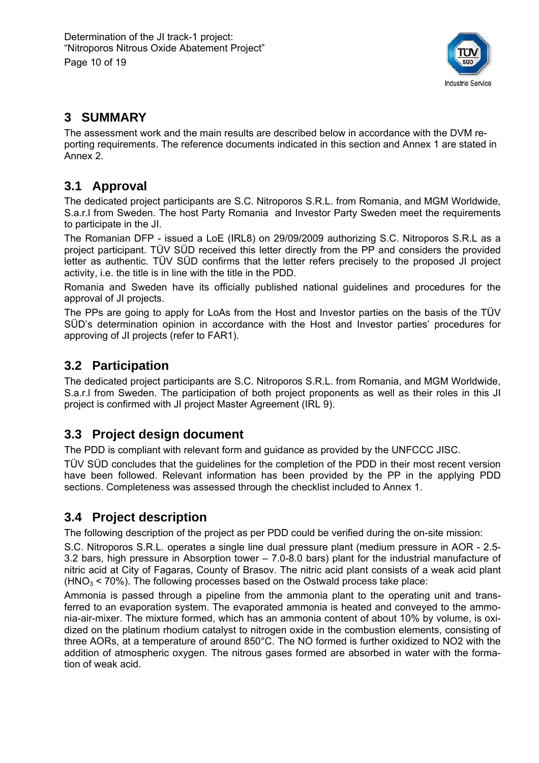# 3 SUMMARY

The assessment work and the main results are described below in accordance with the DVM reporting requirements. The reference documents indicated in this section and Annex 1 are stated in Annex 2.

## 3.1 Approval

The dedicated project participants are S.C. Nitroporos S.R.L. from Romania, and MGM Worldwide, S.a.r.l from Sweden. The host Party Romania and Investor Party Sweden meet the requirements to participate in the JI.

The Romanian DFP - issued a LoE (IRL8) on 29/09/2009 authorizing S.C. Nitroporos S.R.L as a project participant. TÜV SÜD received this letter directly from the PP and considers the provided letter as authentic. TÜV SÜD confirms that the letter refers precisely to the proposed JI project activity, i.e. the title is in line with the title in the PDD.

Romania and Sweden have its officially published national guidelines and procedures for the approval of JI projects.

The PPs are going to apply for LoAs from the Host and Investor parties on the basis of the TÜV SÜD's determination opinion in accordance with the Host and Investor parties' procedures for approving of JI projects (refer to FAR1).

## 3.2 Participation

The dedicated project participants are S.C. Nitroporos S.R.L. from Romania, and MGM Worldwide, S.a.r.l from Sweden. The participation of both project proponents as well as their roles in this JI project is confirmed with JI project Master Agreement (IRL 9).

## 3.3 Project design document

The PDD is compliant with relevant form and guidance as provided by the UNFCCC JISC.

TÜV SÜD concludes that the guidelines for the completion of the PDD in their most recent version have been followed. Relevant information has been provided by the PP in the applying PDD sections. Completeness was assessed through the checklist included to Annex 1.

## 3.4 Project description

The following description of the project as per PDD could be verified during the on-site mission:

S.C. Nitroporos S.R.L. operates a single line dual pressure plant (medium pressure in AOR - 2.5-3.2 bars, high pressure in Absorption tower – 7.0-8.0 bars) plant for the industrial manufacture of nitric acid at City of Fagaras, County of Brasov. The nitric acid plant consists of a weak acid plant ($HNO_3 < 70\%$). The following processes based on the Ostwald process take place:

Ammonia is passed through a pipeline from the ammonia plant to the operating unit and transferred to an evaporation system. The evaporated ammonia is heated and conveyed to the ammonia-air-mixer. The mixture formed, which has an ammonia content of about 10% by volume, is oxidized on the platinum rhodium catalyst to nitrogen oxide in the combustion elements, consisting of three AORs, at a temperature of around 850°C. The NO formed is further oxidized to NO2 with the addition of atmospheric oxygen. The nitrous gases formed are absorbed in water with the formation of weak acid.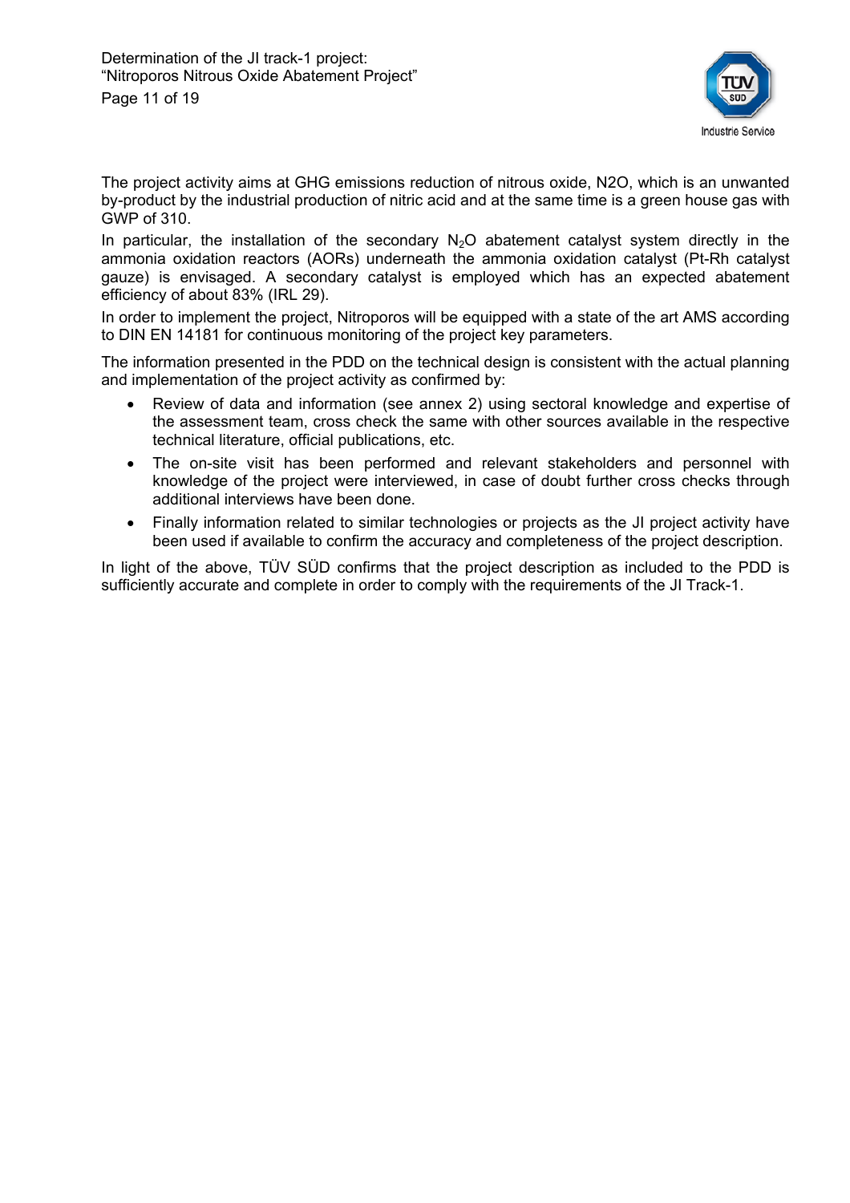The project activity aims at GHG emissions reduction of nitrous oxide, N2O, which is an unwanted by-product by the industrial production of nitric acid and at the same time is a green house gas with GWP of 310.

In particular, the installation of the secondary $N_2O$ abatement catalyst system directly in the ammonia oxidation reactors (AORs) underneath the ammonia oxidation catalyst (Pt-Rh catalyst gauze) is envisaged. A secondary catalyst is employed which has an expected abatement efficiency of about 83% (IRL 29).

In order to implement the project, Nitroporos will be equipped with a state of the art AMS according to DIN EN 14181 for continuous monitoring of the project key parameters.

The information presented in the PDD on the technical design is consistent with the actual planning and implementation of the project activity as confirmed by:

- Review of data and information (see annex 2) using sectoral knowledge and expertise of the assessment team, cross check the same with other sources available in the respective technical literature, official publications, etc.
- The on-site visit has been performed and relevant stakeholders and personnel with knowledge of the project were interviewed, in case of doubt further cross checks through additional interviews have been done.
- Finally information related to similar technologies or projects as the JI project activity have been used if available to confirm the accuracy and completeness of the project description.

In light of the above, TÜV SÜD confirms that the project description as included to the PDD is sufficiently accurate and complete in order to comply with the requirements of the JI Track-1.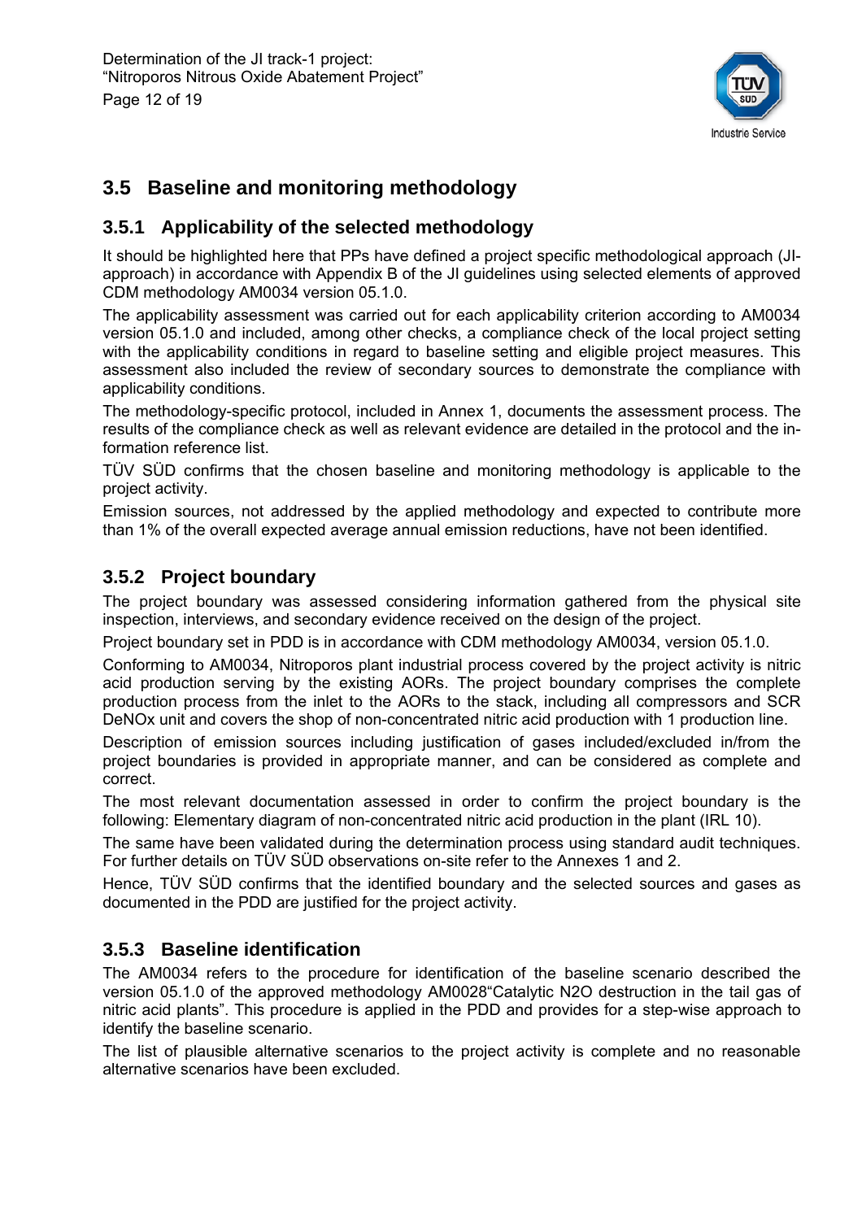## 3.5 Baseline and monitoring methodology

### 3.5.1 Applicability of the selected methodology

It should be highlighted here that PPs have defined a project specific methodological approach (JI-approach) in accordance with Appendix B of the JI guidelines using selected elements of approved CDM methodology AM0034 version 05.1.0.

The applicability assessment was carried out for each applicability criterion according to AM0034 version 05.1.0 and included, among other checks, a compliance check of the local project setting with the applicability conditions in regard to baseline setting and eligible project measures. This assessment also included the review of secondary sources to demonstrate the compliance with applicability conditions.

The methodology-specific protocol, included in Annex 1, documents the assessment process. The results of the compliance check as well as relevant evidence are detailed in the protocol and the information reference list.

TÜV SÜD confirms that the chosen baseline and monitoring methodology is applicable to the project activity.

Emission sources, not addressed by the applied methodology and expected to contribute more than 1% of the overall expected average annual emission reductions, have not been identified.

### 3.5.2 Project boundary

The project boundary was assessed considering information gathered from the physical site inspection, interviews, and secondary evidence received on the design of the project.

Project boundary set in PDD is in accordance with CDM methodology AM0034, version 05.1.0.

Conforming to AM0034, Nitroporos plant industrial process covered by the project activity is nitric acid production serving by the existing AORs. The project boundary comprises the complete production process from the inlet to the AORs to the stack, including all compressors and SCR DeNOx unit and covers the shop of non-concentrated nitric acid production with 1 production line.

Description of emission sources including justification of gases included/excluded in/from the project boundaries is provided in appropriate manner, and can be considered as complete and correct.

The most relevant documentation assessed in order to confirm the project boundary is the following: Elementary diagram of non-concentrated nitric acid production in the plant (IRL 10).

The same have been validated during the determination process using standard audit techniques. For further details on TÜV SÜD observations on-site refer to the Annexes 1 and 2.

Hence, TÜV SÜD confirms that the identified boundary and the selected sources and gases as documented in the PDD are justified for the project activity.

### 3.5.3 Baseline identification

The AM0034 refers to the procedure for identification of the baseline scenario described the version 05.1.0 of the approved methodology AM0028"Catalytic N2O destruction in the tail gas of nitric acid plants". This procedure is applied in the PDD and provides for a step-wise approach to identify the baseline scenario.

The list of plausible alternative scenarios to the project activity is complete and no reasonable alternative scenarios have been excluded.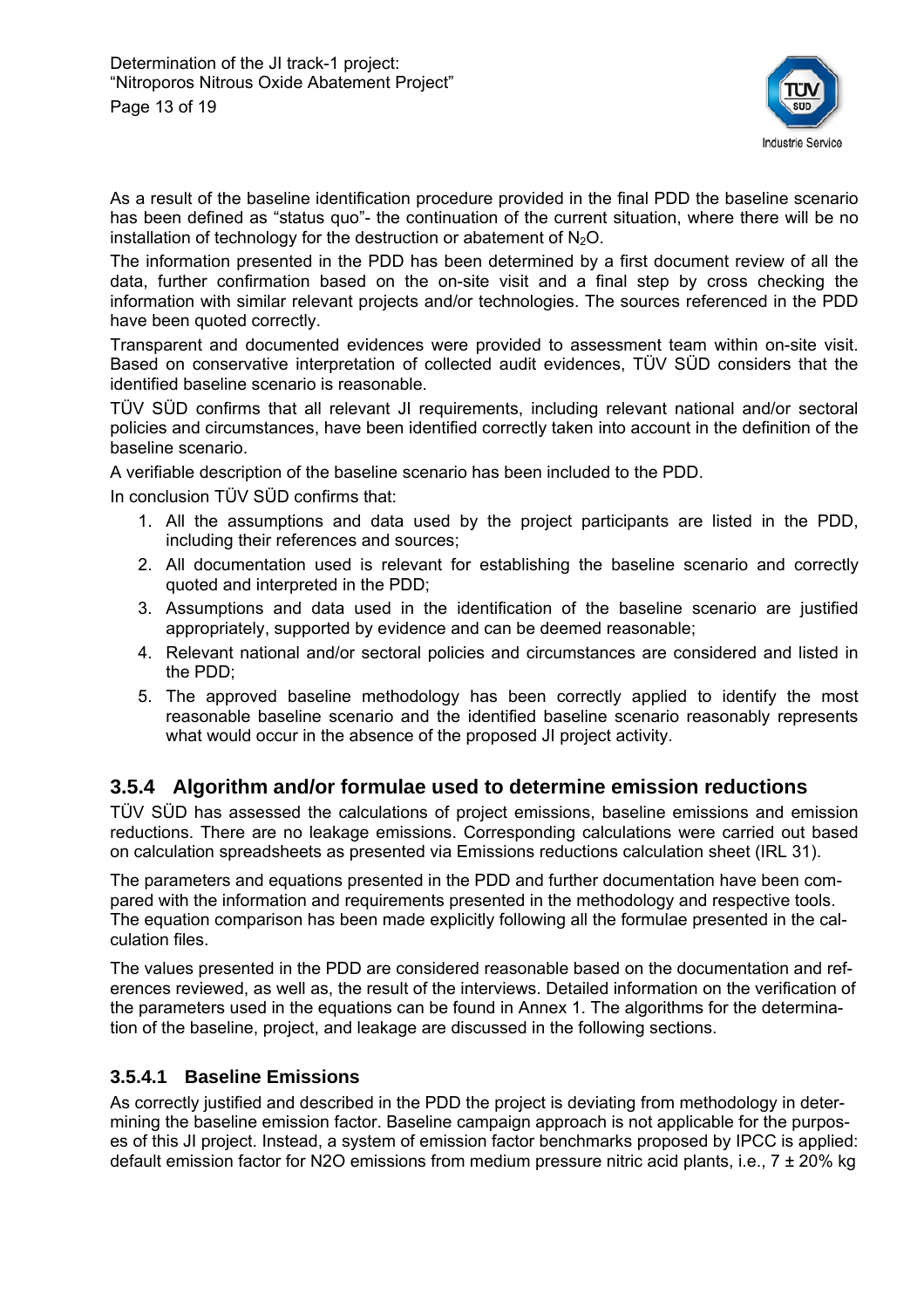As a result of the baseline identification procedure provided in the final PDD the baseline scenario has been defined as "status quo"- the continuation of the current situation, where there will be no installation of technology for the destruction or abatement of $N_2O$.

The information presented in the PDD has been determined by a first document review of all the data, further confirmation based on the on-site visit and a final step by cross checking the information with similar relevant projects and/or technologies. The sources referenced in the PDD have been quoted correctly.

Transparent and documented evidences were provided to assessment team within on-site visit. Based on conservative interpretation of collected audit evidences, TÜV SÜD considers that the identified baseline scenario is reasonable.

TÜV SÜD confirms that all relevant JI requirements, including relevant national and/or sectoral policies and circumstances, have been identified correctly taken into account in the definition of the baseline scenario.

A verifiable description of the baseline scenario has been included to the PDD.

In conclusion TÜV SÜD confirms that:

1. All the assumptions and data used by the project participants are listed in the PDD, including their references and sources;
2. All documentation used is relevant for establishing the baseline scenario and correctly quoted and interpreted in the PDD;
3. Assumptions and data used in the identification of the baseline scenario are justified appropriately, supported by evidence and can be deemed reasonable;
4. Relevant national and/or sectoral policies and circumstances are considered and listed in the PDD;
5. The approved baseline methodology has been correctly applied to identify the most reasonable baseline scenario and the identified baseline scenario reasonably represents what would occur in the absence of the proposed JI project activity.

### 3.5.4 Algorithm and/or formulae used to determine emission reductions

TÜV SÜD has assessed the calculations of project emissions, baseline emissions and emission reductions. There are no leakage emissions. Corresponding calculations were carried out based on calculation spreadsheets as presented via Emissions reductions calculation sheet (IRL 31).

The parameters and equations presented in the PDD and further documentation have been compared with the information and requirements presented in the methodology and respective tools. The equation comparison has been made explicitly following all the formulae presented in the calculation files.

The values presented in the PDD are considered reasonable based on the documentation and references reviewed, as well as, the result of the interviews. Detailed information on the verification of the parameters used in the equations can be found in Annex 1. The algorithms for the determination of the baseline, project, and leakage are discussed in the following sections.

#### 3.5.4.1 Baseline Emissions

As correctly justified and described in the PDD the project is deviating from methodology in determining the baseline emission factor. Baseline campaign approach is not applicable for the purposes of this JI project. Instead, a system of emission factor benchmarks proposed by IPCC is applied: default emission factor for N2O emissions from medium pressure nitric acid plants, i.e., 7 ± 20% kg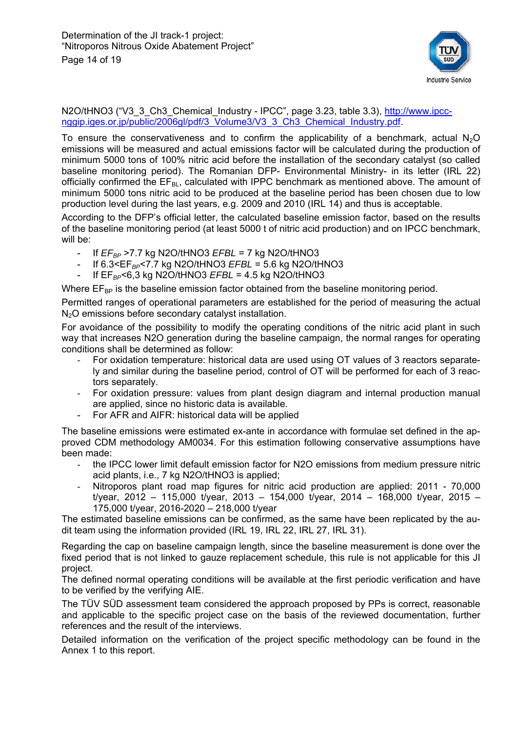N2O/tHNO3 ("V3_3_Ch3_Chemical_Industry - IPCC", page 3.23, table 3.3), http://www.ipcc-nggip.iges.or.jp/public/2006gl/pdf/3_Volume3/V3_3_Ch3_Chemical_Industry.pdf.

To ensure the conservativeness and to confirm the applicability of a benchmark, actual $N_2O$ emissions will be measured and actual emissions factor will be calculated during the production of minimum 5000 tons of 100% nitric acid before the installation of the secondary catalyst (so called baseline monitoring period). The Romanian DFP- Environmental Ministry- in its letter (IRL 22) officially confirmed the $EF_{BL}$, calculated with IPPC benchmark as mentioned above. The amount of minimum 5000 tons nitric acid to be produced at the baseline period has been chosen due to low production level during the last years, e.g. 2009 and 2010 (IRL 14) and thus is acceptable.

According to the DFP's official letter, the calculated baseline emission factor, based on the results of the baseline monitoring period (at least 5000 t of nitric acid production) and on IPCC benchmark, will be:

- If $EF_{BP}$ >7.7 kg N2O/tHNO3 *EFBL* = 7 kg N2O/tHNO3
- If 6.3<$EF_{BP}$<7.7 kg N2O/tHNO3 *EFBL* = 5.6 kg N2O/tHNO3
- If $EF_{BP}$<6,3 kg N2O/tHNO3 *EFBL* = 4.5 kg N2O/tHNO3

Where $EF_{BP}$ is the baseline emission factor obtained from the baseline monitoring period.

Permitted ranges of operational parameters are established for the period of measuring the actual $N_2O$ emissions before secondary catalyst installation.

For avoidance of the possibility to modify the operating conditions of the nitric acid plant in such way that increases N2O generation during the baseline campaign, the normal ranges for operating conditions shall be determined as follow:

- For oxidation temperature: historical data are used using OT values of 3 reactors separately and similar during the baseline period, control of OT will be performed for each of 3 reactors separately.
- For oxidation pressure: values from plant design diagram and internal production manual are applied, since no historic data is available.
- For AFR and AIFR: historical data will be applied

The baseline emissions were estimated ex-ante in accordance with formulae set defined in the approved CDM methodology AM0034. For this estimation following conservative assumptions have been made:

- the IPCC lower limit default emission factor for N2O emissions from medium pressure nitric acid plants, i.e., 7 kg N2O/tHNO3 is applied;
- Nitroporos plant road map figures for nitric acid production are applied: 2011 - 70,000 t/year, 2012 – 115,000 t/year, 2013 – 154,000 t/year, 2014 – 168,000 t/year, 2015 – 175,000 t/year, 2016-2020 – 218,000 t/year

The estimated baseline emissions can be confirmed, as the same have been replicated by the audit team using the information provided (IRL 19, IRL 22, IRL 27, IRL 31).

Regarding the cap on baseline campaign length, since the baseline measurement is done over the fixed period that is not linked to gauze replacement schedule, this rule is not applicable for this JI project.

The defined normal operating conditions will be available at the first periodic verification and have to be verified by the verifying AIE.

The TÜV SÜD assessment team considered the approach proposed by PPs is correct, reasonable and applicable to the specific project case on the basis of the reviewed documentation, further references and the result of the interviews.

Detailed information on the verification of the project specific methodology can be found in the Annex 1 to this report.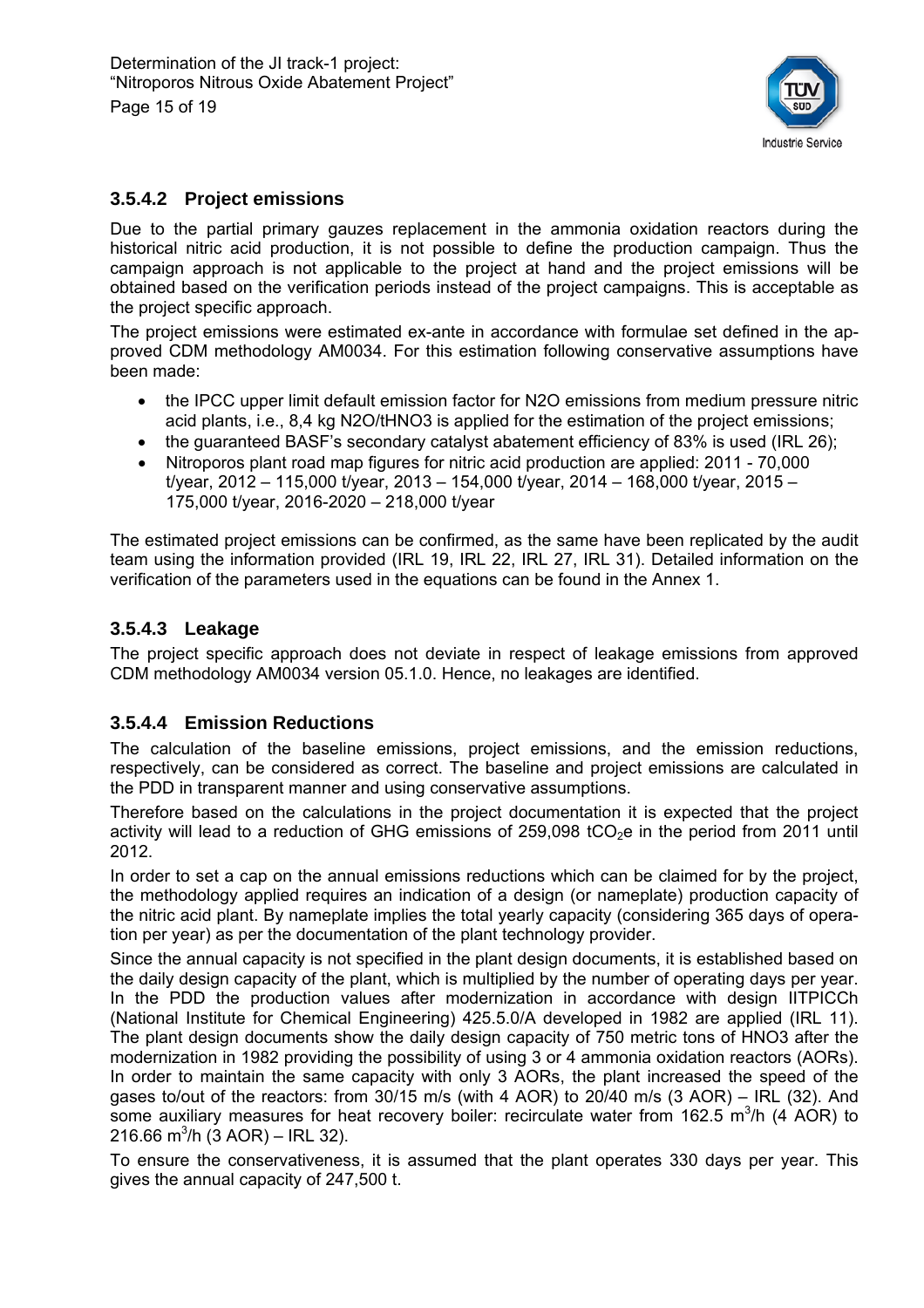### 3.5.4.2 Project emissions

Due to the partial primary gauzes replacement in the ammonia oxidation reactors during the historical nitric acid production, it is not possible to define the production campaign. Thus the campaign approach is not applicable to the project at hand and the project emissions will be obtained based on the verification periods instead of the project campaigns. This is acceptable as the project specific approach.

The project emissions were estimated ex-ante in accordance with formulae set defined in the approved CDM methodology AM0034. For this estimation following conservative assumptions have been made:

- the IPCC upper limit default emission factor for N2O emissions from medium pressure nitric acid plants, i.e., 8,4 kg N2O/tHNO3 is applied for the estimation of the project emissions;
- the guaranteed BASF's secondary catalyst abatement efficiency of 83% is used (IRL 26);
- Nitroporos plant road map figures for nitric acid production are applied: 2011 - 70,000 t/year, 2012 – 115,000 t/year, 2013 – 154,000 t/year, 2014 – 168,000 t/year, 2015 – 175,000 t/year, 2016-2020 – 218,000 t/year

The estimated project emissions can be confirmed, as the same have been replicated by the audit team using the information provided (IRL 19, IRL 22, IRL 27, IRL 31). Detailed information on the verification of the parameters used in the equations can be found in the Annex 1.

### 3.5.4.3 Leakage

The project specific approach does not deviate in respect of leakage emissions from approved CDM methodology AM0034 version 05.1.0. Hence, no leakages are identified.

### 3.5.4.4 Emission Reductions

The calculation of the baseline emissions, project emissions, and the emission reductions, respectively, can be considered as correct. The baseline and project emissions are calculated in the PDD in transparent manner and using conservative assumptions.

Therefore based on the calculations in the project documentation it is expected that the project activity will lead to a reduction of GHG emissions of 259,098 $tCO_2e$ in the period from 2011 until 2012.

In order to set a cap on the annual emissions reductions which can be claimed for by the project, the methodology applied requires an indication of a design (or nameplate) production capacity of the nitric acid plant. By nameplate implies the total yearly capacity (considering 365 days of operation per year) as per the documentation of the plant technology provider.

Since the annual capacity is not specified in the plant design documents, it is established based on the daily design capacity of the plant, which is multiplied by the number of operating days per year. In the PDD the production values after modernization in accordance with design IITPICCh (National Institute for Chemical Engineering) 425.5.0/A developed in 1982 are applied (IRL 11). The plant design documents show the daily design capacity of 750 metric tons of HNO3 after the modernization in 1982 providing the possibility of using 3 or 4 ammonia oxidation reactors (AORs). In order to maintain the same capacity with only 3 AORs, the plant increased the speed of the gases to/out of the reactors: from 30/15 m/s (with 4 AOR) to 20/40 m/s (3 AOR) – IRL (32). And some auxiliary measures for heat recovery boiler: recirculate water from 162.5 $m^3$/h (4 AOR) to 216.66 $m^3$/h (3 AOR) – IRL 32).

To ensure the conservativeness, it is assumed that the plant operates 330 days per year. This gives the annual capacity of 247,500 t.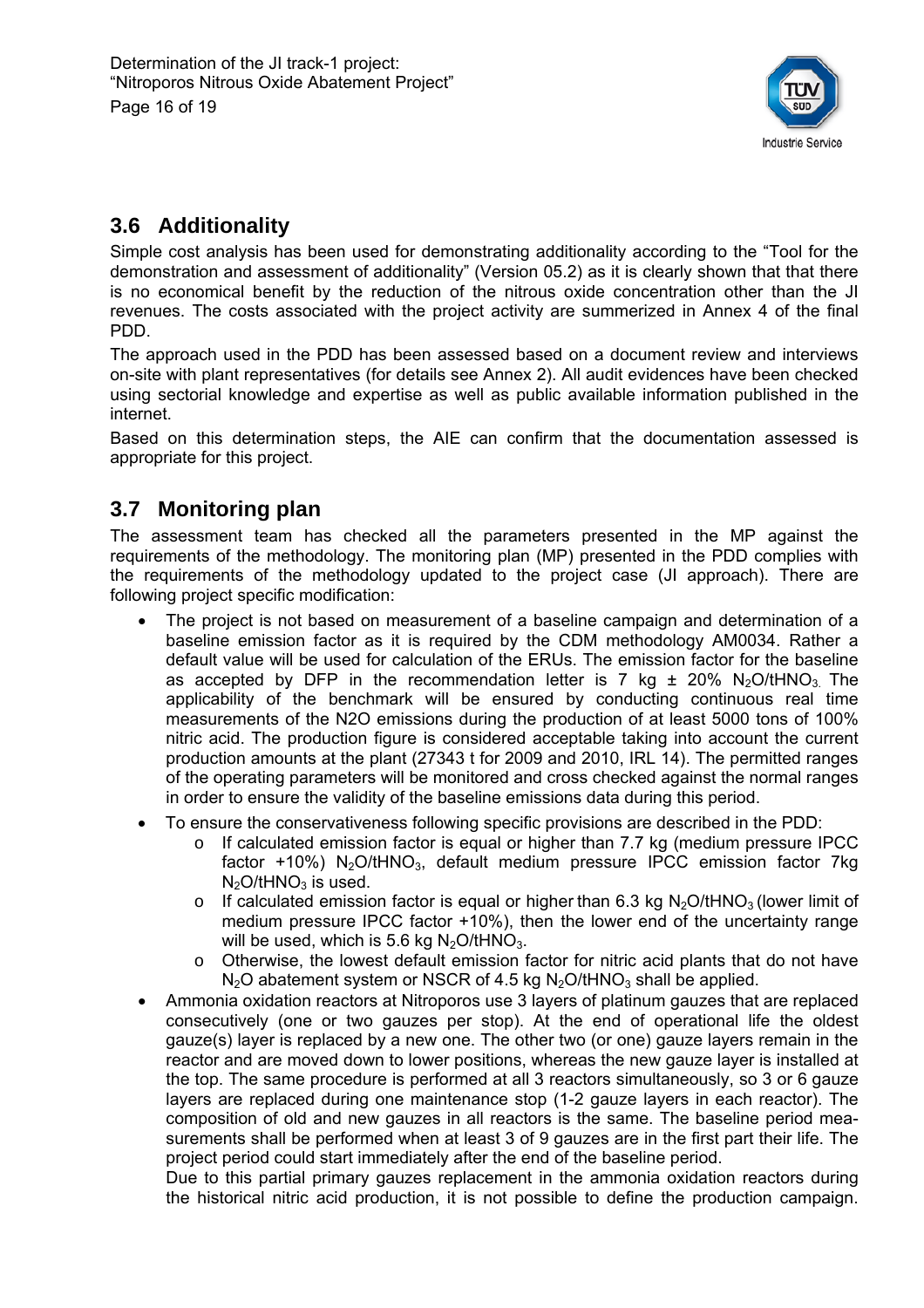## 3.6 Additionality

Simple cost analysis has been used for demonstrating additionality according to the "Tool for the demonstration and assessment of additionality" (Version 05.2) as it is clearly shown that that there is no economical benefit by the reduction of the nitrous oxide concentration other than the JI revenues. The costs associated with the project activity are summerized in Annex 4 of the final PDD.

The approach used in the PDD has been assessed based on a document review and interviews on-site with plant representatives (for details see Annex 2). All audit evidences have been checked using sectorial knowledge and expertise as well as public available information published in the internet.

Based on this determination steps, the AIE can confirm that the documentation assessed is appropriate for this project.

## 3.7 Monitoring plan

The assessment team has checked all the parameters presented in the MP against the requirements of the methodology. The monitoring plan (MP) presented in the PDD complies with the requirements of the methodology updated to the project case (JI approach). There are following project specific modification:

- The project is not based on measurement of a baseline campaign and determination of a baseline emission factor as it is required by the CDM methodology AM0034. Rather a default value will be used for calculation of the ERUs. The emission factor for the baseline as accepted by DFP in the recommendation letter is 7 kg ± 20% $N_2O/tHNO_3$. The applicability of the benchmark will be ensured by conducting continuous real time measurements of the N2O emissions during the production of at least 5000 tons of 100% nitric acid. The production figure is considered acceptable taking into account the current production amounts at the plant (27343 t for 2009 and 2010, IRL 14). The permitted ranges of the operating parameters will be monitored and cross checked against the normal ranges in order to ensure the validity of the baseline emissions data during this period.
- To ensure the conservativeness following specific provisions are described in the PDD:
    - If calculated emission factor is equal or higher than 7.7 kg (medium pressure IPCC factor +10%) $N_2O/tHNO_3$, default medium pressure IPCC emission factor 7kg $N_2O/tHNO_3$ is used.
    - If calculated emission factor is equal or higher than 6.3 kg $N_2O/tHNO_3$ (lower limit of medium pressure IPCC factor +10%), then the lower end of the uncertainty range will be used, which is 5.6 kg $N_2O/tHNO_3$.
    - Otherwise, the lowest default emission factor for nitric acid plants that do not have $N_2O$ abatement system or NSCR of 4.5 kg $N_2O/tHNO_3$ shall be applied.
- Ammonia oxidation reactors at Nitroporos use 3 layers of platinum gauzes that are replaced consecutively (one or two gauzes per stop). At the end of operational life the oldest gauze(s) layer is replaced by a new one. The other two (or one) gauze layers remain in the reactor and are moved down to lower positions, whereas the new gauze layer is installed at the top. The same procedure is performed at all 3 reactors simultaneously, so 3 or 6 gauze layers are replaced during one maintenance stop (1-2 gauze layers in each reactor). The composition of old and new gauzes in all reactors is the same. The baseline period measurements shall be performed when at least 3 of 9 gauzes are in the first part their life. The project period could start immediately after the end of the baseline period.

  Due to this partial primary gauzes replacement in the ammonia oxidation reactors during the historical nitric acid production, it is not possible to define the production campaign.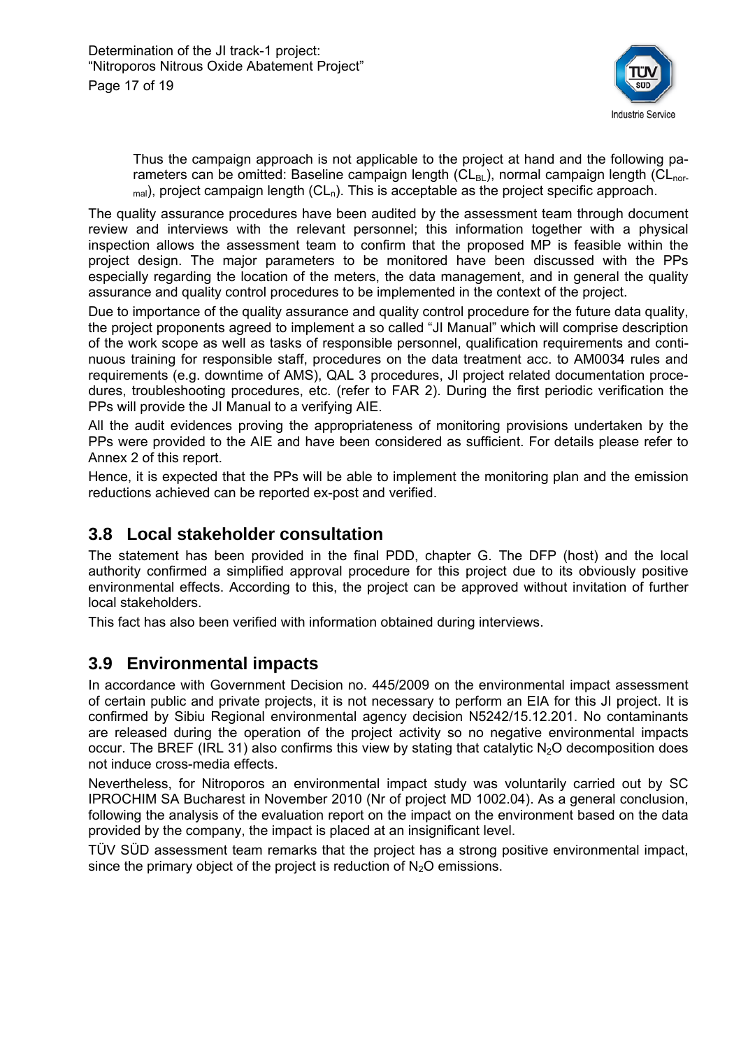Thus the campaign approach is not applicable to the project at hand and the following parameters can be omitted: Baseline campaign length ($CL_{BL}$), normal campaign length ($CL_{normal}$), project campaign length ($CL_n$). This is acceptable as the project specific approach.

The quality assurance procedures have been audited by the assessment team through document review and interviews with the relevant personnel; this information together with a physical inspection allows the assessment team to confirm that the proposed MP is feasible within the project design. The major parameters to be monitored have been discussed with the PPs especially regarding the location of the meters, the data management, and in general the quality assurance and quality control procedures to be implemented in the context of the project.

Due to importance of the quality assurance and quality control procedure for the future data quality, the project proponents agreed to implement a so called "JI Manual" which will comprise description of the work scope as well as tasks of responsible personnel, qualification requirements and continuous training for responsible staff, procedures on the data treatment acc. to AM0034 rules and requirements (e.g. downtime of AMS), QAL 3 procedures, JI project related documentation procedures, troubleshooting procedures, etc. (refer to FAR 2). During the first periodic verification the PPs will provide the JI Manual to a verifying AIE.

All the audit evidences proving the appropriateness of monitoring provisions undertaken by the PPs were provided to the AIE and have been considered as sufficient. For details please refer to Annex 2 of this report.

Hence, it is expected that the PPs will be able to implement the monitoring plan and the emission reductions achieved can be reported ex-post and verified.

## 3.8 Local stakeholder consultation

The statement has been provided in the final PDD, chapter G. The DFP (host) and the local authority confirmed a simplified approval procedure for this project due to its obviously positive environmental effects. According to this, the project can be approved without invitation of further local stakeholders.

This fact has also been verified with information obtained during interviews.

## 3.9 Environmental impacts

In accordance with Government Decision no. 445/2009 on the environmental impact assessment of certain public and private projects, it is not necessary to perform an EIA for this JI project. It is confirmed by Sibiu Regional environmental agency decision N5242/15.12.201. No contaminants are released during the operation of the project activity so no negative environmental impacts occur. The BREF (IRL 31) also confirms this view by stating that catalytic $N_2O$ decomposition does not induce cross-media effects.

Nevertheless, for Nitroporos an environmental impact study was voluntarily carried out by SC IPROCHIM SA Bucharest in November 2010 (Nr of project MD 1002.04). As a general conclusion, following the analysis of the evaluation report on the impact on the environment based on the data provided by the company, the impact is placed at an insignificant level.

TÜV SÜD assessment team remarks that the project has a strong positive environmental impact, since the primary object of the project is reduction of $N_2O$ emissions.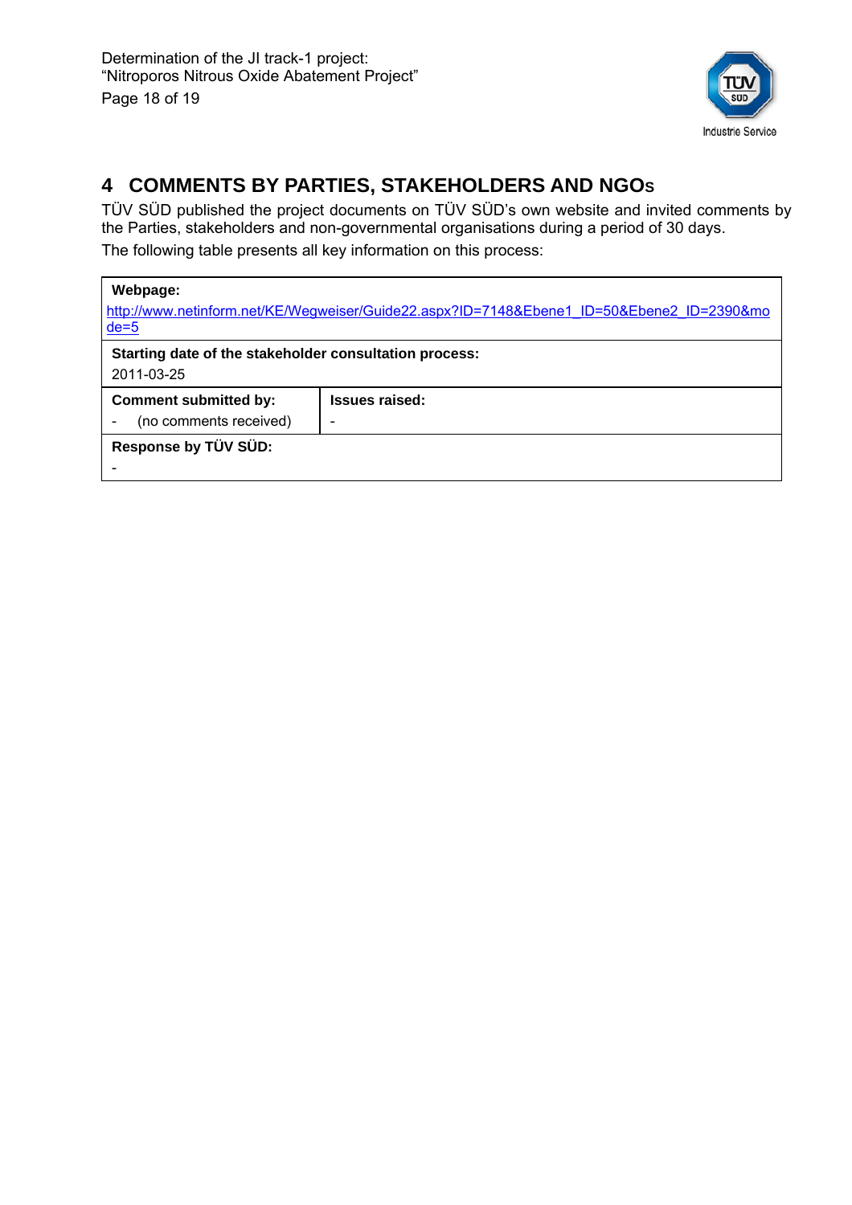# 4 COMMENTS BY PARTIES, STAKEHOLDERS AND NGOs

TÜV SÜD published the project documents on TÜV SÜD's own website and invited comments by the Parties, stakeholders and non-governmental organisations during a period of 30 days.

The following table presents all key information on this process:

| **Webpage:** | |
|---|---|
| http://www.netinform.net/KE/Wegweiser/Guide22.aspx?ID=7148&Ebene1_ID=50&Ebene2_ID=2390&mode=5 | |
| **Starting date of the stakeholder consultation process:** | |
| 2011-03-25 | |
| **Comment submitted by:** | **Issues raised:** |
| - (no comments received) | - |
| **Response by TÜV SÜD:** | |
| - | |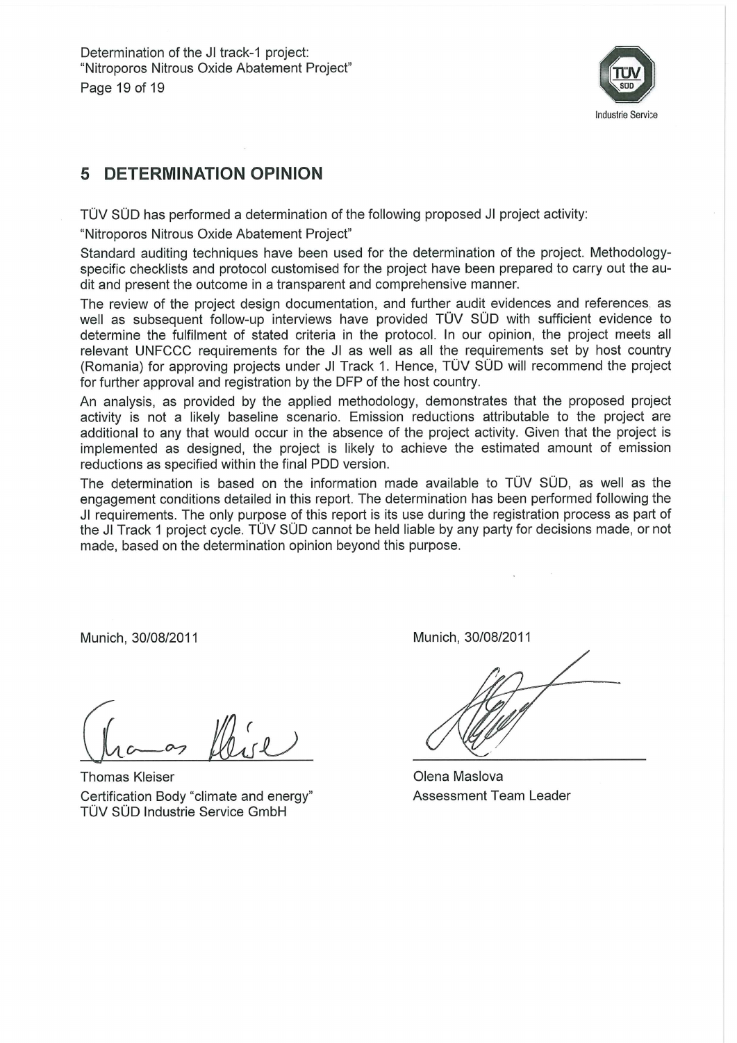## 5 DETERMINATION OPINION

TÜV SÜD has performed a determination of the following proposed JI project activity:

"Nitroporos Nitrous Oxide Abatement Project"

Standard auditing techniques have been used for the determination of the project. Methodology-specific checklists and protocol customised for the project have been prepared to carry out the audit and present the outcome in a transparent and comprehensive manner.

The review of the project design documentation, and further audit evidences and references, as well as subsequent follow-up interviews have provided TÜV SÜD with sufficient evidence to determine the fulfilment of stated criteria in the protocol. In our opinion, the project meets all relevant UNFCCC requirements for the JI as well as all the requirements set by host country (Romania) for approving projects under JI Track 1. Hence, TÜV SÜD will recommend the project for further approval and registration by the DFP of the host country.

An analysis, as provided by the applied methodology, demonstrates that the proposed project activity is not a likely baseline scenario. Emission reductions attributable to the project are additional to any that would occur in the absence of the project activity. Given that the project is implemented as designed, the project is likely to achieve the estimated amount of emission reductions as specified within the final PDD version.

The determination is based on the information made available to TÜV SÜD, as well as the engagement conditions detailed in this report. The determination has been performed following the JI requirements. The only purpose of this report is its use during the registration process as part of the JI Track 1 project cycle. TÜV SÜD cannot be held liable by any party for decisions made, or not made, based on the determination opinion beyond this purpose.

Munich, 30/08/2011

Thomas Kleiser
Certification Body "climate and energy"
TÜV SÜD Industrie Service GmbH

Munich, 30/08/2011

Olena Maslova
Assessment Team Leader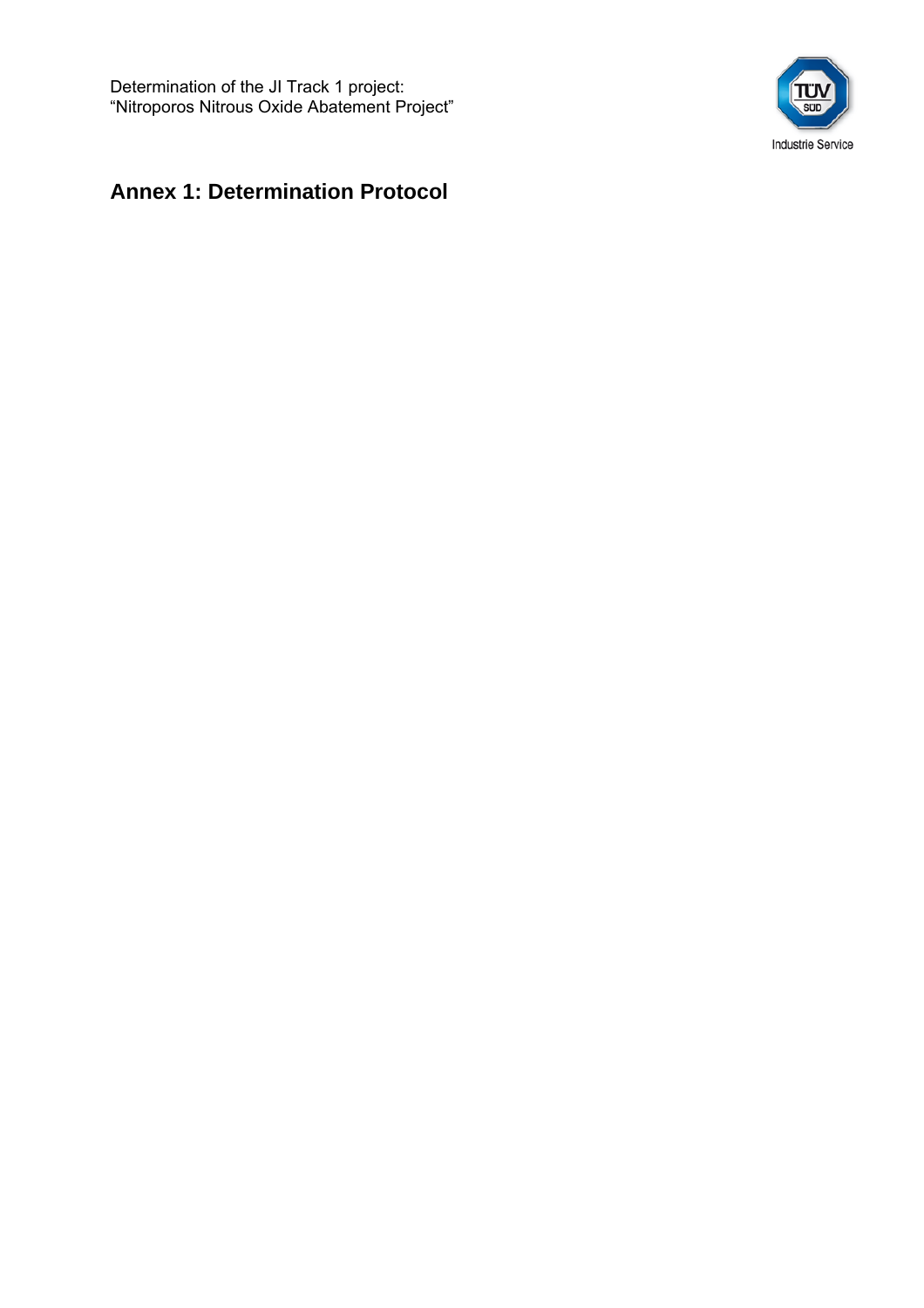# Annex 1: Determination Protocol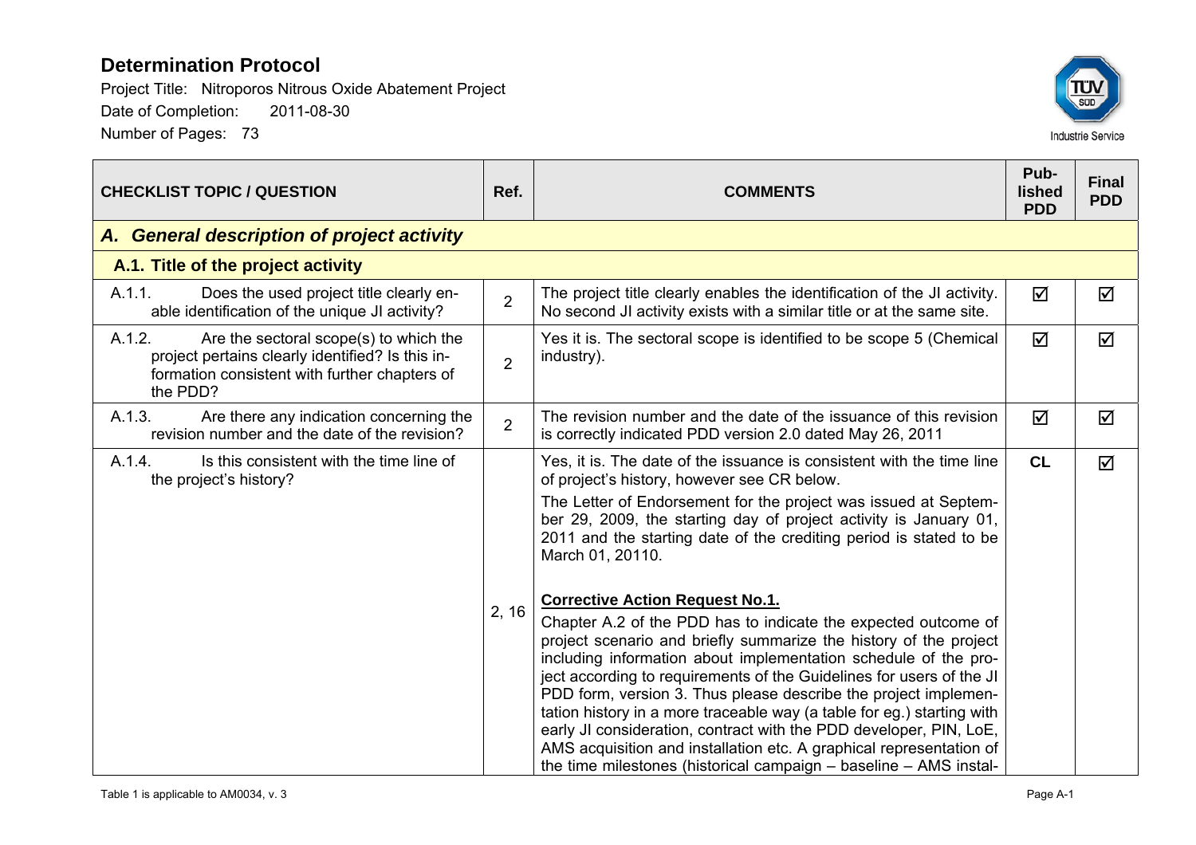# Determination Protocol

Project Title: Nitroporos Nitrous Oxide Abatement Project

Date of Completion: 2011-08-30

Number of Pages: 73

| CHECKLIST TOPIC / QUESTION | Ref. | COMMENTS | Published PDD | Final PDD |
|---|---|---|---|---|
| ***A. General description of project activity*** | | | | |
| **A.1. Title of the project activity** | | | | |
| A.1.1. Does the used project title clearly enable identification of the unique JI activity? | 2 | The project title clearly enables the identification of the JI activity. No second JI activity exists with a similar title or at the same site. | ☑ | ☑ |
| A.1.2. Are the sectoral scope(s) to which the project pertains clearly identified? Is this information consistent with further chapters of the PDD? | 2 | Yes it is. The sectoral scope is identified to be scope 5 (Chemical industry). | ☑ | ☑ |
| A.1.3. Are there any indication concerning the revision number and the date of the revision? | 2 | The revision number and the date of the issuance of this revision is correctly indicated PDD version 2.0 dated May 26, 2011 | ☑ | ☑ |
| A.1.4. Is this consistent with the time line of the project's history? | 2, 16 | Yes, it is. The date of the issuance is consistent with the time line of project's history, however see CR below.<br>The Letter of Endorsement for the project was issued at September 29, 2009, the starting day of project activity is January 01, 2011 and the starting date of the crediting period is stated to be March 01, 20110.<br><br>**<u>Corrective Action Request No.1.</u>**<br>Chapter A.2 of the PDD has to indicate the expected outcome of project scenario and briefly summarize the history of the project including information about implementation schedule of the project according to requirements of the Guidelines for users of the JI PDD form, version 3. Thus please describe the project implementation history in a more traceable way (a table for eg.) starting with early JI consideration, contract with the PDD developer, PIN, LoE, AMS acquisition and installation etc. A graphical representation of the time milestones (historical campaign – baseline – AMS instal- | **CL** | ☑ |

Table 1 is applicable to AM0034, v. 3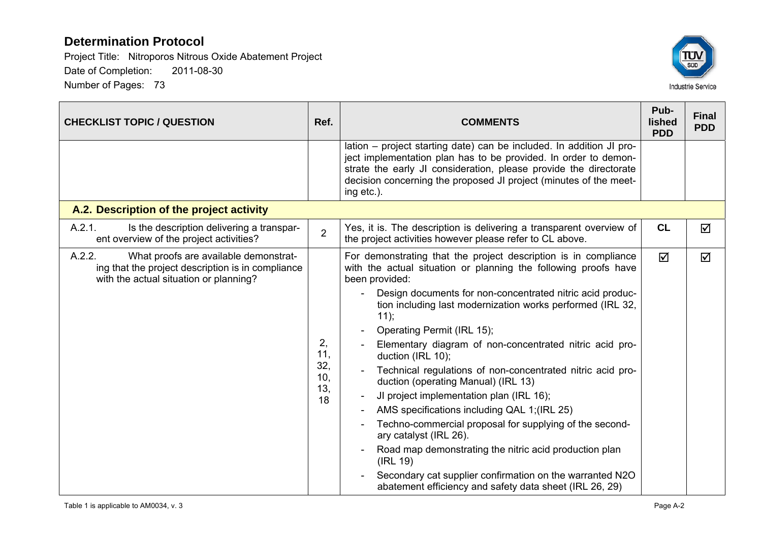# Determination Protocol

Project Title: Nitroporos Nitrous Oxide Abatement Project
Date of Completion: 2011-08-30
Number of Pages: 73

| CHECKLIST TOPIC / QUESTION | Ref. | COMMENTS | Published PDD | Final PDD |
|---|---|---|---|---|
| | | lation – project starting date) can be included. In addition JI project implementation plan has to be provided. In order to demonstrate the early JI consideration, please provide the directorate decision concerning the proposed JI project (minutes of the meeting etc.). | | |
| **A.2. Description of the project activity** | | | | |
| A.2.1. Is the description delivering a transparent overview of the project activities? | 2 | Yes, it is. The description is delivering a transparent overview of the project activities however please refer to CL above. | **CL** | ☑ |
| A.2.2. What proofs are available demonstrating that the project description is in compliance with the actual situation or planning? | 2, 11, 32, 10, 13, 18 | For demonstrating that the project description is in compliance with the actual situation or planning the following proofs have been provided:<br>- Design documents for non-concentrated nitric acid production including last modernization works performed (IRL 32, 11);<br>- Operating Permit (IRL 15);<br>- Elementary diagram of non-concentrated nitric acid production (IRL 10);<br>- Technical regulations of non-concentrated nitric acid production (operating Manual) (IRL 13)<br>- JI project implementation plan (IRL 16);<br>- AMS specifications including QAL 1;(IRL 25)<br>- Techno-commercial proposal for supplying of the secondary catalyst (IRL 26).<br>- Road map demonstrating the nitric acid production plan (IRL 19)<br>- Secondary cat supplier confirmation on the warranted $N_2O$ abatement efficiency and safety data sheet (IRL 26, 29) | ☑ | ☑ |

Table 1 is applicable to AM0034, v. 3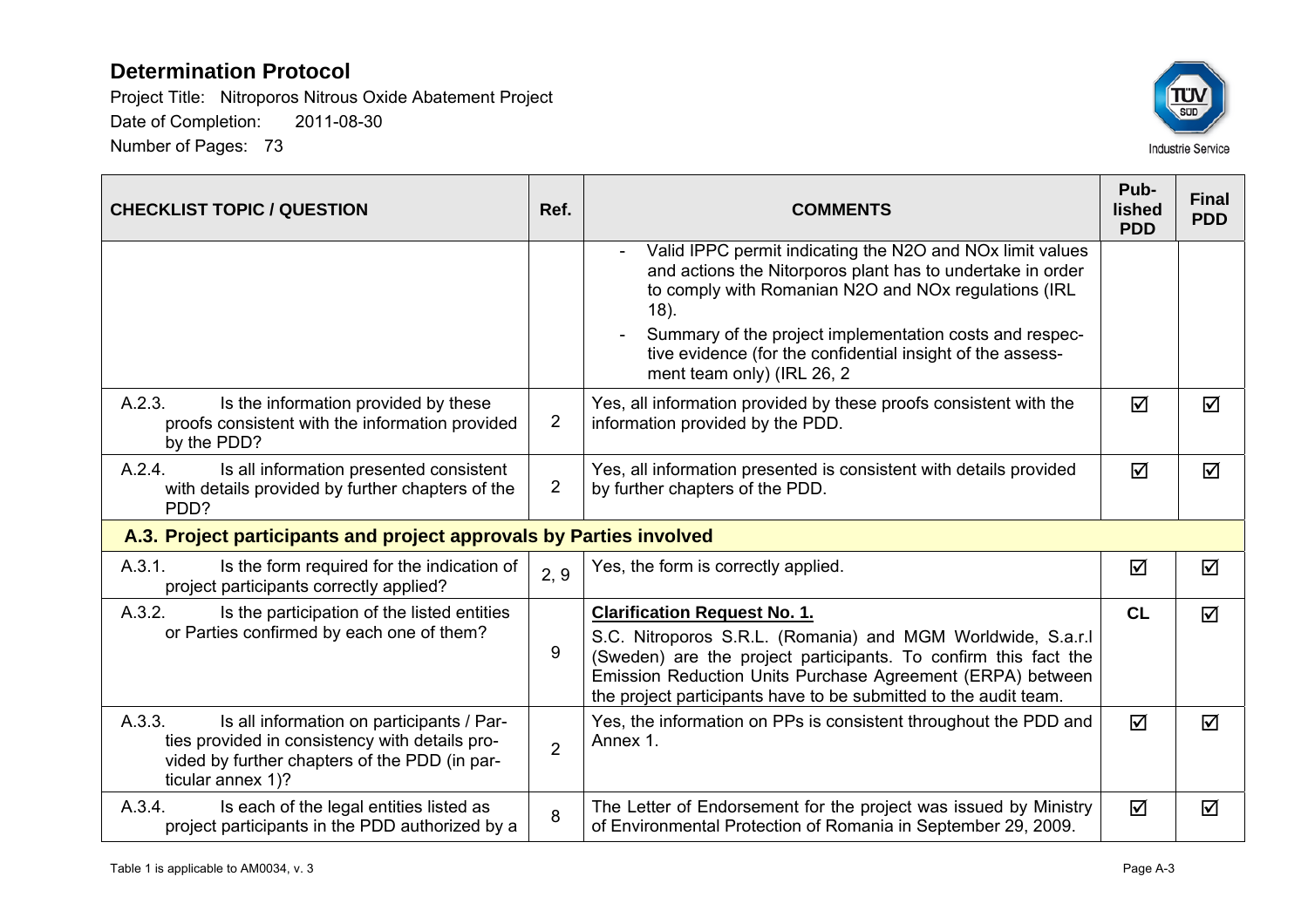# Determination Protocol

Project Title: Nitroporos Nitrous Oxide Abatement Project
Date of Completion: 2011-08-30
Number of Pages: 73

| CHECKLIST TOPIC / QUESTION | Ref. | COMMENTS | Pub-lished PDD | Final PDD |
|---|---|---|---|---|
| | | - Valid IPPC permit indicating the N2O and NOx limit values and actions the Nitorporos plant has to undertake in order to comply with Romanian N2O and NOx regulations (IRL 18).<br>- Summary of the project implementation costs and respective evidence (for the confidential insight of the assessment team only) (IRL 26, 2 | | |
| A.2.3. Is the information provided by these proofs consistent with the information provided by the PDD? | 2 | Yes, all information provided by these proofs consistent with the information provided by the PDD. | ☑ | ☑ |
| A.2.4. Is all information presented consistent with details provided by further chapters of the PDD? | 2 | Yes, all information presented is consistent with details provided by further chapters of the PDD. | ☑ | ☑ |
| **A.3. Project participants and project approvals by Parties involved** | | | | |
| A.3.1. Is the form required for the indication of project participants correctly applied? | 2, 9 | Yes, the form is correctly applied. | ☑ | ☑ |
| A.3.2. Is the participation of the listed entities or Parties confirmed by each one of them? | 9 | **Clarification Request No. 1.**<br>S.C. Nitroporos S.R.L. (Romania) and MGM Worldwide, S.a.r.l (Sweden) are the project participants. To confirm this fact the Emission Reduction Units Purchase Agreement (ERPA) between the project participants have to be submitted to the audit team. | **CL** | ☑ |
| A.3.3. Is all information on participants / Parties provided in consistency with details provided by further chapters of the PDD (in particular annex 1)? | 2 | Yes, the information on PPs is consistent throughout the PDD and Annex 1. | ☑ | ☑ |
| A.3.4. Is each of the legal entities listed as project participants in the PDD authorized by a | 8 | The Letter of Endorsement for the project was issued by Ministry of Environmental Protection of Romania in September 29, 2009. | ☑ | ☑ |

Table 1 is applicable to AM0034, v. 3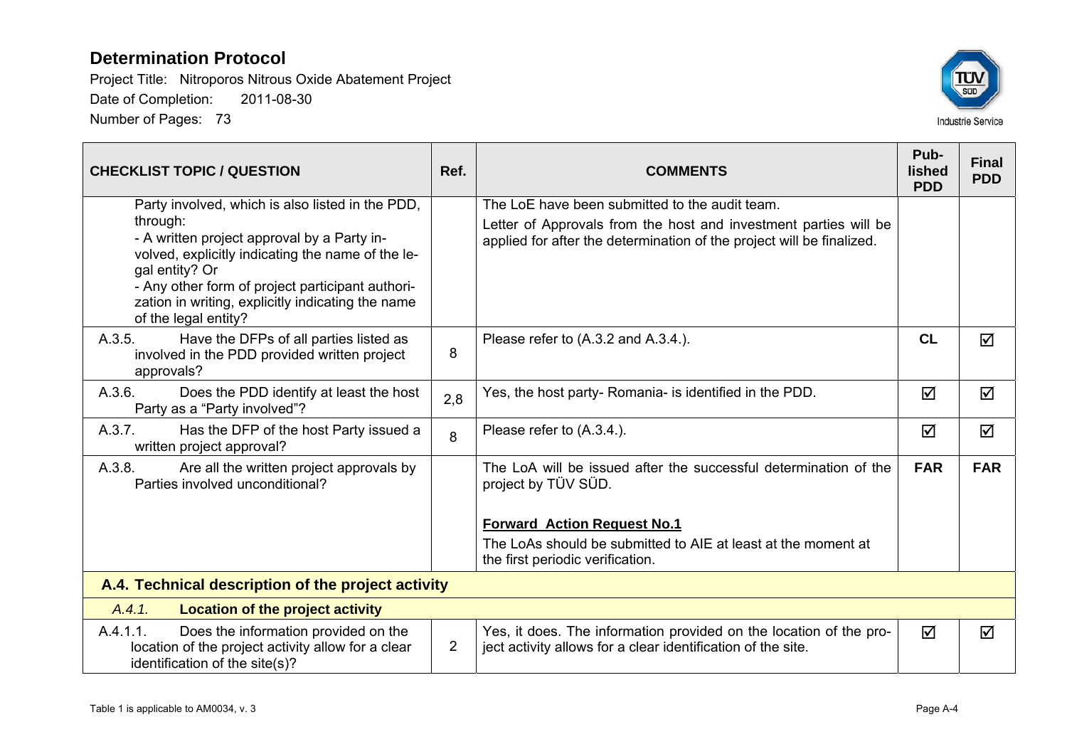# Determination Protocol

Project Title: Nitroporos Nitrous Oxide Abatement Project

Date of Completion: 2011-08-30

Number of Pages: 73

| CHECKLIST TOPIC / QUESTION | Ref. | COMMENTS | Published PDD | Final PDD |
|---|---|---|---|---|
| Party involved, which is also listed in the PDD, through:<br>- A written project approval by a Party involved, explicitly indicating the name of the legal entity? Or<br>- Any other form of project participant authorization in writing, explicitly indicating the name of the legal entity? | | The LoE have been submitted to the audit team.<br>Letter of Approvals from the host and investment parties will be applied for after the determination of the project will be finalized. | | |
| A.3.5. Have the DFPs of all parties listed as involved in the PDD provided written project approvals? | 8 | Please refer to (A.3.2 and A.3.4.). | **CL** | ☑ |
| A.3.6. Does the PDD identify at least the host Party as a "Party involved"? | 2,8 | Yes, the host party- Romania- is identified in the PDD. | ☑ | ☑ |
| A.3.7. Has the DFP of the host Party issued a written project approval? | 8 | Please refer to (A.3.4.). | ☑ | ☑ |
| A.3.8. Are all the written project approvals by Parties involved unconditional? | | The LoA will be issued after the successful determination of the project by TÜV SÜD.<br><br>**Forward Action Request No.1**<br>The LoAs should be submitted to AIE at least at the moment at the first periodic verification. | **FAR** | **FAR** |
| **A.4. Technical description of the project activity** | | | | |
| *A.4.1.* **Location of the project activity** | | | | |
| A.4.1.1. Does the information provided on the location of the project activity allow for a clear identification of the site(s)? | 2 | Yes, it does. The information provided on the location of the project activity allows for a clear identification of the site. | ☑ | ☑ |

Table 1 is applicable to AM0034, v. 3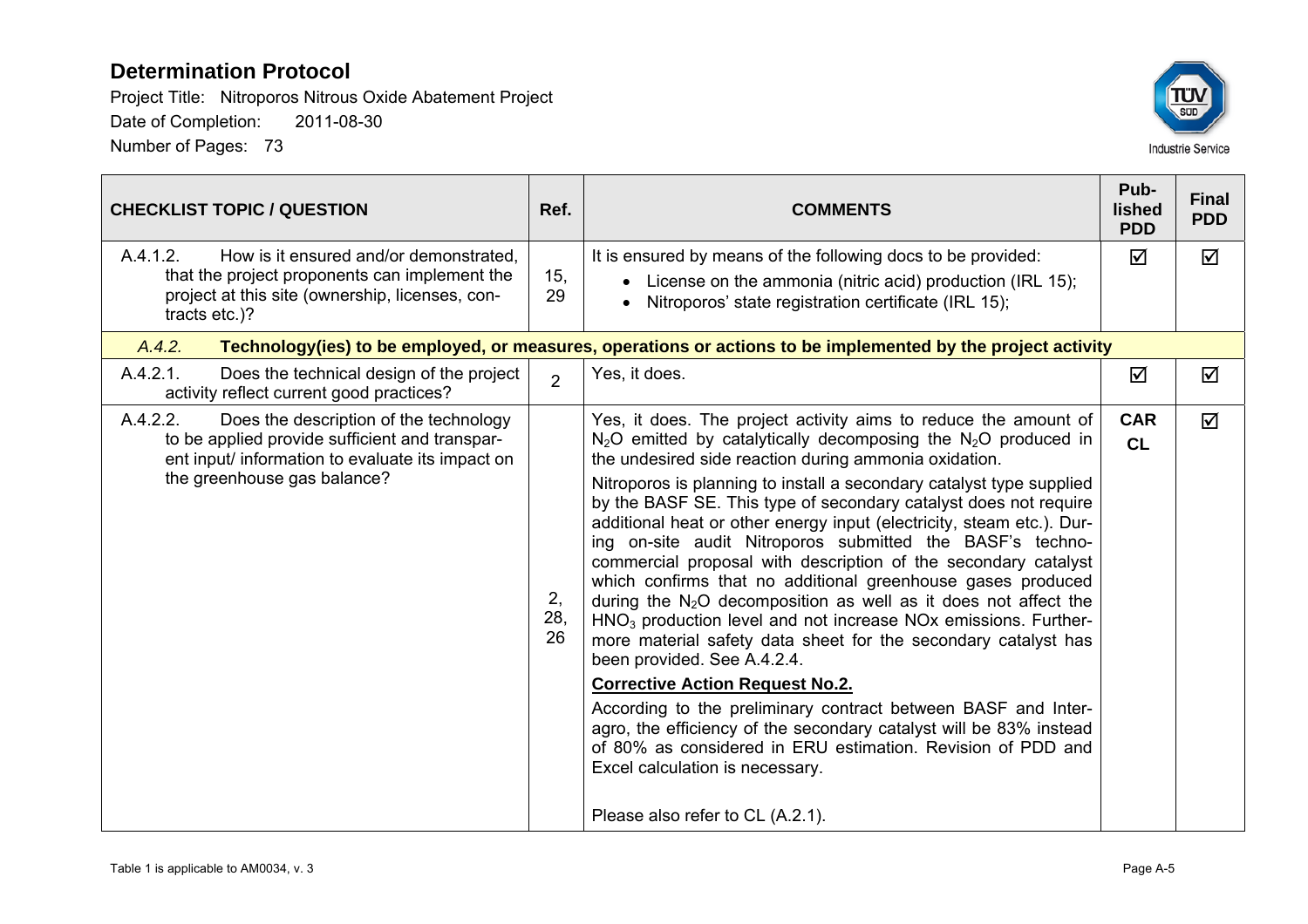# Determination Protocol

Project Title: Nitroporos Nitrous Oxide Abatement Project

Date of Completion: 2011-08-30

Number of Pages: 73

| CHECKLIST TOPIC / QUESTION | Ref. | COMMENTS | Published PDD | Final PDD |
|---|---|---|---|---|
| A.4.1.2. How is it ensured and/or demonstrated, that the project proponents can implement the project at this site (ownership, licenses, contracts etc.)? | 15, 29 | It is ensured by means of the following docs to be provided:<br>• License on the ammonia (nitric acid) production (IRL 15);<br>• Nitroporos' state registration certificate (IRL 15); | ☑ | ☑ |
| *A.4.2.* **Technology(ies) to be employed, or measures, operations or actions to be implemented by the project activity** | | | | |
| A.4.2.1. Does the technical design of the project activity reflect current good practices? | 2 | Yes, it does. | ☑ | ☑ |
| A.4.2.2. Does the description of the technology to be applied provide sufficient and transparent input/ information to evaluate its impact on the greenhouse gas balance? | 2, 28, 26 | Yes, it does. The project activity aims to reduce the amount of $N_2O$ emitted by catalytically decomposing the $N_2O$ produced in the undesired side reaction during ammonia oxidation.<br>Nitroporos is planning to install a secondary catalyst type supplied by the BASF SE. This type of secondary catalyst does not require additional heat or other energy input (electricity, steam etc.). During on-site audit Nitroporos submitted the BASF's techno-commercial proposal with description of the secondary catalyst which confirms that no additional greenhouse gases produced during the $N_2O$ decomposition as well as it does not affect the $HNO_3$ production level and not increase NOx emissions. Furthermore material safety data sheet for the secondary catalyst has been provided. See A.4.2.4.<br>**Corrective Action Request No.2.**<br>According to the preliminary contract between BASF and Interagro, the efficiency of the secondary catalyst will be 83% instead of 80% as considered in ERU estimation. Revision of PDD and Excel calculation is necessary.<br>Please also refer to CL (A.2.1). | **CAR**<br>**CL** | ☑ |

Table 1 is applicable to AM0034, v. 3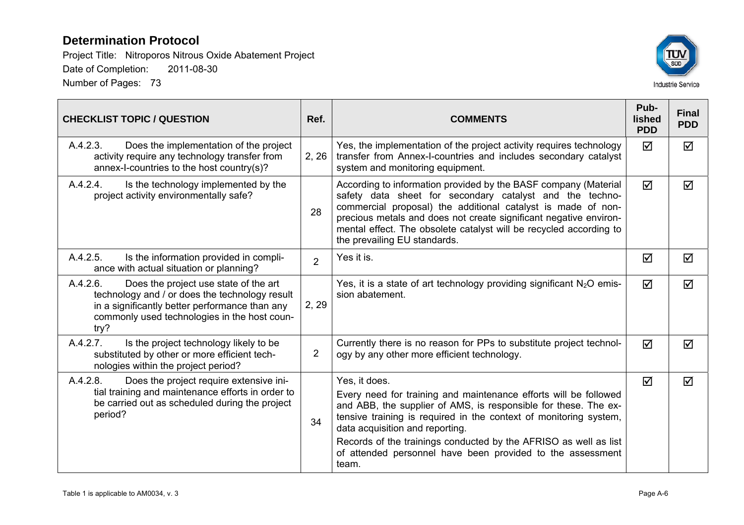| CHECKLIST TOPIC / QUESTION | Ref. | COMMENTS | Published PDD | Final PDD |
|---|---|---|---|---|
| A.4.2.3. Does the implementation of the project activity require any technology transfer from annex-I-countries to the host country(s)? | 2, 26 | Yes, the implementation of the project activity requires technology transfer from Annex-I-countries and includes secondary catalyst system and monitoring equipment. | ☑ | ☑ |
| A.4.2.4. Is the technology implemented by the project activity environmentally safe? | 28 | According to information provided by the BASF company (Material safety data sheet for secondary catalyst and the techno-commercial proposal) the additional catalyst is made of non-precious metals and does not create significant negative environmental effect. The obsolete catalyst will be recycled according to the prevailing EU standards. | ☑ | ☑ |
| A.4.2.5. Is the information provided in compliance with actual situation or planning? | 2 | Yes it is. | ☑ | ☑ |
| A.4.2.6. Does the project use state of the art technology and / or does the technology result in a significantly better performance than any commonly used technologies in the host country? | 2, 29 | Yes, it is a state of art technology providing significant $N_2O$ emission abatement. | ☑ | ☑ |
| A.4.2.7. Is the project technology likely to be substituted by other or more efficient technologies within the project period? | 2 | Currently there is no reason for PPs to substitute project technology by any other more efficient technology. | ☑ | ☑ |
| A.4.2.8. Does the project require extensive initial training and maintenance efforts in order to be carried out as scheduled during the project period? | 34 | Yes, it does.<br>Every need for training and maintenance efforts will be followed and ABB, the supplier of AMS, is responsible for these. The extensive training is required in the context of monitoring system, data acquisition and reporting.<br>Records of the trainings conducted by the AFRISO as well as list of attended personnel have been provided to the assessment team. | ☑ | ☑ |

Table 1 is applicable to AM0034, v. 3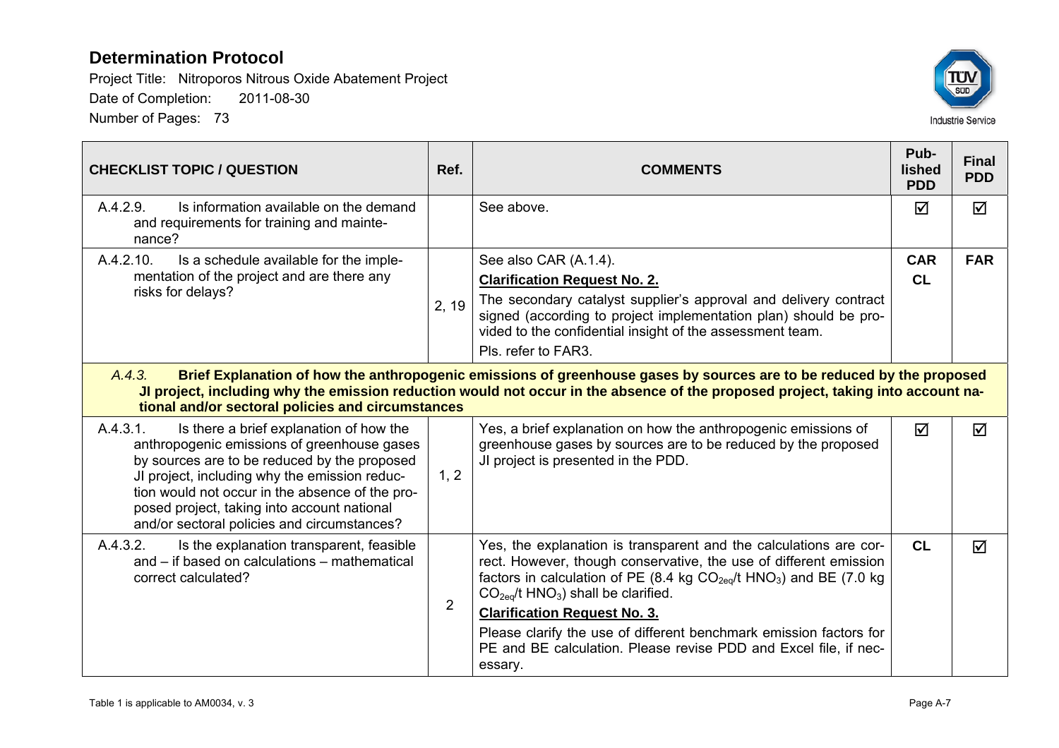# Determination Protocol

Project Title: Nitroporos Nitrous Oxide Abatement Project

Date of Completion: 2011-08-30

Number of Pages: 73

| CHECKLIST TOPIC / QUESTION | Ref. | COMMENTS | Published PDD | Final PDD |
|---|---|---|---|---|
| A.4.2.9. Is information available on the demand and requirements for training and maintenance? | | See above. | ☑ | ☑ |
| A.4.2.10. Is a schedule available for the implementation of the project and are there any risks for delays? | 2, 19 | See also CAR (A.1.4).<br>**Clarification Request No. 2.**<br>The secondary catalyst supplier's approval and delivery contract signed (according to project implementation plan) should be provided to the confidential insight of the assessment team.<br>Pls. refer to FAR3. | **CAR**<br>**CL** | **FAR** |
| *A.4.3.* **Brief Explanation of how the anthropogenic emissions of greenhouse gases by sources are to be reduced by the proposed JI project, including why the emission reduction would not occur in the absence of the proposed project, taking into account national and/or sectoral policies and circumstances** | | | | |
| A.4.3.1. Is there a brief explanation of how the anthropogenic emissions of greenhouse gases by sources are to be reduced by the proposed JI project, including why the emission reduction would not occur in the absence of the proposed project, taking into account national and/or sectoral policies and circumstances? | 1, 2 | Yes, a brief explanation on how the anthropogenic emissions of greenhouse gases by sources are to be reduced by the proposed JI project is presented in the PDD. | ☑ | ☑ |
| A.4.3.2. Is the explanation transparent, feasible and – if based on calculations – mathematical correct calculated? | 2 | Yes, the explanation is transparent and the calculations are correct. However, though conservative, the use of different emission factors in calculation of PE (8.4 kg $CO_{2eq}$/t $HNO_3$) and BE (7.0 kg $CO_{2eq}$/t $HNO_3$) shall be clarified.<br>**Clarification Request No. 3.**<br>Please clarify the use of different benchmark emission factors for PE and BE calculation. Please revise PDD and Excel file, if necessary. | **CL** | ☑ |

Table 1 is applicable to AM0034, v. 3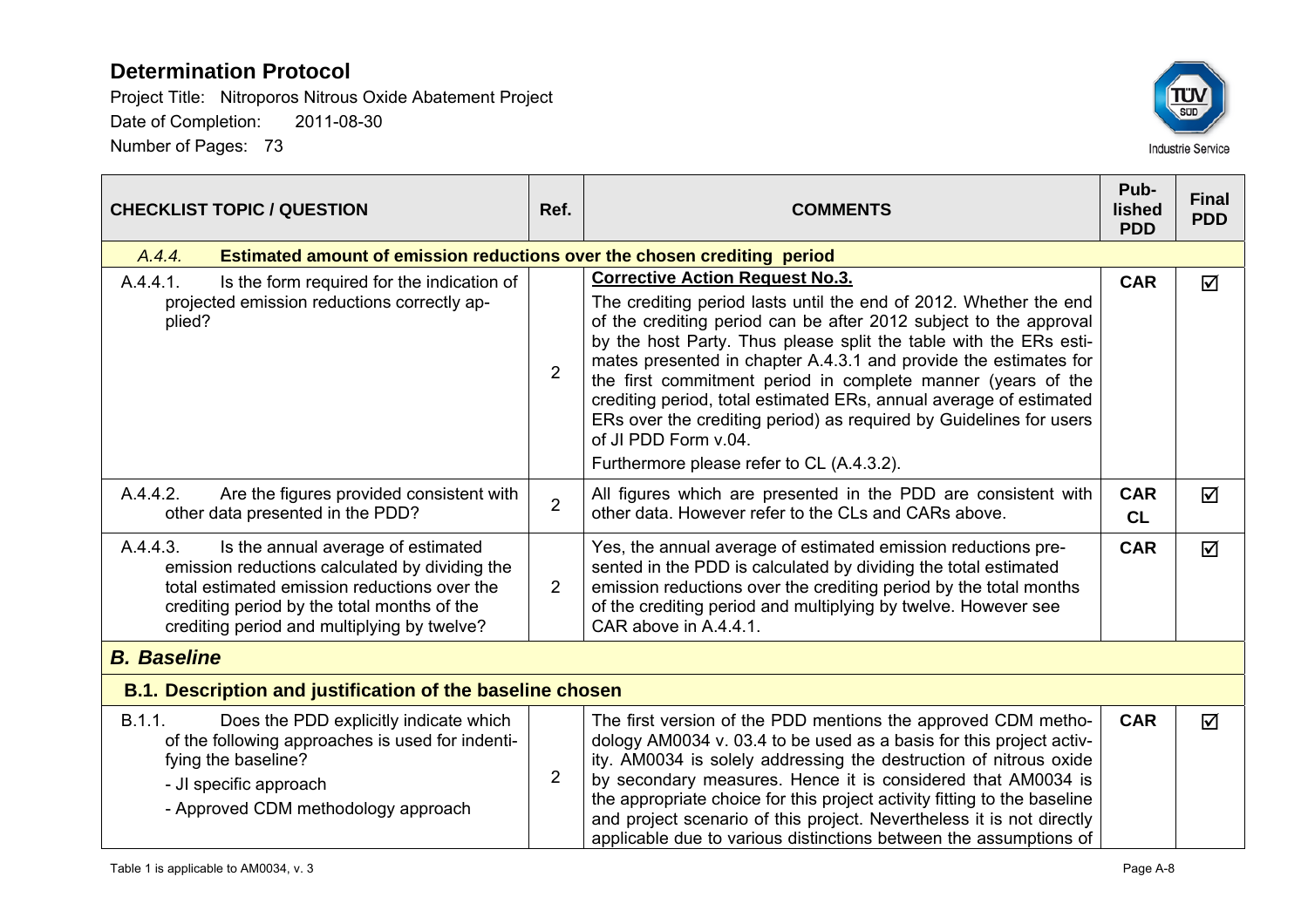# Determination Protocol

Project Title: Nitroporos Nitrous Oxide Abatement Project

Date of Completion: 2011-08-30

Number of Pages: 73

| CHECKLIST TOPIC / QUESTION | Ref. | COMMENTS | Pub-lished PDD | Final PDD |
|---|---|---|---|---|
| *A.4.4.* **Estimated amount of emission reductions over the chosen crediting period** | | | | |
| A.4.4.1. Is the form required for the indication of projected emission reductions correctly applied? | 2 | **Corrective Action Request No.3.** The crediting period lasts until the end of 2012. Whether the end of the crediting period can be after 2012 subject to the approval by the host Party. Thus please split the table with the ERs estimates presented in chapter A.4.3.1 and provide the estimates for the first commitment period in complete manner (years of the crediting period, total estimated ERs, annual average of estimated ERs over the crediting period) as required by Guidelines for users of JI PDD Form v.04. Furthermore please refer to CL (A.4.3.2). | **CAR** | ☑ |
| A.4.4.2. Are the figures provided consistent with other data presented in the PDD? | 2 | All figures which are presented in the PDD are consistent with other data. However refer to the CLs and CARs above. | **CAR CL** | ☑ |
| A.4.4.3. Is the annual average of estimated emission reductions calculated by dividing the total estimated emission reductions over the crediting period by the total months of the crediting period and multiplying by twelve? | 2 | Yes, the annual average of estimated emission reductions presented in the PDD is calculated by dividing the total estimated emission reductions over the crediting period by the total months of the crediting period and multiplying by twelve. However see CAR above in A.4.4.1. | **CAR** | ☑ |
| ***B. Baseline*** | | | | |
| **B.1. Description and justification of the baseline chosen** | | | | |
| B.1.1. Does the PDD explicitly indicate which of the following approaches is used for indentifying the baseline? - JI specific approach - Approved CDM methodology approach | 2 | The first version of the PDD mentions the approved CDM methodology AM0034 v. 03.4 to be used as a basis for this project activity. AM0034 is solely addressing the destruction of nitrous oxide by secondary measures. Hence it is considered that AM0034 is the appropriate choice for this project activity fitting to the baseline and project scenario of this project. Nevertheless it is not directly applicable due to various distinctions between the assumptions of | **CAR** | ☑ |

Table 1 is applicable to AM0034, v. 3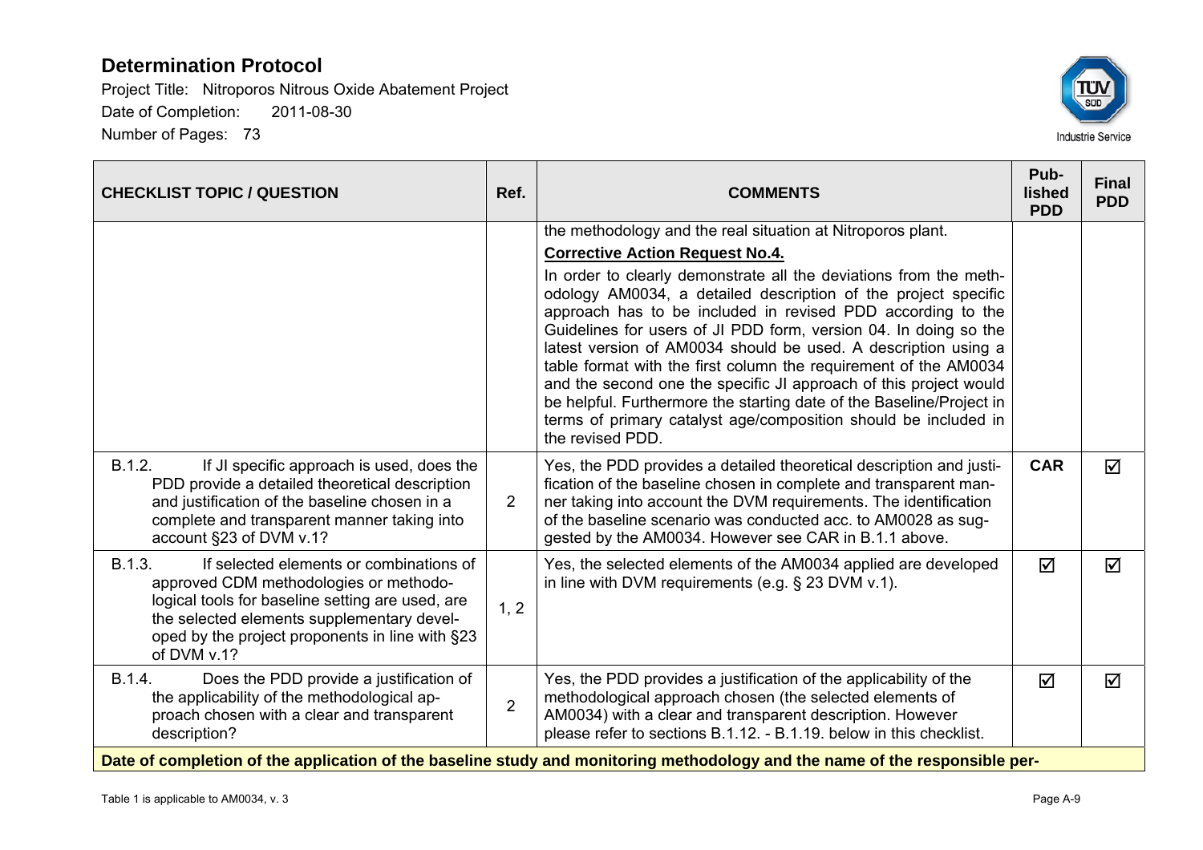| CHECKLIST TOPIC / QUESTION | Ref. | COMMENTS | Published PDD | Final PDD |
|---|---|---|---|---|
| | | the methodology and the real situation at Nitroporos plant.<br>**Corrective Action Request No.4.**<br>In order to clearly demonstrate all the deviations from the methodology AM0034, a detailed description of the project specific approach has to be included in revised PDD according to the Guidelines for users of JI PDD form, version 04. In doing so the latest version of AM0034 should be used. A description using a table format with the first column the requirement of the AM0034 and the second one the specific JI approach of this project would be helpful. Furthermore the starting date of the Baseline/Project in terms of primary catalyst age/composition should be included in the revised PDD. | | |
| B.1.2. If JI specific approach is used, does the PDD provide a detailed theoretical description and justification of the baseline chosen in a complete and transparent manner taking into account §23 of DVM v.1? | 2 | Yes, the PDD provides a detailed theoretical description and justification of the baseline chosen in complete and transparent manner taking into account the DVM requirements. The identification of the baseline scenario was conducted acc. to AM0028 as suggested by the AM0034. However see CAR in B.1.1 above. | **CAR** | ☑ |
| B.1.3. If selected elements or combinations of approved CDM methodologies or methodological tools for baseline setting are used, are the selected elements supplementary developed by the project proponents in line with §23 of DVM v.1? | 1, 2 | Yes, the selected elements of the AM0034 applied are developed in line with DVM requirements (e.g. § 23 DVM v.1). | ☑ | ☑ |
| B.1.4. Does the PDD provide a justification of the applicability of the methodological approach chosen with a clear and transparent description? | 2 | Yes, the PDD provides a justification of the applicability of the methodological approach chosen (the selected elements of AM0034) with a clear and transparent description. However please refer to sections B.1.12. - B.1.19. below in this checklist. | ☑ | ☑ |
| **Date of completion of the application of the baseline study and monitoring methodology and the name of the responsible per-** | | | | |

Table 1 is applicable to AM0034, v. 3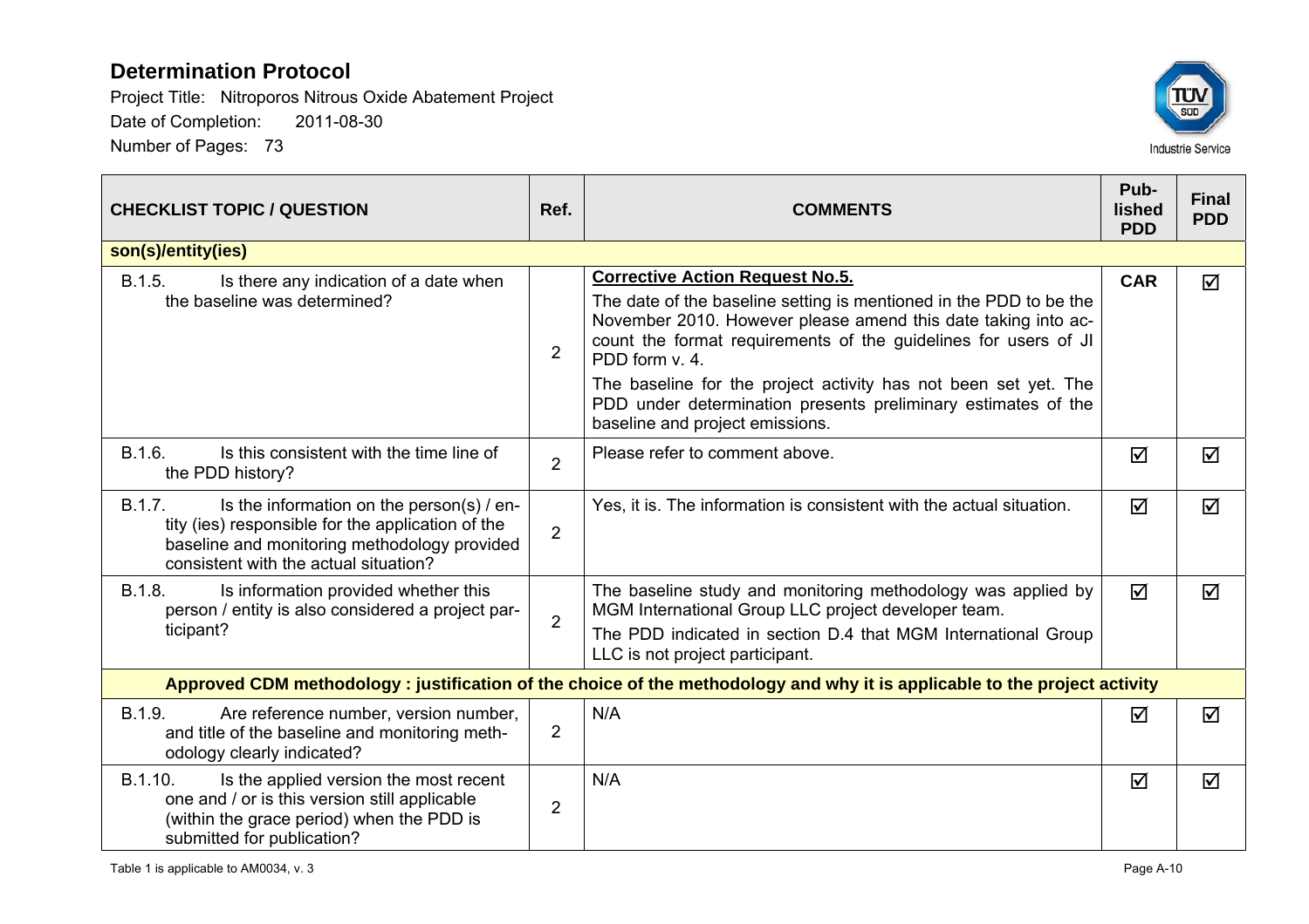# Determination Protocol

Project Title: Nitroporos Nitrous Oxide Abatement Project

Date of Completion: 2011-08-30

Number of Pages: 73

| CHECKLIST TOPIC / QUESTION | Ref. | COMMENTS | Published PDD | Final PDD |
|---|---|---|---|---|
| **son(s)/entity(ies)** | | | | |
| B.1.5. Is there any indication of a date when the baseline was determined? | 2 | **Corrective Action Request No.5.** The date of the baseline setting is mentioned in the PDD to be the November 2010. However please amend this date taking into account the format requirements of the guidelines for users of JI PDD form v. 4. The baseline for the project activity has not been set yet. The PDD under determination presents preliminary estimates of the baseline and project emissions. | CAR | ☑ |
| B.1.6. Is this consistent with the time line of the PDD history? | 2 | Please refer to comment above. | ☑ | ☑ |
| B.1.7. Is the information on the person(s) / entity (ies) responsible for the application of the baseline and monitoring methodology provided consistent with the actual situation? | 2 | Yes, it is. The information is consistent with the actual situation. | ☑ | ☑ |
| B.1.8. Is information provided whether this person / entity is also considered a project participant? | 2 | The baseline study and monitoring methodology was applied by MGM International Group LLC project developer team. The PDD indicated in section D.4 that MGM International Group LLC is not project participant. | ☑ | ☑ |
| **Approved CDM methodology : justification of the choice of the methodology and why it is applicable to the project activity** | | | | |
| B.1.9. Are reference number, version number, and title of the baseline and monitoring methodology clearly indicated? | 2 | N/A | ☑ | ☑ |
| B.1.10. Is the applied version the most recent one and / or is this version still applicable (within the grace period) when the PDD is submitted for publication? | 2 | N/A | ☑ | ☑ |

Table 1 is applicable to AM0034, v. 3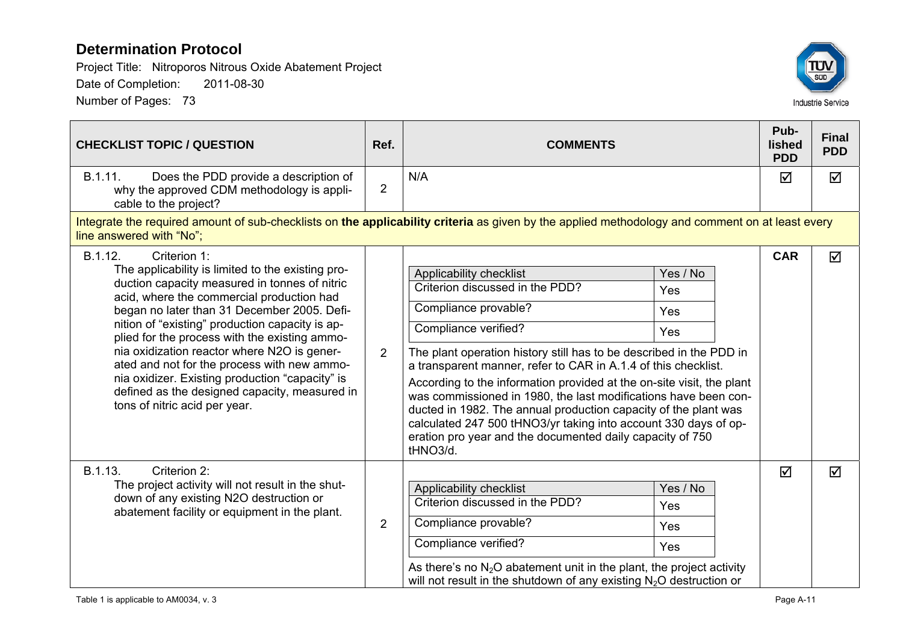# Determination Protocol

Project Title: Nitroporos Nitrous Oxide Abatement Project

Date of Completion: 2011-08-30

Number of Pages: 73

| CHECKLIST TOPIC / QUESTION | Ref. | COMMENTS | Pub-lished PDD | Final PDD |
|---|---|---|---|---|
| B.1.11. Does the PDD provide a description of why the approved CDM methodology is applicable to the project? | 2 | N/A | ☑ | ☑ |
| Integrate the required amount of sub-checklists on **the applicability criteria** as given by the applied methodology and comment on at least every line answered with "No"; | | | | |
| B.1.12. Criterion 1: The applicability is limited to the existing production capacity measured in tonnes of nitric acid, where the commercial production had began no later than 31 December 2005. Definition of "existing" production capacity is applied for the process with the existing ammonia oxidization reactor where N2O is generated and not for the process with new ammonia oxidizer. Existing production "capacity" is defined as the designed capacity, measured in tons of nitric acid per year. | 2 | Applicability checklist — Yes / No<br>Criterion discussed in the PDD? — Yes<br>Compliance provable? — Yes<br>Compliance verified? — Yes<br>The plant operation history still has to be described in the PDD in a transparent manner, refer to CAR in A.1.4 of this checklist.<br>According to the information provided at the on-site visit, the plant was commissioned in 1980, the last modifications have been conducted in 1982. The annual production capacity of the plant was calculated 247 500 tHNO3/yr taking into account 330 days of operation pro year and the documented daily capacity of 750 tHNO3/d. | **CAR** | ☑ |
| B.1.13. Criterion 2: The project activity will not result in the shutdown of any existing N2O destruction or abatement facility or equipment in the plant. | 2 | Applicability checklist — Yes / No<br>Criterion discussed in the PDD? — Yes<br>Compliance provable? — Yes<br>Compliance verified? — Yes<br>As there's no $N_2O$ abatement unit in the plant, the project activity will not result in the shutdown of any existing $N_2O$ destruction or | ☑ | ☑ |

Table 1 is applicable to AM0034, v. 3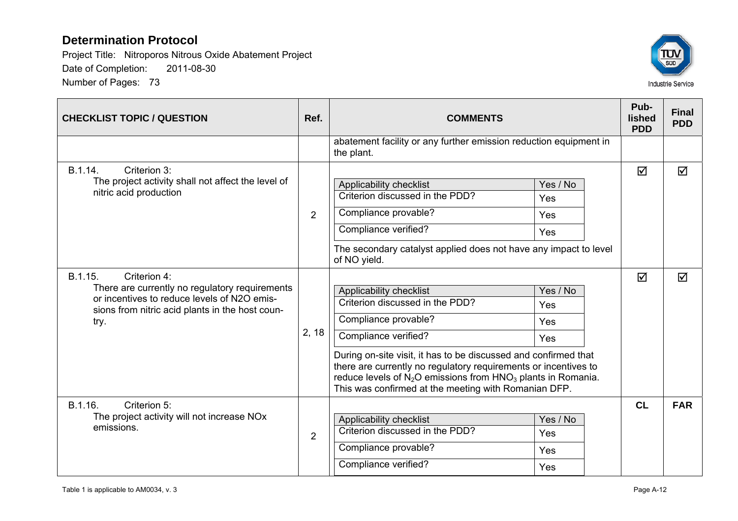| CHECKLIST TOPIC / QUESTION | Ref. | COMMENTS | Pub-lished PDD | Final PDD |
|---|---|---|---|---|
| | | abatement facility or any further emission reduction equipment in the plant. | | |
| B.1.14. Criterion 3: The project activity shall not affect the level of nitric acid production | 2 | Applicability checklist – Yes / No<br>Criterion discussed in the PDD? – Yes<br>Compliance provable? – Yes<br>Compliance verified? – Yes<br><br>The secondary catalyst applied does not have any impact to level of NO yield. | ☑ | ☑ |
| B.1.15. Criterion 4: There are currently no regulatory requirements or incentives to reduce levels of N2O emissions from nitric acid plants in the host country. | 2, 18 | Applicability checklist – Yes / No<br>Criterion discussed in the PDD? – Yes<br>Compliance provable? – Yes<br>Compliance verified? – Yes<br><br>During on-site visit, it has to be discussed and confirmed that there are currently no regulatory requirements or incentives to reduce levels of $N_2O$ emissions from $HNO_3$ plants in Romania. This was confirmed at the meeting with Romanian DFP. | ☑ | ☑ |
| B.1.16. Criterion 5: The project activity will not increase NOx emissions. | 2 | Applicability checklist – Yes / No<br>Criterion discussed in the PDD? – Yes<br>Compliance provable? – Yes<br>Compliance verified? – Yes | CL | FAR |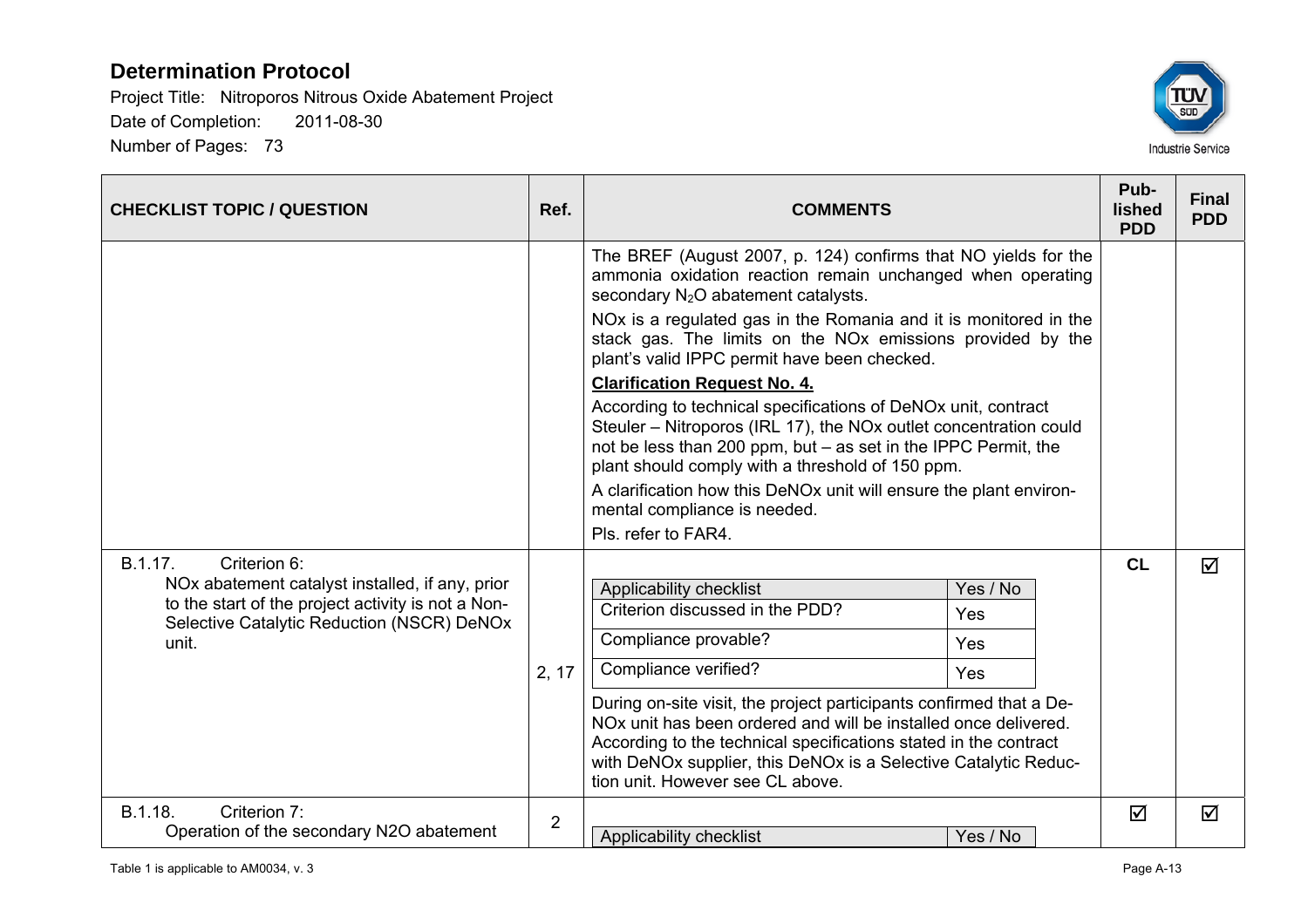| CHECKLIST TOPIC / QUESTION | Ref. | COMMENTS | Pub-lished PDD | Final PDD |
|---|---|---|---|---|
| | | The BREF (August 2007, p. 124) confirms that NO yields for the ammonia oxidation reaction remain unchanged when operating secondary $N_2O$ abatement catalysts.<br><br>NOx is a regulated gas in the Romania and it is monitored in the stack gas. The limits on the NOx emissions provided by the plant's valid IPPC permit have been checked.<br><br>**Clarification Request No. 4.**<br><br>According to technical specifications of DeNOx unit, contract Steuler – Nitroporos (IRL 17), the NOx outlet concentration could not be less than 200 ppm, but – as set in the IPPC Permit, the plant should comply with a threshold of 150 ppm.<br><br>A clarification how this DeNOx unit will ensure the plant environmental compliance is needed.<br><br>Pls. refer to FAR4. | | |
| B.1.17. Criterion 6:<br>NOx abatement catalyst installed, if any, prior to the start of the project activity is not a Non-Selective Catalytic Reduction (NSCR) DeNOx unit. | 2, 17 | Applicability checklist: Yes / No<br>Criterion discussed in the PDD? Yes<br>Compliance provable? Yes<br>Compliance verified? Yes<br><br>During on-site visit, the project participants confirmed that a DeNOx unit has been ordered and will be installed once delivered. According to the technical specifications stated in the contract with DeNOx supplier, this DeNOx is a Selective Catalytic Reduction unit. However see CL above. | CL | ☑ |
| B.1.18. Criterion 7:<br>Operation of the secondary N2O abatement | 2 | Applicability checklist: Yes / No | ☑ | ☑ |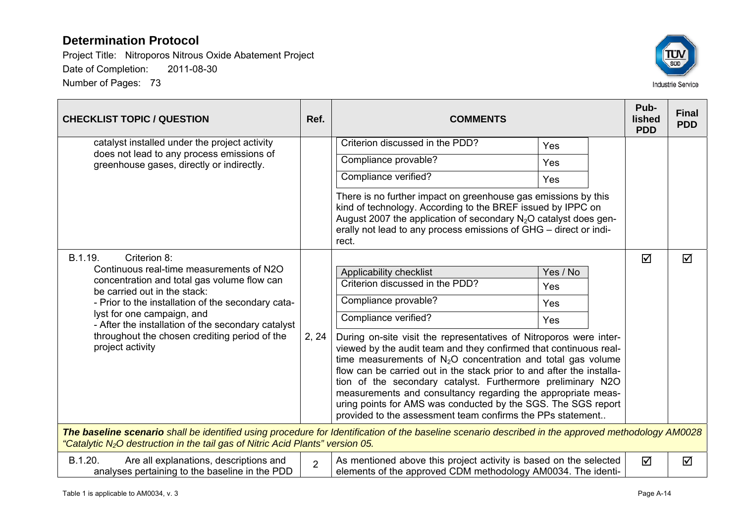| CHECKLIST TOPIC / QUESTION | Ref. | COMMENTS | Published PDD | Final PDD |
|---|---|---|---|---|
| catalyst installed under the project activity does not lead to any process emissions of greenhouse gases, directly or indirectly. | | Criterion discussed in the PDD? Yes<br>Compliance provable? Yes<br>Compliance verified? Yes<br>There is no further impact on greenhouse gas emissions by this kind of technology. According to the BREF issued by IPPC on August 2007 the application of secondary $N_2O$ catalyst does generally not lead to any process emissions of GHG – direct or indirect. | | |
| B.1.19. Criterion 8:<br>Continuous real-time measurements of N2O concentration and total gas volume flow can be carried out in the stack:<br>- Prior to the installation of the secondary catalyst for one campaign, and<br>- After the installation of the secondary catalyst throughout the chosen crediting period of the project activity | 2, 24 | Applicability checklist: Yes / No<br>Criterion discussed in the PDD? Yes<br>Compliance provable? Yes<br>Compliance verified? Yes<br>During on-site visit the representatives of Nitroporos were interviewed by the audit team and they confirmed that continuous real-time measurements of $N_2O$ concentration and total gas volume flow can be carried out in the stack prior to and after the installation of the secondary catalyst. Furthermore preliminary N2O measurements and consultancy regarding the appropriate measuring points for AMS was conducted by the SGS. The SGS report provided to the assessment team confirms the PPs statement.. | ☑ | ☑ |
| ***The baseline scenario** shall be identified using procedure for Identification of the baseline scenario described in the approved methodology AM0028 "Catalytic $N_2O$ destruction in the tail gas of Nitric Acid Plants" version 05.* | | | | |
| B.1.20. Are all explanations, descriptions and analyses pertaining to the baseline in the PDD | 2 | As mentioned above this project activity is based on the selected elements of the approved CDM methodology AM0034. The identi- | ☑ | ☑ |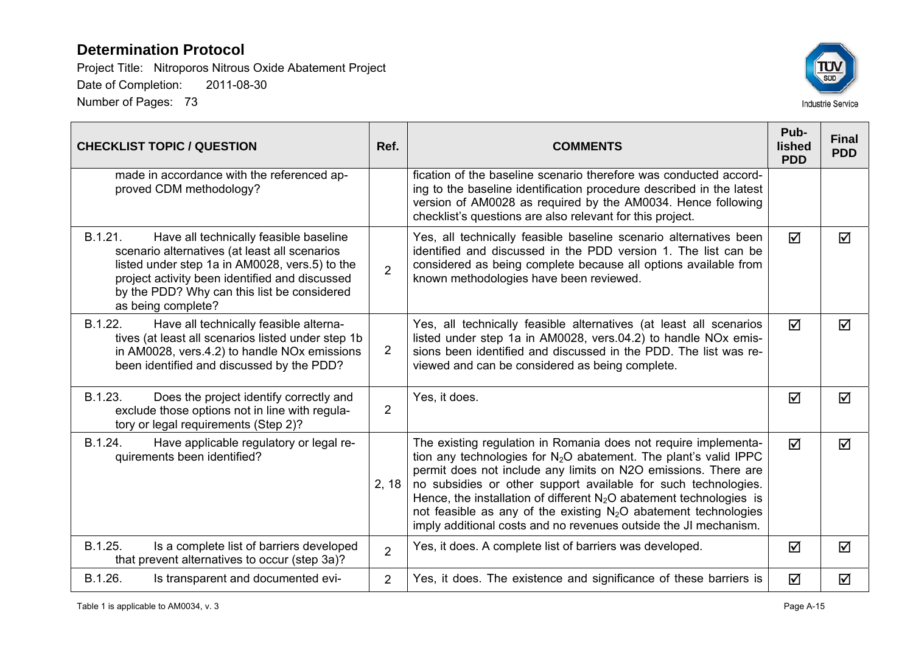| CHECKLIST TOPIC / QUESTION | Ref. | COMMENTS | Published PDD | Final PDD |
|---|---|---|---|---|
| made in accordance with the referenced approved CDM methodology? | | fication of the baseline scenario therefore was conducted according to the baseline identification procedure described in the latest version of AM0028 as required by the AM0034. Hence following checklist's questions are also relevant for this project. | | |
| B.1.21. Have all technically feasible baseline scenario alternatives (at least all scenarios listed under step 1a in AM0028, vers.5) to the project activity been identified and discussed by the PDD? Why can this list be considered as being complete? | 2 | Yes, all technically feasible baseline scenario alternatives been identified and discussed in the PDD version 1. The list can be considered as being complete because all options available from known methodologies have been reviewed. | ☑ | ☑ |
| B.1.22. Have all technically feasible alternatives (at least all scenarios listed under step 1b in AM0028, vers.4.2) to handle NOx emissions been identified and discussed by the PDD? | 2 | Yes, all technically feasible alternatives (at least all scenarios listed under step 1a in AM0028, vers.04.2) to handle NOx emissions been identified and discussed in the PDD. The list was reviewed and can be considered as being complete. | ☑ | ☑ |
| B.1.23. Does the project identify correctly and exclude those options not in line with regulatory or legal requirements (Step 2)? | 2 | Yes, it does. | ☑ | ☑ |
| B.1.24. Have applicable regulatory or legal requirements been identified? | 2, 18 | The existing regulation in Romania does not require implementation any technologies for $N_2O$ abatement. The plant's valid IPPC permit does not include any limits on N2O emissions. There are no subsidies or other support available for such technologies. Hence, the installation of different $N_2O$ abatement technologies is not feasible as any of the existing $N_2O$ abatement technologies imply additional costs and no revenues outside the JI mechanism. | ☑ | ☑ |
| B.1.25. Is a complete list of barriers developed that prevent alternatives to occur (step 3a)? | 2 | Yes, it does. A complete list of barriers was developed. | ☑ | ☑ |
| B.1.26. Is transparent and documented evi- | 2 | Yes, it does. The existence and significance of these barriers is | ☑ | ☑ |

Table 1 is applicable to AM0034, v. 3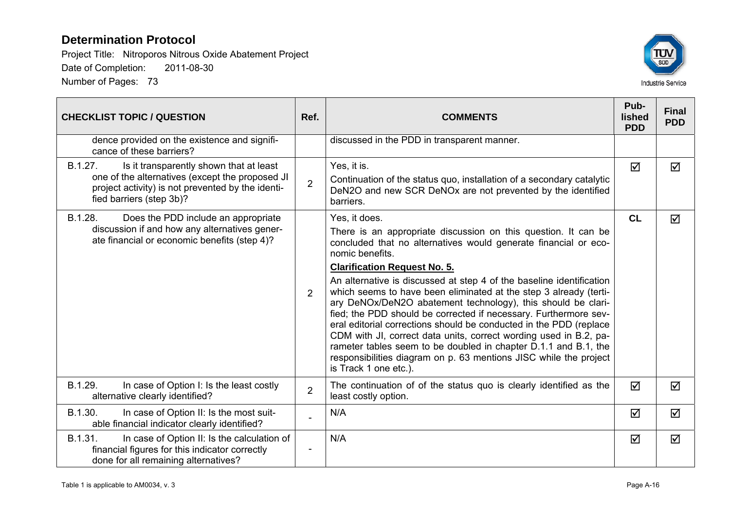# Determination Protocol

Project Title: Nitroporos Nitrous Oxide Abatement Project

Date of Completion: 2011-08-30

Number of Pages: 73

| CHECKLIST TOPIC / QUESTION | Ref. | COMMENTS | Published PDD | Final PDD |
|---|---|---|---|---|
| dence provided on the existence and significance of these barriers? | | discussed in the PDD in transparent manner. | | |
| B.1.27. Is it transparently shown that at least one of the alternatives (except the proposed JI project activity) is not prevented by the identified barriers (step 3b)? | 2 | Yes, it is.<br>Continuation of the status quo, installation of a secondary catalytic DeN2O and new SCR DeNOx are not prevented by the identified barriers. | ☑ | ☑ |
| B.1.28. Does the PDD include an appropriate discussion if and how any alternatives generate financial or economic benefits (step 4)? | 2 | Yes, it does.<br>There is an appropriate discussion on this question. It can be concluded that no alternatives would generate financial or economic benefits.<br>**Clarification Request No. 5.**<br>An alternative is discussed at step 4 of the baseline identification which seems to have been eliminated at the step 3 already (tertiary DeNOx/DeN2O abatement technology), this should be clarified; the PDD should be corrected if necessary. Furthermore several editorial corrections should be conducted in the PDD (replace CDM with JI, correct data units, correct wording used in B.2, parameter tables seem to be doubled in chapter D.1.1 and B.1, the responsibilities diagram on p. 63 mentions JISC while the project is Track 1 one etc.). | **CL** | ☑ |
| B.1.29. In case of Option I: Is the least costly alternative clearly identified? | 2 | The continuation of of the status quo is clearly identified as the least costly option. | ☑ | ☑ |
| B.1.30. In case of Option II: Is the most suitable financial indicator clearly identified? | - | N/A | ☑ | ☑ |
| B.1.31. In case of Option II: Is the calculation of financial figures for this indicator correctly done for all remaining alternatives? | - | N/A | ☑ | ☑ |

Table 1 is applicable to AM0034, v. 3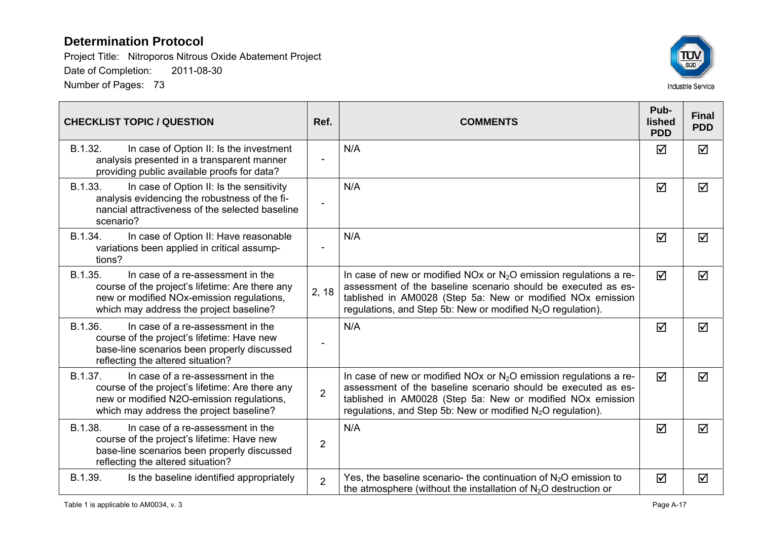# Determination Protocol

Project Title: Nitroporos Nitrous Oxide Abatement Project

Date of Completion: 2011-08-30

Number of Pages: 73

| CHECKLIST TOPIC / QUESTION | Ref. | COMMENTS | Pub-lished PDD | Final PDD |
|---|---|---|---|---|
| B.1.32. In case of Option II: Is the investment analysis presented in a transparent manner providing public available proofs for data? | - | N/A | ☑ | ☑ |
| B.1.33. In case of Option II: Is the sensitivity analysis evidencing the robustness of the financial attractiveness of the selected baseline scenario? | - | N/A | ☑ | ☑ |
| B.1.34. In case of Option II: Have reasonable variations been applied in critical assumptions? | - | N/A | ☑ | ☑ |
| B.1.35. In case of a re-assessment in the course of the project's lifetime: Are there any new or modified NOx-emission regulations, which may address the project baseline? | 2, 18 | In case of new or modified NOx or $N_2O$ emission regulations a re-assessment of the baseline scenario should be executed as established in AM0028 (Step 5a: New or modified NOx emission regulations, and Step 5b: New or modified $N_2O$ regulation). | ☑ | ☑ |
| B.1.36. In case of a re-assessment in the course of the project's lifetime: Have new base-line scenarios been properly discussed reflecting the altered situation? | - | N/A | ☑ | ☑ |
| B.1.37. In case of a re-assessment in the course of the project's lifetime: Are there any new or modified N2O-emission regulations, which may address the project baseline? | 2 | In case of new or modified NOx or $N_2O$ emission regulations a re-assessment of the baseline scenario should be executed as established in AM0028 (Step 5a: New or modified NOx emission regulations, and Step 5b: New or modified $N_2O$ regulation). | ☑ | ☑ |
| B.1.38. In case of a re-assessment in the course of the project's lifetime: Have new base-line scenarios been properly discussed reflecting the altered situation? | 2 | N/A | ☑ | ☑ |
| B.1.39. Is the baseline identified appropriately | 2 | Yes, the baseline scenario- the continuation of $N_2O$ emission to the atmosphere (without the installation of $N_2O$ destruction or | ☑ | ☑ |

Table 1 is applicable to AM0034, v. 3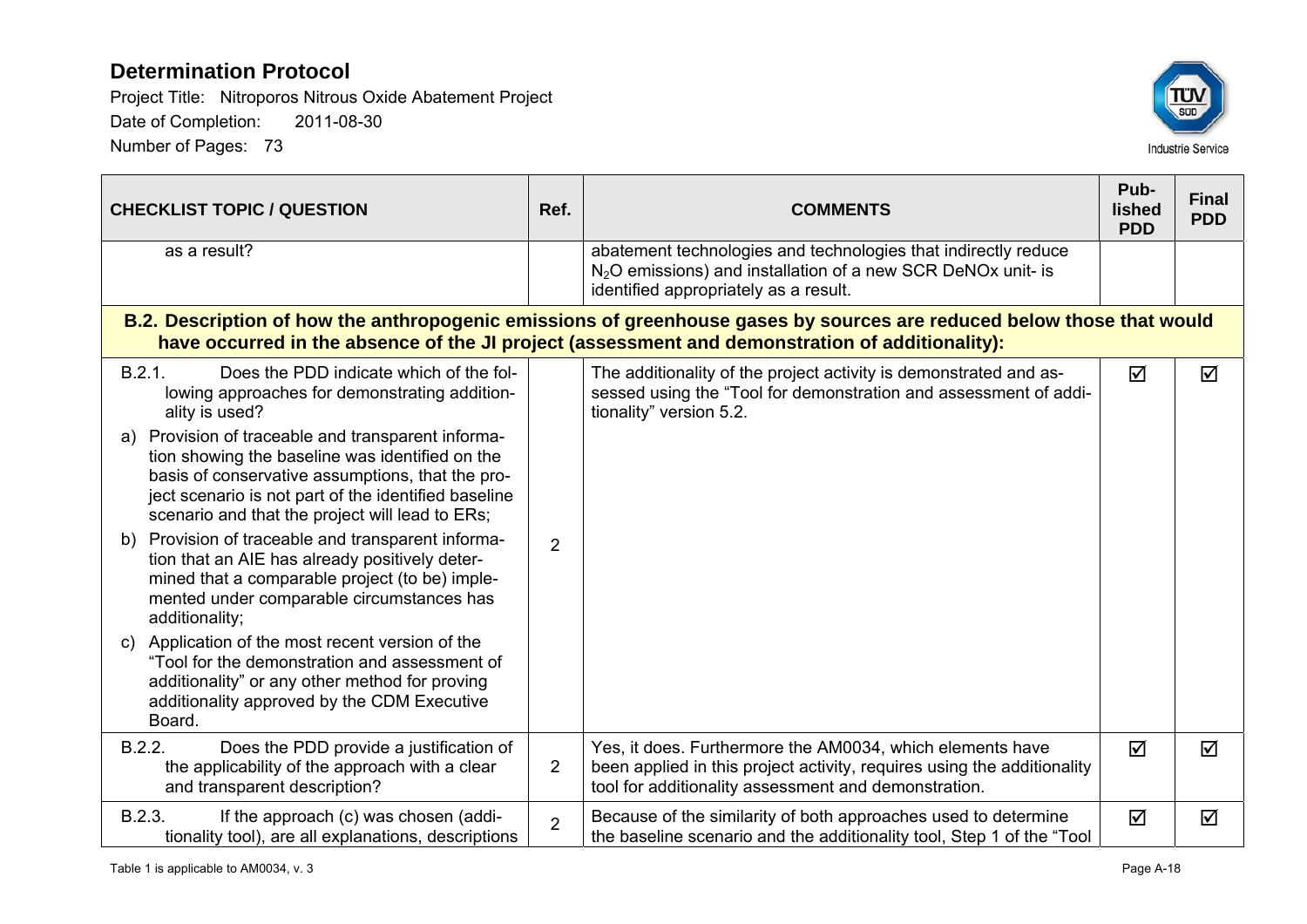| CHECKLIST TOPIC / QUESTION | Ref. | COMMENTS | Pub-lished PDD | Final PDD |
|---|---|---|---|---|
| as a result? | | abatement technologies and technologies that indirectly reduce $N_2O$ emissions) and installation of a new SCR DeNOx unit- is identified appropriately as a result. | | |
| **B.2. Description of how the anthropogenic emissions of greenhouse gases by sources are reduced below those that would have occurred in the absence of the JI project (assessment and demonstration of additionality):** | | | | |
| B.2.1. Does the PDD indicate which of the following approaches for demonstrating additionality is used?<br>a) Provision of traceable and transparent information showing the baseline was identified on the basis of conservative assumptions, that the project scenario is not part of the identified baseline scenario and that the project will lead to ERs;<br>b) Provision of traceable and transparent information that an AIE has already positively determined that a comparable project (to be) implemented under comparable circumstances has additionality;<br>c) Application of the most recent version of the "Tool for the demonstration and assessment of additionality" or any other method for proving additionality approved by the CDM Executive Board. | 2 | The additionality of the project activity is demonstrated and assessed using the "Tool for demonstration and assessment of additionality" version 5.2. | ☑ | ☑ |
| B.2.2. Does the PDD provide a justification of the applicability of the approach with a clear and transparent description? | 2 | Yes, it does. Furthermore the AM0034, which elements have been applied in this project activity, requires using the additionality tool for additionality assessment and demonstration. | ☑ | ☑ |
| B.2.3. If the approach (c) was chosen (additionality tool), are all explanations, descriptions | 2 | Because of the similarity of both approaches used to determine the baseline scenario and the additionality tool, Step 1 of the "Tool | ☑ | ☑ |

Table 1 is applicable to AM0034, v. 3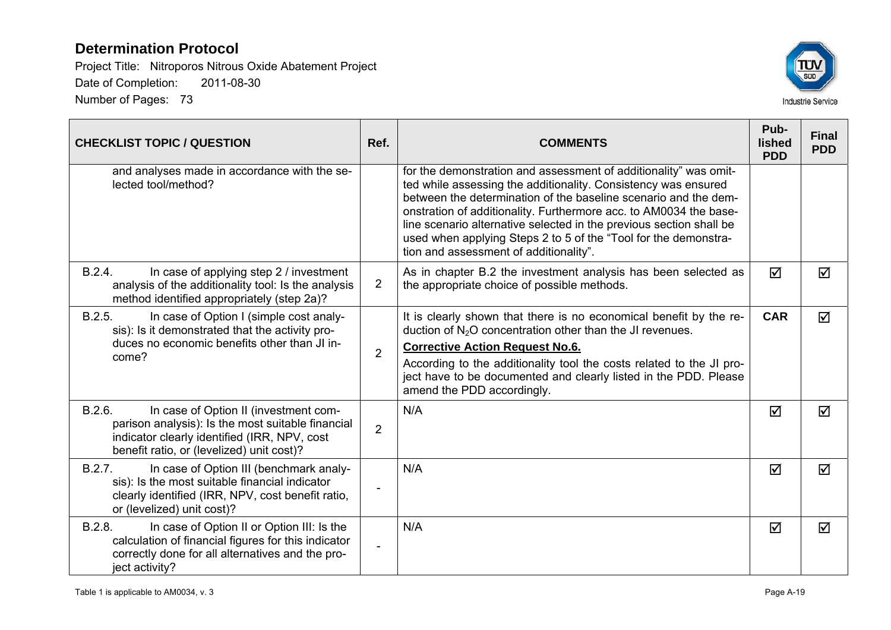| CHECKLIST TOPIC / QUESTION | Ref. | COMMENTS | Pub-lished PDD | Final PDD |
|---|---|---|---|---|
| and analyses made in accordance with the selected tool/method? | | for the demonstration and assessment of additionality" was omitted while assessing the additionality. Consistency was ensured between the determination of the baseline scenario and the demonstration of additionality. Furthermore acc. to AM0034 the baseline scenario alternative selected in the previous section shall be used when applying Steps 2 to 5 of the "Tool for the demonstration and assessment of additionality". | | |
| B.2.4. In case of applying step 2 / investment analysis of the additionality tool: Is the analysis method identified appropriately (step 2a)? | 2 | As in chapter B.2 the investment analysis has been selected as the appropriate choice of possible methods. | ☑ | ☑ |
| B.2.5. In case of Option I (simple cost analysis): Is it demonstrated that the activity produces no economic benefits other than JI income? | 2 | It is clearly shown that there is no economical benefit by the reduction of $N_2O$ concentration other than the JI revenues. **Corrective Action Request No.6.** According to the additionality tool the costs related to the JI project have to be documented and clearly listed in the PDD. Please amend the PDD accordingly. | **CAR** | ☑ |
| B.2.6. In case of Option II (investment comparison analysis): Is the most suitable financial indicator clearly identified (IRR, NPV, cost benefit ratio, or (levelized) unit cost)? | 2 | N/A | ☑ | ☑ |
| B.2.7. In case of Option III (benchmark analysis): Is the most suitable financial indicator clearly identified (IRR, NPV, cost benefit ratio, or (levelized) unit cost)? | - | N/A | ☑ | ☑ |
| B.2.8. In case of Option II or Option III: Is the calculation of financial figures for this indicator correctly done for all alternatives and the project activity? | - | N/A | ☑ | ☑ |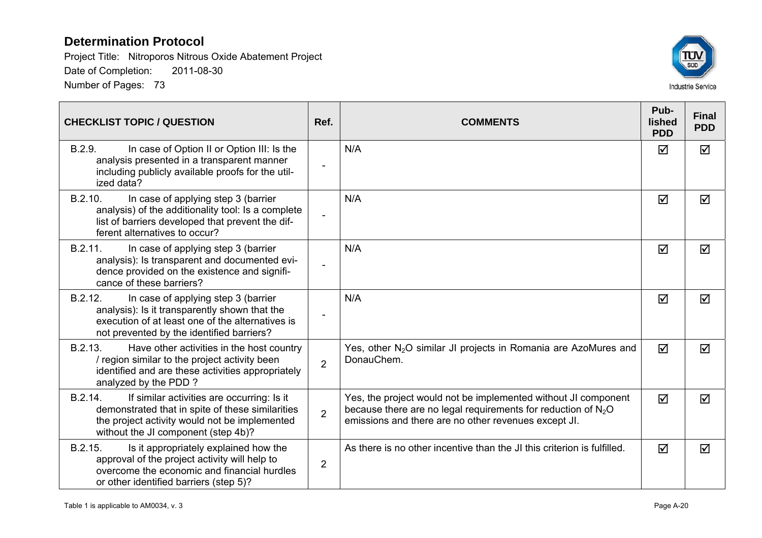## Determination Protocol

Project Title: Nitroporos Nitrous Oxide Abatement Project

Date of Completion: 2011-08-30

Number of Pages: 73

| CHECKLIST TOPIC / QUESTION | Ref. | COMMENTS | Published PDD | Final PDD |
|---|---|---|---|---|
| B.2.9. In case of Option II or Option III: Is the analysis presented in a transparent manner including publicly available proofs for the utilized data? | - | N/A | ☑ | ☑ |
| B.2.10. In case of applying step 3 (barrier analysis) of the additionality tool: Is a complete list of barriers developed that prevent the different alternatives to occur? | - | N/A | ☑ | ☑ |
| B.2.11. In case of applying step 3 (barrier analysis): Is transparent and documented evidence provided on the existence and significance of these barriers? | - | N/A | ☑ | ☑ |
| B.2.12. In case of applying step 3 (barrier analysis): Is it transparently shown that the execution of at least one of the alternatives is not prevented by the identified barriers? | - | N/A | ☑ | ☑ |
| B.2.13. Have other activities in the host country / region similar to the project activity been identified and are these activities appropriately analyzed by the PDD ? | 2 | Yes, other $N_2O$ similar JI projects in Romania are AzoMures and DonauChem. | ☑ | ☑ |
| B.2.14. If similar activities are occurring: Is it demonstrated that in spite of these similarities the project activity would not be implemented without the JI component (step 4b)? | 2 | Yes, the project would not be implemented without JI component because there are no legal requirements for reduction of $N_2O$ emissions and there are no other revenues except JI. | ☑ | ☑ |
| B.2.15. Is it appropriately explained how the approval of the project activity will help to overcome the economic and financial hurdles or other identified barriers (step 5)? | 2 | As there is no other incentive than the JI this criterion is fulfilled. | ☑ | ☑ |

Table 1 is applicable to AM0034, v. 3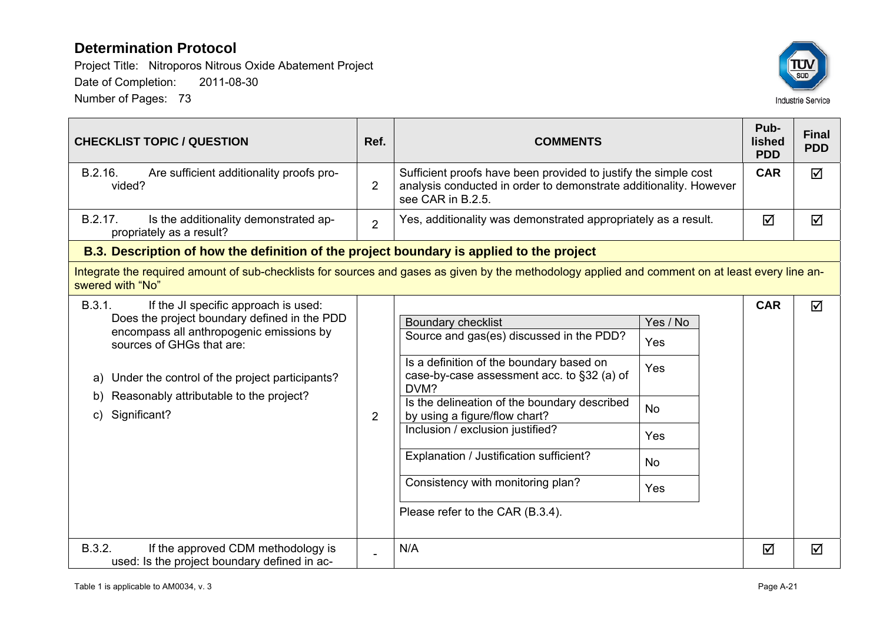# Determination Protocol

Project Title: Nitroporos Nitrous Oxide Abatement Project

Date of Completion: 2011-08-30

Number of Pages: 73

| CHECKLIST TOPIC / QUESTION | Ref. | COMMENTS | Published PDD | Final PDD |
|---|---|---|---|---|
| B.2.16. Are sufficient additionality proofs provided? | 2 | Sufficient proofs have been provided to justify the simple cost analysis conducted in order to demonstrate additionality. However see CAR in B.2.5. | CAR | ☑ |
| B.2.17. Is the additionality demonstrated appropriately as a result? | 2 | Yes, additionality was demonstrated appropriately as a result. | ☑ | ☑ |
| **B.3. Description of how the definition of the project boundary is applied to the project** | | | | |
| Integrate the required amount of sub-checklists for sources and gases as given by the methodology applied and comment on at least every line answered with "No" | | | | |
| B.3.1. If the JI specific approach is used: Does the project boundary defined in the PDD encompass all anthropogenic emissions by sources of GHGs that are: a) Under the control of the project participants? b) Reasonably attributable to the project? c) Significant? | 2 | Boundary checklist – Yes / No:<br>Source and gas(es) discussed in the PDD? – Yes<br>Is a definition of the boundary based on case-by-case assessment acc. to §32 (a) of DVM? – Yes<br>Is the delineation of the boundary described by using a figure/flow chart? – No<br>Inclusion / exclusion justified? – Yes<br>Explanation / Justification sufficient? – No<br>Consistency with monitoring plan? – Yes<br><br>Please refer to the CAR (B.3.4). | CAR | ☑ |
| B.3.2. If the approved CDM methodology is used: Is the project boundary defined in ac- | - | N/A | ☑ | ☑ |

Table 1 is applicable to AM0034, v. 3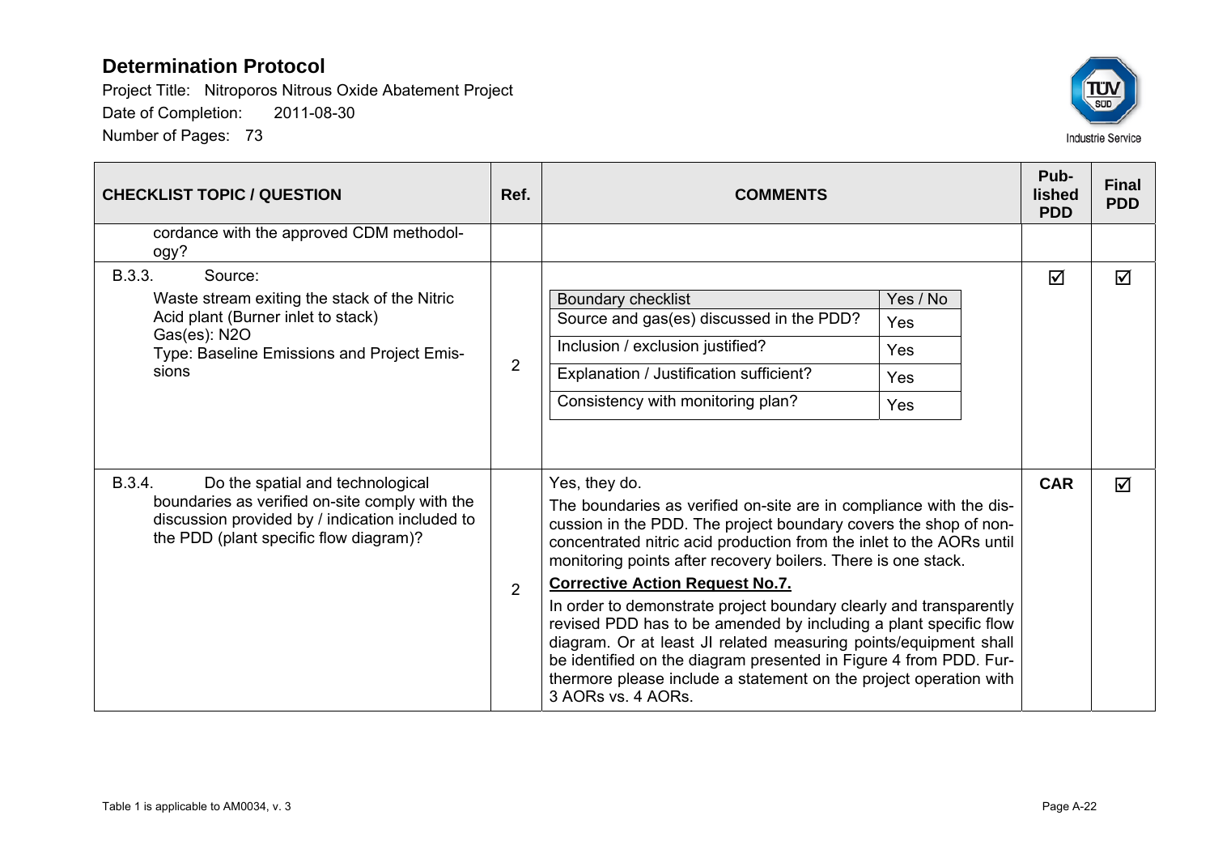| CHECKLIST TOPIC / QUESTION | Ref. | COMMENTS | Pub-lished PDD | Final PDD |
|---|---|---|---|---|
| cordance with the approved CDM methodol-ogy? | | | | |
| B.3.3. Source: Waste stream exiting the stack of the Nitric Acid plant (Burner inlet to stack) Gas(es): N2O Type: Baseline Emissions and Project Emis-sions | 2 | Boundary checklist – Yes / No<br>Source and gas(es) discussed in the PDD? – Yes<br>Inclusion / exclusion justified? – Yes<br>Explanation / Justification sufficient? – Yes<br>Consistency with monitoring plan? – Yes | ☑ | ☑ |
| B.3.4. Do the spatial and technological boundaries as verified on-site comply with the discussion provided by / indication included to the PDD (plant specific flow diagram)? | 2 | Yes, they do.<br>The boundaries as verified on-site are in compliance with the dis-cussion in the PDD. The project boundary covers the shop of non-concentrated nitric acid production from the inlet to the AORs until monitoring points after recovery boilers. There is one stack.<br>**Corrective Action Request No.7.**<br>In order to demonstrate project boundary clearly and transparently revised PDD has to be amended by including a plant specific flow diagram. Or at least JI related measuring points/equipment shall be identified on the diagram presented in Figure 4 from PDD. Fur-thermore please include a statement on the project operation with 3 AORs vs. 4 AORs. | CAR | ☑ |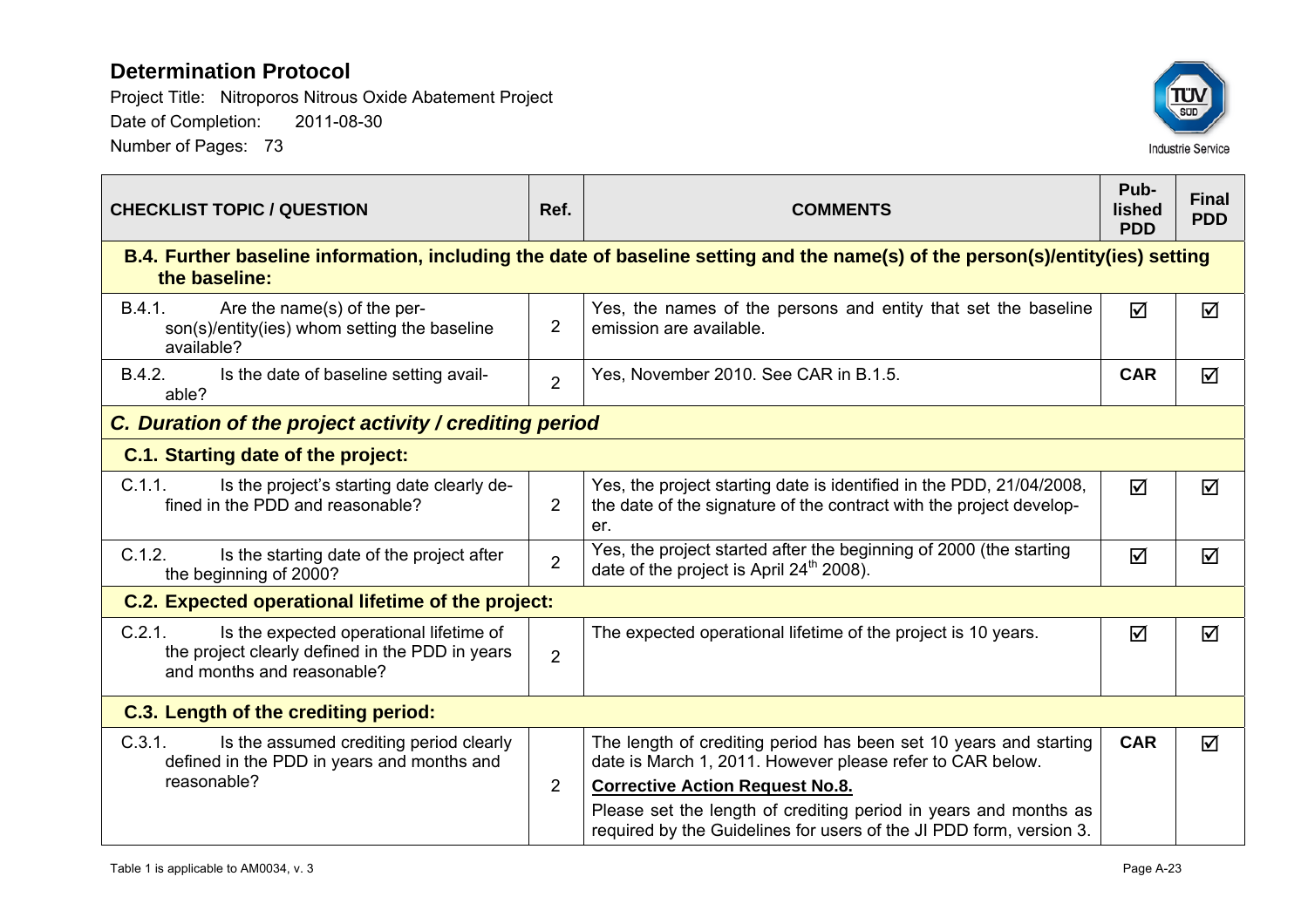# Determination Protocol

Project Title: Nitroporos Nitrous Oxide Abatement Project
Date of Completion: 2011-08-30
Number of Pages: 73

| CHECKLIST TOPIC / QUESTION | Ref. | COMMENTS | Pub-lished PDD | Final PDD |
|---|---|---|---|---|
| **B.4. Further baseline information, including the date of baseline setting and the name(s) of the person(s)/entity(ies) setting the baseline:** | | | | |
| B.4.1. Are the name(s) of the person(s)/entity(ies) whom setting the baseline available? | 2 | Yes, the names of the persons and entity that set the baseline emission are available. | ☑ | ☑ |
| B.4.2. Is the date of baseline setting available? | 2 | Yes, November 2010. See CAR in B.1.5. | **CAR** | ☑ |
| ***C. Duration of the project activity / crediting period*** | | | | |
| **C.1. Starting date of the project:** | | | | |
| C.1.1. Is the project's starting date clearly defined in the PDD and reasonable? | 2 | Yes, the project starting date is identified in the PDD, 21/04/2008, the date of the signature of the contract with the project developer. | ☑ | ☑ |
| C.1.2. Is the starting date of the project after the beginning of 2000? | 2 | Yes, the project started after the beginning of 2000 (the starting date of the project is April 24th 2008). | ☑ | ☑ |
| **C.2. Expected operational lifetime of the project:** | | | | |
| C.2.1. Is the expected operational lifetime of the project clearly defined in the PDD in years and months and reasonable? | 2 | The expected operational lifetime of the project is 10 years. | ☑ | ☑ |
| **C.3. Length of the crediting period:** | | | | |
| C.3.1. Is the assumed crediting period clearly defined in the PDD in years and months and reasonable? | 2 | The length of crediting period has been set 10 years and starting date is March 1, 2011. However please refer to CAR below.<br>**Corrective Action Request No.8.**<br>Please set the length of crediting period in years and months as required by the Guidelines for users of the JI PDD form, version 3. | **CAR** | ☑ |

Table 1 is applicable to AM0034, v. 3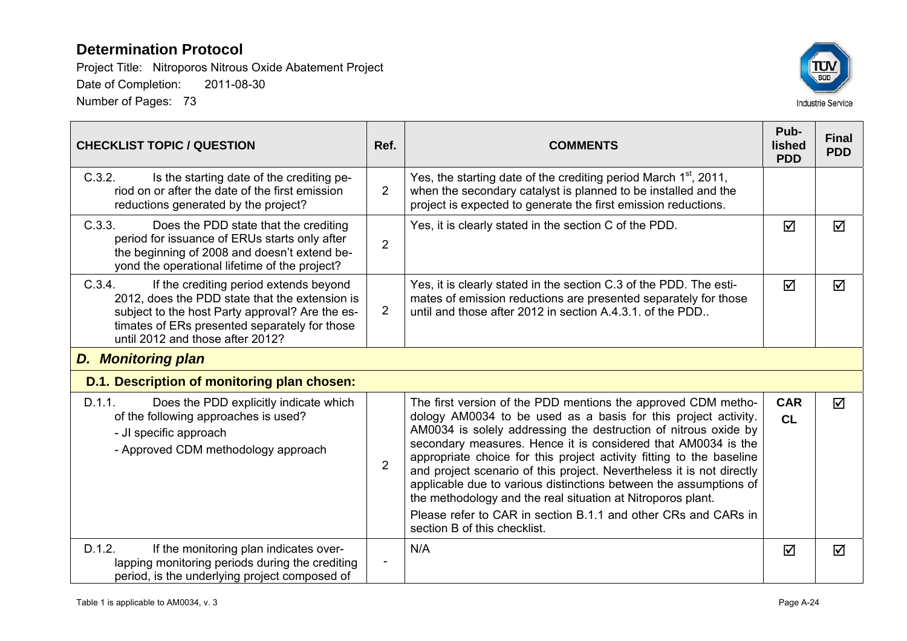# Determination Protocol

Project Title: Nitroporos Nitrous Oxide Abatement Project

Date of Completion: 2011-08-30

Number of Pages: 73

| CHECKLIST TOPIC / QUESTION | Ref. | COMMENTS | Published PDD | Final PDD |
|---|---|---|---|---|
| C.3.2. Is the starting date of the crediting period on or after the date of the first emission reductions generated by the project? | 2 | Yes, the starting date of the crediting period March 1st, 2011, when the secondary catalyst is planned to be installed and the project is expected to generate the first emission reductions. | | |
| C.3.3. Does the PDD state that the crediting period for issuance of ERUs starts only after the beginning of 2008 and doesn't extend beyond the operational lifetime of the project? | 2 | Yes, it is clearly stated in the section C of the PDD. | ☑ | ☑ |
| C.3.4. If the crediting period extends beyond 2012, does the PDD state that the extension is subject to the host Party approval? Are the estimates of ERs presented separately for those until 2012 and those after 2012? | 2 | Yes, it is clearly stated in the section C.3 of the PDD. The estimates of emission reductions are presented separately for those until and those after 2012 in section A.4.3.1. of the PDD.. | ☑ | ☑ |
| ***D. Monitoring plan*** | | | | |
| **D.1. Description of monitoring plan chosen:** | | | | |
| D.1.1. Does the PDD explicitly indicate which of the following approaches is used?<br>- JI specific approach<br>- Approved CDM methodology approach | 2 | The first version of the PDD mentions the approved CDM methodology AM0034 to be used as a basis for this project activity. AM0034 is solely addressing the destruction of nitrous oxide by secondary measures. Hence it is considered that AM0034 is the appropriate choice for this project activity fitting to the baseline and project scenario of this project. Nevertheless it is not directly applicable due to various distinctions between the assumptions of the methodology and the real situation at Nitroporos plant.<br>Please refer to CAR in section B.1.1 and other CRs and CARs in section B of this checklist. | **CAR**<br>**CL** | ☑ |
| D.1.2. If the monitoring plan indicates overlapping monitoring periods during the crediting period, is the underlying project composed of | - | N/A | ☑ | ☑ |

Table 1 is applicable to AM0034, v. 3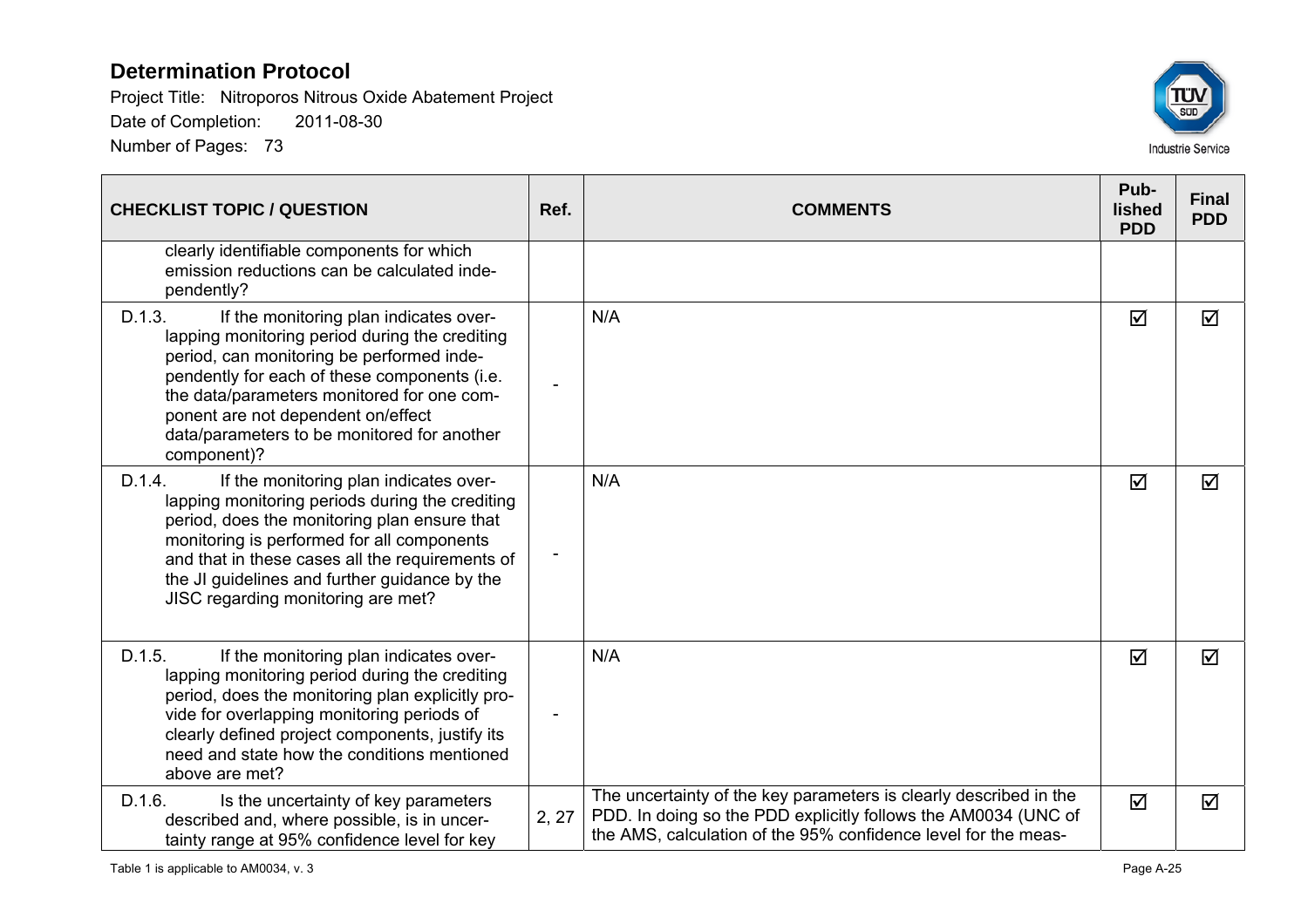| CHECKLIST TOPIC / QUESTION | Ref. | COMMENTS | Pub-lished PDD | Final PDD |
|---|---|---|---|---|
| clearly identifiable components for which emission reductions can be calculated independently? | | | | |
| D.1.3. If the monitoring plan indicates overlapping monitoring period during the crediting period, can monitoring be performed independently for each of these components (i.e. the data/parameters monitored for one component are not dependent on/effect data/parameters to be monitored for another component)? | - | N/A | ☑ | ☑ |
| D.1.4. If the monitoring plan indicates overlapping monitoring periods during the crediting period, does the monitoring plan ensure that monitoring is performed for all components and that in these cases all the requirements of the JI guidelines and further guidance by the JISC regarding monitoring are met? | - | N/A | ☑ | ☑ |
| D.1.5. If the monitoring plan indicates overlapping monitoring period during the crediting period, does the monitoring plan explicitly provide for overlapping monitoring periods of clearly defined project components, justify its need and state how the conditions mentioned above are met? | - | N/A | ☑ | ☑ |
| D.1.6. Is the uncertainty of key parameters described and, where possible, is in uncertainty range at 95% confidence level for key | 2, 27 | The uncertainty of the key parameters is clearly described in the PDD. In doing so the PDD explicitly follows the AM0034 (UNC of the AMS, calculation of the 95% confidence level for the meas- | ☑ | ☑ |

Table 1 is applicable to AM0034, v. 3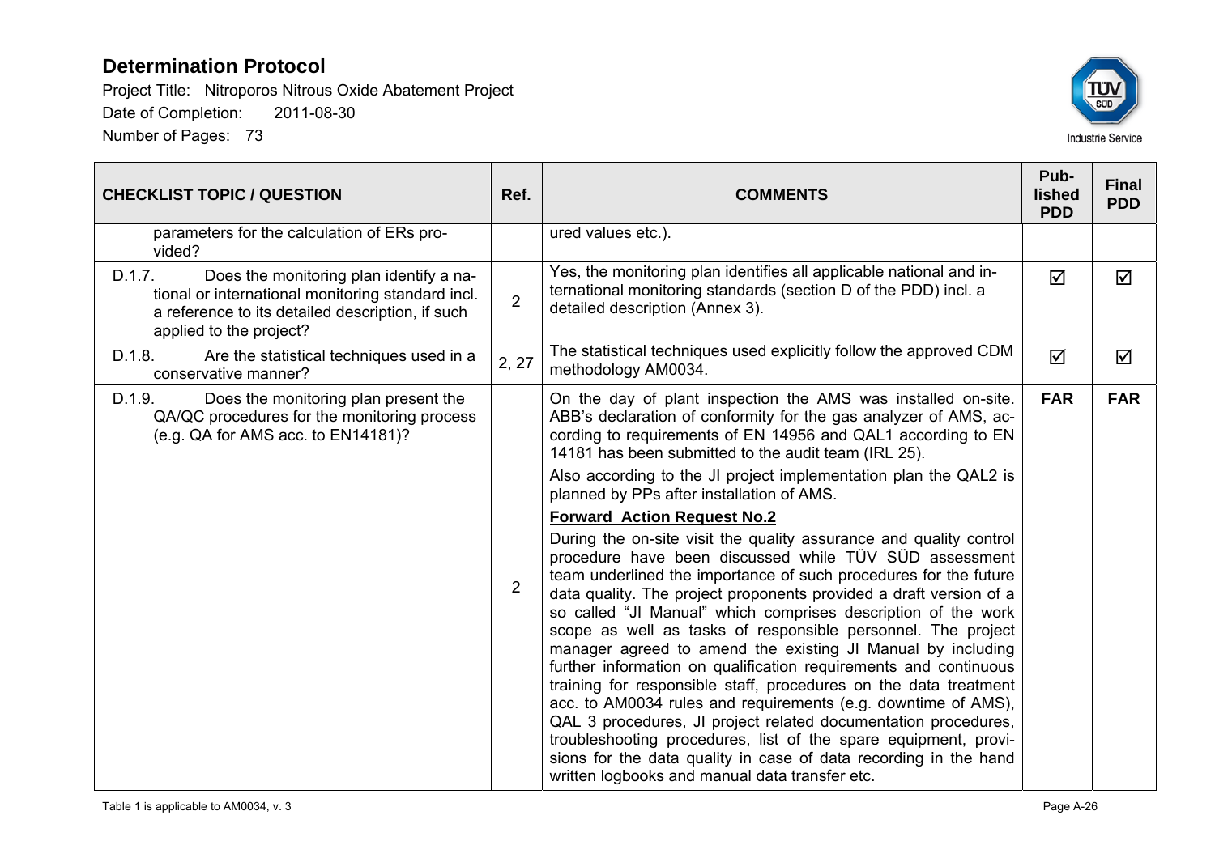| CHECKLIST TOPIC / QUESTION | Ref. | COMMENTS | Published PDD | Final PDD |
|---|---|---|---|---|
| parameters for the calculation of ERs provided? | | ured values etc.). | | |
| D.1.7. Does the monitoring plan identify a national or international monitoring standard incl. a reference to its detailed description, if such applied to the project? | 2 | Yes, the monitoring plan identifies all applicable national and international monitoring standards (section D of the PDD) incl. a detailed description (Annex 3). | ☑ | ☑ |
| D.1.8. Are the statistical techniques used in a conservative manner? | 2, 27 | The statistical techniques used explicitly follow the approved CDM methodology AM0034. | ☑ | ☑ |
| D.1.9. Does the monitoring plan present the QA/QC procedures for the monitoring process (e.g. QA for AMS acc. to EN14181)? | 2 | On the day of plant inspection the AMS was installed on-site. ABB's declaration of conformity for the gas analyzer of AMS, according to requirements of EN 14956 and QAL1 according to EN 14181 has been submitted to the audit team (IRL 25).<br><br>Also according to the JI project implementation plan the QAL2 is planned by PPs after installation of AMS.<br><br>**Forward Action Request No.2**<br><br>During the on-site visit the quality assurance and quality control procedure have been discussed while TÜV SÜD assessment team underlined the importance of such procedures for the future data quality. The project proponents provided a draft version of a so called "JI Manual" which comprises description of the work scope as well as tasks of responsible personnel. The project manager agreed to amend the existing JI Manual by including further information on qualification requirements and continuous training for responsible staff, procedures on the data treatment acc. to AM0034 rules and requirements (e.g. downtime of AMS), QAL 3 procedures, JI project related documentation procedures, troubleshooting procedures, list of the spare equipment, provisions for the data quality in case of data recording in the hand written logbooks and manual data transfer etc. | **FAR** | **FAR** |

Table 1 is applicable to AM0034, v. 3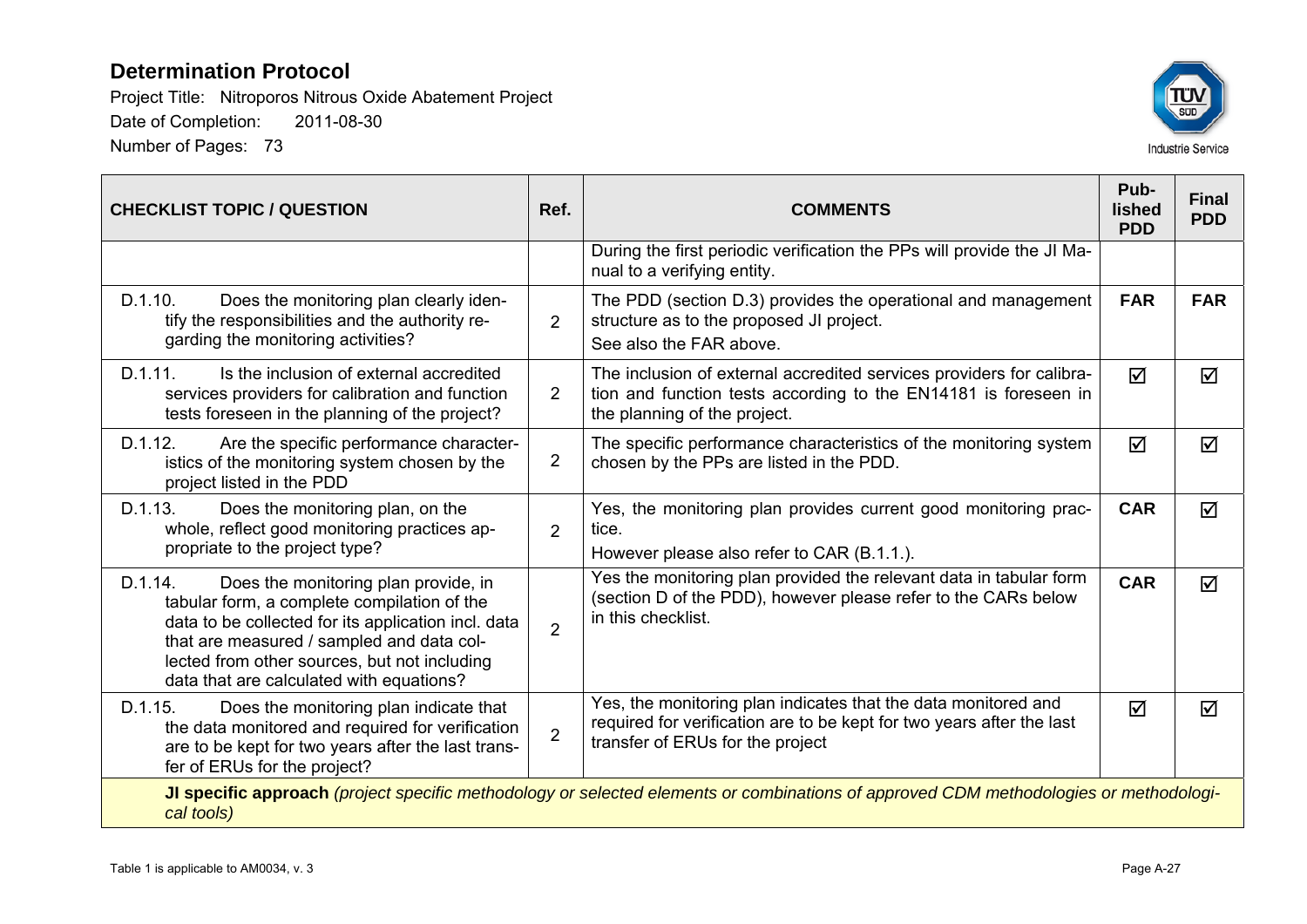## Determination Protocol

Project Title: Nitroporos Nitrous Oxide Abatement Project
Date of Completion: 2011-08-30
Number of Pages: 73

| CHECKLIST TOPIC / QUESTION | Ref. | COMMENTS | Published PDD | Final PDD |
|---|---|---|---|---|
| | | During the first periodic verification the PPs will provide the JI Manual to a verifying entity. | | |
| D.1.10. Does the monitoring plan clearly identify the responsibilities and the authority regarding the monitoring activities? | 2 | The PDD (section D.3) provides the operational and management structure as to the proposed JI project.<br>See also the FAR above. | **FAR** | **FAR** |
| D.1.11. Is the inclusion of external accredited services providers for calibration and function tests foreseen in the planning of the project? | 2 | The inclusion of external accredited services providers for calibration and function tests according to the EN14181 is foreseen in the planning of the project. | ☑ | ☑ |
| D.1.12. Are the specific performance characteristics of the monitoring system chosen by the project listed in the PDD | 2 | The specific performance characteristics of the monitoring system chosen by the PPs are listed in the PDD. | ☑ | ☑ |
| D.1.13. Does the monitoring plan, on the whole, reflect good monitoring practices appropriate to the project type? | 2 | Yes, the monitoring plan provides current good monitoring practice.<br>However please also refer to CAR (B.1.1.). | **CAR** | ☑ |
| D.1.14. Does the monitoring plan provide, in tabular form, a complete compilation of the data to be collected for its application incl. data that are measured / sampled and data collected from other sources, but not including data that are calculated with equations? | 2 | Yes the monitoring plan provided the relevant data in tabular form (section D of the PDD), however please refer to the CARs below in this checklist. | **CAR** | ☑ |
| D.1.15. Does the monitoring plan indicate that the data monitored and required for verification are to be kept for two years after the last transfer of ERUs for the project? | 2 | Yes, the monitoring plan indicates that the data monitored and required for verification are to be kept for two years after the last transfer of ERUs for the project | ☑ | ☑ |
| **JI specific approach** *(project specific methodology or selected elements or combinations of approved CDM methodologies or methodological tools)* | | | | |

Table 1 is applicable to AM0034, v. 3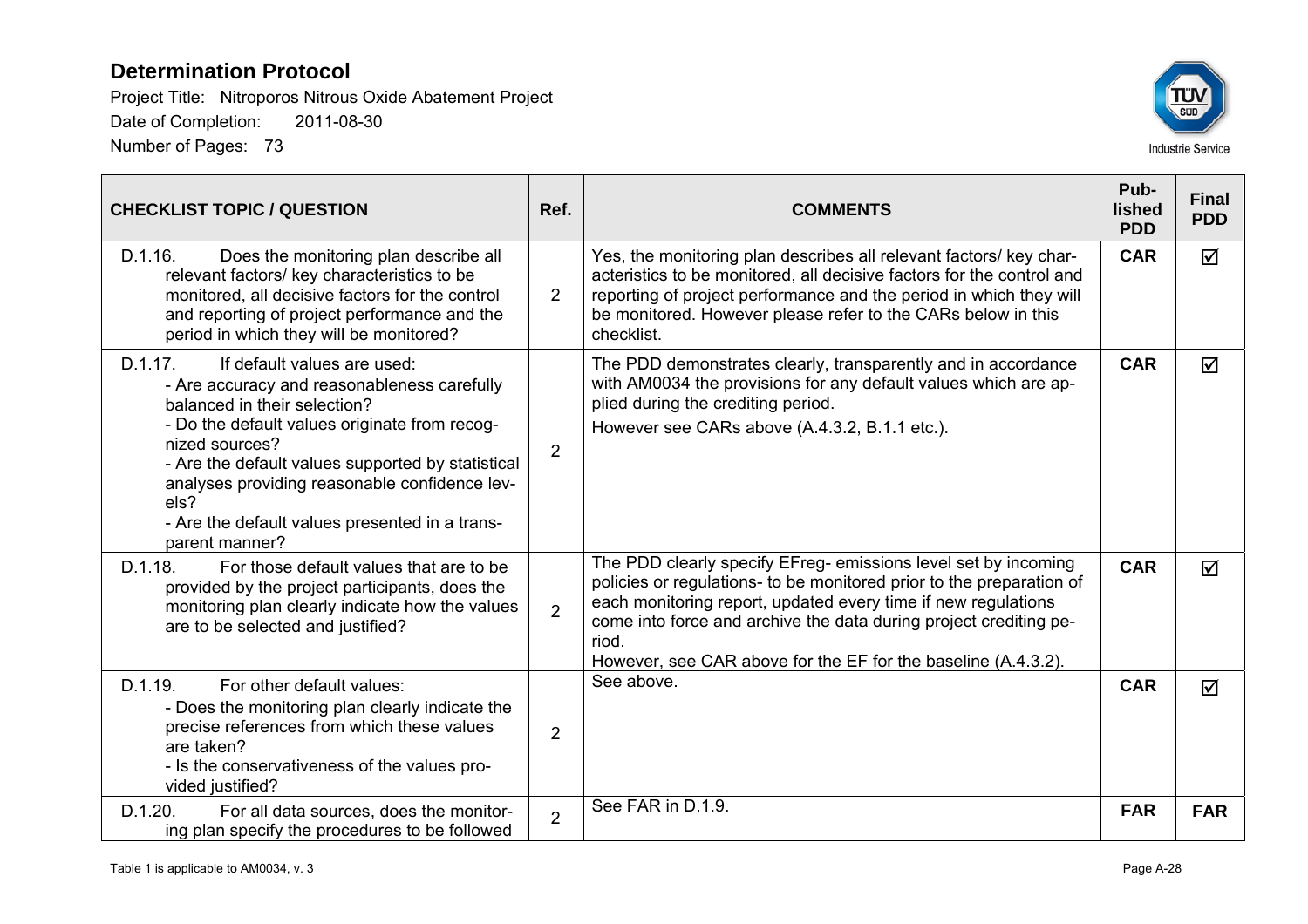# Determination Protocol

Project Title: Nitroporos Nitrous Oxide Abatement Project

Date of Completion: 2011-08-30

Number of Pages: 73

| CHECKLIST TOPIC / QUESTION | Ref. | COMMENTS | Pub-lished PDD | Final PDD |
|---|---|---|---|---|
| D.1.16. Does the monitoring plan describe all relevant factors/ key characteristics to be monitored, all decisive factors for the control and reporting of project performance and the period in which they will be monitored? | 2 | Yes, the monitoring plan describes all relevant factors/ key characteristics to be monitored, all decisive factors for the control and reporting of project performance and the period in which they will be monitored. However please refer to the CARs below in this checklist. | **CAR** | ☑ |
| D.1.17. If default values are used:<br>- Are accuracy and reasonableness carefully balanced in their selection?<br>- Do the default values originate from recognized sources?<br>- Are the default values supported by statistical analyses providing reasonable confidence levels?<br>- Are the default values presented in a transparent manner? | 2 | The PDD demonstrates clearly, transparently and in accordance with AM0034 the provisions for any default values which are applied during the crediting period.<br>However see CARs above (A.4.3.2, B.1.1 etc.). | **CAR** | ☑ |
| D.1.18. For those default values that are to be provided by the project participants, does the monitoring plan clearly indicate how the values are to be selected and justified? | 2 | The PDD clearly specify EFreg- emissions level set by incoming policies or regulations- to be monitored prior to the preparation of each monitoring report, updated every time if new regulations come into force and archive the data during project crediting period.<br>However, see CAR above for the EF for the baseline (A.4.3.2). | **CAR** | ☑ |
| D.1.19. For other default values:<br>- Does the monitoring plan clearly indicate the precise references from which these values are taken?<br>- Is the conservativeness of the values provided justified? | 2 | See above. | **CAR** | ☑ |
| D.1.20. For all data sources, does the monitoring plan specify the procedures to be followed | 2 | See FAR in D.1.9. | **FAR** | **FAR** |

Table 1 is applicable to AM0034, v. 3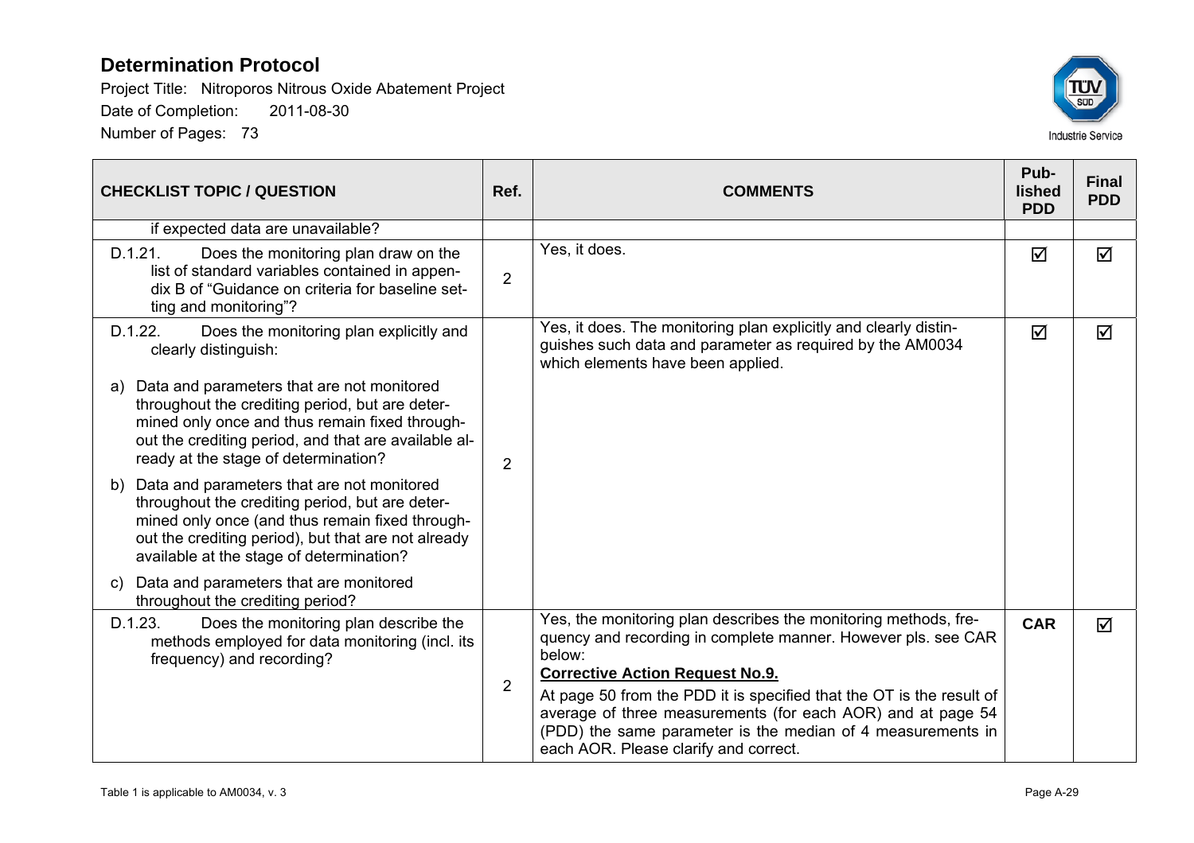| CHECKLIST TOPIC / QUESTION | Ref. | COMMENTS | Pub-lished PDD | Final PDD |
|---|---|---|---|---|
| if expected data are unavailable? | | | | |
| D.1.21. Does the monitoring plan draw on the list of standard variables contained in appendix B of "Guidance on criteria for baseline setting and monitoring"? | 2 | Yes, it does. | ☑ | ☑ |
| D.1.22. Does the monitoring plan explicitly and clearly distinguish:<br>a) Data and parameters that are not monitored throughout the crediting period, but are determined only once and thus remain fixed throughout the crediting period, and that are available already at the stage of determination?<br>b) Data and parameters that are not monitored throughout the crediting period, but are determined only once (and thus remain fixed throughout the crediting period), but that are not already available at the stage of determination?<br>c) Data and parameters that are monitored throughout the crediting period? | 2 | Yes, it does. The monitoring plan explicitly and clearly distinguishes such data and parameter as required by the AM0034 which elements have been applied. | ☑ | ☑ |
| D.1.23. Does the monitoring plan describe the methods employed for data monitoring (incl. its frequency) and recording? | 2 | Yes, the monitoring plan describes the monitoring methods, frequency and recording in complete manner. However pls. see CAR below:<br>**Corrective Action Request No.9.**<br>At page 50 from the PDD it is specified that the OT is the result of average of three measurements (for each AOR) and at page 54 (PDD) the same parameter is the median of 4 measurements in each AOR. Please clarify and correct. | **CAR** | ☑ |

Table 1 is applicable to AM0034, v. 3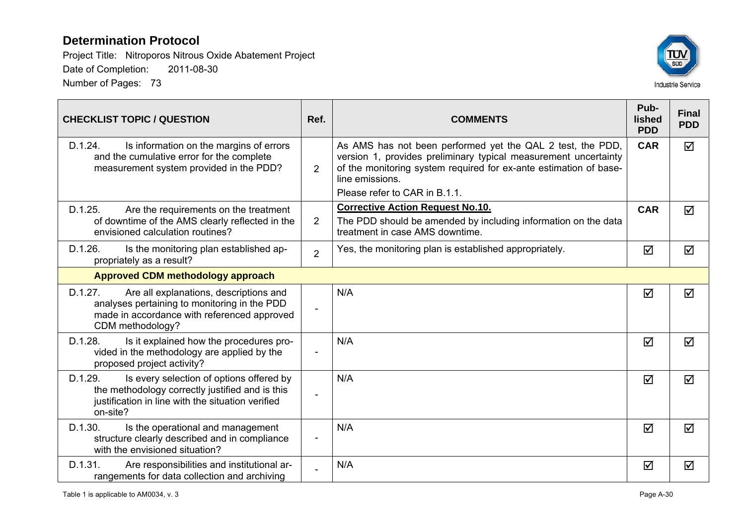# Determination Protocol

Project Title: Nitroporos Nitrous Oxide Abatement Project

Date of Completion: 2011-08-30

Number of Pages: 73

| CHECKLIST TOPIC / QUESTION | Ref. | COMMENTS | Published PDD | Final PDD |
|---|---|---|---|---|
| D.1.24. Is information on the margins of errors and the cumulative error for the complete measurement system provided in the PDD? | 2 | As AMS has not been performed yet the QAL 2 test, the PDD, version 1, provides preliminary typical measurement uncertainty of the monitoring system required for ex-ante estimation of baseline emissions.<br>Please refer to CAR in B.1.1. | CAR | ☑ |
| D.1.25. Are the requirements on the treatment of downtime of the AMS clearly reflected in the envisioned calculation routines? | 2 | **Corrective Action Request No.10.**<br>The PDD should be amended by including information on the data treatment in case AMS downtime. | CAR | ☑ |
| D.1.26. Is the monitoring plan established appropriately as a result? | 2 | Yes, the monitoring plan is established appropriately. | ☑ | ☑ |
| **Approved CDM methodology approach** | | | | |
| D.1.27. Are all explanations, descriptions and analyses pertaining to monitoring in the PDD made in accordance with referenced approved CDM methodology? | - | N/A | ☑ | ☑ |
| D.1.28. Is it explained how the procedures provided in the methodology are applied by the proposed project activity? | - | N/A | ☑ | ☑ |
| D.1.29. Is every selection of options offered by the methodology correctly justified and is this justification in line with the situation verified on-site? | - | N/A | ☑ | ☑ |
| D.1.30. Is the operational and management structure clearly described and in compliance with the envisioned situation? | - | N/A | ☑ | ☑ |
| D.1.31. Are responsibilities and institutional arrangements for data collection and archiving | - | N/A | ☑ | ☑ |

Table 1 is applicable to AM0034, v. 3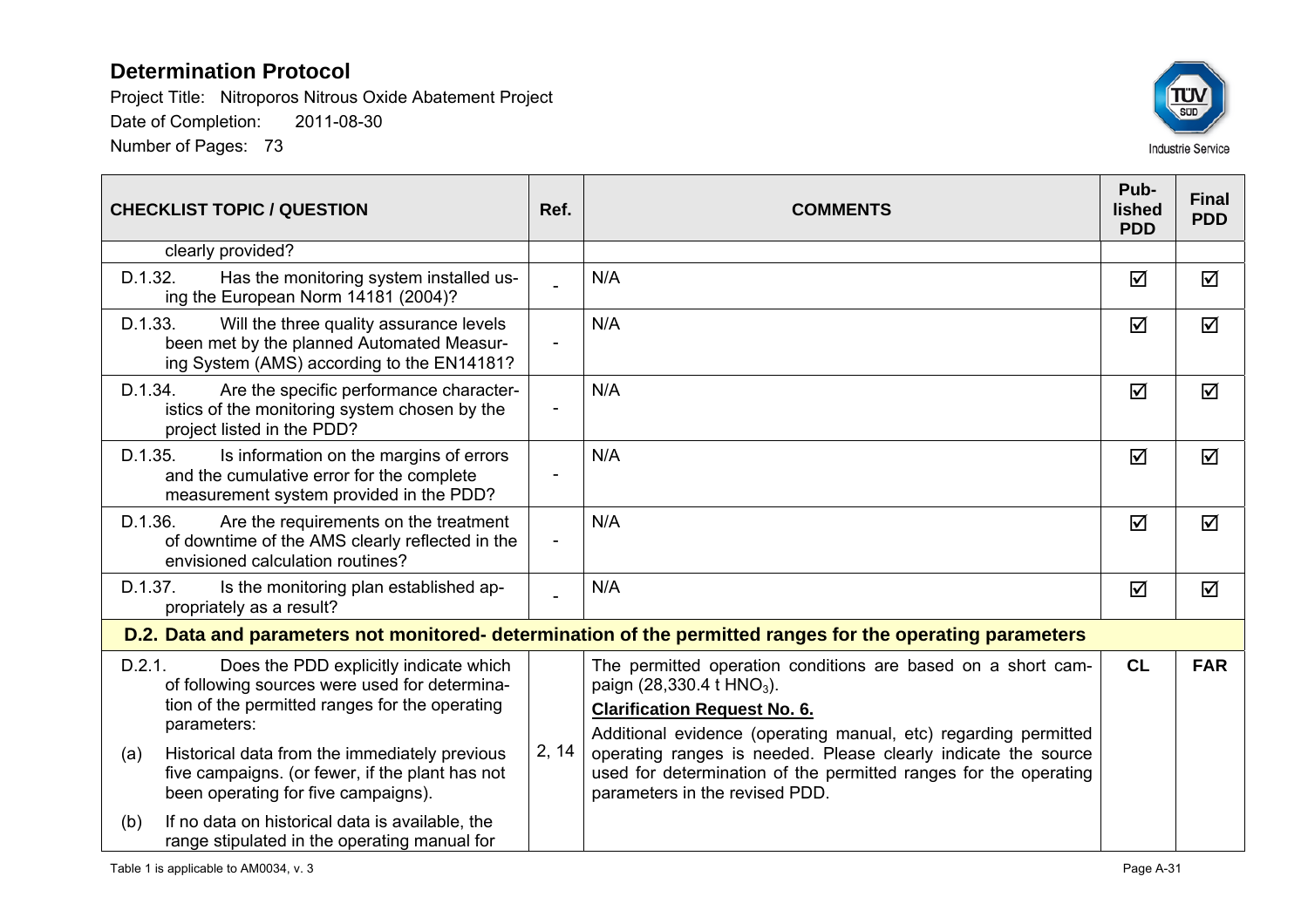# Determination Protocol

Project Title: Nitroporos Nitrous Oxide Abatement Project

Date of Completion: 2011-08-30

Number of Pages: 73

| CHECKLIST TOPIC / QUESTION | Ref. | COMMENTS | Pub-lished PDD | Final PDD |
|---|---|---|---|---|
| clearly provided? | | | | |
| D.1.32. Has the monitoring system installed using the European Norm 14181 (2004)? | - | N/A | ☑ | ☑ |
| D.1.33. Will the three quality assurance levels been met by the planned Automated Measuring System (AMS) according to the EN14181? | - | N/A | ☑ | ☑ |
| D.1.34. Are the specific performance characteristics of the monitoring system chosen by the project listed in the PDD? | - | N/A | ☑ | ☑ |
| D.1.35. Is information on the margins of errors and the cumulative error for the complete measurement system provided in the PDD? | - | N/A | ☑ | ☑ |
| D.1.36. Are the requirements on the treatment of downtime of the AMS clearly reflected in the envisioned calculation routines? | - | N/A | ☑ | ☑ |
| D.1.37. Is the monitoring plan established appropriately as a result? | - | N/A | ☑ | ☑ |
| **D.2. Data and parameters not monitored- determination of the permitted ranges for the operating parameters** | | | | |
| D.2.1. Does the PDD explicitly indicate which of following sources were used for determination of the permitted ranges for the operating parameters:<br>(a) Historical data from the immediately previous five campaigns. (or fewer, if the plant has not been operating for five campaigns).<br>(b) If no data on historical data is available, the range stipulated in the operating manual for | 2, 14 | The permitted operation conditions are based on a short campaign (28,330.4 t $HNO_3$).<br>**Clarification Request No. 6.**<br>Additional evidence (operating manual, etc) regarding permitted operating ranges is needed. Please clearly indicate the source used for determination of the permitted ranges for the operating parameters in the revised PDD. | **CL** | **FAR** |

Table 1 is applicable to AM0034, v. 3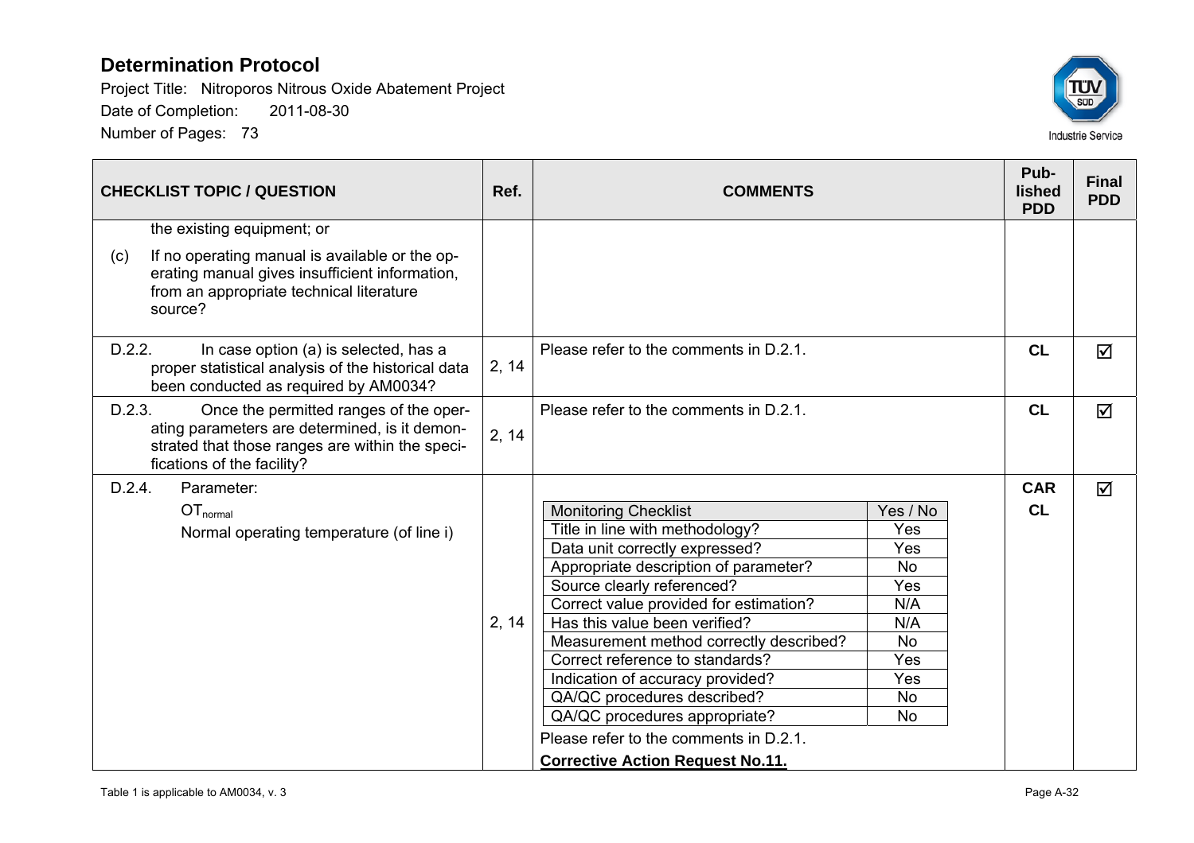| CHECKLIST TOPIC / QUESTION | Ref. | COMMENTS | Pub-lished PDD | Final PDD |
|---|---|---|---|---|
| the existing equipment; or<br><br>(c) If no operating manual is available or the operating manual gives insufficient information, from an appropriate technical literature source? | | | | |
| D.2.2. In case option (a) is selected, has a proper statistical analysis of the historical data been conducted as required by AM0034? | 2, 14 | Please refer to the comments in D.2.1. | **CL** | ☑ |
| D.2.3. Once the permitted ranges of the operating parameters are determined, is it demonstrated that those ranges are within the specifications of the facility? | 2, 14 | Please refer to the comments in D.2.1. | **CL** | ☑ |
| D.2.4. Parameter:<br>$OT_{normal}$<br>Normal operating temperature (of line i) | 2, 14 | Monitoring Checklist – Yes / No<br>Title in line with methodology? – Yes<br>Data unit correctly expressed? – Yes<br>Appropriate description of parameter? – No<br>Source clearly referenced? – Yes<br>Correct value provided for estimation? – N/A<br>Has this value been verified? – N/A<br>Measurement method correctly described? – No<br>Correct reference to standards? – Yes<br>Indication of accuracy provided? – Yes<br>QA/QC procedures described? – No<br>QA/QC procedures appropriate? – No<br><br>Please refer to the comments in D.2.1.<br><br>**Corrective Action Request No.11.** | **CAR**<br>**CL** | ☑ |

Table 1 is applicable to AM0034, v. 3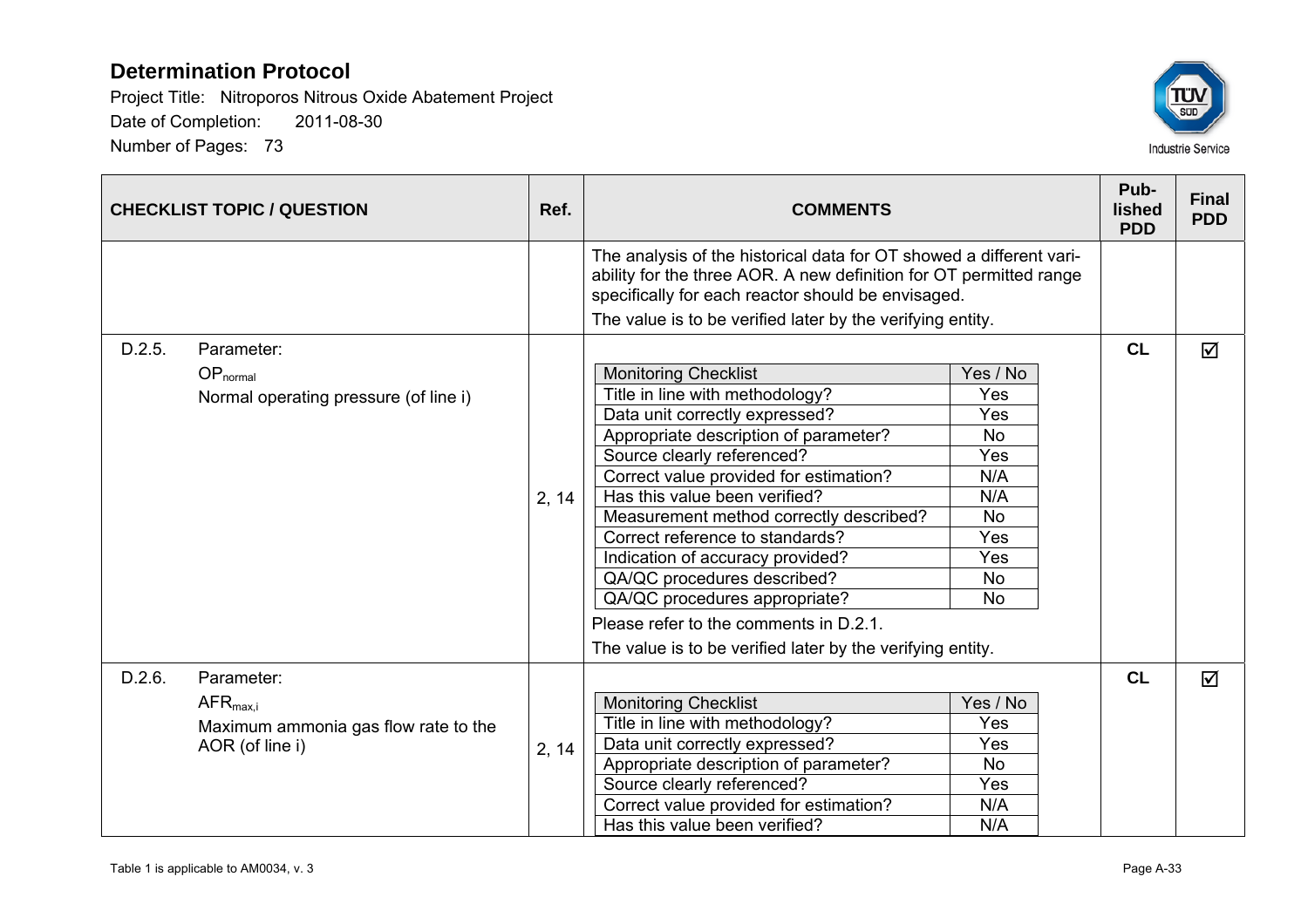# Determination Protocol

Project Title: Nitroporos Nitrous Oxide Abatement Project

Date of Completion: 2011-08-30

Number of Pages: 73

| CHECKLIST TOPIC / QUESTION | Ref. | COMMENTS | Published PDD | Final PDD |
|---|---|---|---|---|
| | | The analysis of the historical data for OT showed a different variability for the three AOR. A new definition for OT permitted range specifically for each reactor should be envisaged. The value is to be verified later by the verifying entity. | | |
| D.2.5. Parameter: $OP_{normal}$ Normal operating pressure (of line i) | 2, 14 | Monitoring Checklist – Yes / No; Title in line with methodology? – Yes; Data unit correctly expressed? – Yes; Appropriate description of parameter? – No; Source clearly referenced? – Yes; Correct value provided for estimation? – N/A; Has this value been verified? – N/A; Measurement method correctly described? – No; Correct reference to standards? – Yes; Indication of accuracy provided? – Yes; QA/QC procedures described? – No; QA/QC procedures appropriate? – No. Please refer to the comments in D.2.1. The value is to be verified later by the verifying entity. | CL | ☑ |
| D.2.6. Parameter: $AFR_{max,i}$ Maximum ammonia gas flow rate to the AOR (of line i) | 2, 14 | Monitoring Checklist – Yes / No; Title in line with methodology? – Yes; Data unit correctly expressed? – Yes; Appropriate description of parameter? – No; Source clearly referenced? – Yes; Correct value provided for estimation? – N/A; Has this value been verified? – N/A | CL | ☑ |

Table 1 is applicable to AM0034, v. 3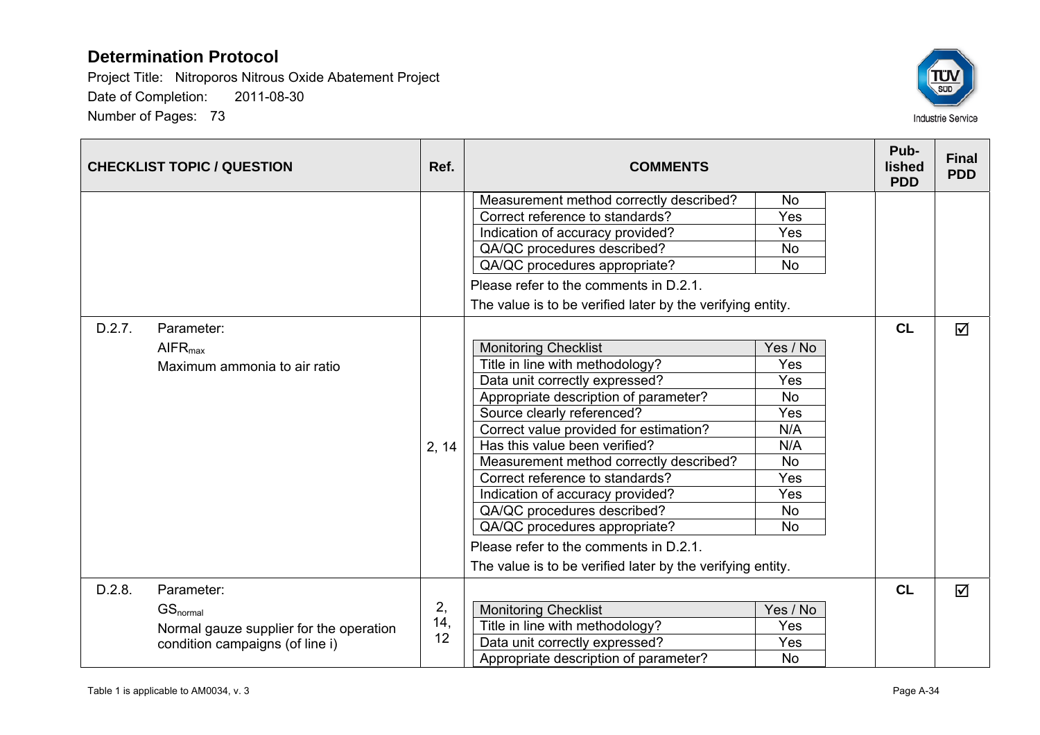| CHECKLIST TOPIC / QUESTION | Ref. | COMMENTS | Pub-lished PDD | Final PDD |
|---|---|---|---|---|
| | | Measurement method correctly described? — No<br>Correct reference to standards? — Yes<br>Indication of accuracy provided? — Yes<br>QA/QC procedures described? — No<br>QA/QC procedures appropriate? — No<br><br>Please refer to the comments in D.2.1.<br><br>The value is to be verified later by the verifying entity. | | |
| D.2.7. Parameter:<br>$AIFR_{max}$<br>Maximum ammonia to air ratio | 2, 14 | Monitoring Checklist — Yes / No<br>Title in line with methodology? — Yes<br>Data unit correctly expressed? — Yes<br>Appropriate description of parameter? — No<br>Source clearly referenced? — Yes<br>Correct value provided for estimation? — N/A<br>Has this value been verified? — N/A<br>Measurement method correctly described? — No<br>Correct reference to standards? — Yes<br>Indication of accuracy provided? — Yes<br>QA/QC procedures described? — No<br>QA/QC procedures appropriate? — No<br><br>Please refer to the comments in D.2.1.<br><br>The value is to be verified later by the verifying entity. | CL | ☑ |
| D.2.8. Parameter:<br>$GS_{normal}$<br>Normal gauze supplier for the operation condition campaigns (of line i) | 2, 14, 12 | Monitoring Checklist — Yes / No<br>Title in line with methodology? — Yes<br>Data unit correctly expressed? — Yes<br>Appropriate description of parameter? — No | CL | ☑ |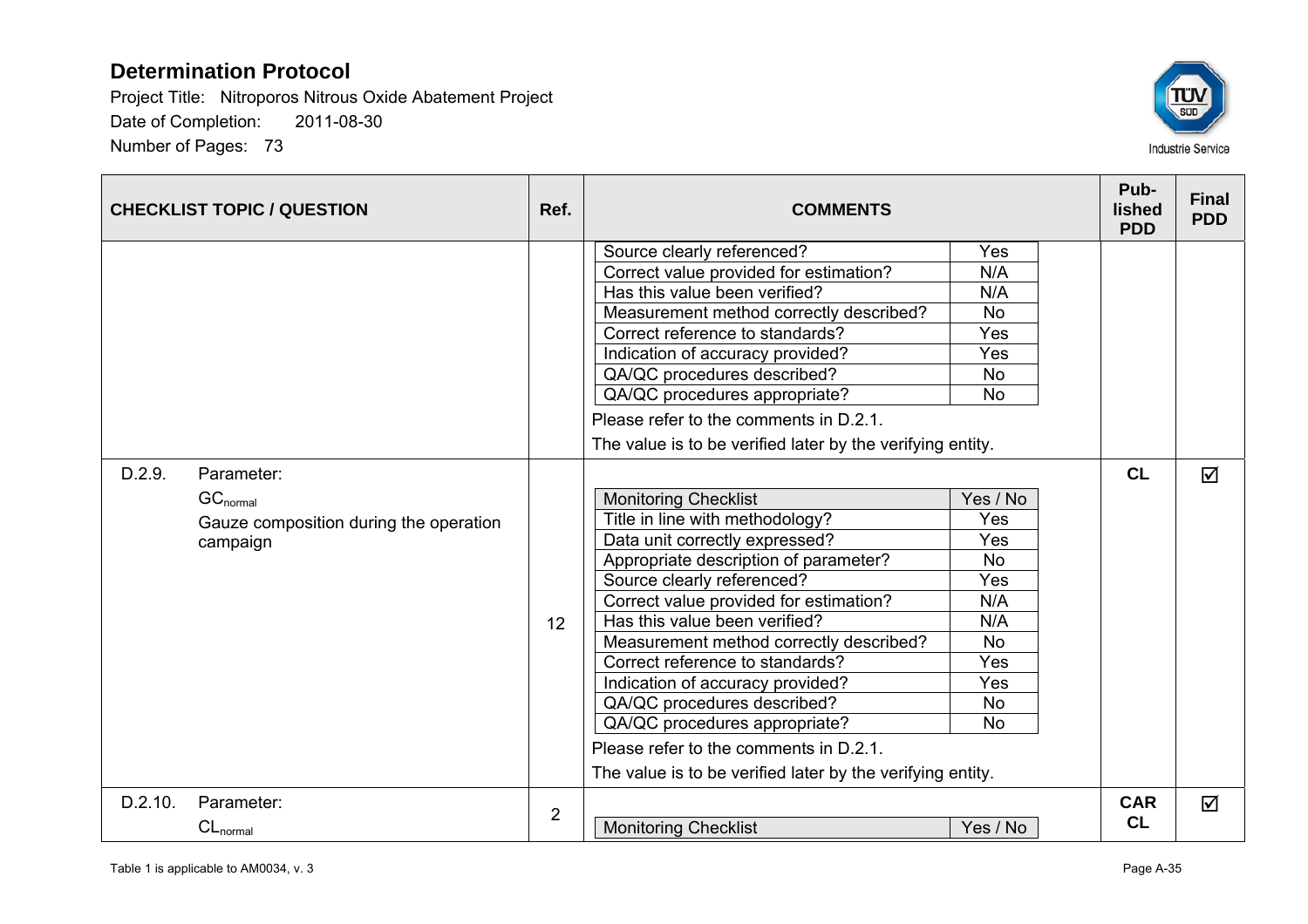# Determination Protocol

Project Title: Nitroporos Nitrous Oxide Abatement Project

Date of Completion: 2011-08-30

Number of Pages: 73

| CHECKLIST TOPIC / QUESTION | Ref. | COMMENTS | Pub-lished PDD | Final PDD |
|---|---|---|---|---|
| | | Source clearly referenced? — Yes<br>Correct value provided for estimation? — N/A<br>Has this value been verified? — N/A<br>Measurement method correctly described? — No<br>Correct reference to standards? — Yes<br>Indication of accuracy provided? — Yes<br>QA/QC procedures described? — No<br>QA/QC procedures appropriate? — No<br>Please refer to the comments in D.2.1.<br>The value is to be verified later by the verifying entity. | | |
| D.2.9. Parameter:<br>$GC_{normal}$<br>Gauze composition during the operation campaign | 12 | Monitoring Checklist — Yes / No<br>Title in line with methodology? — Yes<br>Data unit correctly expressed? — Yes<br>Appropriate description of parameter? — No<br>Source clearly referenced? — Yes<br>Correct value provided for estimation? — N/A<br>Has this value been verified? — N/A<br>Measurement method correctly described? — No<br>Correct reference to standards? — Yes<br>Indication of accuracy provided? — Yes<br>QA/QC procedures described? — No<br>QA/QC procedures appropriate? — No<br>Please refer to the comments in D.2.1.<br>The value is to be verified later by the verifying entity. | CL | ☑ |
| D.2.10. Parameter:<br>$CL_{normal}$ | 2 | Monitoring Checklist — Yes / No | CAR<br>CL | ☑ |

Table 1 is applicable to AM0034, v. 3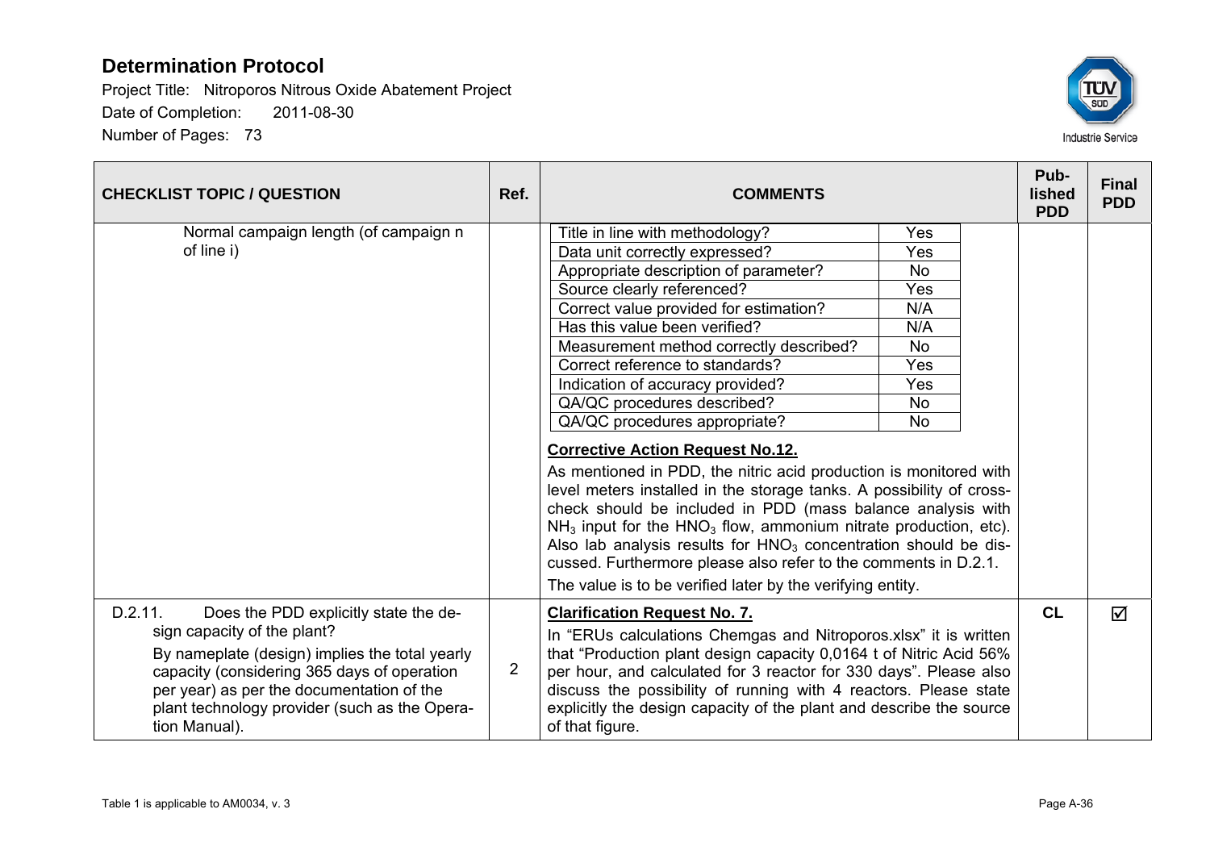# Determination Protocol

Project Title: Nitroporos Nitrous Oxide Abatement Project
Date of Completion: 2011-08-30
Number of Pages: 73

| CHECKLIST TOPIC / QUESTION | Ref. | COMMENTS | Pub-lished PDD | Final PDD |
|---|---|---|---|---|
| Normal campaign length (of campaign n of line i) | | Title in line with methodology? Yes<br>Data unit correctly expressed? Yes<br>Appropriate description of parameter? No<br>Source clearly referenced? Yes<br>Correct value provided for estimation? N/A<br>Has this value been verified? N/A<br>Measurement method correctly described? No<br>Correct reference to standards? Yes<br>Indication of accuracy provided? Yes<br>QA/QC procedures described? No<br>QA/QC procedures appropriate? No<br><br>**Corrective Action Request No.12.**<br>As mentioned in PDD, the nitric acid production is monitored with level meters installed in the storage tanks. A possibility of cross-check should be included in PDD (mass balance analysis with $NH_3$ input for the $HNO_3$ flow, ammonium nitrate production, etc). Also lab analysis results for $HNO_3$ concentration should be discussed. Furthermore please also refer to the comments in D.2.1.<br>The value is to be verified later by the verifying entity. | | |
| D.2.11. Does the PDD explicitly state the design capacity of the plant?<br>By nameplate (design) implies the total yearly capacity (considering 365 days of operation per year) as per the documentation of the plant technology provider (such as the Operation Manual). | 2 | **Clarification Request No. 7.**<br>In "ERUs calculations Chemgas and Nitroporos.xlsx" it is written that "Production plant design capacity 0,0164 t of Nitric Acid 56% per hour, and calculated for 3 reactor for 330 days". Please also discuss the possibility of running with 4 reactors. Please state explicitly the design capacity of the plant and describe the source of that figure. | CL | ☑ |

Table 1 is applicable to AM0034, v. 3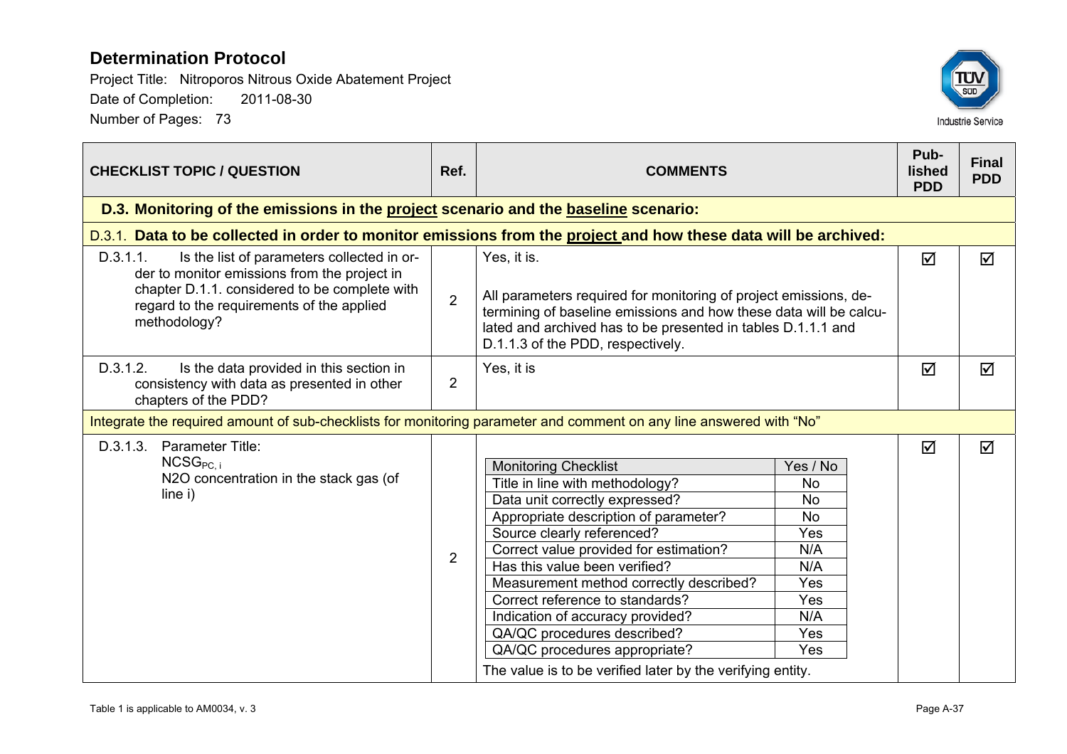# Determination Protocol

Project Title: Nitroporos Nitrous Oxide Abatement Project

Date of Completion: 2011-08-30

Number of Pages: 73

| CHECKLIST TOPIC / QUESTION | Ref. | COMMENTS | Pub-lished PDD | Final PDD |
|---|---|---|---|---|
| **D.3. Monitoring of the emissions in the project scenario and the baseline scenario:** | | | | |
| D.3.1. **Data to be collected in order to monitor emissions from the project and how these data will be archived:** | | | | |
| D.3.1.1. Is the list of parameters collected in order to monitor emissions from the project in chapter D.1.1. considered to be complete with regard to the requirements of the applied methodology? | 2 | Yes, it is.<br><br>All parameters required for monitoring of project emissions, determining of baseline emissions and how these data will be calculated and archived has to be presented in tables D.1.1.1 and D.1.1.3 of the PDD, respectively. | ☑ | ☑ |
| D.3.1.2. Is the data provided in this section in consistency with data as presented in other chapters of the PDD? | 2 | Yes, it is | ☑ | ☑ |
| Integrate the required amount of sub-checklists for monitoring parameter and comment on any line answered with "No" | | | | |
| D.3.1.3. Parameter Title:<br>$NCSG_{PC,i}$<br>N2O concentration in the stack gas (of line i) | 2 | Monitoring Checklist – Yes / No<br>Title in line with methodology? – No<br>Data unit correctly expressed? – No<br>Appropriate description of parameter? – No<br>Source clearly referenced? – Yes<br>Correct value provided for estimation? – N/A<br>Has this value been verified? – N/A<br>Measurement method correctly described? – Yes<br>Correct reference to standards? – Yes<br>Indication of accuracy provided? – N/A<br>QA/QC procedures described? – Yes<br>QA/QC procedures appropriate? – Yes<br><br>The value is to be verified later by the verifying entity. | ☑ | ☑ |

Table 1 is applicable to AM0034, v. 3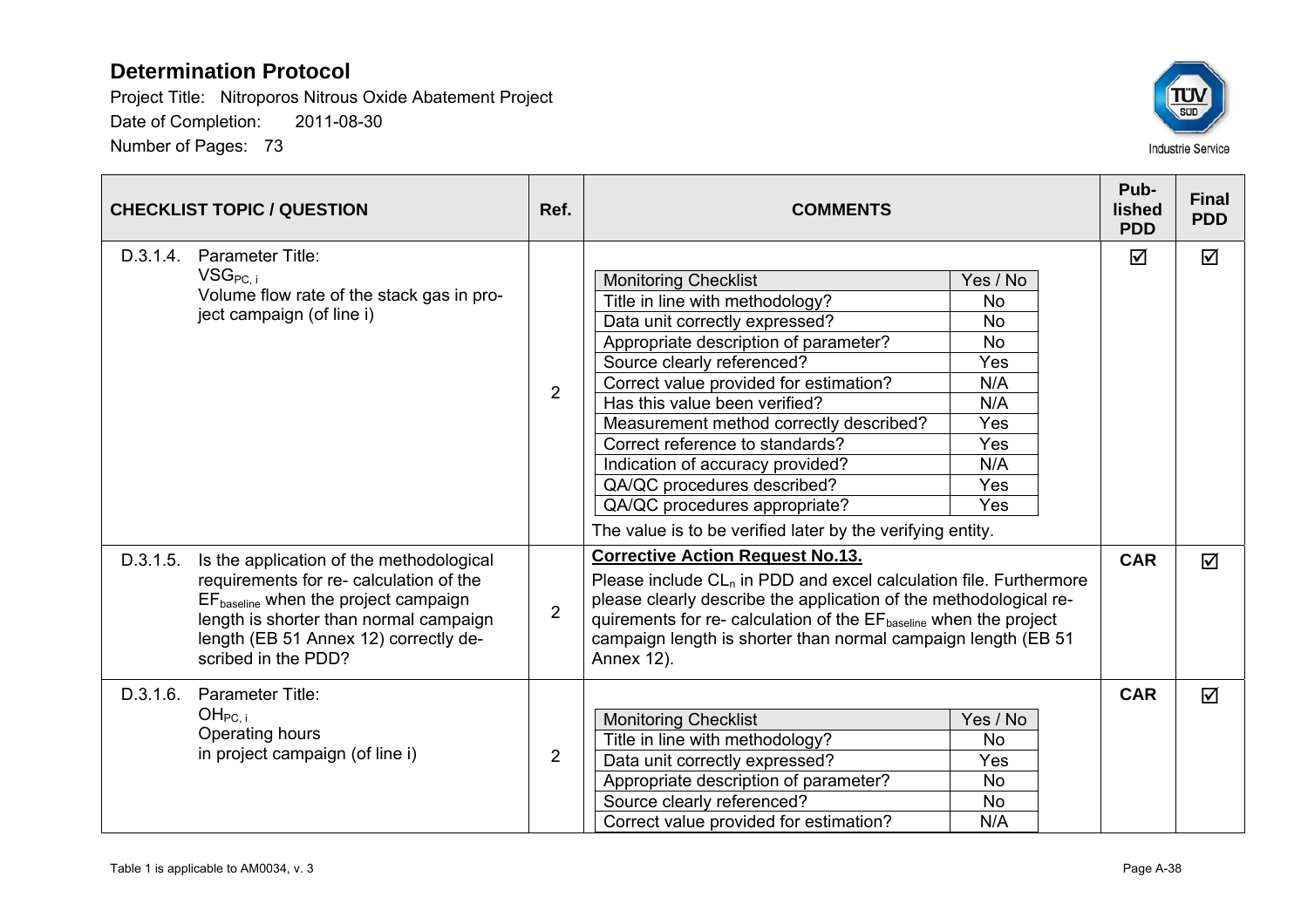# Determination Protocol

Project Title: Nitroporos Nitrous Oxide Abatement Project
Date of Completion: 2011-08-30
Number of Pages: 73

| CHECKLIST TOPIC / QUESTION | Ref. | COMMENTS | Published PDD | Final PDD |
|---|---|---|---|---|
| D.3.1.4. Parameter Title: $VSG_{PC,i}$ Volume flow rate of the stack gas in project campaign (of line i) | 2 | Monitoring Checklist – Yes / No<br>Title in line with methodology? – No<br>Data unit correctly expressed? – No<br>Appropriate description of parameter? – No<br>Source clearly referenced? – Yes<br>Correct value provided for estimation? – N/A<br>Has this value been verified? – N/A<br>Measurement method correctly described? – Yes<br>Correct reference to standards? – Yes<br>Indication of accuracy provided? – N/A<br>QA/QC procedures described? – Yes<br>QA/QC procedures appropriate? – Yes<br>The value is to be verified later by the verifying entity. | ☑ | ☑ |
| D.3.1.5. Is the application of the methodological requirements for re- calculation of the $EF_{baseline}$ when the project campaign length is shorter than normal campaign length (EB 51 Annex 12) correctly described in the PDD? | 2 | **Corrective Action Request No.13.**<br>Please include $CL_n$ in PDD and excel calculation file. Furthermore please clearly describe the application of the methodological requirements for re- calculation of the $EF_{baseline}$ when the project campaign length is shorter than normal campaign length (EB 51 Annex 12). | **CAR** | ☑ |
| D.3.1.6. Parameter Title: $OH_{PC,i}$ Operating hours in project campaign (of line i) | 2 | Monitoring Checklist – Yes / No<br>Title in line with methodology? – No<br>Data unit correctly expressed? – Yes<br>Appropriate description of parameter? – No<br>Source clearly referenced? – No<br>Correct value provided for estimation? – N/A | **CAR** | ☑ |

Table 1 is applicable to AM0034, v. 3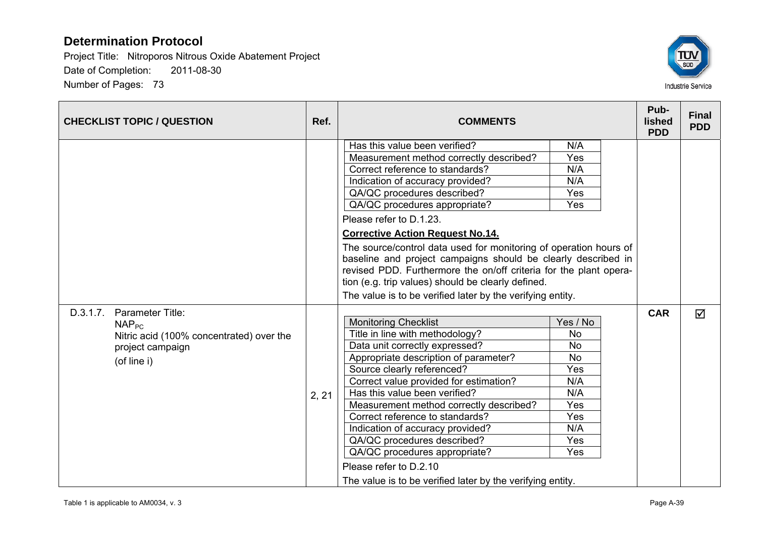| CHECKLIST TOPIC / QUESTION | Ref. | COMMENTS | Pub-lished PDD | Final PDD |
|---|---|---|---|---|
| | | Has this value been verified? — N/A<br>Measurement method correctly described? — Yes<br>Correct reference to standards? — N/A<br>Indication of accuracy provided? — N/A<br>QA/QC procedures described? — Yes<br>QA/QC procedures appropriate? — Yes<br><br>Please refer to D.1.23.<br><br>**Corrective Action Request No.14.**<br><br>The source/control data used for monitoring of operation hours of baseline and project campaigns should be clearly described in revised PDD. Furthermore the on/off criteria for the plant operation (e.g. trip values) should be clearly defined.<br><br>The value is to be verified later by the verifying entity. | | |
| D.3.1.7. Parameter Title:<br>$NAP_{PC}$<br>Nitric acid (100% concentrated) over the project campaign<br>(of line i) | 2, 21 | Monitoring Checklist — Yes / No<br>Title in line with methodology? — No<br>Data unit correctly expressed? — No<br>Appropriate description of parameter? — No<br>Source clearly referenced? — Yes<br>Correct value provided for estimation? — N/A<br>Has this value been verified? — N/A<br>Measurement method correctly described? — Yes<br>Correct reference to standards? — Yes<br>Indication of accuracy provided? — N/A<br>QA/QC procedures described? — Yes<br>QA/QC procedures appropriate? — Yes<br><br>Please refer to D.2.10<br><br>The value is to be verified later by the verifying entity. | **CAR** | ☑ |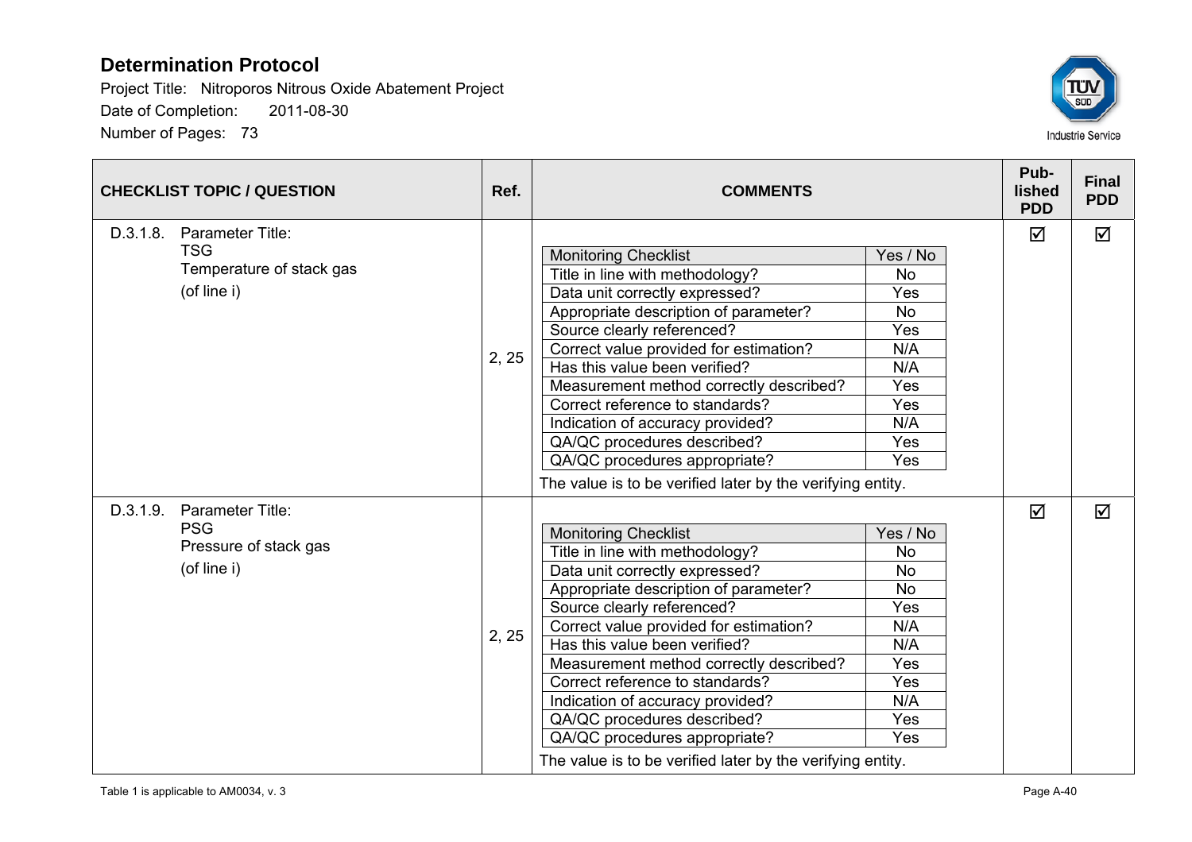# Determination Protocol

Project Title: Nitroporos Nitrous Oxide Abatement Project

Date of Completion: 2011-08-30

Number of Pages: 73

| CHECKLIST TOPIC / QUESTION | Ref. | COMMENTS | Published PDD | Final PDD |
|---|---|---|---|---|
| D.3.1.8. Parameter Title: TSG Temperature of stack gas (of line i) | 2, 25 | Monitoring Checklist – Yes / No<br>Title in line with methodology? – No<br>Data unit correctly expressed? – Yes<br>Appropriate description of parameter? – No<br>Source clearly referenced? – Yes<br>Correct value provided for estimation? – N/A<br>Has this value been verified? – N/A<br>Measurement method correctly described? – Yes<br>Correct reference to standards? – Yes<br>Indication of accuracy provided? – N/A<br>QA/QC procedures described? – Yes<br>QA/QC procedures appropriate? – Yes<br>The value is to be verified later by the verifying entity. | ☑ | ☑ |
| D.3.1.9. Parameter Title: PSG Pressure of stack gas (of line i) | 2, 25 | Monitoring Checklist – Yes / No<br>Title in line with methodology? – No<br>Data unit correctly expressed? – No<br>Appropriate description of parameter? – No<br>Source clearly referenced? – Yes<br>Correct value provided for estimation? – N/A<br>Has this value been verified? – N/A<br>Measurement method correctly described? – Yes<br>Correct reference to standards? – Yes<br>Indication of accuracy provided? – N/A<br>QA/QC procedures described? – Yes<br>QA/QC procedures appropriate? – Yes<br>The value is to be verified later by the verifying entity. | ☑ | ☑ |

Table 1 is applicable to AM0034, v. 3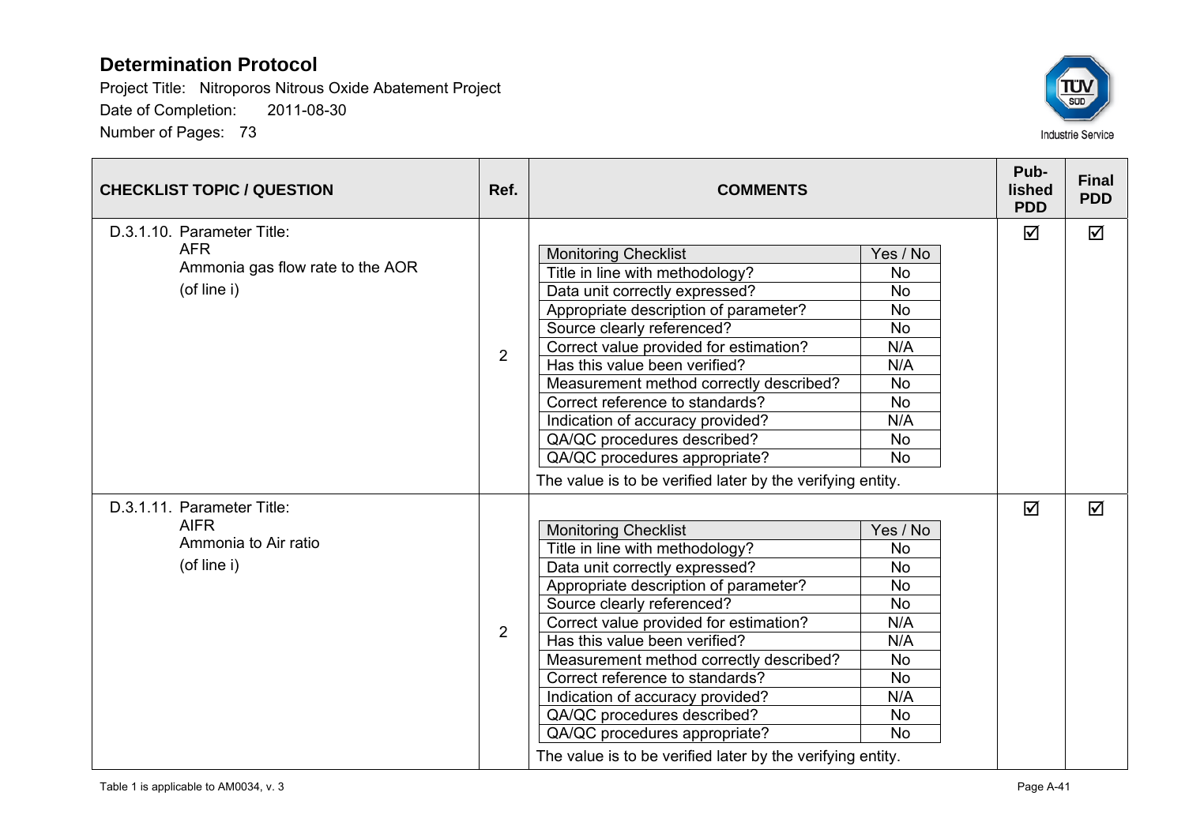# Determination Protocol

Project Title: Nitroporos Nitrous Oxide Abatement Project

Date of Completion: 2011-08-30

Number of Pages: 73

| CHECKLIST TOPIC / QUESTION | Ref. | COMMENTS | Pub-lished PDD | Final PDD |
|---|---|---|---|---|
| D.3.1.10. Parameter Title: AFR Ammonia gas flow rate to the AOR (of line i) | 2 | Monitoring Checklist – Yes / No<br>Title in line with methodology? – No<br>Data unit correctly expressed? – No<br>Appropriate description of parameter? – No<br>Source clearly referenced? – No<br>Correct value provided for estimation? – N/A<br>Has this value been verified? – N/A<br>Measurement method correctly described? – No<br>Correct reference to standards? – No<br>Indication of accuracy provided? – N/A<br>QA/QC procedures described? – No<br>QA/QC procedures appropriate? – No<br><br>The value is to be verified later by the verifying entity. | ☑ | ☑ |
| D.3.1.11. Parameter Title: AIFR Ammonia to Air ratio (of line i) | 2 | Monitoring Checklist – Yes / No<br>Title in line with methodology? – No<br>Data unit correctly expressed? – No<br>Appropriate description of parameter? – No<br>Source clearly referenced? – No<br>Correct value provided for estimation? – N/A<br>Has this value been verified? – N/A<br>Measurement method correctly described? – No<br>Correct reference to standards? – No<br>Indication of accuracy provided? – N/A<br>QA/QC procedures described? – No<br>QA/QC procedures appropriate? – No<br><br>The value is to be verified later by the verifying entity. | ☑ | ☑ |

Table 1 is applicable to AM0034, v. 3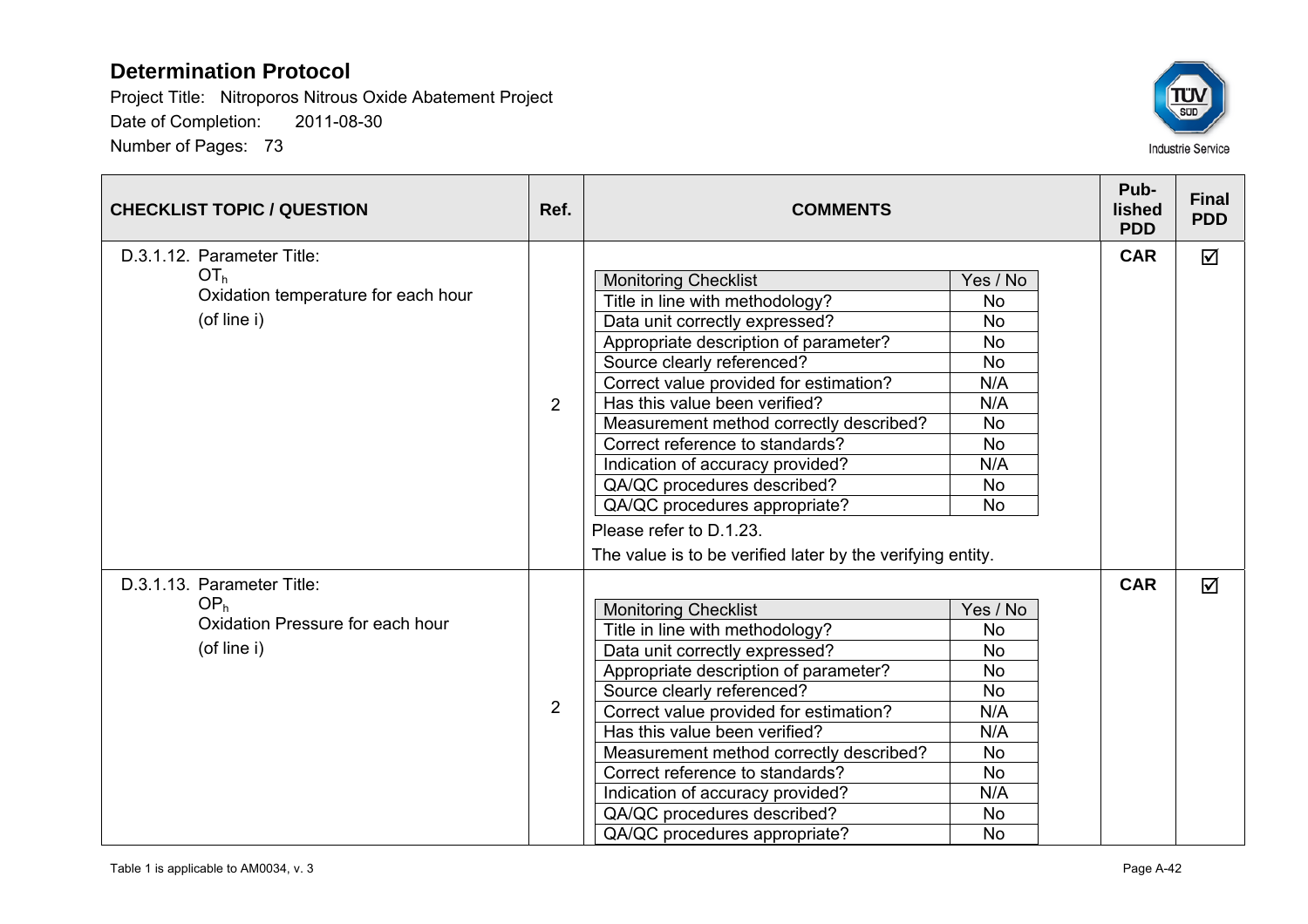# Determination Protocol

Project Title: Nitroporos Nitrous Oxide Abatement Project

Date of Completion: 2011-08-30

Number of Pages: 73

| CHECKLIST TOPIC / QUESTION | Ref. | COMMENTS | Pub-lished PDD | Final PDD |
|---|---|---|---|---|
| D.3.1.12. Parameter Title: $OT_h$ Oxidation temperature for each hour (of line i) | 2 | Monitoring Checklist – Yes / No<br>Title in line with methodology? – No<br>Data unit correctly expressed? – No<br>Appropriate description of parameter? – No<br>Source clearly referenced? – No<br>Correct value provided for estimation? – N/A<br>Has this value been verified? – N/A<br>Measurement method correctly described? – No<br>Correct reference to standards? – No<br>Indication of accuracy provided? – N/A<br>QA/QC procedures described? – No<br>QA/QC procedures appropriate? – No<br><br>Please refer to D.1.23.<br>The value is to be verified later by the verifying entity. | CAR | ☑ |
| D.3.1.13. Parameter Title: $OP_h$ Oxidation Pressure for each hour (of line i) | 2 | Monitoring Checklist – Yes / No<br>Title in line with methodology? – No<br>Data unit correctly expressed? – No<br>Appropriate description of parameter? – No<br>Source clearly referenced? – No<br>Correct value provided for estimation? – N/A<br>Has this value been verified? – N/A<br>Measurement method correctly described? – No<br>Correct reference to standards? – No<br>Indication of accuracy provided? – N/A<br>QA/QC procedures described? – No<br>QA/QC procedures appropriate? – No | CAR | ☑ |

Table 1 is applicable to AM0034, v. 3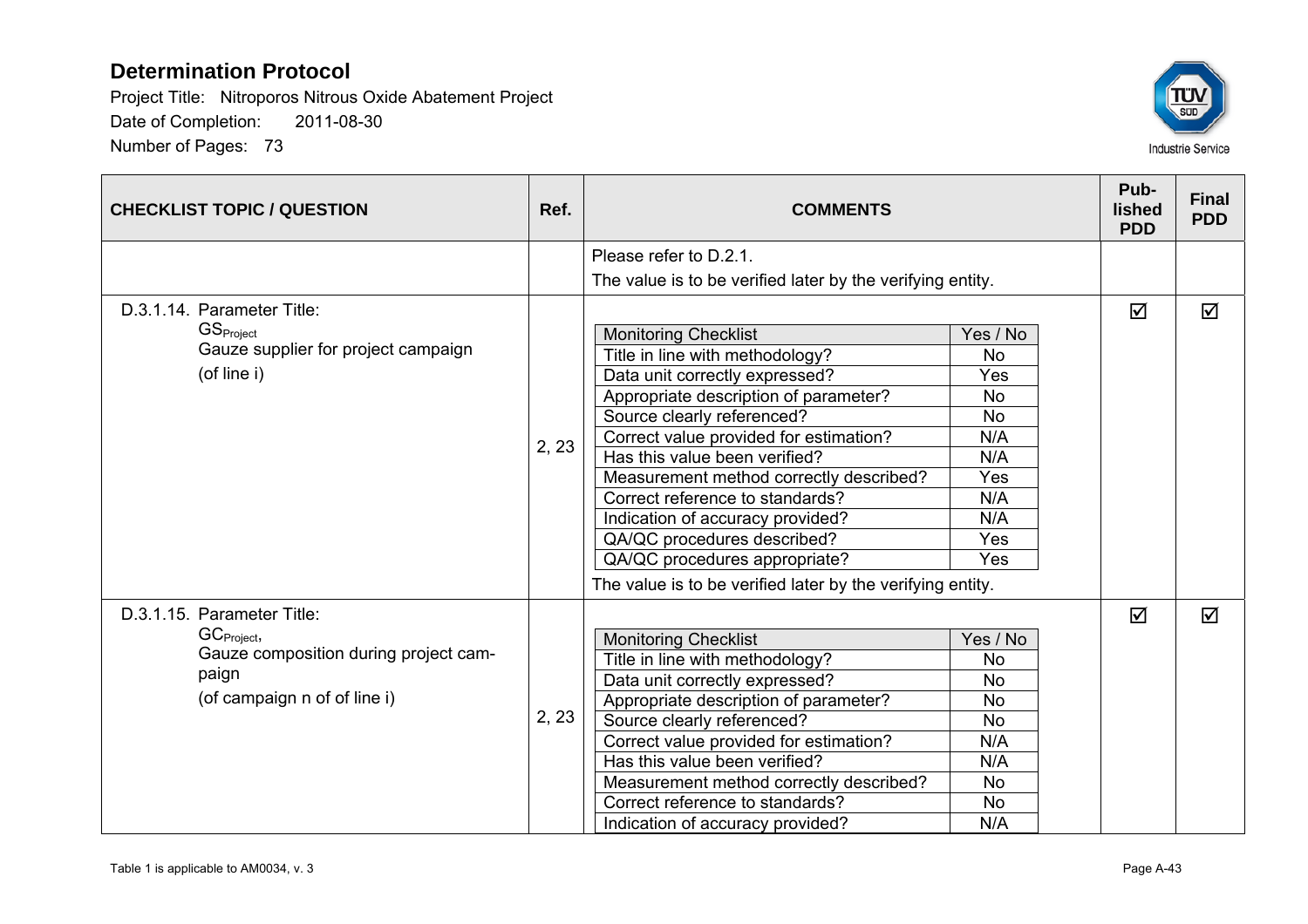# Determination Protocol

Project Title: Nitroporos Nitrous Oxide Abatement Project

Date of Completion: 2011-08-30

Number of Pages: 73

| CHECKLIST TOPIC / QUESTION | Ref. | COMMENTS | Pub-lished PDD | Final PDD |
|---|---|---|---|---|
| | | Please refer to D.2.1.<br>The value is to be verified later by the verifying entity. | | |
| D.3.1.14. Parameter Title:<br>$GS_{Project}$<br>Gauze supplier for project campaign<br>(of line i) | 2, 23 | Monitoring Checklist – Yes / No<br>Title in line with methodology? – No<br>Data unit correctly expressed? – Yes<br>Appropriate description of parameter? – No<br>Source clearly referenced? – No<br>Correct value provided for estimation? – N/A<br>Has this value been verified? – N/A<br>Measurement method correctly described? – Yes<br>Correct reference to standards? – N/A<br>Indication of accuracy provided? – N/A<br>QA/QC procedures described? – Yes<br>QA/QC procedures appropriate? – Yes<br>The value is to be verified later by the verifying entity. | ☑ | ☑ |
| D.3.1.15. Parameter Title:<br>$GC_{Project}$,<br>Gauze composition during project campaign<br>(of campaign n of of line i) | 2, 23 | Monitoring Checklist – Yes / No<br>Title in line with methodology? – No<br>Data unit correctly expressed? – No<br>Appropriate description of parameter? – No<br>Source clearly referenced? – No<br>Correct value provided for estimation? – N/A<br>Has this value been verified? – N/A<br>Measurement method correctly described? – No<br>Correct reference to standards? – No<br>Indication of accuracy provided? – N/A | ☑ | ☑ |

Table 1 is applicable to AM0034, v. 3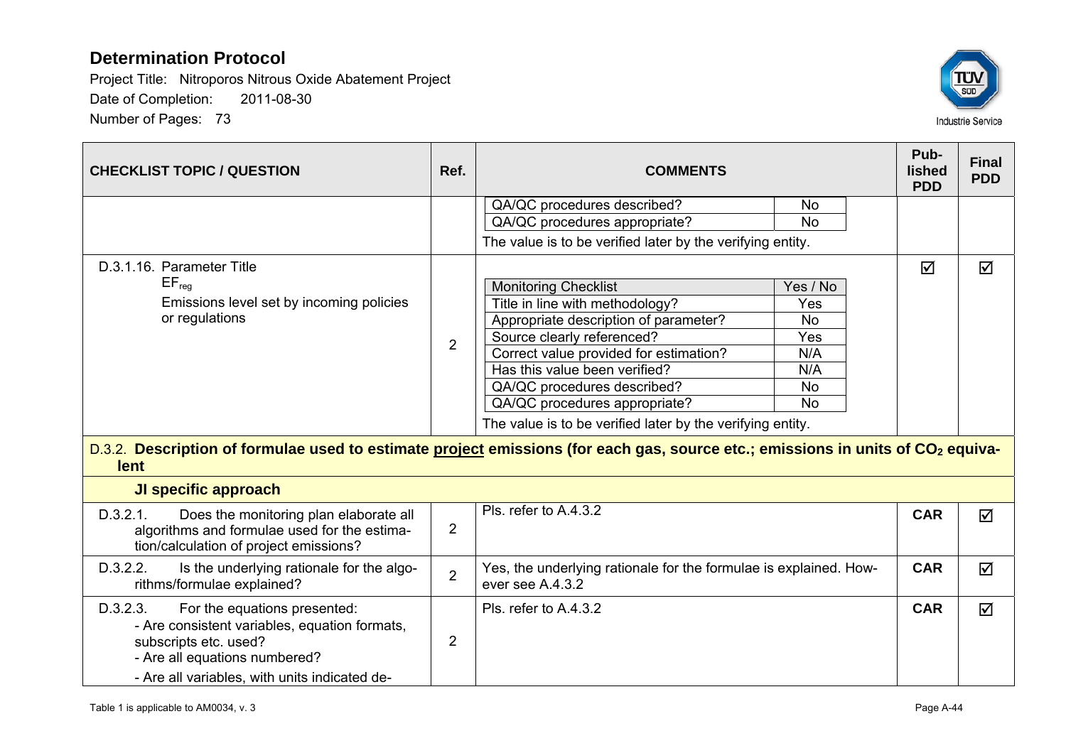# Determination Protocol

Project Title: Nitroporos Nitrous Oxide Abatement Project

Date of Completion: 2011-08-30

Number of Pages: 73

| CHECKLIST TOPIC / QUESTION | Ref. | COMMENTS | Pub-lished PDD | Final PDD |
|---|---|---|---|---|
| | | QA/QC procedures described? — No<br>QA/QC procedures appropriate? — No<br>The value is to be verified later by the verifying entity. | | |
| D.3.1.16. Parameter Title<br>$EF_{reg}$<br>Emissions level set by incoming policies or regulations | 2 | Monitoring Checklist — Yes / No<br>Title in line with methodology? — Yes<br>Appropriate description of parameter? — No<br>Source clearly referenced? — Yes<br>Correct value provided for estimation? — N/A<br>Has this value been verified? — N/A<br>QA/QC procedures described? — No<br>QA/QC procedures appropriate? — No<br>The value is to be verified later by the verifying entity. | ☑ | ☑ |
| D.3.2. **Description of formulae used to estimate project emissions (for each gas, source etc.; emissions in units of $CO_2$ equivalent** | | | | |
| **JI specific approach** | | | | |
| D.3.2.1. Does the monitoring plan elaborate all algorithms and formulae used for the estimation/calculation of project emissions? | 2 | Pls. refer to A.4.3.2 | **CAR** | ☑ |
| D.3.2.2. Is the underlying rationale for the algorithms/formulae explained? | 2 | Yes, the underlying rationale for the formulae is explained. However see A.4.3.2 | **CAR** | ☑ |
| D.3.2.3. For the equations presented:<br>- Are consistent variables, equation formats, subscripts etc. used?<br>- Are all equations numbered?<br>- Are all variables, with units indicated de- | 2 | Pls. refer to A.4.3.2 | **CAR** | ☑ |

Table 1 is applicable to AM0034, v. 3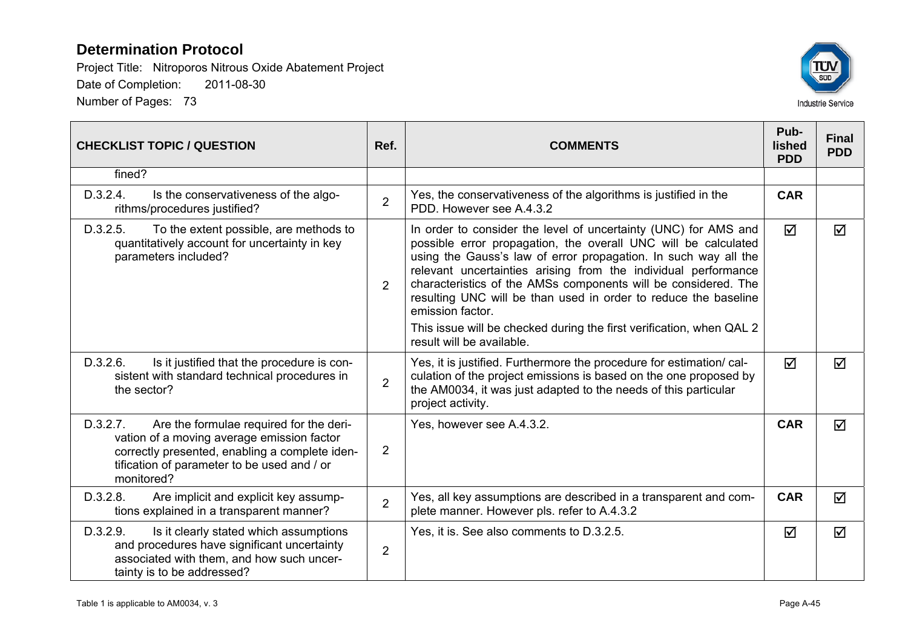| CHECKLIST TOPIC / QUESTION | Ref. | COMMENTS | Pub-lished PDD | Final PDD |
|---|---|---|---|---|
| fined? | | | | |
| D.3.2.4. Is the conservativeness of the algorithms/procedures justified? | 2 | Yes, the conservativeness of the algorithms is justified in the PDD. However see A.4.3.2 | CAR | |
| D.3.2.5. To the extent possible, are methods to quantitatively account for uncertainty in key parameters included? | 2 | In order to consider the level of uncertainty (UNC) for AMS and possible error propagation, the overall UNC will be calculated using the Gauss's law of error propagation. In such way all the relevant uncertainties arising from the individual performance characteristics of the AMSs components will be considered. The resulting UNC will be than used in order to reduce the baseline emission factor.<br>This issue will be checked during the first verification, when QAL 2 result will be available. | ☑ | ☑ |
| D.3.2.6. Is it justified that the procedure is consistent with standard technical procedures in the sector? | 2 | Yes, it is justified. Furthermore the procedure for estimation/ calculation of the project emissions is based on the one proposed by the AM0034, it was just adapted to the needs of this particular project activity. | ☑ | ☑ |
| D.3.2.7. Are the formulae required for the derivation of a moving average emission factor correctly presented, enabling a complete identification of parameter to be used and / or monitored? | 2 | Yes, however see A.4.3.2. | CAR | ☑ |
| D.3.2.8. Are implicit and explicit key assumptions explained in a transparent manner? | 2 | Yes, all key assumptions are described in a transparent and complete manner. However pls. refer to A.4.3.2 | CAR | ☑ |
| D.3.2.9. Is it clearly stated which assumptions and procedures have significant uncertainty associated with them, and how such uncertainty is to be addressed? | 2 | Yes, it is. See also comments to D.3.2.5. | ☑ | ☑ |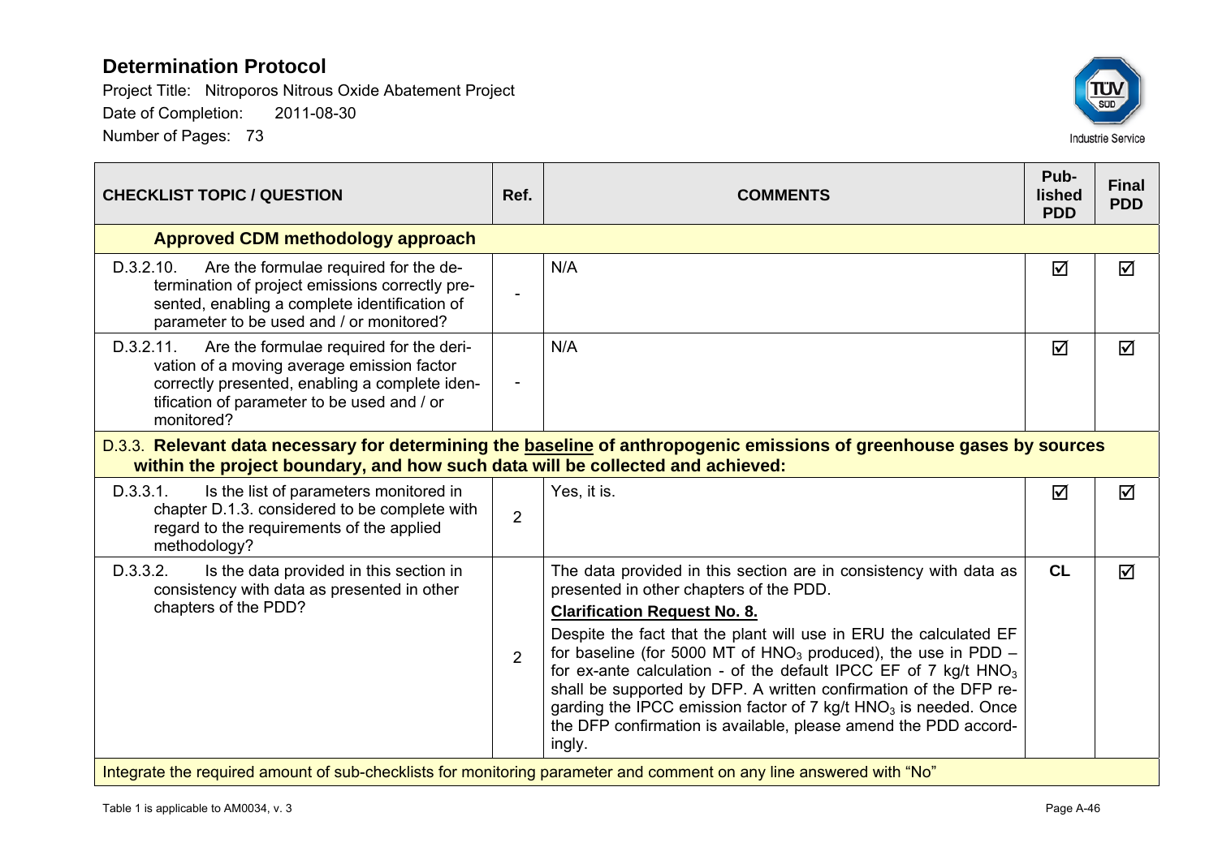| CHECKLIST TOPIC / QUESTION | Ref. | COMMENTS | Pub-lished PDD | Final PDD |
|---|---|---|---|---|
| **Approved CDM methodology approach** | | | | |
| D.3.2.10. Are the formulae required for the determination of project emissions correctly presented, enabling a complete identification of parameter to be used and / or monitored? | - | N/A | ☑ | ☑ |
| D.3.2.11. Are the formulae required for the derivation of a moving average emission factor correctly presented, enabling a complete identification of parameter to be used and / or monitored? | - | N/A | ☑ | ☑ |
| D.3.3. **Relevant data necessary for determining the baseline of anthropogenic emissions of greenhouse gases by sources within the project boundary, and how such data will be collected and achieved:** | | | | |
| D.3.3.1. Is the list of parameters monitored in chapter D.1.3. considered to be complete with regard to the requirements of the applied methodology? | 2 | Yes, it is. | ☑ | ☑ |
| D.3.3.2. Is the data provided in this section in consistency with data as presented in other chapters of the PDD? | 2 | The data provided in this section are in consistency with data as presented in other chapters of the PDD.<br>**Clarification Request No. 8.**<br>Despite the fact that the plant will use in ERU the calculated EF for baseline (for 5000 MT of $HNO_3$ produced), the use in PDD – for ex-ante calculation - of the default IPCC EF of 7 kg/t $HNO_3$ shall be supported by DFP. A written confirmation of the DFP regarding the IPCC emission factor of 7 kg/t $HNO_3$ is needed. Once the DFP confirmation is available, please amend the PDD accordingly. | **CL** | ☑ |
| Integrate the required amount of sub-checklists for monitoring parameter and comment on any line answered with "No" | | | | |

Table 1 is applicable to AM0034, v. 3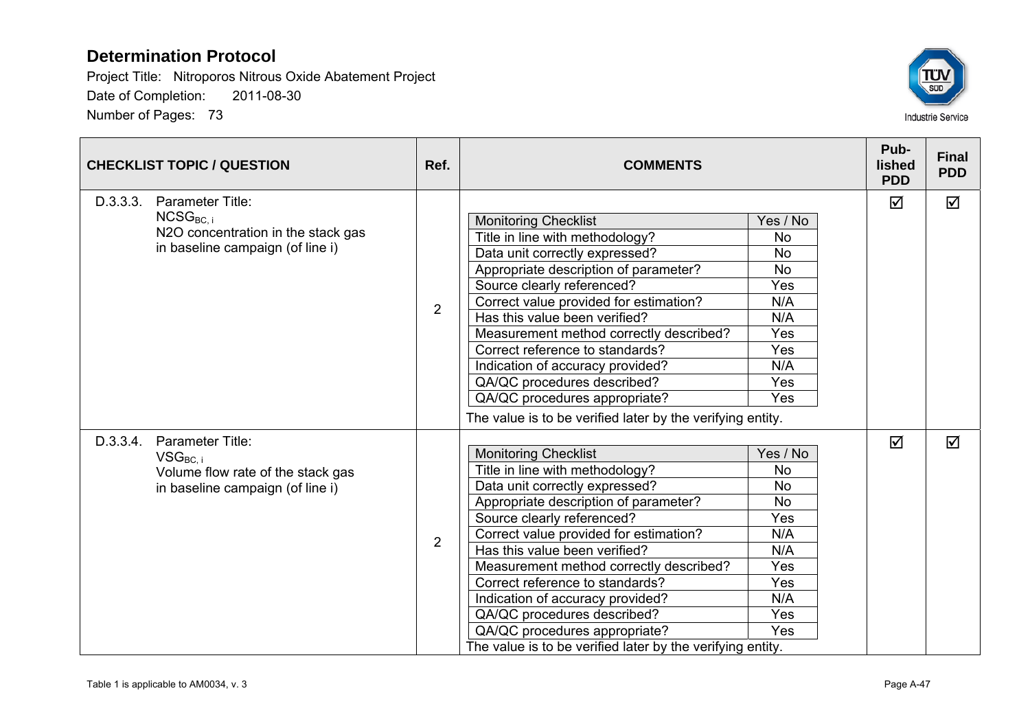# Determination Protocol

Project Title: Nitroporos Nitrous Oxide Abatement Project

Date of Completion: 2011-08-30

Number of Pages: 73

| CHECKLIST TOPIC / QUESTION | Ref. | COMMENTS | Pub-lished PDD | Final PDD |
|---|---|---|---|---|
| D.3.3.3. Parameter Title: $NCSG_{BC,i}$ N2O concentration in the stack gas in baseline campaign (of line i) | 2 | Monitoring Checklist – Yes / No<br>Title in line with methodology? – No<br>Data unit correctly expressed? – No<br>Appropriate description of parameter? – No<br>Source clearly referenced? – Yes<br>Correct value provided for estimation? – N/A<br>Has this value been verified? – N/A<br>Measurement method correctly described? – Yes<br>Correct reference to standards? – Yes<br>Indication of accuracy provided? – N/A<br>QA/QC procedures described? – Yes<br>QA/QC procedures appropriate? – Yes<br>The value is to be verified later by the verifying entity. | ☑ | ☑ |
| D.3.3.4. Parameter Title: $VSG_{BC,i}$ Volume flow rate of the stack gas in baseline campaign (of line i) | 2 | Monitoring Checklist – Yes / No<br>Title in line with methodology? – No<br>Data unit correctly expressed? – No<br>Appropriate description of parameter? – No<br>Source clearly referenced? – Yes<br>Correct value provided for estimation? – N/A<br>Has this value been verified? – N/A<br>Measurement method correctly described? – Yes<br>Correct reference to standards? – Yes<br>Indication of accuracy provided? – N/A<br>QA/QC procedures described? – Yes<br>QA/QC procedures appropriate? – Yes<br>The value is to be verified later by the verifying entity. | ☑ | ☑ |

Table 1 is applicable to AM0034, v. 3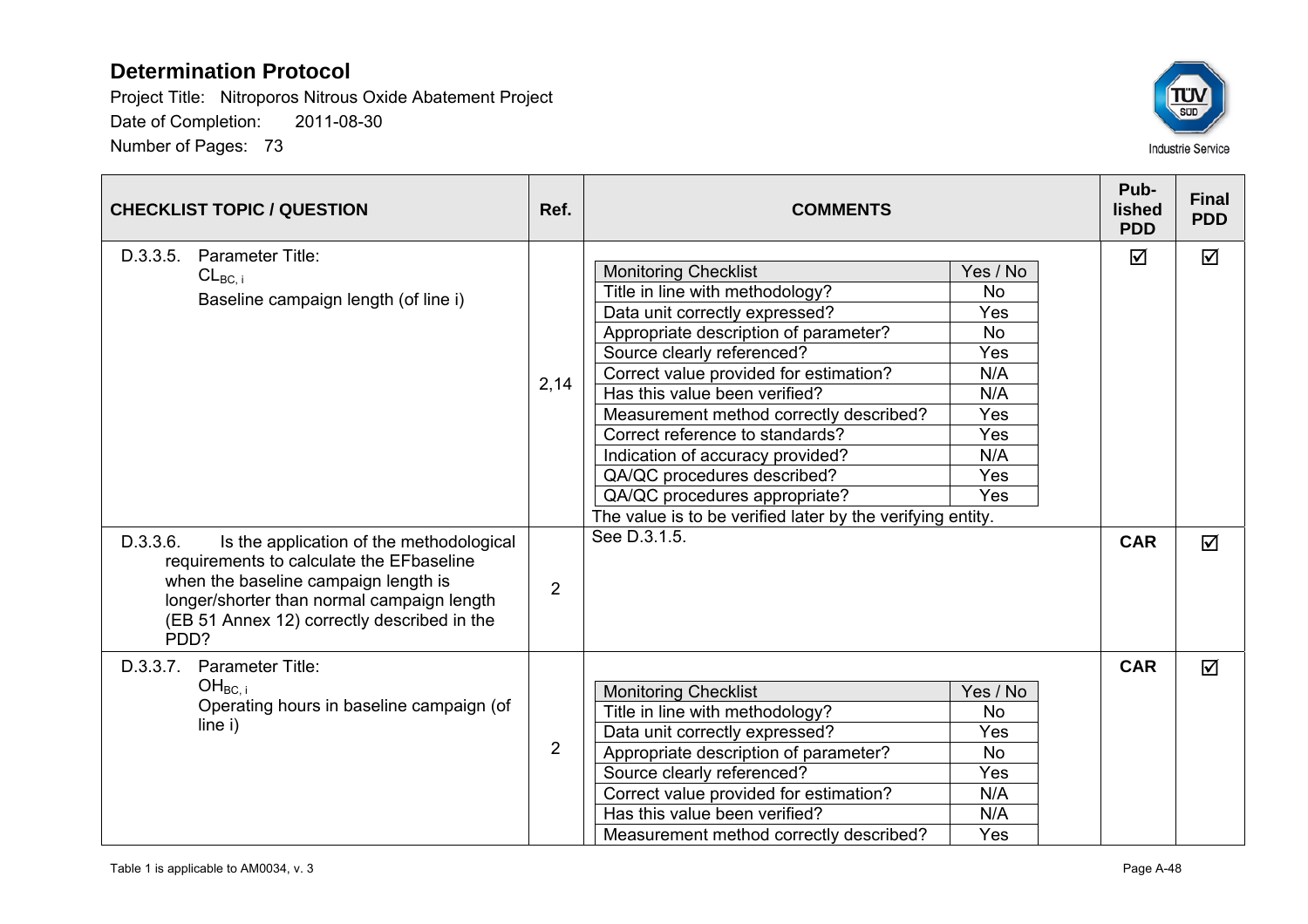# Determination Protocol

Project Title: Nitroporos Nitrous Oxide Abatement Project

Date of Completion: 2011-08-30

Number of Pages: 73

| CHECKLIST TOPIC / QUESTION | Ref. | COMMENTS | Pub-lished PDD | Final PDD |
|---|---|---|---|---|
| D.3.3.5. Parameter Title: $CL_{BC,\,i}$ Baseline campaign length (of line i) | 2,14 | Monitoring Checklist – Yes / No<br>Title in line with methodology? – No<br>Data unit correctly expressed? – Yes<br>Appropriate description of parameter? – No<br>Source clearly referenced? – Yes<br>Correct value provided for estimation? – N/A<br>Has this value been verified? – N/A<br>Measurement method correctly described? – Yes<br>Correct reference to standards? – Yes<br>Indication of accuracy provided? – N/A<br>QA/QC procedures described? – Yes<br>QA/QC procedures appropriate? – Yes<br>The value is to be verified later by the verifying entity. | ☑ | ☑ |
| D.3.3.6. Is the application of the methodological requirements to calculate the EFbaseline when the baseline campaign length is longer/shorter than normal campaign length (EB 51 Annex 12) correctly described in the PDD? | 2 | See D.3.1.5. | CAR | ☑ |
| D.3.3.7. Parameter Title: $OH_{BC,\,i}$ Operating hours in baseline campaign (of line i) | 2 | Monitoring Checklist – Yes / No<br>Title in line with methodology? – No<br>Data unit correctly expressed? – Yes<br>Appropriate description of parameter? – No<br>Source clearly referenced? – Yes<br>Correct value provided for estimation? – N/A<br>Has this value been verified? – N/A<br>Measurement method correctly described? – Yes | CAR | ☑ |

Table 1 is applicable to AM0034, v. 3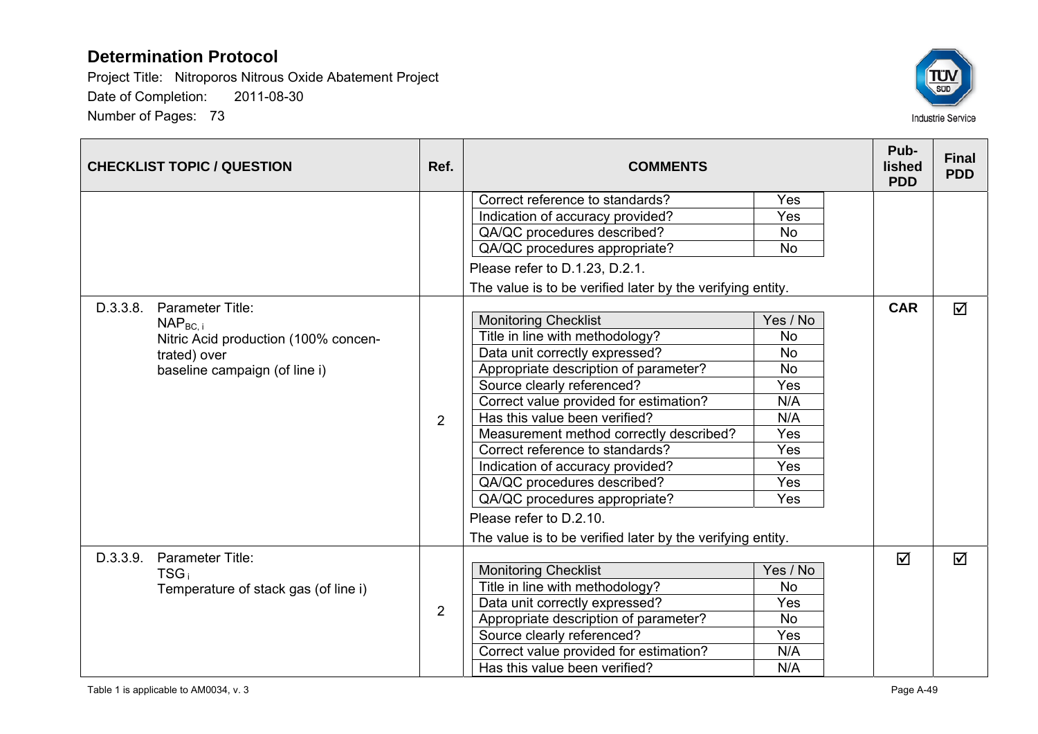# Determination Protocol

Project Title: Nitroporos Nitrous Oxide Abatement Project

Date of Completion: 2011-08-30

Number of Pages: 73

| CHECKLIST TOPIC / QUESTION | Ref. | COMMENTS | Published PDD | Final PDD |
|---|---|---|---|---|
| | | Correct reference to standards? — Yes<br>Indication of accuracy provided? — Yes<br>QA/QC procedures described? — No<br>QA/QC procedures appropriate? — No<br>Please refer to D.1.23, D.2.1.<br>The value is to be verified later by the verifying entity. | | |
| D.3.3.8. Parameter Title: $NAP_{BC,i}$ Nitric Acid production (100% concentrated) over baseline campaign (of line i) | 2 | Monitoring Checklist — Yes / No<br>Title in line with methodology? — No<br>Data unit correctly expressed? — No<br>Appropriate description of parameter? — No<br>Source clearly referenced? — Yes<br>Correct value provided for estimation? — N/A<br>Has this value been verified? — N/A<br>Measurement method correctly described? — Yes<br>Correct reference to standards? — Yes<br>Indication of accuracy provided? — Yes<br>QA/QC procedures described? — Yes<br>QA/QC procedures appropriate? — Yes<br>Please refer to D.2.10.<br>The value is to be verified later by the verifying entity. | **CAR** | ☑ |
| D.3.3.9. Parameter Title: $TSG_i$ Temperature of stack gas (of line i) | 2 | Monitoring Checklist — Yes / No<br>Title in line with methodology? — No<br>Data unit correctly expressed? — Yes<br>Appropriate description of parameter? — No<br>Source clearly referenced? — Yes<br>Correct value provided for estimation? — N/A<br>Has this value been verified? — N/A | ☑ | ☑ |

Table 1 is applicable to AM0034, v. 3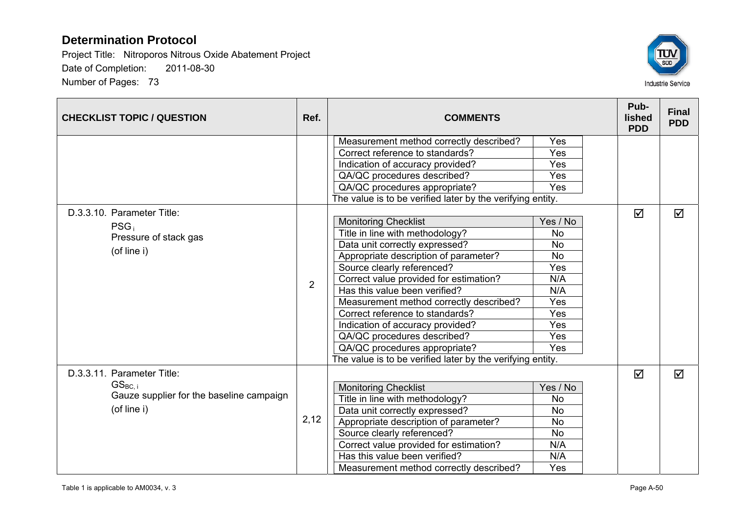| CHECKLIST TOPIC / QUESTION | Ref. | COMMENTS | Pub-lished PDD | Final PDD |
|---|---|---|---|---|
| | | Measurement method correctly described? Yes<br>Correct reference to standards? Yes<br>Indication of accuracy provided? Yes<br>QA/QC procedures described? Yes<br>QA/QC procedures appropriate? Yes<br>The value is to be verified later by the verifying entity. | | |
| D.3.3.10. Parameter Title:<br>$PSG_i$<br>Pressure of stack gas<br>(of line i) | 2 | Monitoring Checklist: Yes / No<br>Title in line with methodology? No<br>Data unit correctly expressed? No<br>Appropriate description of parameter? No<br>Source clearly referenced? Yes<br>Correct value provided for estimation? N/A<br>Has this value been verified? N/A<br>Measurement method correctly described? Yes<br>Correct reference to standards? Yes<br>Indication of accuracy provided? Yes<br>QA/QC procedures described? Yes<br>QA/QC procedures appropriate? Yes<br>The value is to be verified later by the verifying entity. | ☑ | ☑ |
| D.3.3.11. Parameter Title:<br>$GS_{BC,i}$<br>Gauze supplier for the baseline campaign<br>(of line i) | 2,12 | Monitoring Checklist: Yes / No<br>Title in line with methodology? No<br>Data unit correctly expressed? No<br>Appropriate description of parameter? No<br>Source clearly referenced? No<br>Correct value provided for estimation? N/A<br>Has this value been verified? N/A<br>Measurement method correctly described? Yes | ☑ | ☑ |

Table 1 is applicable to AM0034, v. 3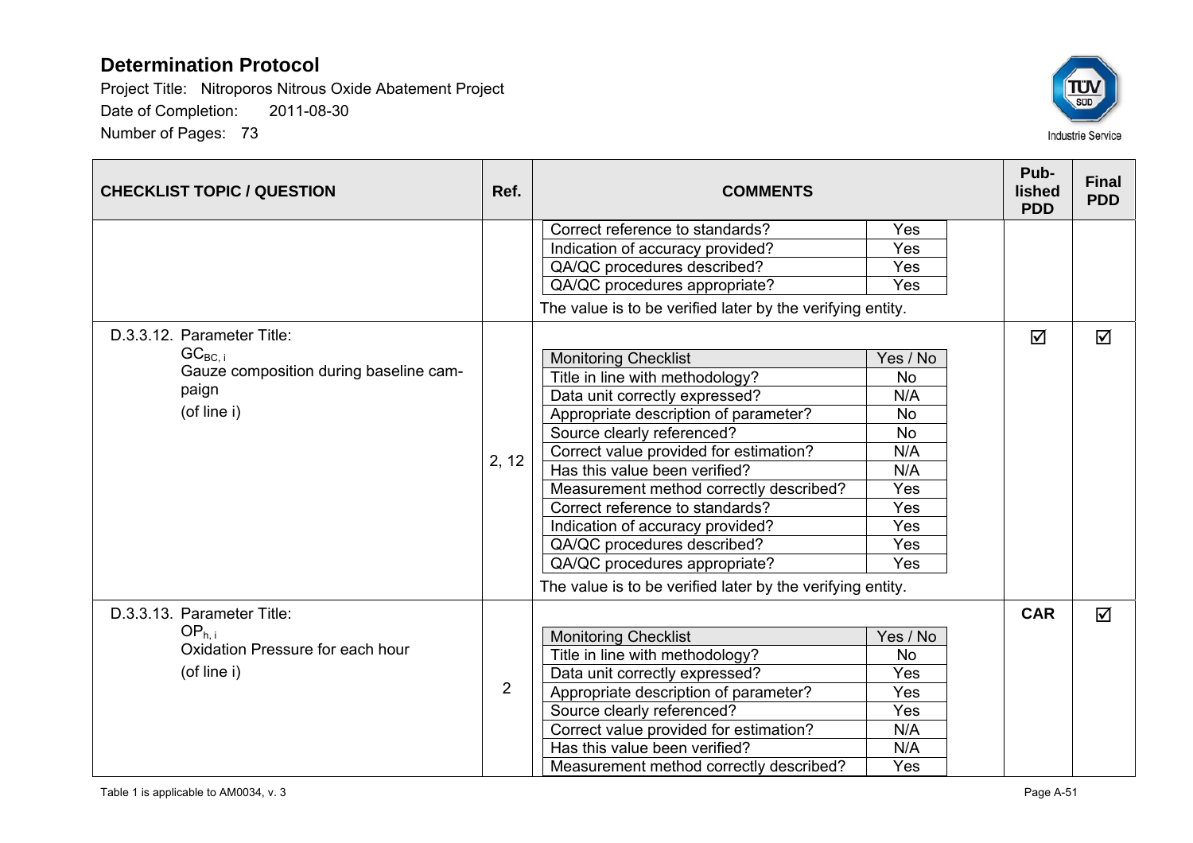# Determination Protocol

Project Title: Nitroporos Nitrous Oxide Abatement Project

Date of Completion: 2011-08-30

Number of Pages: 73

| CHECKLIST TOPIC / QUESTION | Ref. | COMMENTS | Pub-lished PDD | Final PDD |
|---|---|---|---|---|
| | | Correct reference to standards? — Yes<br>Indication of accuracy provided? — Yes<br>QA/QC procedures described? — Yes<br>QA/QC procedures appropriate? — Yes<br><br>The value is to be verified later by the verifying entity. | | |
| D.3.3.12. Parameter Title:<br>$GC_{BC,i}$<br>Gauze composition during baseline campaign<br>(of line i) | 2, 12 | Monitoring Checklist — Yes / No<br>Title in line with methodology? — No<br>Data unit correctly expressed? — N/A<br>Appropriate description of parameter? — No<br>Source clearly referenced? — No<br>Correct value provided for estimation? — N/A<br>Has this value been verified? — N/A<br>Measurement method correctly described? — Yes<br>Correct reference to standards? — Yes<br>Indication of accuracy provided? — Yes<br>QA/QC procedures described? — Yes<br>QA/QC procedures appropriate? — Yes<br><br>The value is to be verified later by the verifying entity. | ☑ | ☑ |
| D.3.3.13. Parameter Title:<br>$OP_{h,i}$<br>Oxidation Pressure for each hour<br>(of line i) | 2 | Monitoring Checklist — Yes / No<br>Title in line with methodology? — No<br>Data unit correctly expressed? — Yes<br>Appropriate description of parameter? — Yes<br>Source clearly referenced? — Yes<br>Correct value provided for estimation? — N/A<br>Has this value been verified? — N/A<br>Measurement method correctly described? — Yes | CAR | ☑ |

Table 1 is applicable to AM0034, v. 3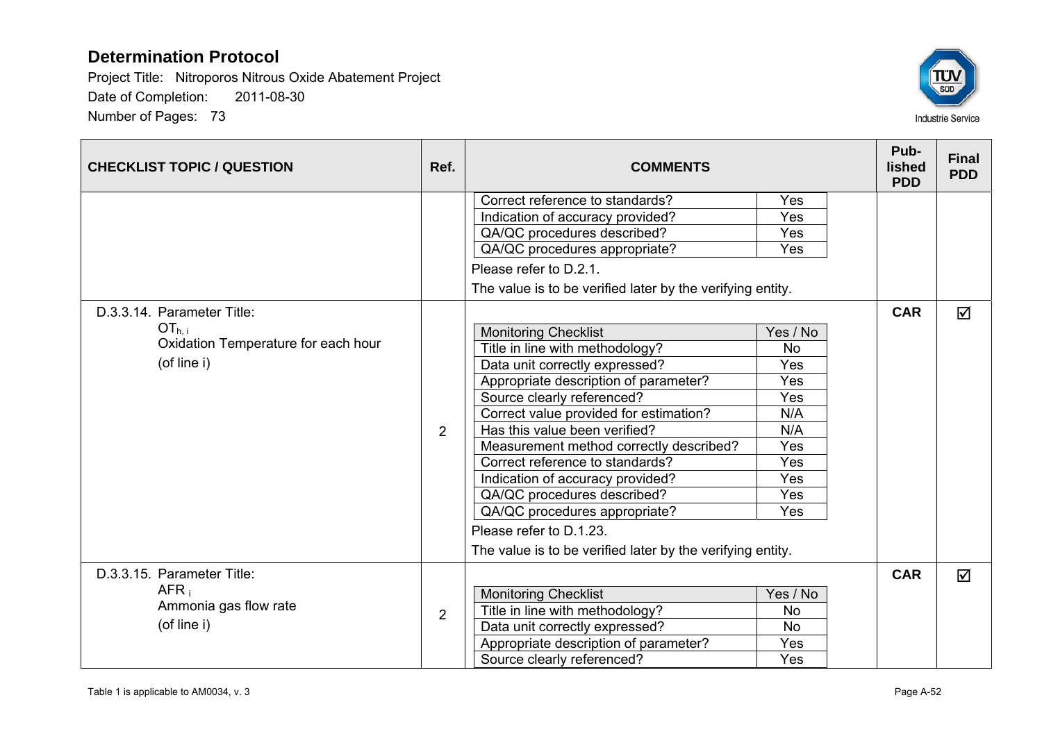| CHECKLIST TOPIC / QUESTION | Ref. | COMMENTS | Pub-lished PDD | Final PDD |
|---|---|---|---|---|
| | | Correct reference to standards? — Yes<br>Indication of accuracy provided? — Yes<br>QA/QC procedures described? — Yes<br>QA/QC procedures appropriate? — Yes<br>Please refer to D.2.1.<br>The value is to be verified later by the verifying entity. | | |
| D.3.3.14. Parameter Title:<br>$OT_{h,i}$<br>Oxidation Temperature for each hour (of line i) | 2 | Monitoring Checklist — Yes / No<br>Title in line with methodology? — No<br>Data unit correctly expressed? — Yes<br>Appropriate description of parameter? — Yes<br>Source clearly referenced? — Yes<br>Correct value provided for estimation? — N/A<br>Has this value been verified? — N/A<br>Measurement method correctly described? — Yes<br>Correct reference to standards? — Yes<br>Indication of accuracy provided? — Yes<br>QA/QC procedures described? — Yes<br>QA/QC procedures appropriate? — Yes<br>Please refer to D.1.23.<br>The value is to be verified later by the verifying entity. | CAR | ☑ |
| D.3.3.15. Parameter Title:<br>$AFR_i$<br>Ammonia gas flow rate (of line i) | 2 | Monitoring Checklist — Yes / No<br>Title in line with methodology? — No<br>Data unit correctly expressed? — No<br>Appropriate description of parameter? — Yes<br>Source clearly referenced? — Yes | CAR | ☑ |

Table 1 is applicable to AM0034, v. 3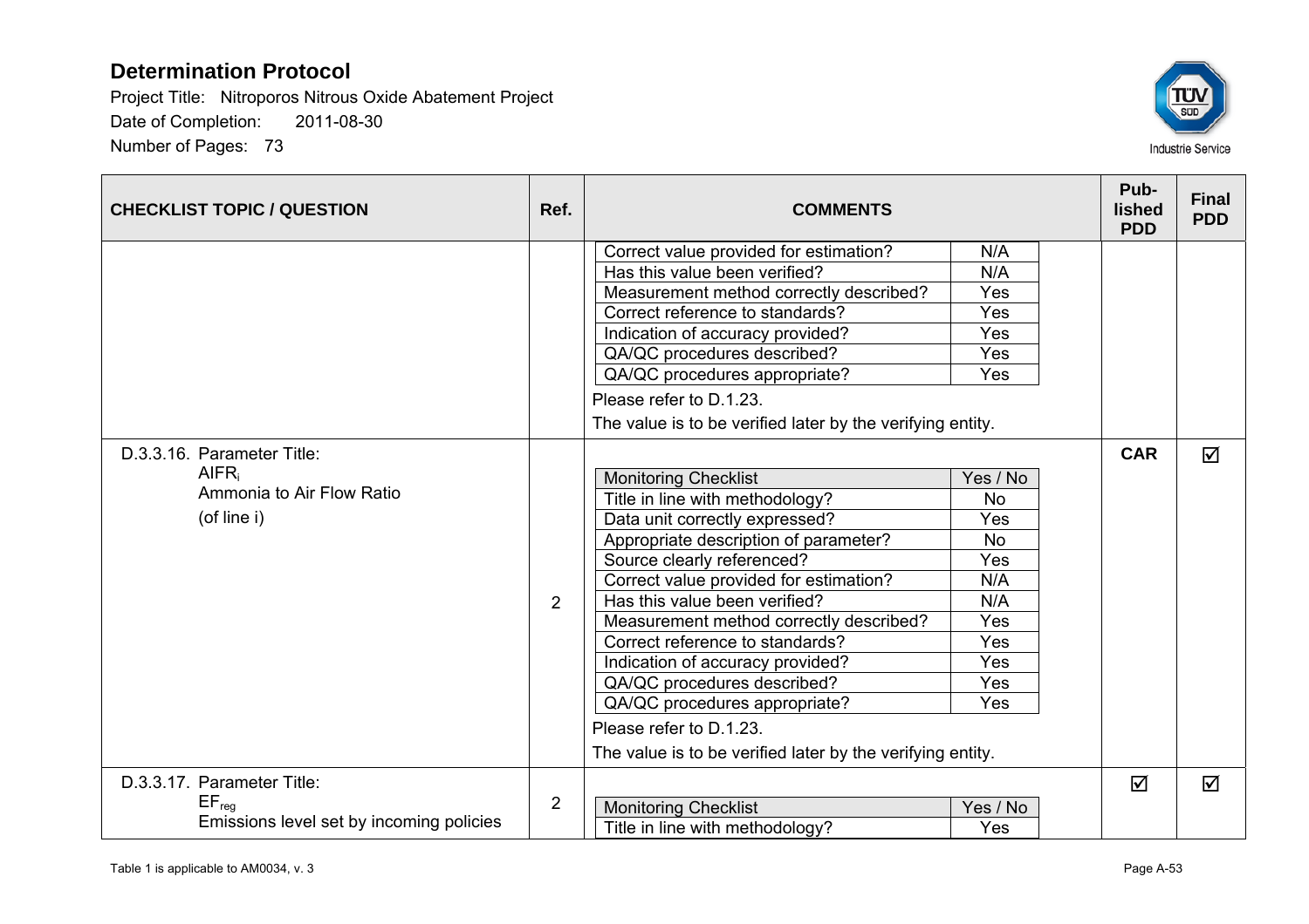# Determination Protocol

Project Title: Nitroporos Nitrous Oxide Abatement Project

Date of Completion: 2011-08-30

Number of Pages: 73

| CHECKLIST TOPIC / QUESTION | Ref. | COMMENTS | Pub-lished PDD | Final PDD |
|---|---|---|---|---|
| | | Correct value provided for estimation? — N/A<br>Has this value been verified? — N/A<br>Measurement method correctly described? — Yes<br>Correct reference to standards? — Yes<br>Indication of accuracy provided? — Yes<br>QA/QC procedures described? — Yes<br>QA/QC procedures appropriate? — Yes<br><br>Please refer to D.1.23.<br><br>The value is to be verified later by the verifying entity. | | |
| D.3.3.16. Parameter Title:<br>$AIFR_i$<br>Ammonia to Air Flow Ratio<br>(of line i) | 2 | **Monitoring Checklist — Yes / No**<br>Title in line with methodology? — No<br>Data unit correctly expressed? — Yes<br>Appropriate description of parameter? — No<br>Source clearly referenced? — Yes<br>Correct value provided for estimation? — N/A<br>Has this value been verified? — N/A<br>Measurement method correctly described? — Yes<br>Correct reference to standards? — Yes<br>Indication of accuracy provided? — Yes<br>QA/QC procedures described? — Yes<br>QA/QC procedures appropriate? — Yes<br><br>Please refer to D.1.23.<br><br>The value is to be verified later by the verifying entity. | **CAR** | ☑ |
| D.3.3.17. Parameter Title:<br>$EF_{reg}$<br>Emissions level set by incoming policies | 2 | **Monitoring Checklist — Yes / No**<br>Title in line with methodology? — Yes | ☑ | ☑ |

Table 1 is applicable to AM0034, v. 3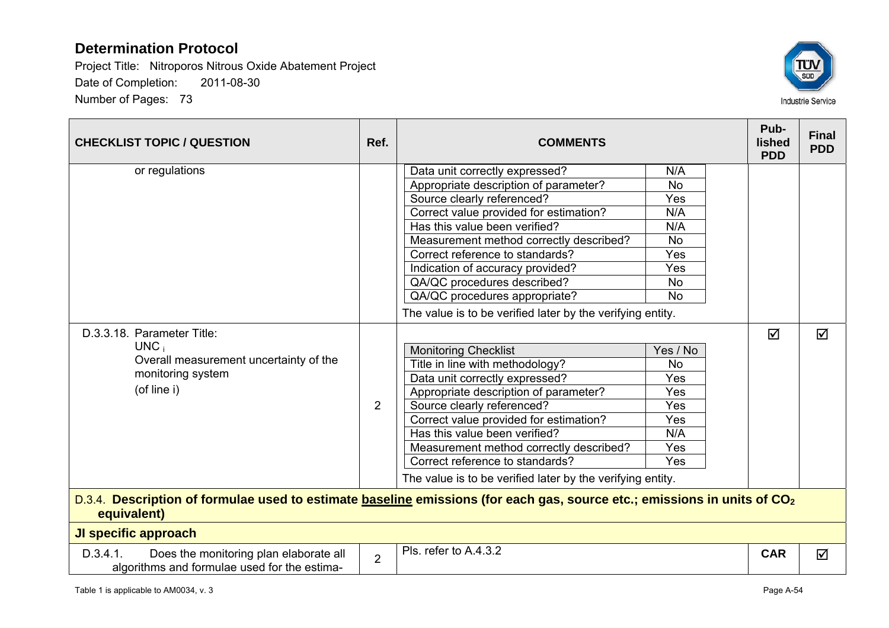| CHECKLIST TOPIC / QUESTION | Ref. | COMMENTS | Pub-lished PDD | Final PDD |
|---|---|---|---|---|
| or regulations | | Data unit correctly expressed? — N/A<br>Appropriate description of parameter? — No<br>Source clearly referenced? — Yes<br>Correct value provided for estimation? — N/A<br>Has this value been verified? — N/A<br>Measurement method correctly described? — No<br>Correct reference to standards? — Yes<br>Indication of accuracy provided? — Yes<br>QA/QC procedures described? — No<br>QA/QC procedures appropriate? — No<br>The value is to be verified later by the verifying entity. | | |
| D.3.3.18. Parameter Title:<br>$UNC_i$<br>Overall measurement uncertainty of the monitoring system<br>(of line i) | 2 | Monitoring Checklist — Yes / No<br>Title in line with methodology? — No<br>Data unit correctly expressed? — Yes<br>Appropriate description of parameter? — Yes<br>Source clearly referenced? — Yes<br>Correct value provided for estimation? — Yes<br>Has this value been verified? — N/A<br>Measurement method correctly described? — Yes<br>Correct reference to standards? — Yes<br>The value is to be verified later by the verifying entity. | ☑ | ☑ |
| D.3.4. **Description of formulae used to estimate <u>baseline</u> emissions (for each gas, source etc.; emissions in units of $CO_2$ equivalent)** | | | | |
| **JI specific approach** | | | | |
| D.3.4.1. Does the monitoring plan elaborate all algorithms and formulae used for the estima- | 2 | Pls. refer to A.4.3.2 | **CAR** | ☑ |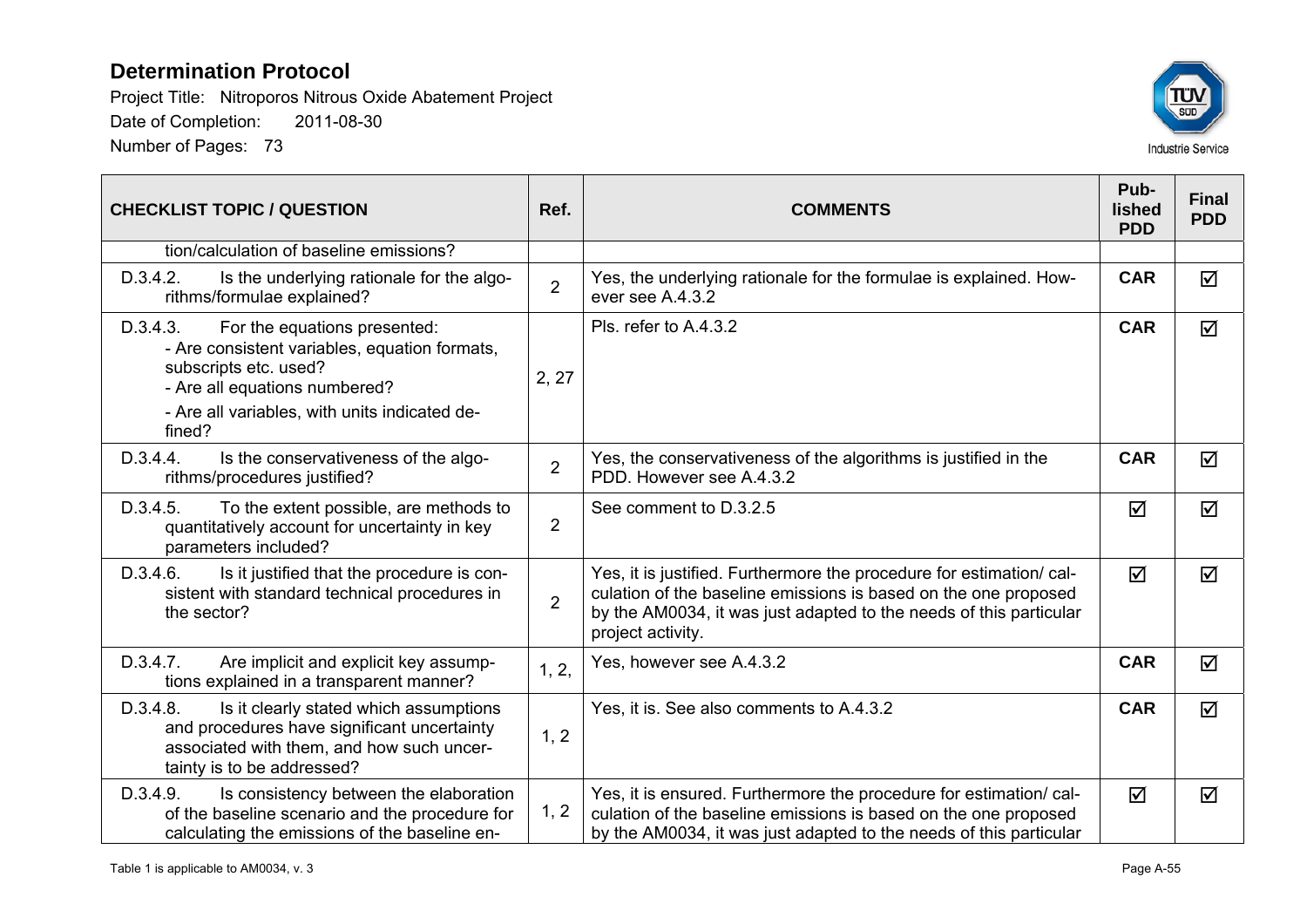# Determination Protocol

Project Title: Nitroporos Nitrous Oxide Abatement Project

Date of Completion: 2011-08-30

Number of Pages: 73

| CHECKLIST TOPIC / QUESTION | Ref. | COMMENTS | Pub-lished PDD | Final PDD |
|---|---|---|---|---|
| tion/calculation of baseline emissions? | | | | |
| D.3.4.2. Is the underlying rationale for the algorithms/formulae explained? | 2 | Yes, the underlying rationale for the formulae is explained. However see A.4.3.2 | CAR | ☑ |
| D.3.4.3. For the equations presented: - Are consistent variables, equation formats, subscripts etc. used? - Are all equations numbered? - Are all variables, with units indicated defined? | 2, 27 | Pls. refer to A.4.3.2 | CAR | ☑ |
| D.3.4.4. Is the conservativeness of the algorithms/procedures justified? | 2 | Yes, the conservativeness of the algorithms is justified in the PDD. However see A.4.3.2 | CAR | ☑ |
| D.3.4.5. To the extent possible, are methods to quantitatively account for uncertainty in key parameters included? | 2 | See comment to D.3.2.5 | ☑ | ☑ |
| D.3.4.6. Is it justified that the procedure is consistent with standard technical procedures in the sector? | 2 | Yes, it is justified. Furthermore the procedure for estimation/ calculation of the baseline emissions is based on the one proposed by the AM0034, it was just adapted to the needs of this particular project activity. | ☑ | ☑ |
| D.3.4.7. Are implicit and explicit key assumptions explained in a transparent manner? | 1, 2, | Yes, however see A.4.3.2 | CAR | ☑ |
| D.3.4.8. Is it clearly stated which assumptions and procedures have significant uncertainty associated with them, and how such uncertainty is to be addressed? | 1, 2 | Yes, it is. See also comments to A.4.3.2 | CAR | ☑ |
| D.3.4.9. Is consistency between the elaboration of the baseline scenario and the procedure for calculating the emissions of the baseline en- | 1, 2 | Yes, it is ensured. Furthermore the procedure for estimation/ calculation of the baseline emissions is based on the one proposed by the AM0034, it was just adapted to the needs of this particular | ☑ | ☑ |

Table 1 is applicable to AM0034, v. 3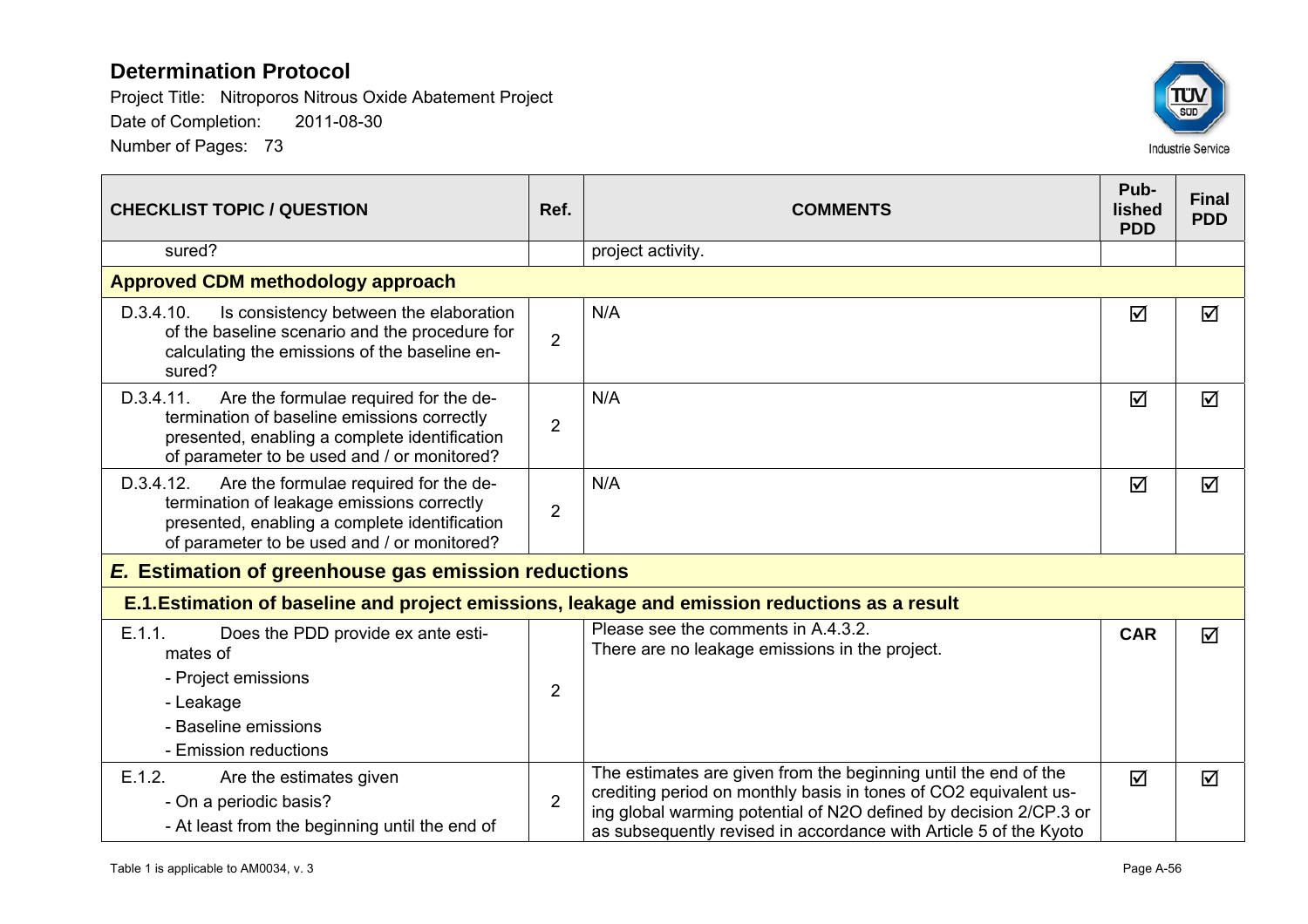# Determination Protocol

Project Title: Nitroporos Nitrous Oxide Abatement Project

Date of Completion: 2011-08-30

Number of Pages: 73

| CHECKLIST TOPIC / QUESTION | Ref. | COMMENTS | Pub-lished PDD | Final PDD |
|---|---|---|---|---|
| sured? | | project activity. | | |
| **Approved CDM methodology approach** | | | | |
| D.3.4.10. Is consistency between the elaboration of the baseline scenario and the procedure for calculating the emissions of the baseline ensured? | 2 | N/A | ☑ | ☑ |
| D.3.4.11. Are the formulae required for the determination of baseline emissions correctly presented, enabling a complete identification of parameter to be used and / or monitored? | 2 | N/A | ☑ | ☑ |
| D.3.4.12. Are the formulae required for the determination of leakage emissions correctly presented, enabling a complete identification of parameter to be used and / or monitored? | 2 | N/A | ☑ | ☑ |
| ***E.* Estimation of greenhouse gas emission reductions** | | | | |
| **E.1. Estimation of baseline and project emissions, leakage and emission reductions as a result** | | | | |
| E.1.1. Does the PDD provide ex ante estimates of<br>- Project emissions<br>- Leakage<br>- Baseline emissions<br>- Emission reductions | 2 | Please see the comments in A.4.3.2.<br>There are no leakage emissions in the project. | **CAR** | ☑ |
| E.1.2. Are the estimates given<br>- On a periodic basis?<br>- At least from the beginning until the end of | 2 | The estimates are given from the beginning until the end of the crediting period on monthly basis in tones of $CO_2$ equivalent using global warming potential of $N_2O$ defined by decision 2/CP.3 or as subsequently revised in accordance with Article 5 of the Kyoto | ☑ | ☑ |

Table 1 is applicable to AM0034, v. 3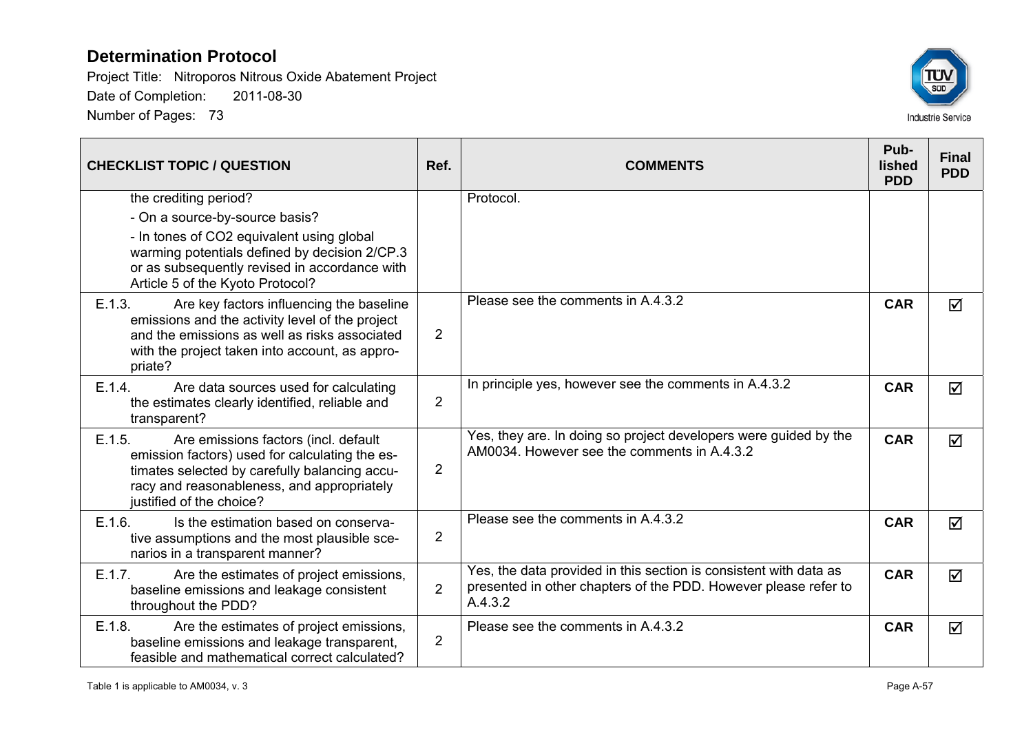| CHECKLIST TOPIC / QUESTION | Ref. | COMMENTS | Pub-lished PDD | Final PDD |
|---|---|---|---|---|
| the crediting period?<br>- On a source-by-source basis?<br>- In tones of CO2 equivalent using global warming potentials defined by decision 2/CP.3 or as subsequently revised in accordance with Article 5 of the Kyoto Protocol? | | Protocol. | | |
| E.1.3. Are key factors influencing the baseline emissions and the activity level of the project and the emissions as well as risks associated with the project taken into account, as appropriate? | 2 | Please see the comments in A.4.3.2 | **CAR** | ☑ |
| E.1.4. Are data sources used for calculating the estimates clearly identified, reliable and transparent? | 2 | In principle yes, however see the comments in A.4.3.2 | **CAR** | ☑ |
| E.1.5. Are emissions factors (incl. default emission factors) used for calculating the estimates selected by carefully balancing accuracy and reasonableness, and appropriately justified of the choice? | 2 | Yes, they are. In doing so project developers were guided by the AM0034. However see the comments in A.4.3.2 | **CAR** | ☑ |
| E.1.6. Is the estimation based on conservative assumptions and the most plausible scenarios in a transparent manner? | 2 | Please see the comments in A.4.3.2 | **CAR** | ☑ |
| E.1.7. Are the estimates of project emissions, baseline emissions and leakage consistent throughout the PDD? | 2 | Yes, the data provided in this section is consistent with data as presented in other chapters of the PDD. However please refer to A.4.3.2 | **CAR** | ☑ |
| E.1.8. Are the estimates of project emissions, baseline emissions and leakage transparent, feasible and mathematical correct calculated? | 2 | Please see the comments in A.4.3.2 | **CAR** | ☑ |

Table 1 is applicable to AM0034, v. 3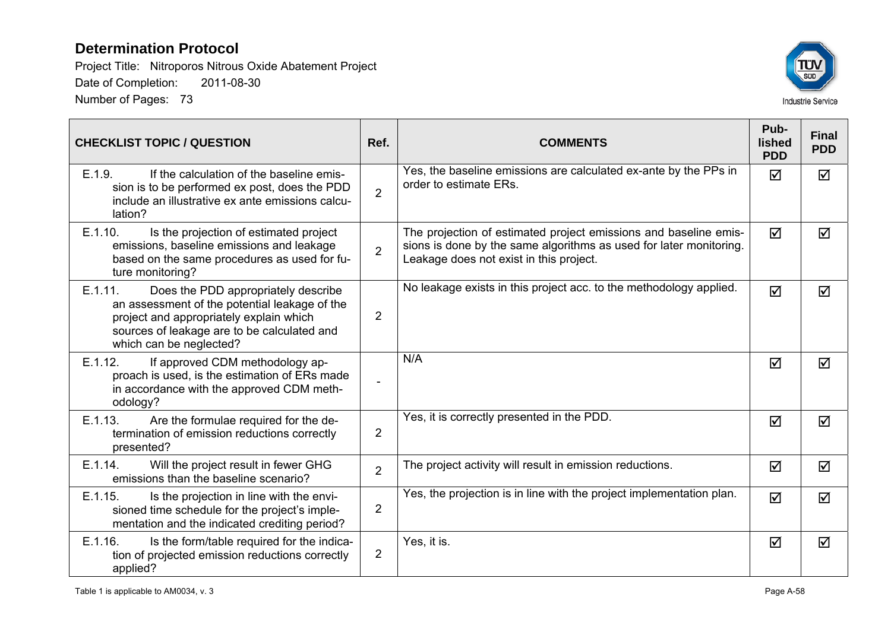# Determination Protocol

Project Title: Nitroporos Nitrous Oxide Abatement Project

Date of Completion: 2011-08-30

Number of Pages: 73

| CHECKLIST TOPIC / QUESTION | Ref. | COMMENTS | Published PDD | Final PDD |
|---|---|---|---|---|
| E.1.9. If the calculation of the baseline emission is to be performed ex post, does the PDD include an illustrative ex ante emissions calculation? | 2 | Yes, the baseline emissions are calculated ex-ante by the PPs in order to estimate ERs. | ☑ | ☑ |
| E.1.10. Is the projection of estimated project emissions, baseline emissions and leakage based on the same procedures as used for future monitoring? | 2 | The projection of estimated project emissions and baseline emissions is done by the same algorithms as used for later monitoring. Leakage does not exist in this project. | ☑ | ☑ |
| E.1.11. Does the PDD appropriately describe an assessment of the potential leakage of the project and appropriately explain which sources of leakage are to be calculated and which can be neglected? | 2 | No leakage exists in this project acc. to the methodology applied. | ☑ | ☑ |
| E.1.12. If approved CDM methodology approach is used, is the estimation of ERs made in accordance with the approved CDM methodology? | - | N/A | ☑ | ☑ |
| E.1.13. Are the formulae required for the determination of emission reductions correctly presented? | 2 | Yes, it is correctly presented in the PDD. | ☑ | ☑ |
| E.1.14. Will the project result in fewer GHG emissions than the baseline scenario? | 2 | The project activity will result in emission reductions. | ☑ | ☑ |
| E.1.15. Is the projection in line with the envisioned time schedule for the project's implementation and the indicated crediting period? | 2 | Yes, the projection is in line with the project implementation plan. | ☑ | ☑ |
| E.1.16. Is the form/table required for the indication of projected emission reductions correctly applied? | 2 | Yes, it is. | ☑ | ☑ |

Table 1 is applicable to AM0034, v. 3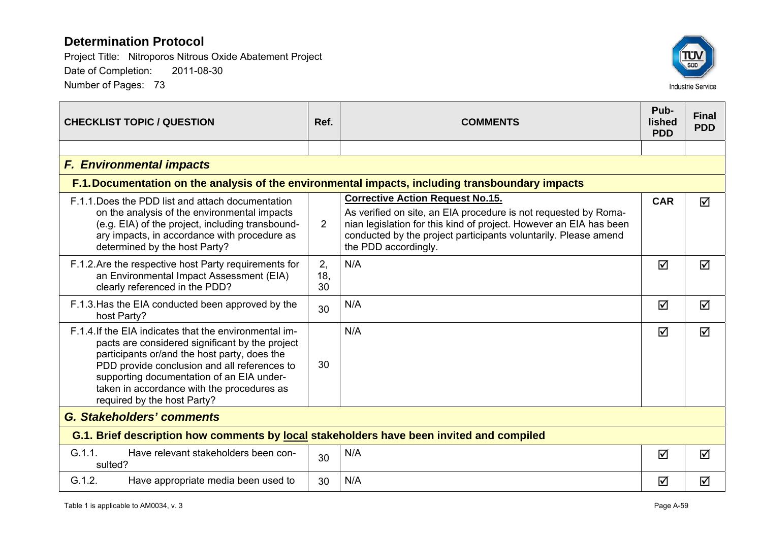# Determination Protocol

Project Title: Nitroporos Nitrous Oxide Abatement Project

Date of Completion: 2011-08-30

Number of Pages: 73

| CHECKLIST TOPIC / QUESTION | Ref. | COMMENTS | Published PDD | Final PDD |
|---|---|---|---|---|
| | | | | |
| ***F. Environmental impacts*** | | | | |
| **F.1. Documentation on the analysis of the environmental impacts, including transboundary impacts** | | | | |
| F.1.1. Does the PDD list and attach documentation on the analysis of the environmental impacts (e.g. EIA) of the project, including transboundary impacts, in accordance with procedure as determined by the host Party? | 2 | **Corrective Action Request No.15.** As verified on site, an EIA procedure is not requested by Romanian legislation for this kind of project. However an EIA has been conducted by the project participants voluntarily. Please amend the PDD accordingly. | **CAR** | ☑ |
| F.1.2. Are the respective host Party requirements for an Environmental Impact Assessment (EIA) clearly referenced in the PDD? | 2, 18, 30 | N/A | ☑ | ☑ |
| F.1.3. Has the EIA conducted been approved by the host Party? | 30 | N/A | ☑ | ☑ |
| F.1.4. If the EIA indicates that the environmental impacts are considered significant by the project participants or/and the host party, does the PDD provide conclusion and all references to supporting documentation of an EIA undertaken in accordance with the procedures as required by the host Party? | 30 | N/A | ☑ | ☑ |
| ***G. Stakeholders' comments*** | | | | |
| **G.1. Brief description how comments by local stakeholders have been invited and compiled** | | | | |
| G.1.1. Have relevant stakeholders been consulted? | 30 | N/A | ☑ | ☑ |
| G.1.2. Have appropriate media been used to | 30 | N/A | ☑ | ☑ |

Table 1 is applicable to AM0034, v. 3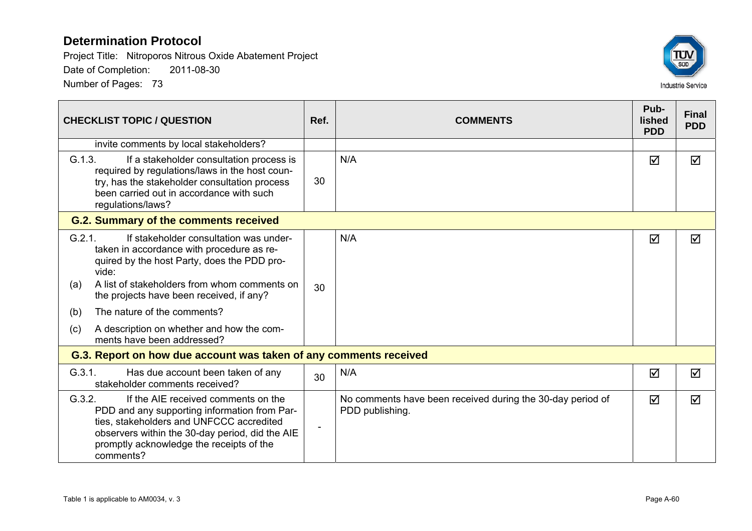| CHECKLIST TOPIC / QUESTION | Ref. | COMMENTS | Pub-lished PDD | Final PDD |
|---|---|---|---|---|
| invite comments by local stakeholders? | | | | |
| G.1.3. If a stakeholder consultation process is required by regulations/laws in the host country, has the stakeholder consultation process been carried out in accordance with such regulations/laws? | 30 | N/A | ☑ | ☑ |
| **G.2. Summary of the comments received** | | | | |
| G.2.1. If stakeholder consultation was undertaken in accordance with procedure as required by the host Party, does the PDD provide: (a) A list of stakeholders from whom comments on the projects have been received, if any? (b) The nature of the comments? (c) A description on whether and how the comments have been addressed? | 30 | N/A | ☑ | ☑ |
| **G.3. Report on how due account was taken of any comments received** | | | | |
| G.3.1. Has due account been taken of any stakeholder comments received? | 30 | N/A | ☑ | ☑ |
| G.3.2. If the AIE received comments on the PDD and any supporting information from Parties, stakeholders and UNFCCC accredited observers within the 30-day period, did the AIE promptly acknowledge the receipts of the comments? | - | No comments have been received during the 30-day period of PDD publishing. | ☑ | ☑ |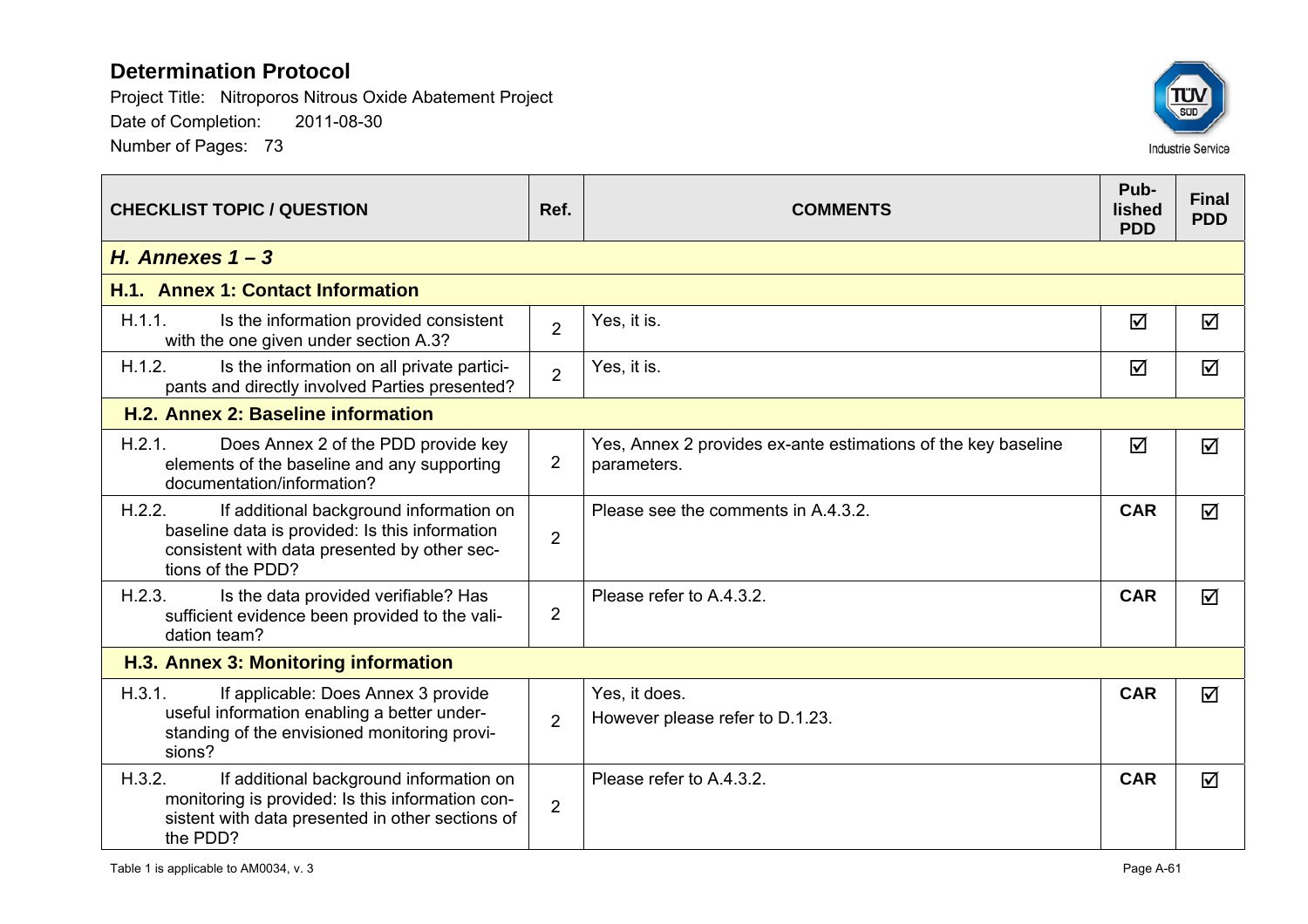# Determination Protocol

Project Title: Nitroporos Nitrous Oxide Abatement Project

Date of Completion: 2011-08-30

Number of Pages: 73

| CHECKLIST TOPIC / QUESTION | Ref. | COMMENTS | Published PDD | Final PDD |
|---|---|---|---|---|
| ***H. Annexes 1 – 3*** | | | | |
| **H.1. Annex 1: Contact Information** | | | | |
| H.1.1. Is the information provided consistent with the one given under section A.3? | 2 | Yes, it is. | ☑ | ☑ |
| H.1.2. Is the information on all private participants and directly involved Parties presented? | 2 | Yes, it is. | ☑ | ☑ |
| **H.2. Annex 2: Baseline information** | | | | |
| H.2.1. Does Annex 2 of the PDD provide key elements of the baseline and any supporting documentation/information? | 2 | Yes, Annex 2 provides ex-ante estimations of the key baseline parameters. | ☑ | ☑ |
| H.2.2. If additional background information on baseline data is provided: Is this information consistent with data presented by other sections of the PDD? | 2 | Please see the comments in A.4.3.2. | **CAR** | ☑ |
| H.2.3. Is the data provided verifiable? Has sufficient evidence been provided to the validation team? | 2 | Please refer to A.4.3.2. | **CAR** | ☑ |
| **H.3. Annex 3: Monitoring information** | | | | |
| H.3.1. If applicable: Does Annex 3 provide useful information enabling a better understanding of the envisioned monitoring provisions? | 2 | Yes, it does.<br>However please refer to D.1.23. | **CAR** | ☑ |
| H.3.2. If additional background information on monitoring is provided: Is this information consistent with data presented in other sections of the PDD? | 2 | Please refer to A.4.3.2. | **CAR** | ☑ |

Table 1 is applicable to AM0034, v. 3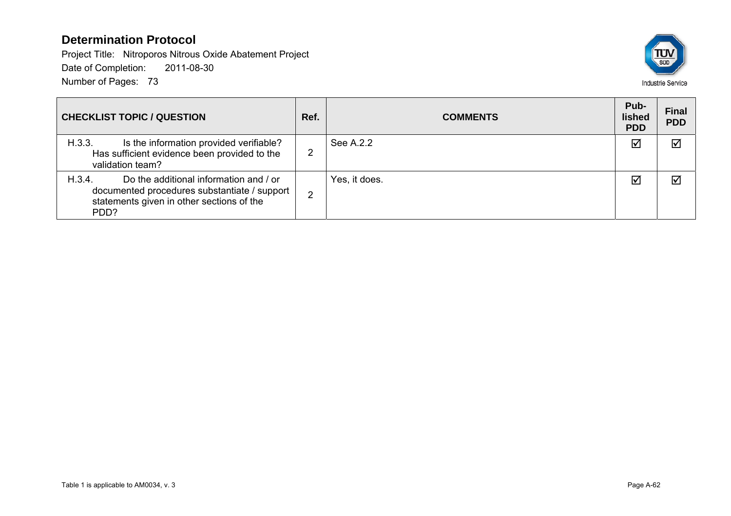| CHECKLIST TOPIC / QUESTION | Ref. | COMMENTS | Pub-lished PDD | Final PDD |
|---|---|---|---|---|
| H.3.3. Is the information provided verifiable? Has sufficient evidence been provided to the validation team? | 2 | See A.2.2 | ☑ | ☑ |
| H.3.4. Do the additional information and / or documented procedures substantiate / support statements given in other sections of the PDD? | 2 | Yes, it does. | ☑ | ☑ |

Table 1 is applicable to AM0034, v. 3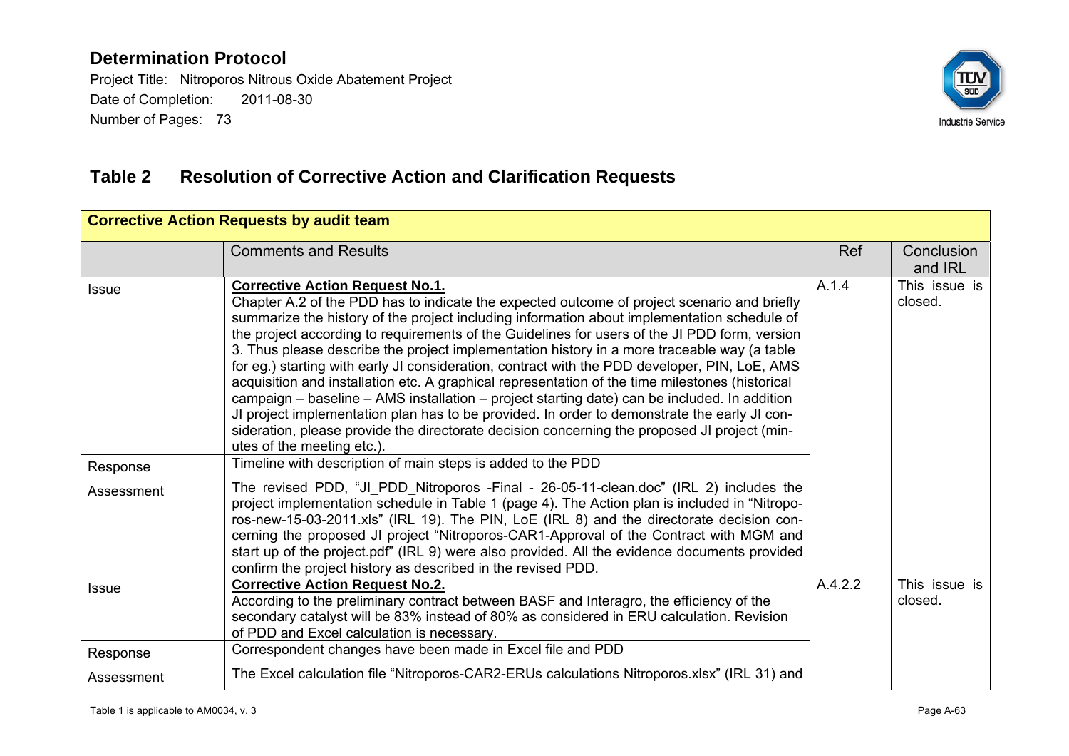## Determination Protocol

Project Title: Nitroporos Nitrous Oxide Abatement Project
Date of Completion: 2011-08-30
Number of Pages: 73

## Table 2 Resolution of Corrective Action and Clarification Requests

| **Corrective Action Requests by audit team** | | | |
|---|---|---|---|
| | Comments and Results | Ref | Conclusion and IRL |
| Issue | **Corrective Action Request No.1.** Chapter A.2 of the PDD has to indicate the expected outcome of project scenario and briefly summarize the history of the project including information about implementation schedule of the project according to requirements of the Guidelines for users of the JI PDD form, version 3. Thus please describe the project implementation history in a more traceable way (a table for eg.) starting with early JI consideration, contract with the PDD developer, PIN, LoE, AMS acquisition and installation etc. A graphical representation of the time milestones (historical campaign – baseline – AMS installation – project starting date) can be included. In addition JI project implementation plan has to be provided. In order to demonstrate the early JI consideration, please provide the directorate decision concerning the proposed JI project (minutes of the meeting etc.). | A.1.4 | This issue is closed. |
| Response | Timeline with description of main steps is added to the PDD | | |
| Assessment | The revised PDD, "JI_PDD_Nitroporos -Final - 26-05-11-clean.doc" (IRL 2) includes the project implementation schedule in Table 1 (page 4). The Action plan is included in "Nitroporos-new-15-03-2011.xls" (IRL 19). The PIN, LoE (IRL 8) and the directorate decision concerning the proposed JI project "Nitroporos-CAR1-Approval of the Contract with MGM and start up of the project.pdf" (IRL 9) were also provided. All the evidence documents provided confirm the project history as described in the revised PDD. | | |
| Issue | **Corrective Action Request No.2.** According to the preliminary contract between BASF and Interagro, the efficiency of the secondary catalyst will be 83% instead of 80% as considered in ERU calculation. Revision of PDD and Excel calculation is necessary. | A.4.2.2 | This issue is closed. |
| Response | Correspondent changes have been made in Excel file and PDD | | |
| Assessment | The Excel calculation file "Nitroporos-CAR2-ERUs calculations Nitroporos.xlsx" (IRL 31) and | | |

Table 1 is applicable to AM0034, v. 3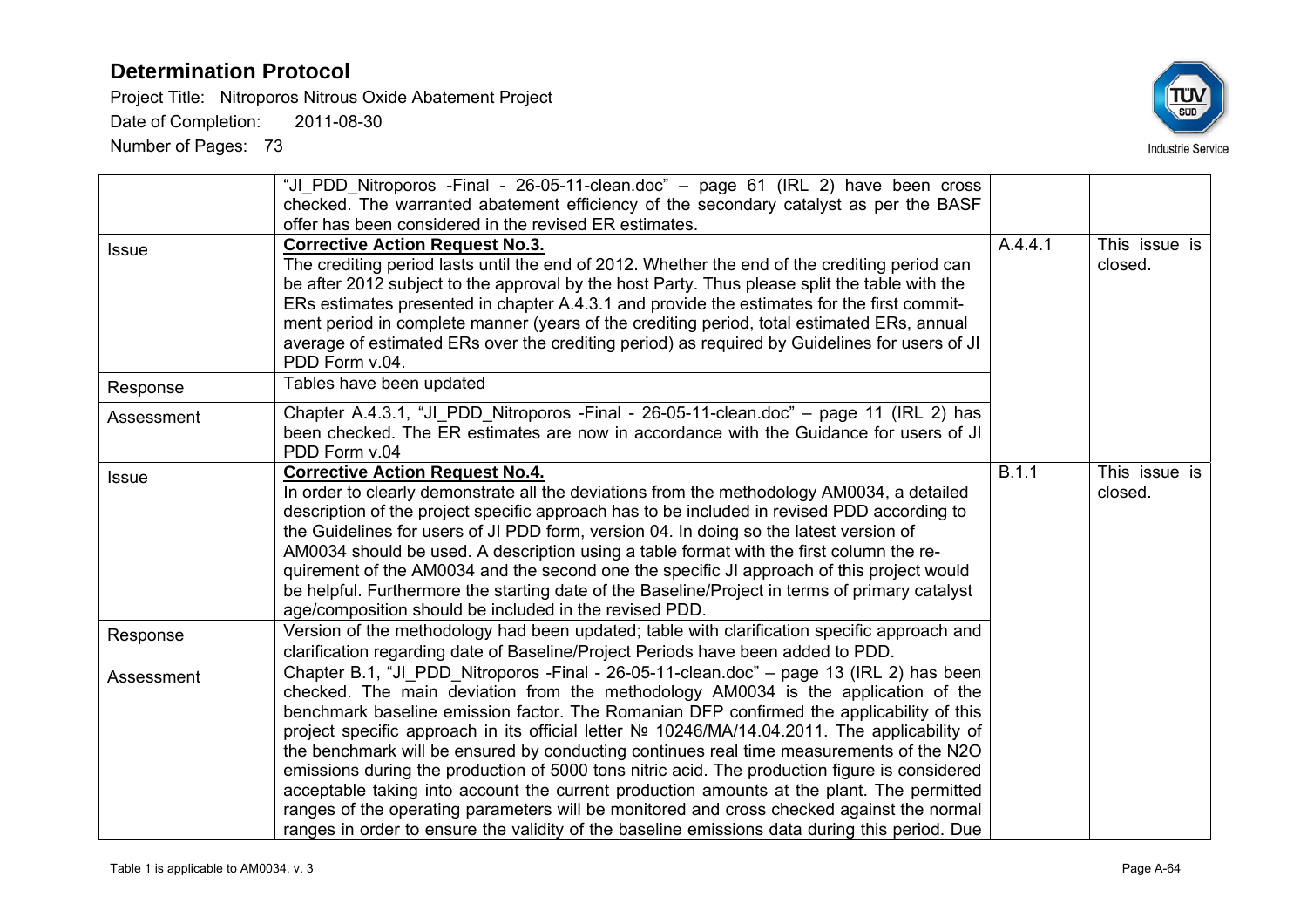| | | | |
|---|---|---|---|
| | "JI_PDD_Nitroporos -Final - 26-05-11-clean.doc" – page 61 (IRL 2) have been cross checked. The warranted abatement efficiency of the secondary catalyst as per the BASF offer has been considered in the revised ER estimates. | | |
| Issue | **Corrective Action Request No.3.**<br>The crediting period lasts until the end of 2012. Whether the end of the crediting period can be after 2012 subject to the approval by the host Party. Thus please split the table with the ERs estimates presented in chapter A.4.3.1 and provide the estimates for the first commitment period in complete manner (years of the crediting period, total estimated ERs, annual average of estimated ERs over the crediting period) as required by Guidelines for users of JI PDD Form v.04. | A.4.4.1 | This issue is closed. |
| Response | Tables have been updated | | |
| Assessment | Chapter A.4.3.1, "JI_PDD_Nitroporos -Final - 26-05-11-clean.doc" – page 11 (IRL 2) has been checked. The ER estimates are now in accordance with the Guidance for users of JI PDD Form v.04 | | |
| Issue | **Corrective Action Request No.4.**<br>In order to clearly demonstrate all the deviations from the methodology AM0034, a detailed description of the project specific approach has to be included in revised PDD according to the Guidelines for users of JI PDD form, version 04. In doing so the latest version of AM0034 should be used. A description using a table format with the first column the requirement of the AM0034 and the second one the specific JI approach of this project would be helpful. Furthermore the starting date of the Baseline/Project in terms of primary catalyst age/composition should be included in the revised PDD. | B.1.1 | This issue is closed. |
| Response | Version of the methodology had been updated; table with clarification specific approach and clarification regarding date of Baseline/Project Periods have been added to PDD. | | |
| Assessment | Chapter B.1, "JI_PDD_Nitroporos -Final - 26-05-11-clean.doc" – page 13 (IRL 2) has been checked. The main deviation from the methodology AM0034 is the application of the benchmark baseline emission factor. The Romanian DFP confirmed the applicability of this project specific approach in its official letter № 10246/MA/14.04.2011. The applicability of the benchmark will be ensured by conducting continues real time measurements of the N2O emissions during the production of 5000 tons nitric acid. The production figure is considered acceptable taking into account the current production amounts at the plant. The permitted ranges of the operating parameters will be monitored and cross checked against the normal ranges in order to ensure the validity of the baseline emissions data during this period. Due | | |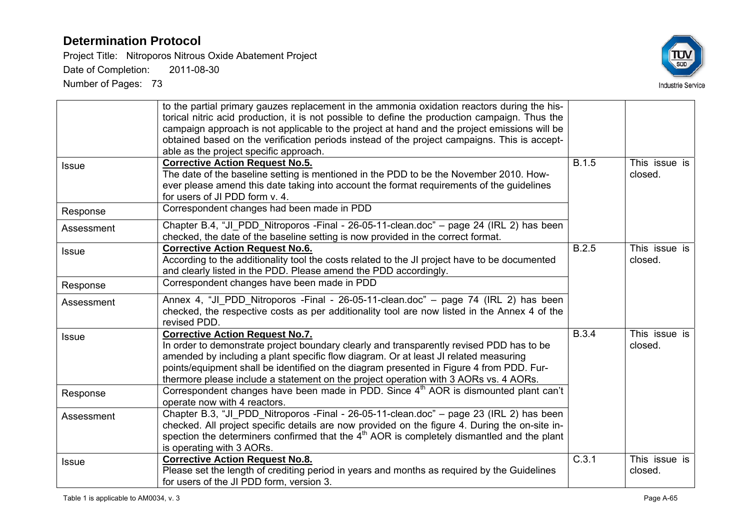| | | | |
|---|---|---|---|
| | to the partial primary gauzes replacement in the ammonia oxidation reactors during the historical nitric acid production, it is not possible to define the production campaign. Thus the campaign approach is not applicable to the project at hand and the project emissions will be obtained based on the verification periods instead of the project campaigns. This is acceptable as the project specific approach. | | |
| Issue | **Corrective Action Request No.5.**<br>The date of the baseline setting is mentioned in the PDD to be the November 2010. However please amend this date taking into account the format requirements of the guidelines for users of JI PDD form v. 4. | B.1.5 | This issue is closed. |
| Response | Correspondent changes had been made in PDD | | |
| Assessment | Chapter B.4, "JI_PDD_Nitroporos -Final - 26-05-11-clean.doc" – page 24 (IRL 2) has been checked, the date of the baseline setting is now provided in the correct format. | | |
| Issue | **Corrective Action Request No.6.**<br>According to the additionality tool the costs related to the JI project have to be documented and clearly listed in the PDD. Please amend the PDD accordingly. | B.2.5 | This issue is closed. |
| Response | Correspondent changes have been made in PDD | | |
| Assessment | Annex 4, "JI_PDD_Nitroporos -Final - 26-05-11-clean.doc" – page 74 (IRL 2) has been checked, the respective costs as per additionality tool are now listed in the Annex 4 of the revised PDD. | | |
| Issue | **Corrective Action Request No.7.**<br>In order to demonstrate project boundary clearly and transparently revised PDD has to be amended by including a plant specific flow diagram. Or at least JI related measuring points/equipment shall be identified on the diagram presented in Figure 4 from PDD. Furthermore please include a statement on the project operation with 3 AORs vs. 4 AORs. | B.3.4 | This issue is closed. |
| Response | Correspondent changes have been made in PDD. Since 4th AOR is dismounted plant can't operate now with 4 reactors. | | |
| Assessment | Chapter B.3, "JI_PDD_Nitroporos -Final - 26-05-11-clean.doc" – page 23 (IRL 2) has been checked. All project specific details are now provided on the figure 4. During the on-site inspection the determiners confirmed that the 4th AOR is completely dismantled and the plant is operating with 3 AORs. | | |
| Issue | **Corrective Action Request No.8.**<br>Please set the length of crediting period in years and months as required by the Guidelines for users of the JI PDD form, version 3. | C.3.1 | This issue is closed. |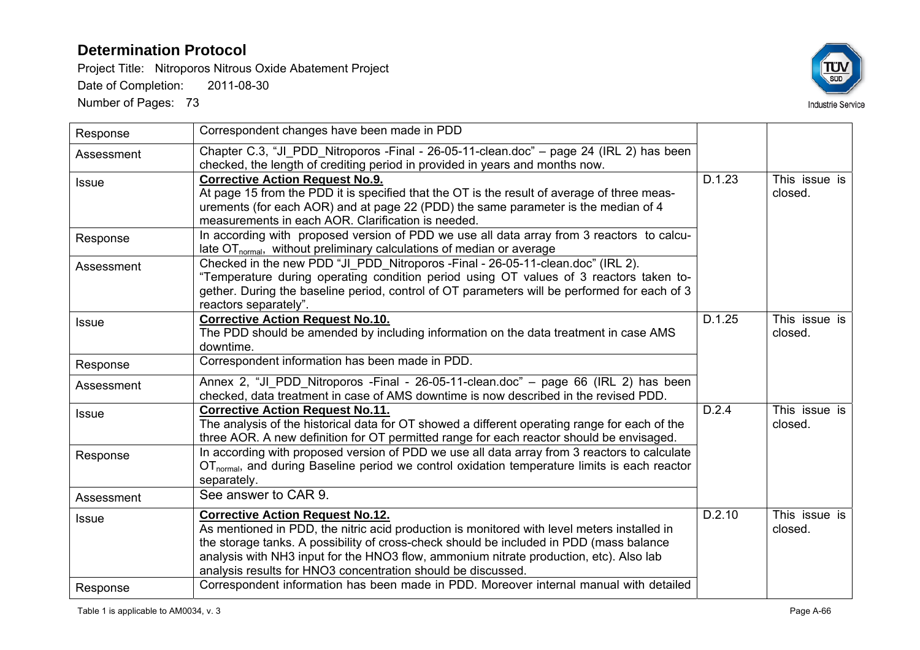| | | | |
|---|---|---|---|
| Response | Correspondent changes have been made in PDD | | |
| Assessment | Chapter C.3, "JI_PDD_Nitroporos -Final - 26-05-11-clean.doc" – page 24 (IRL 2) has been checked, the length of crediting period in provided in years and months now. | | |
| Issue | **Corrective Action Request No.9.** At page 15 from the PDD it is specified that the OT is the result of average of three measurements (for each AOR) and at page 22 (PDD) the same parameter is the median of 4 measurements in each AOR. Clarification is needed. | D.1.23 | This issue is closed. |
| Response | In according with proposed version of PDD we use all data array from 3 reactors to calculate $OT_{normal}$, without preliminary calculations of median or average | | |
| Assessment | Checked in the new PDD "JI_PDD_Nitroporos -Final - 26-05-11-clean.doc" (IRL 2). "Temperature during operating condition period using OT values of 3 reactors taken together. During the baseline period, control of OT parameters will be performed for each of 3 reactors separately". | | |
| Issue | **Corrective Action Request No.10.** The PDD should be amended by including information on the data treatment in case AMS downtime. | D.1.25 | This issue is closed. |
| Response | Correspondent information has been made in PDD. | | |
| Assessment | Annex 2, "JI_PDD_Nitroporos -Final - 26-05-11-clean.doc" – page 66 (IRL 2) has been checked, data treatment in case of AMS downtime is now described in the revised PDD. | | |
| Issue | **Corrective Action Request No.11.** The analysis of the historical data for OT showed a different operating range for each of the three AOR. A new definition for OT permitted range for each reactor should be envisaged. | D.2.4 | This issue is closed. |
| Response | In according with proposed version of PDD we use all data array from 3 reactors to calculate $OT_{normal}$, and during Baseline period we control oxidation temperature limits is each reactor separately. | | |
| Assessment | See answer to CAR 9. | | |
| Issue | **Corrective Action Request No.12.** As mentioned in PDD, the nitric acid production is monitored with level meters installed in the storage tanks. A possibility of cross-check should be included in PDD (mass balance analysis with NH3 input for the HNO3 flow, ammonium nitrate production, etc). Also lab analysis results for HNO3 concentration should be discussed. | D.2.10 | This issue is closed. |
| Response | Correspondent information has been made in PDD. Moreover internal manual with detailed | | |

Table 1 is applicable to AM0034, v. 3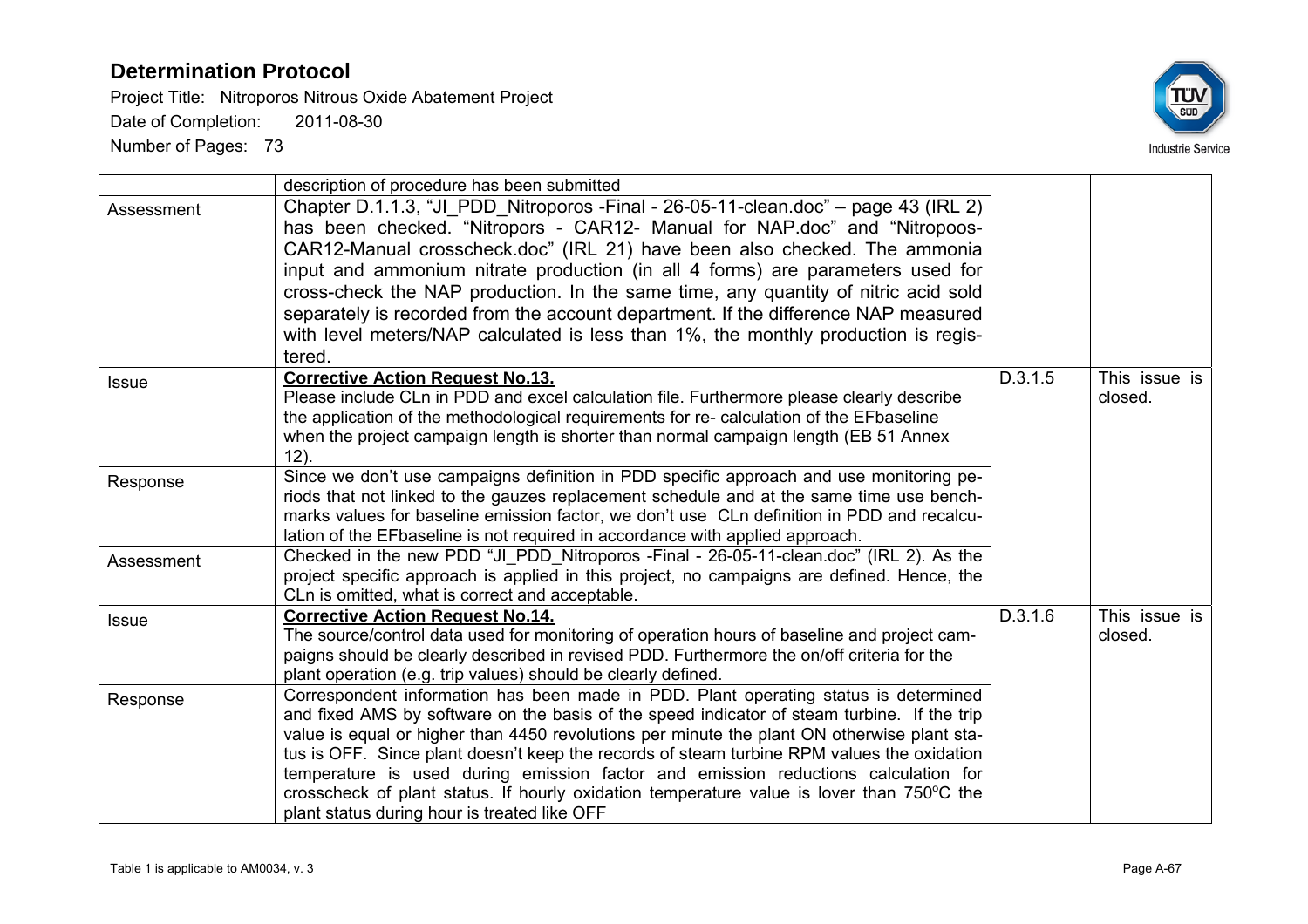| | | | |
|---|---|---|---|
| | description of procedure has been submitted | | |
| Assessment | Chapter D.1.1.3, "JI_PDD_Nitroporos -Final - 26-05-11-clean.doc" – page 43 (IRL 2) has been checked. "Nitropors - CAR12- Manual for NAP.doc" and "Nitropoos-CAR12-Manual crosscheck.doc" (IRL 21) have been also checked. The ammonia input and ammonium nitrate production (in all 4 forms) are parameters used for cross-check the NAP production. In the same time, any quantity of nitric acid sold separately is recorded from the account department. If the difference NAP measured with level meters/NAP calculated is less than 1%, the monthly production is registered. | | |
| Issue | **Corrective Action Request No.13.** Please include CLn in PDD and excel calculation file. Furthermore please clearly describe the application of the methodological requirements for re- calculation of the EFbaseline when the project campaign length is shorter than normal campaign length (EB 51 Annex 12). | D.3.1.5 | This issue is closed. |
| Response | Since we don't use campaigns definition in PDD specific approach and use monitoring periods that not linked to the gauzes replacement schedule and at the same time use benchmarks values for baseline emission factor, we don't use CLn definition in PDD and recalculation of the EFbaseline is not required in accordance with applied approach. | | |
| Assessment | Checked in the new PDD "JI_PDD_Nitroporos -Final - 26-05-11-clean.doc" (IRL 2). As the project specific approach is applied in this project, no campaigns are defined. Hence, the CLn is omitted, what is correct and acceptable. | | |
| Issue | **Corrective Action Request No.14.** The source/control data used for monitoring of operation hours of baseline and project campaigns should be clearly described in revised PDD. Furthermore the on/off criteria for the plant operation (e.g. trip values) should be clearly defined. | D.3.1.6 | This issue is closed. |
| Response | Correspondent information has been made in PDD. Plant operating status is determined and fixed AMS by software on the basis of the speed indicator of steam turbine. If the trip value is equal or higher than 4450 revolutions per minute the plant ON otherwise plant status is OFF. Since plant doesn't keep the records of steam turbine RPM values the oxidation temperature is used during emission factor and emission reductions calculation for crosscheck of plant status. If hourly oxidation temperature value is lover than 750°C the plant status during hour is treated like OFF | | |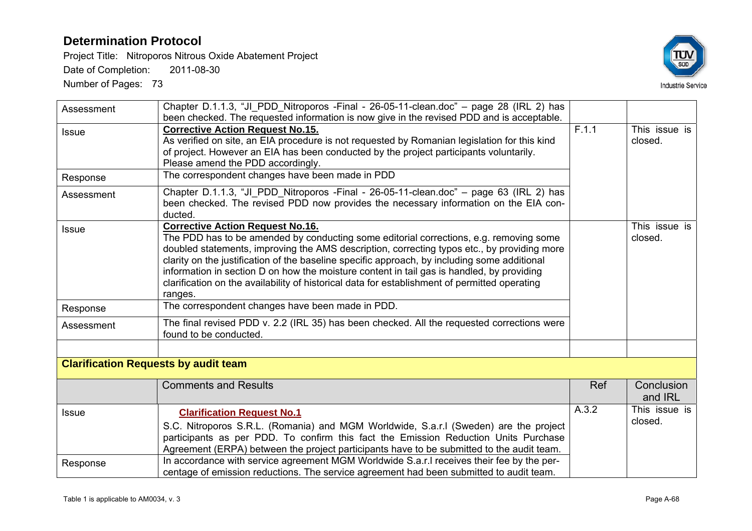| | | | |
|---|---|---|---|
| Assessment | Chapter D.1.1.3, "JI_PDD_Nitroporos -Final - 26-05-11-clean.doc" – page 28 (IRL 2) has been checked. The requested information is now give in the revised PDD and is acceptable. | | |
| Issue | **Corrective Action Request No.15.**<br>As verified on site, an EIA procedure is not requested by Romanian legislation for this kind of project. However an EIA has been conducted by the project participants voluntarily. Please amend the PDD accordingly. | F.1.1 | This issue is closed. |
| Response | The correspondent changes have been made in PDD | | |
| Assessment | Chapter D.1.1.3, "JI_PDD_Nitroporos -Final - 26-05-11-clean.doc" – page 63 (IRL 2) has been checked. The revised PDD now provides the necessary information on the EIA conducted. | | |
| Issue | **Corrective Action Request No.16.**<br>The PDD has to be amended by conducting some editorial corrections, e.g. removing some doubled statements, improving the AMS description, correcting typos etc., by providing more clarity on the justification of the baseline specific approach, by including some additional information in section D on how the moisture content in tail gas is handled, by providing clarification on the availability of historical data for establishment of permitted operating ranges. | | This issue is closed. |
| Response | The correspondent changes have been made in PDD. | | |
| Assessment | The final revised PDD v. 2.2 (IRL 35) has been checked. All the requested corrections were found to be conducted. | | |
| | | | |
| **Clarification Requests by audit team** | | | |
| | Comments and Results | Ref | Conclusion and IRL |
| Issue | **Clarification Request No.1**<br>S.C. Nitroporos S.R.L. (Romania) and MGM Worldwide, S.a.r.l (Sweden) are the project participants as per PDD. To confirm this fact the Emission Reduction Units Purchase Agreement (ERPA) between the project participants have to be submitted to the audit team. | A.3.2 | This issue is closed. |
| Response | In accordance with service agreement MGM Worldwide S.a.r.l receives their fee by the percentage of emission reductions. The service agreement had been submitted to audit team. | | |

Table 1 is applicable to AM0034, v. 3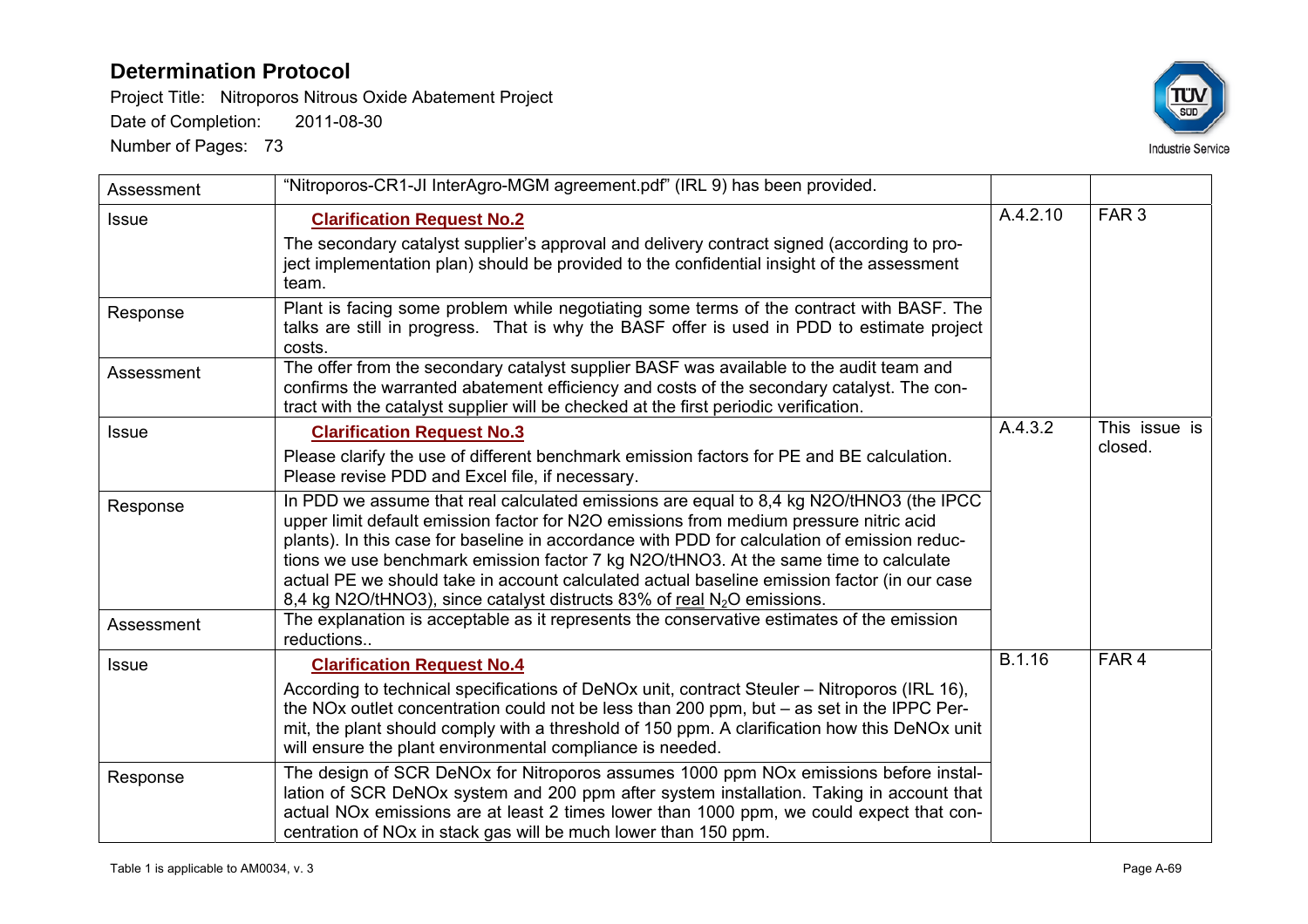| | | | |
|---|---|---|---|
| Assessment | "Nitroporos-CR1-JI InterAgro-MGM agreement.pdf" (IRL 9) has been provided. | | |
| Issue | **Clarification Request No.2**<br>The secondary catalyst supplier's approval and delivery contract signed (according to project implementation plan) should be provided to the confidential insight of the assessment team. | A.4.2.10 | FAR 3 |
| Response | Plant is facing some problem while negotiating some terms of the contract with BASF. The talks are still in progress. That is why the BASF offer is used in PDD to estimate project costs. | | |
| Assessment | The offer from the secondary catalyst supplier BASF was available to the audit team and confirms the warranted abatement efficiency and costs of the secondary catalyst. The contract with the catalyst supplier will be checked at the first periodic verification. | | |
| Issue | **Clarification Request No.3**<br>Please clarify the use of different benchmark emission factors for PE and BE calculation. Please revise PDD and Excel file, if necessary. | A.4.3.2 | This issue is closed. |
| Response | In PDD we assume that real calculated emissions are equal to 8,4 kg N2O/tHNO3 (the IPCC upper limit default emission factor for N2O emissions from medium pressure nitric acid plants). In this case for baseline in accordance with PDD for calculation of emission reductions we use benchmark emission factor 7 kg N2O/tHNO3. At the same time to calculate actual PE we should take in account calculated actual baseline emission factor (in our case 8,4 kg N2O/tHNO3), since catalyst distructs 83% of real $N_2O$ emissions. | | |
| Assessment | The explanation is acceptable as it represents the conservative estimates of the emission reductions.. | | |
| Issue | **Clarification Request No.4**<br>According to technical specifications of DeNOx unit, contract Steuler – Nitroporos (IRL 16), the NOx outlet concentration could not be less than 200 ppm, but – as set in the IPPC Permit, the plant should comply with a threshold of 150 ppm. A clarification how this DeNOx unit will ensure the plant environmental compliance is needed. | B.1.16 | FAR 4 |
| Response | The design of SCR DeNOx for Nitroporos assumes 1000 ppm NOx emissions before installation of SCR DeNOx system and 200 ppm after system installation. Taking in account that actual NOx emissions are at least 2 times lower than 1000 ppm, we could expect that concentration of NOx in stack gas will be much lower than 150 ppm. | | |

Table 1 is applicable to AM0034, v. 3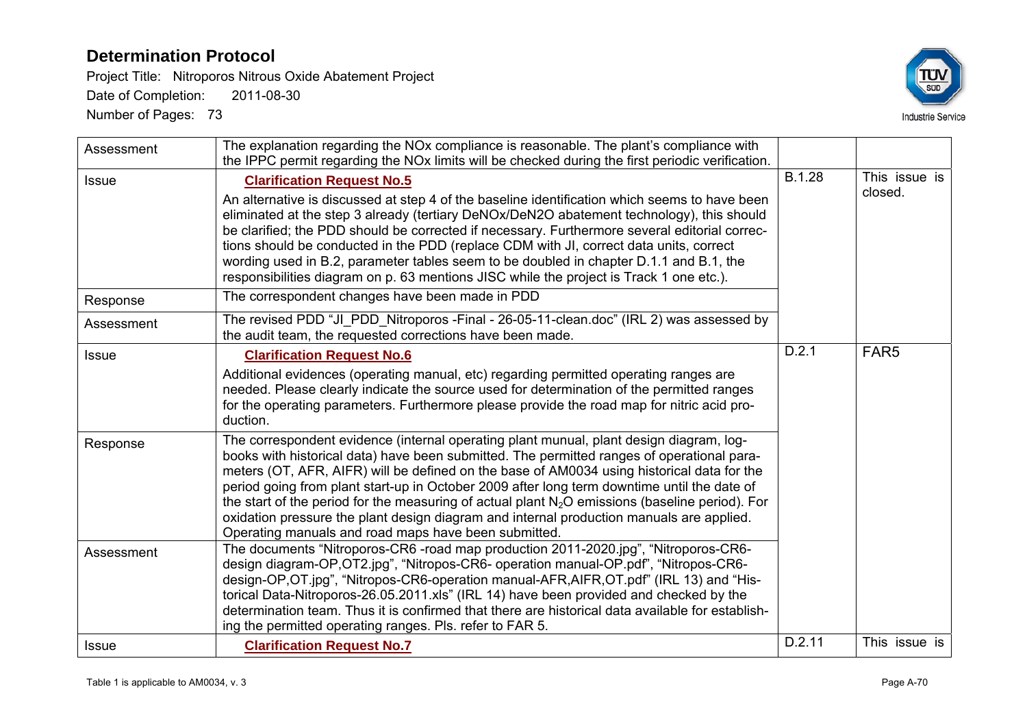| | | | |
|---|---|---|---|
| Assessment | The explanation regarding the NOx compliance is reasonable. The plant's compliance with the IPPC permit regarding the NOx limits will be checked during the first periodic verification. | | |
| Issue | **Clarification Request No.5**<br>An alternative is discussed at step 4 of the baseline identification which seems to have been eliminated at the step 3 already (tertiary DeNOx/DeN2O abatement technology), this should be clarified; the PDD should be corrected if necessary. Furthermore several editorial corrections should be conducted in the PDD (replace CDM with JI, correct data units, correct wording used in B.2, parameter tables seem to be doubled in chapter D.1.1 and B.1, the responsibilities diagram on p. 63 mentions JISC while the project is Track 1 one etc.). | B.1.28 | This issue is closed. |
| Response | The correspondent changes have been made in PDD | | |
| Assessment | The revised PDD "JI_PDD_Nitroporos -Final - 26-05-11-clean.doc" (IRL 2) was assessed by the audit team, the requested corrections have been made. | | |
| Issue | **Clarification Request No.6**<br>Additional evidences (operating manual, etc) regarding permitted operating ranges are needed. Please clearly indicate the source used for determination of the permitted ranges for the operating parameters. Furthermore please provide the road map for nitric acid production. | D.2.1 | FAR5 |
| Response | The correspondent evidence (internal operating plant munual, plant design diagram, log-books with historical data) have been submitted. The permitted ranges of operational parameters (OT, AFR, AIFR) will be defined on the base of AM0034 using historical data for the period going from plant start-up in October 2009 after long term downtime until the date of the start of the period for the measuring of actual plant $N_2O$ emissions (baseline period). For oxidation pressure the plant design diagram and internal production manuals are applied. Operating manuals and road maps have been submitted. | | |
| Assessment | The documents "Nitroporos-CR6 -road map production 2011-2020.jpg", "Nitroporos-CR6-design diagram-OP,OT2.jpg", "Nitropos-CR6- operation manual-OP.pdf", "Nitropos-CR6-design-OP,OT.jpg", "Nitropos-CR6-operation manual-AFR,AIFR,OT.pdf" (IRL 13) and "Historical Data-Nitroporos-26.05.2011.xls" (IRL 14) have been provided and checked by the determination team. Thus it is confirmed that there are historical data available for establishing the permitted operating ranges. Pls. refer to FAR 5. | | |
| Issue | **Clarification Request No.7** | D.2.11 | This issue is |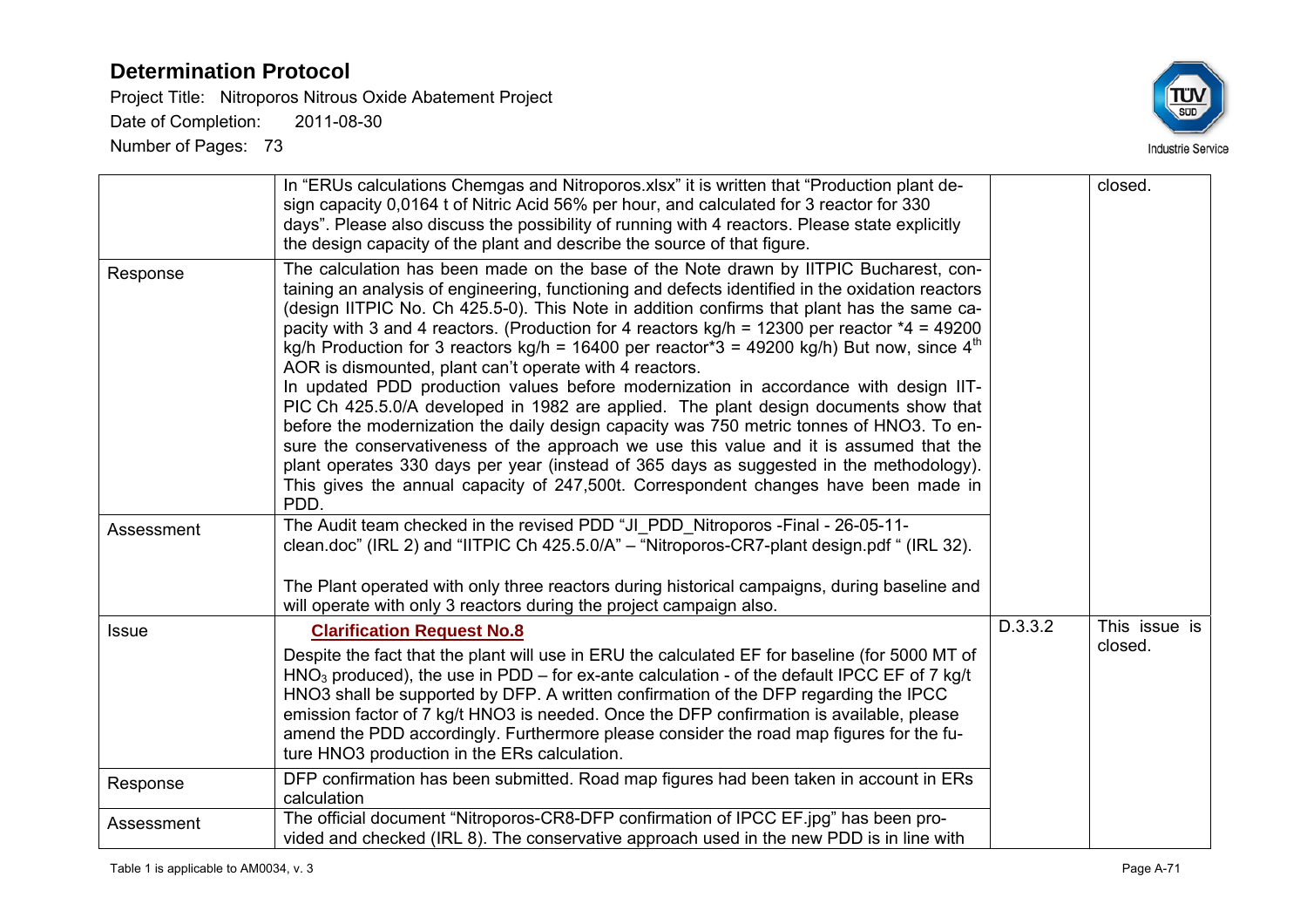| | | | |
|---|---|---|---|
| | In "ERUs calculations Chemgas and Nitroporos.xlsx" it is written that "Production plant design capacity 0,0164 t of Nitric Acid 56% per hour, and calculated for 3 reactor for 330 days". Please also discuss the possibility of running with 4 reactors. Please state explicitly the design capacity of the plant and describe the source of that figure. | | closed. |
| Response | The calculation has been made on the base of the Note drawn by IITPIC Bucharest, containing an analysis of engineering, functioning and defects identified in the oxidation reactors (design IITPIC No. Ch 425.5-0). This Note in addition confirms that plant has the same capacity with 3 and 4 reactors. (Production for 4 reactors kg/h = 12300 per reactor *4 = 49200 kg/h Production for 3 reactors kg/h = 16400 per reactor*3 = 49200 kg/h) But now, since 4th AOR is dismounted, plant can't operate with 4 reactors.<br>In updated PDD production values before modernization in accordance with design IITPIC Ch 425.5.0/A developed in 1982 are applied. The plant design documents show that before the modernization the daily design capacity was 750 metric tonnes of HNO3. To ensure the conservativeness of the approach we use this value and it is assumed that the plant operates 330 days per year (instead of 365 days as suggested in the methodology). This gives the annual capacity of 247,500t. Correspondent changes have been made in PDD. | | |
| Assessment | The Audit team checked in the revised PDD "JI_PDD_Nitroporos -Final - 26-05-11-clean.doc" (IRL 2) and "IITPIC Ch 425.5.0/A" – "Nitroporos-CR7-plant design.pdf " (IRL 32).<br><br>The Plant operated with only three reactors during historical campaigns, during baseline and will operate with only 3 reactors during the project campaign also. | | |
| Issue | **Clarification Request No.8**<br>Despite the fact that the plant will use in ERU the calculated EF for baseline (for 5000 MT of $HNO_3$ produced), the use in PDD – for ex-ante calculation - of the default IPCC EF of 7 kg/t HNO3 shall be supported by DFP. A written confirmation of the DFP regarding the IPCC emission factor of 7 kg/t HNO3 is needed. Once the DFP confirmation is available, please amend the PDD accordingly. Furthermore please consider the road map figures for the future HNO3 production in the ERs calculation. | D.3.3.2 | This issue is closed. |
| Response | DFP confirmation has been submitted. Road map figures had been taken in account in ERs calculation | | |
| Assessment | The official document "Nitroporos-CR8-DFP confirmation of IPCC EF.jpg" has been provided and checked (IRL 8). The conservative approach used in the new PDD is in line with | | |

Table 1 is applicable to AM0034, v. 3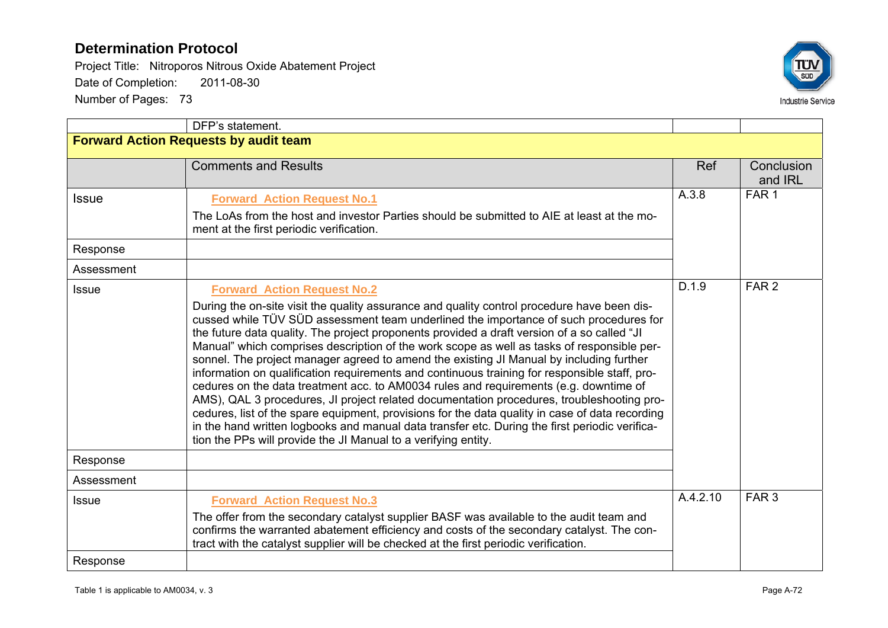| | DFP's statement. | | |
|---|---|---|---|
| **Forward Action Requests by audit team** | | | |
| | Comments and Results | Ref | Conclusion and IRL |
| Issue | **Forward Action Request No.1**<br>The LoAs from the host and investor Parties should be submitted to AIE at least at the moment at the first periodic verification. | A.3.8 | FAR 1 |
| Response | | | |
| Assessment | | | |
| Issue | **Forward Action Request No.2**<br>During the on-site visit the quality assurance and quality control procedure have been discussed while TÜV SÜD assessment team underlined the importance of such procedures for the future data quality. The project proponents provided a draft version of a so called "JI Manual" which comprises description of the work scope as well as tasks of responsible personnel. The project manager agreed to amend the existing JI Manual by including further information on qualification requirements and continuous training for responsible staff, procedures on the data treatment acc. to AM0034 rules and requirements (e.g. downtime of AMS), QAL 3 procedures, JI project related documentation procedures, troubleshooting procedures, list of the spare equipment, provisions for the data quality in case of data recording in the hand written logbooks and manual data transfer etc. During the first periodic verification the PPs will provide the JI Manual to a verifying entity. | D.1.9 | FAR 2 |
| Response | | | |
| Assessment | | | |
| Issue | **Forward Action Request No.3**<br>The offer from the secondary catalyst supplier BASF was available to the audit team and confirms the warranted abatement efficiency and costs of the secondary catalyst. The contract with the catalyst supplier will be checked at the first periodic verification. | A.4.2.10 | FAR 3 |
| Response | | | |

Table 1 is applicable to AM0034, v. 3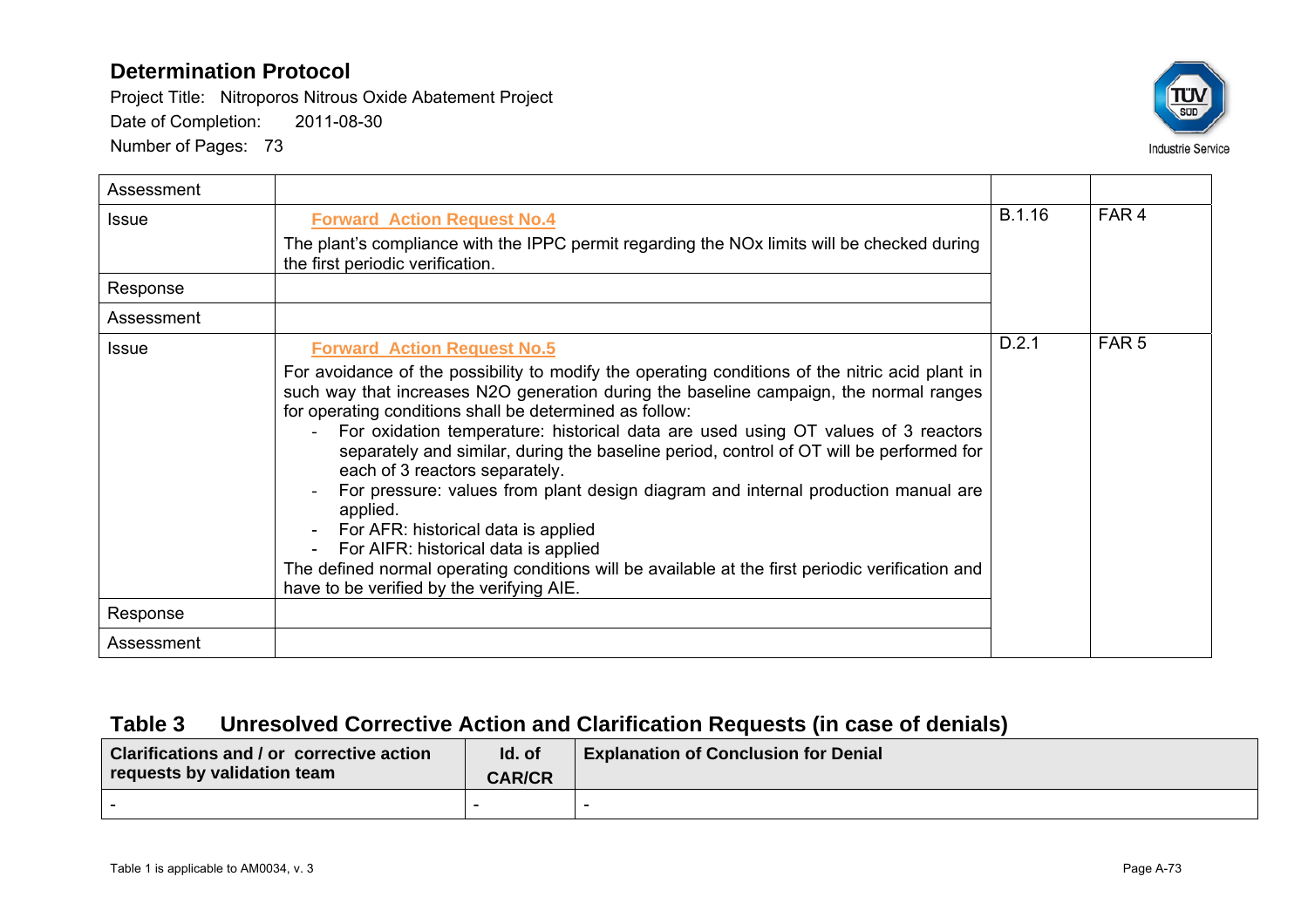| | | | |
|---|---|---|---|
| Assessment | | | |
| Issue | **Forward Action Request No.4**<br>The plant's compliance with the IPPC permit regarding the NOx limits will be checked during the first periodic verification. | B.1.16 | FAR 4 |
| Response | | | |
| Assessment | | | |
| Issue | **Forward Action Request No.5**<br>For avoidance of the possibility to modify the operating conditions of the nitric acid plant in such way that increases N2O generation during the baseline campaign, the normal ranges for operating conditions shall be determined as follow:<br>- For oxidation temperature: historical data are used using OT values of 3 reactors separately and similar, during the baseline period, control of OT will be performed for each of 3 reactors separately.<br>- For pressure: values from plant design diagram and internal production manual are applied.<br>- For AFR: historical data is applied<br>- For AIFR: historical data is applied<br>The defined normal operating conditions will be available at the first periodic verification and have to be verified by the verifying AIE. | D.2.1 | FAR 5 |
| Response | | | |
| Assessment | | | |

## Table 3 Unresolved Corrective Action and Clarification Requests (in case of denials)

| Clarifications and / or corrective action requests by validation team | Id. of CAR/CR | Explanation of Conclusion for Denial |
|---|---|---|
| - | - | - |

Table 1 is applicable to AM0034, v. 3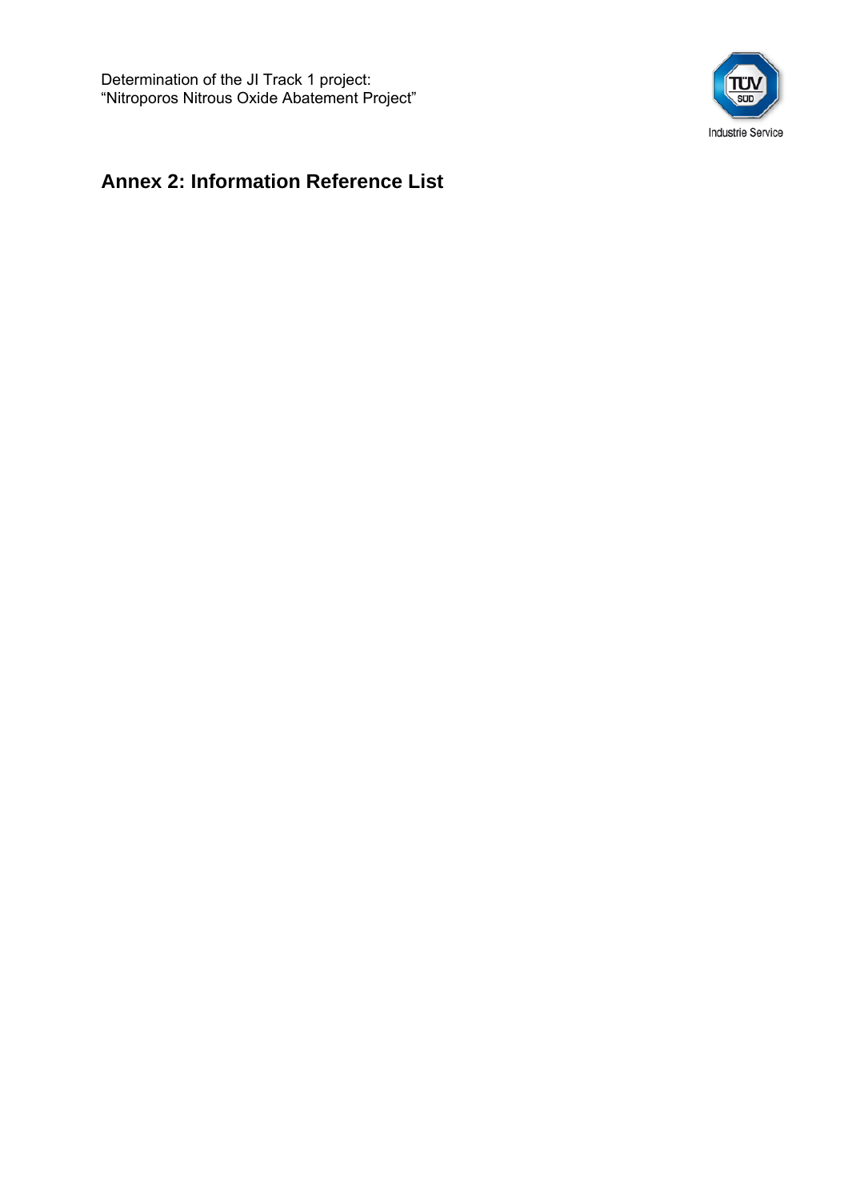## Annex 2: Information Reference List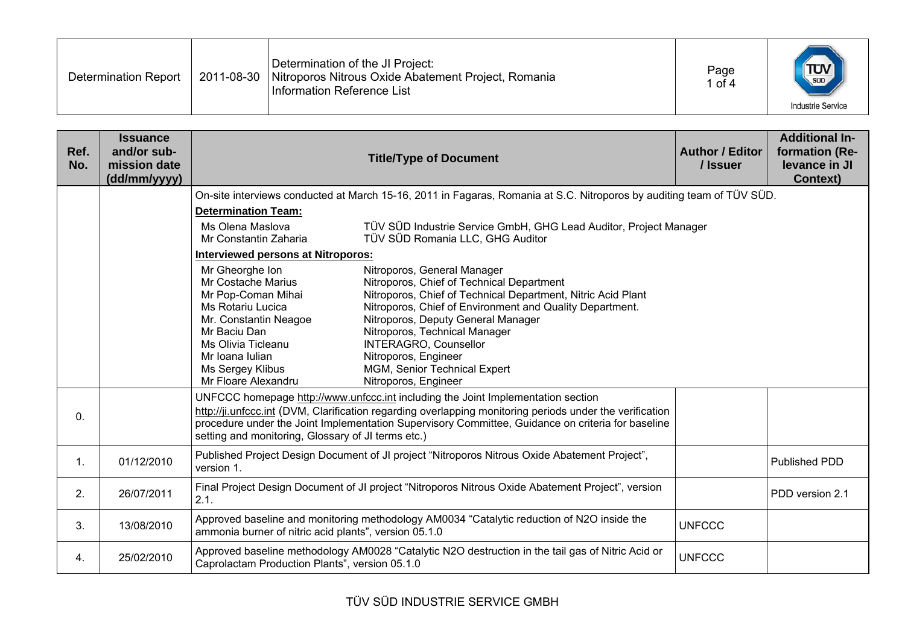| Ref. No. | Issuance and/or sub-mission date (dd/mm/yyyy) | Title/Type of Document | Author / Editor / Issuer | Additional In-formation (Re-levance in JI Context) |
|---|---|---|---|---|
| | | On-site interviews conducted at March 15-16, 2011 in Fagaras, Romania at S.C. Nitroporos by auditing team of TÜV SÜD.<br>**Determination Team:**<br>Ms Olena Maslova — TÜV SÜD Industrie Service GmbH, GHG Lead Auditor, Project Manager<br>Mr Constantin Zaharia — TÜV SÜD Romania LLC, GHG Auditor<br>**Interviewed persons at Nitroporos:**<br>Mr Gheorghe Ion — Nitroporos, General Manager<br>Mr Costache Marius — Nitroporos, Chief of Technical Department<br>Mr Pop-Coman Mihai — Nitroporos, Chief of Technical Department, Nitric Acid Plant<br>Ms Rotariu Lucica — Nitroporos, Chief of Environment and Quality Department.<br>Mr. Constantin Neagoe — Nitroporos, Deputy General Manager<br>Mr Baciu Dan — Nitroporos, Technical Manager<br>Ms Olivia Ticleanu — INTERAGRO, Counsellor<br>Mr Ioana Iulian — Nitroporos, Engineer<br>Ms Sergey Klibus — MGM, Senior Technical Expert<br>Mr Floare Alexandru — Nitroporos, Engineer | | |
| 0. | | UNFCCC homepage http://www.unfccc.int including the Joint Implementation section http://ji.unfccc.int (DVM, Clarification regarding overlapping monitoring periods under the verification procedure under the Joint Implementation Supervisory Committee, Guidance on criteria for baseline setting and monitoring, Glossary of JI terms etc.) | | |
| 1. | 01/12/2010 | Published Project Design Document of JI project "Nitroporos Nitrous Oxide Abatement Project", version 1. | | Published PDD |
| 2. | 26/07/2011 | Final Project Design Document of JI project "Nitroporos Nitrous Oxide Abatement Project", version 2.1. | | PDD version 2.1 |
| 3. | 13/08/2010 | Approved baseline and monitoring methodology AM0034 "Catalytic reduction of N2O inside the ammonia burner of nitric acid plants", version 05.1.0 | UNFCCC | |
| 4. | 25/02/2010 | Approved baseline methodology AM0028 "Catalytic N2O destruction in the tail gas of Nitric Acid or Caprolactam Production Plants", version 05.1.0 | UNFCCC | |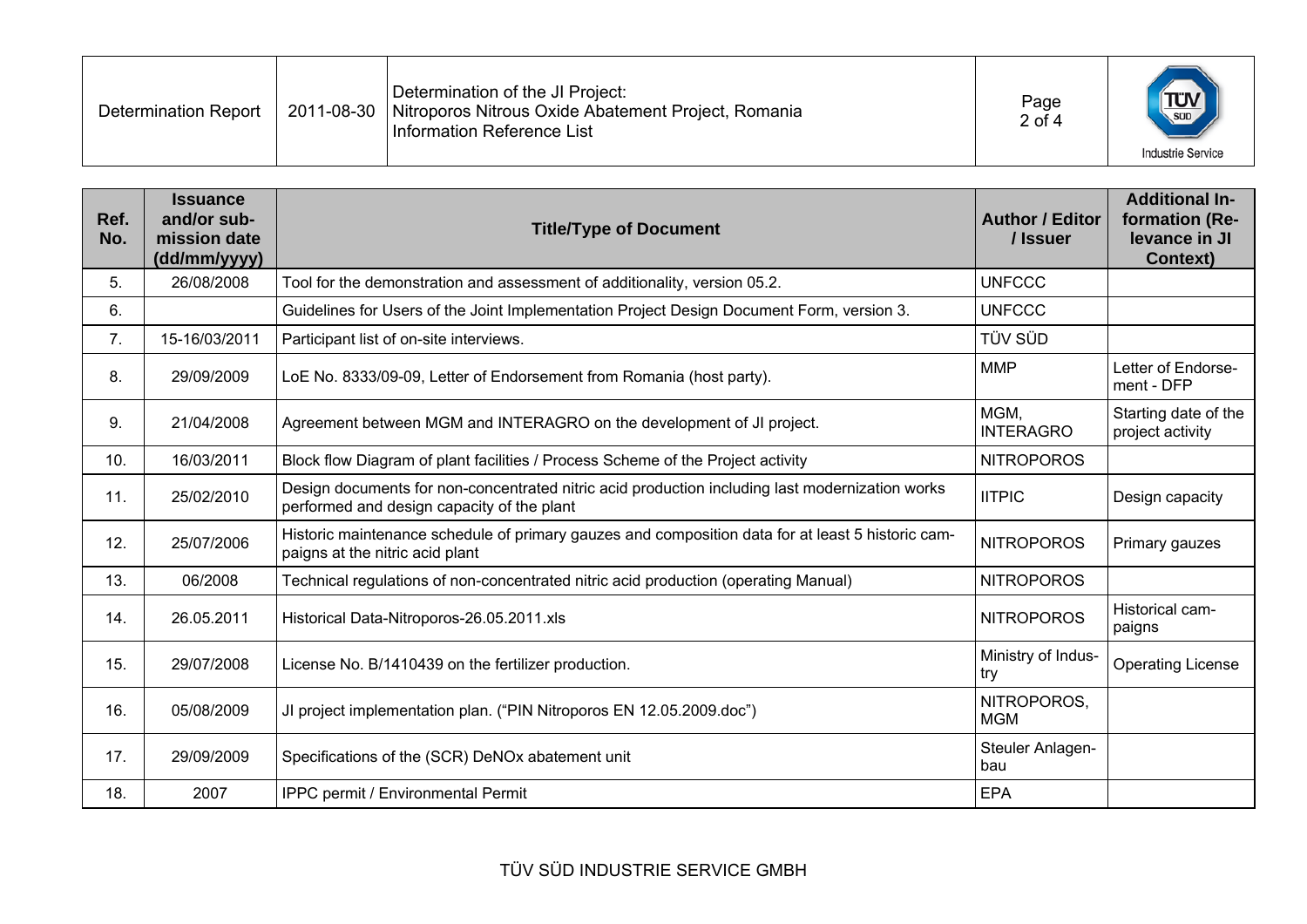| Ref. No. | Issuance and/or submission date (dd/mm/yyyy) | Title/Type of Document | Author / Editor / Issuer | Additional Information (Relevance in JI Context) |
|---|---|---|---|---|
| 5. | 26/08/2008 | Tool for the demonstration and assessment of additionality, version 05.2. | UNFCCC | |
| 6. | | Guidelines for Users of the Joint Implementation Project Design Document Form, version 3. | UNFCCC | |
| 7. | 15-16/03/2011 | Participant list of on-site interviews. | TÜV SÜD | |
| 8. | 29/09/2009 | LoE No. 8333/09-09, Letter of Endorsement from Romania (host party). | MMP | Letter of Endorsement - DFP |
| 9. | 21/04/2008 | Agreement between MGM and INTERAGRO on the development of JI project. | MGM, INTERAGRO | Starting date of the project activity |
| 10. | 16/03/2011 | Block flow Diagram of plant facilities / Process Scheme of the Project activity | NITROPOROS | |
| 11. | 25/02/2010 | Design documents for non-concentrated nitric acid production including last modernization works performed and design capacity of the plant | IITPIC | Design capacity |
| 12. | 25/07/2006 | Historic maintenance schedule of primary gauzes and composition data for at least 5 historic campaigns at the nitric acid plant | NITROPOROS | Primary gauzes |
| 13. | 06/2008 | Technical regulations of non-concentrated nitric acid production (operating Manual) | NITROPOROS | |
| 14. | 26.05.2011 | Historical Data-Nitroporos-26.05.2011.xls | NITROPOROS | Historical campaigns |
| 15. | 29/07/2008 | License No. B/1410439 on the fertilizer production. | Ministry of Industry | Operating License |
| 16. | 05/08/2009 | JI project implementation plan. ("PIN Nitroporos EN 12.05.2009.doc") | NITROPOROS, MGM | |
| 17. | 29/09/2009 | Specifications of the (SCR) DeNOx abatement unit | Steuler Anlagenbau | |
| 18. | 2007 | IPPC permit / Environmental Permit | EPA | |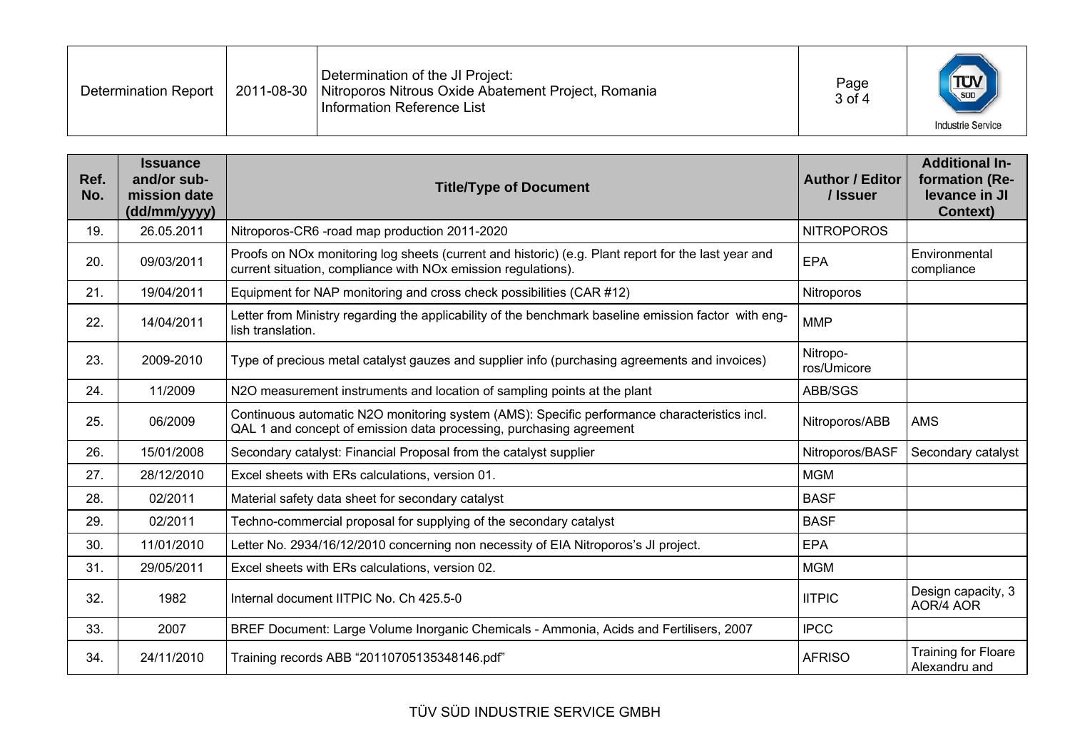| Ref. No. | Issuance and/or submission date (dd/mm/yyyy) | Title/Type of Document | Author / Editor / Issuer | Additional Information (Relevance in JI Context) |
|---|---|---|---|---|
| 19. | 26.05.2011 | Nitroporos-CR6 -road map production 2011-2020 | NITROPOROS | |
| 20. | 09/03/2011 | Proofs on NOx monitoring log sheets (current and historic) (e.g. Plant report for the last year and current situation, compliance with NOx emission regulations). | EPA | Environmental compliance |
| 21. | 19/04/2011 | Equipment for NAP monitoring and cross check possibilities (CAR #12) | Nitroporos | |
| 22. | 14/04/2011 | Letter from Ministry regarding the applicability of the benchmark baseline emission factor with english translation. | MMP | |
| 23. | 2009-2010 | Type of precious metal catalyst gauzes and supplier info (purchasing agreements and invoices) | Nitroporos/Umicore | |
| 24. | 11/2009 | N2O measurement instruments and location of sampling points at the plant | ABB/SGS | |
| 25. | 06/2009 | Continuous automatic N2O monitoring system (AMS): Specific performance characteristics incl. QAL 1 and concept of emission data processing, purchasing agreement | Nitroporos/ABB | AMS |
| 26. | 15/01/2008 | Secondary catalyst: Financial Proposal from the catalyst supplier | Nitroporos/BASF | Secondary catalyst |
| 27. | 28/12/2010 | Excel sheets with ERs calculations, version 01. | MGM | |
| 28. | 02/2011 | Material safety data sheet for secondary catalyst | BASF | |
| 29. | 02/2011 | Techno-commercial proposal for supplying of the secondary catalyst | BASF | |
| 30. | 11/01/2010 | Letter No. 2934/16/12/2010 concerning non necessity of EIA Nitroporos's JI project. | EPA | |
| 31. | 29/05/2011 | Excel sheets with ERs calculations, version 02. | MGM | |
| 32. | 1982 | Internal document IITPIC No. Ch 425.5-0 | IITPIC | Design capacity, 3 AOR/4 AOR |
| 33. | 2007 | BREF Document: Large Volume Inorganic Chemicals - Ammonia, Acids and Fertilisers, 2007 | IPCC | |
| 34. | 24/11/2010 | Training records ABB "20110705135348146.pdf" | AFRISO | Training for Floare Alexandru and |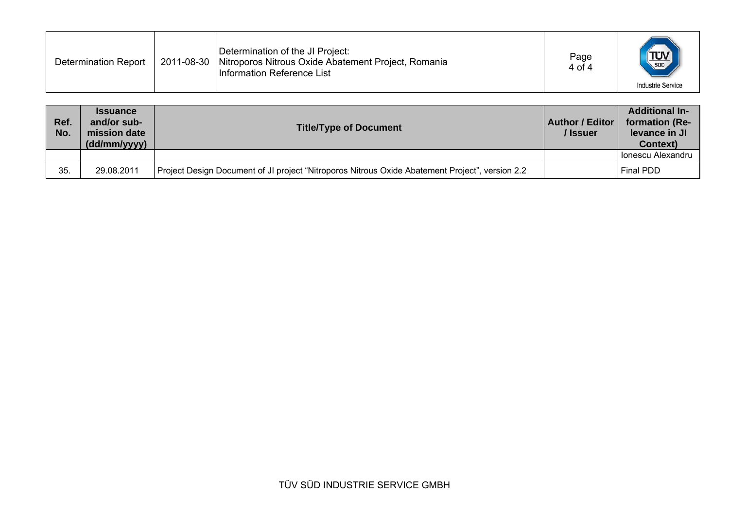| Ref. No. | Issuance and/or sub-mission date (dd/mm/yyyy) | Title/Type of Document | Author / Editor / Issuer | Additional In-formation (Re-levance in JI Context) |
|---|---|---|---|---|
| | | | | Ionescu Alexandru |
| 35. | 29.08.2011 | Project Design Document of JI project "Nitroporos Nitrous Oxide Abatement Project", version 2.2 | | Final PDD |